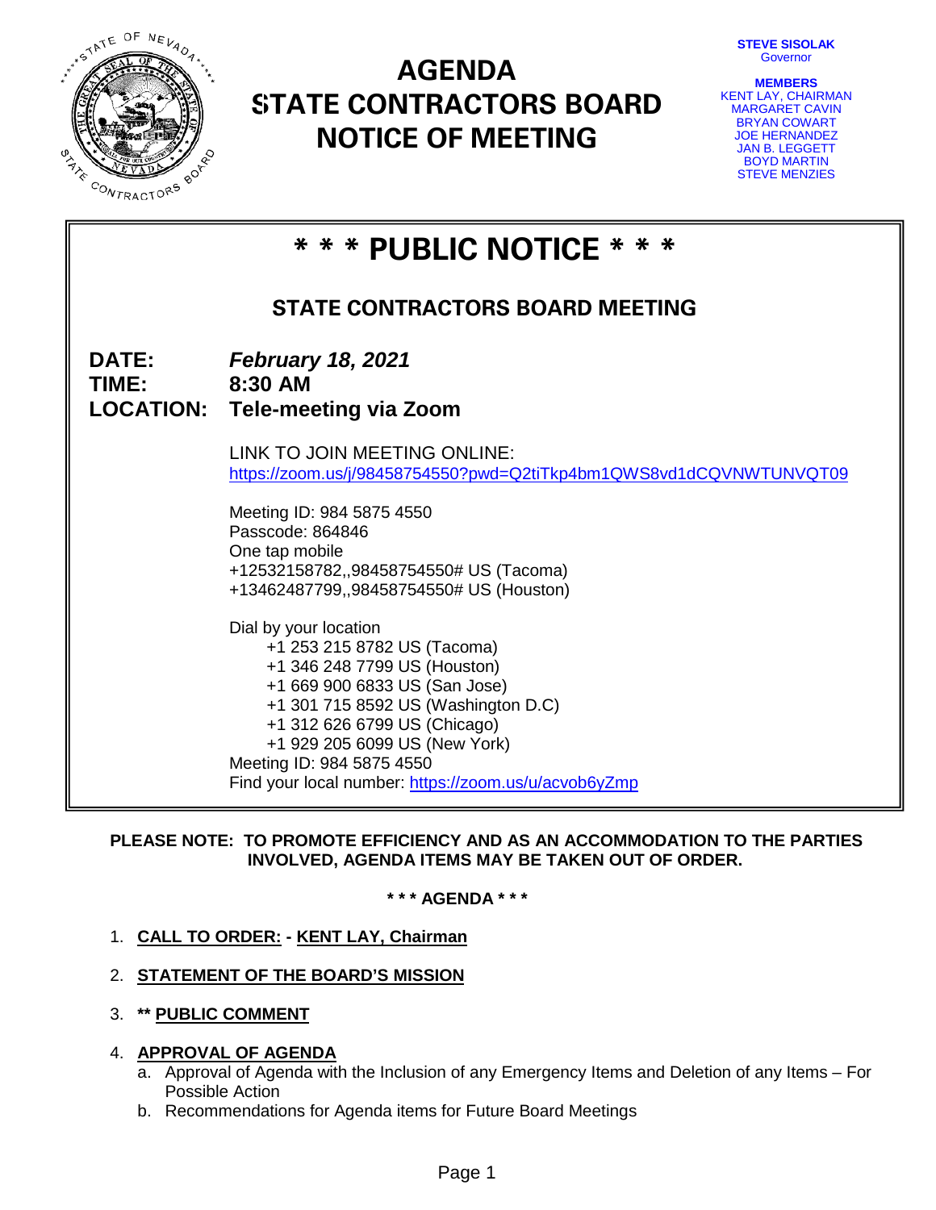# AGENDA
# STATE CONTRACTORS BOARD
# NOTICE OF MEETING

**STEVE SISOLAK**
Governor

**MEMBERS**
KENT LAY, CHAIRMAN
MARGARET CAVIN
BRYAN COWART
JOE HERNANDEZ
JAN B. LEGGETT
BOYD MARTIN
STEVE MENZIES

## * * * PUBLIC NOTICE * * *

### STATE CONTRACTORS BOARD MEETING

**DATE:** ***February 18, 2021***
**TIME:** **8:30 AM**
**LOCATION:** **Tele-meeting via Zoom**

LINK TO JOIN MEETING ONLINE:
https://zoom.us/j/98458754550?pwd=Q2tiTkp4bm1QWS8vd1dCQVNWTUNVQT09

Meeting ID: 984 5875 4550
Passcode: 864846
One tap mobile
+12532158782,,98458754550# US (Tacoma)
+13462487799,,98458754550# US (Houston)

Dial by your location
- +1 253 215 8782 US (Tacoma)
- +1 346 248 7799 US (Houston)
- +1 669 900 6833 US (San Jose)
- +1 301 715 8592 US (Washington D.C)
- +1 312 626 6799 US (Chicago)
- +1 929 205 6099 US (New York)

Meeting ID: 984 5875 4550
Find your local number: https://zoom.us/u/acvob6yZmp

**PLEASE NOTE: TO PROMOTE EFFICIENCY AND AS AN ACCOMMODATION TO THE PARTIES INVOLVED, AGENDA ITEMS MAY BE TAKEN OUT OF ORDER.**

**\* \* \* AGENDA \* \* \***

1. **CALL TO ORDER: - KENT LAY, Chairman**
2. **STATEMENT OF THE BOARD'S MISSION**
3. **\*\* PUBLIC COMMENT**
4. **APPROVAL OF AGENDA**
   a. Approval of Agenda with the Inclusion of any Emergency Items and Deletion of any Items – For Possible Action
   b. Recommendations for Agenda items for Future Board Meetings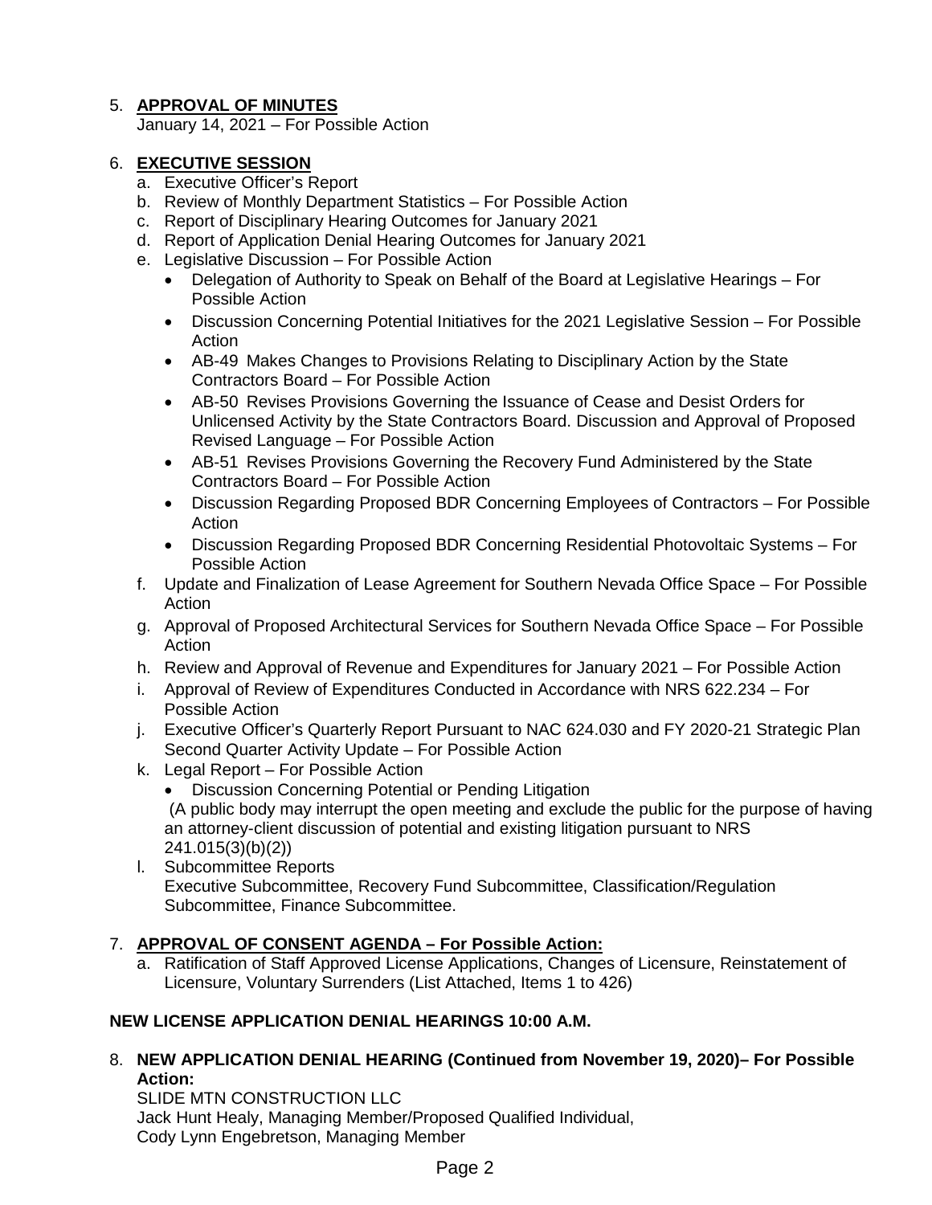5. **APPROVAL OF MINUTES**
   January 14, 2021 – For Possible Action

6. **EXECUTIVE SESSION**
   a. Executive Officer's Report
   b. Review of Monthly Department Statistics – For Possible Action
   c. Report of Disciplinary Hearing Outcomes for January 2021
   d. Report of Application Denial Hearing Outcomes for January 2021
   e. Legislative Discussion – For Possible Action
      - Delegation of Authority to Speak on Behalf of the Board at Legislative Hearings – For Possible Action
      - Discussion Concerning Potential Initiatives for the 2021 Legislative Session – For Possible Action
      - AB-49 Makes Changes to Provisions Relating to Disciplinary Action by the State Contractors Board – For Possible Action
      - AB-50 Revises Provisions Governing the Issuance of Cease and Desist Orders for Unlicensed Activity by the State Contractors Board. Discussion and Approval of Proposed Revised Language – For Possible Action
      - AB-51 Revises Provisions Governing the Recovery Fund Administered by the State Contractors Board – For Possible Action
      - Discussion Regarding Proposed BDR Concerning Employees of Contractors – For Possible Action
      - Discussion Regarding Proposed BDR Concerning Residential Photovoltaic Systems – For Possible Action
   f. Update and Finalization of Lease Agreement for Southern Nevada Office Space – For Possible Action
   g. Approval of Proposed Architectural Services for Southern Nevada Office Space – For Possible Action
   h. Review and Approval of Revenue and Expenditures for January 2021 – For Possible Action
   i. Approval of Review of Expenditures Conducted in Accordance with NRS 622.234 – For Possible Action
   j. Executive Officer's Quarterly Report Pursuant to NAC 624.030 and FY 2020-21 Strategic Plan Second Quarter Activity Update – For Possible Action
   k. Legal Report – For Possible Action
      - Discussion Concerning Potential or Pending Litigation

      (A public body may interrupt the open meeting and exclude the public for the purpose of having an attorney-client discussion of potential and existing litigation pursuant to NRS 241.015(3)(b)(2))
   l. Subcommittee Reports
      Executive Subcommittee, Recovery Fund Subcommittee, Classification/Regulation Subcommittee, Finance Subcommittee.

7. **APPROVAL OF CONSENT AGENDA – For Possible Action:**
   a. Ratification of Staff Approved License Applications, Changes of Licensure, Reinstatement of Licensure, Voluntary Surrenders (List Attached, Items 1 to 426)

**NEW LICENSE APPLICATION DENIAL HEARINGS 10:00 A.M.**

8. **NEW APPLICATION DENIAL HEARING (Continued from November 19, 2020)– For Possible Action:**
   SLIDE MTN CONSTRUCTION LLC
   Jack Hunt Healy, Managing Member/Proposed Qualified Individual,
   Cody Lynn Engebretson, Managing Member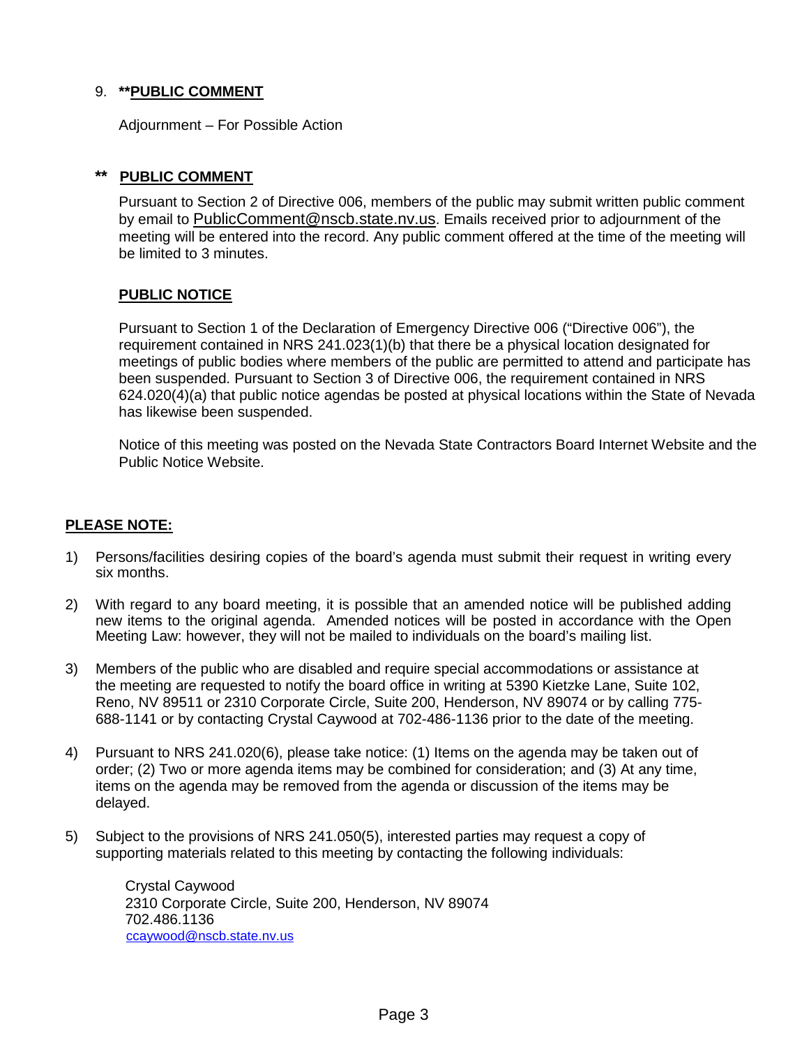9. ****PUBLIC COMMENT**

Adjournment – For Possible Action

**** PUBLIC COMMENT**

Pursuant to Section 2 of Directive 006, members of the public may submit written public comment by email to PublicComment@nscb.state.nv.us. Emails received prior to adjournment of the meeting will be entered into the record. Any public comment offered at the time of the meeting will be limited to 3 minutes.

**PUBLIC NOTICE**

Pursuant to Section 1 of the Declaration of Emergency Directive 006 ("Directive 006"), the requirement contained in NRS 241.023(1)(b) that there be a physical location designated for meetings of public bodies where members of the public are permitted to attend and participate has been suspended. Pursuant to Section 3 of Directive 006, the requirement contained in NRS 624.020(4)(a) that public notice agendas be posted at physical locations within the State of Nevada has likewise been suspended.

Notice of this meeting was posted on the Nevada State Contractors Board Internet Website and the Public Notice Website.

**PLEASE NOTE:**

1) Persons/facilities desiring copies of the board's agenda must submit their request in writing every six months.

2) With regard to any board meeting, it is possible that an amended notice will be published adding new items to the original agenda. Amended notices will be posted in accordance with the Open Meeting Law: however, they will not be mailed to individuals on the board's mailing list.

3) Members of the public who are disabled and require special accommodations or assistance at the meeting are requested to notify the board office in writing at 5390 Kietzke Lane, Suite 102, Reno, NV 89511 or 2310 Corporate Circle, Suite 200, Henderson, NV 89074 or by calling 775-688-1141 or by contacting Crystal Caywood at 702-486-1136 prior to the date of the meeting.

4) Pursuant to NRS 241.020(6), please take notice: (1) Items on the agenda may be taken out of order; (2) Two or more agenda items may be combined for consideration; and (3) At any time, items on the agenda may be removed from the agenda or discussion of the items may be delayed.

5) Subject to the provisions of NRS 241.050(5), interested parties may request a copy of supporting materials related to this meeting by contacting the following individuals:

   Crystal Caywood
   2310 Corporate Circle, Suite 200, Henderson, NV 89074
   702.486.1136
   ccaywood@nscb.state.nv.us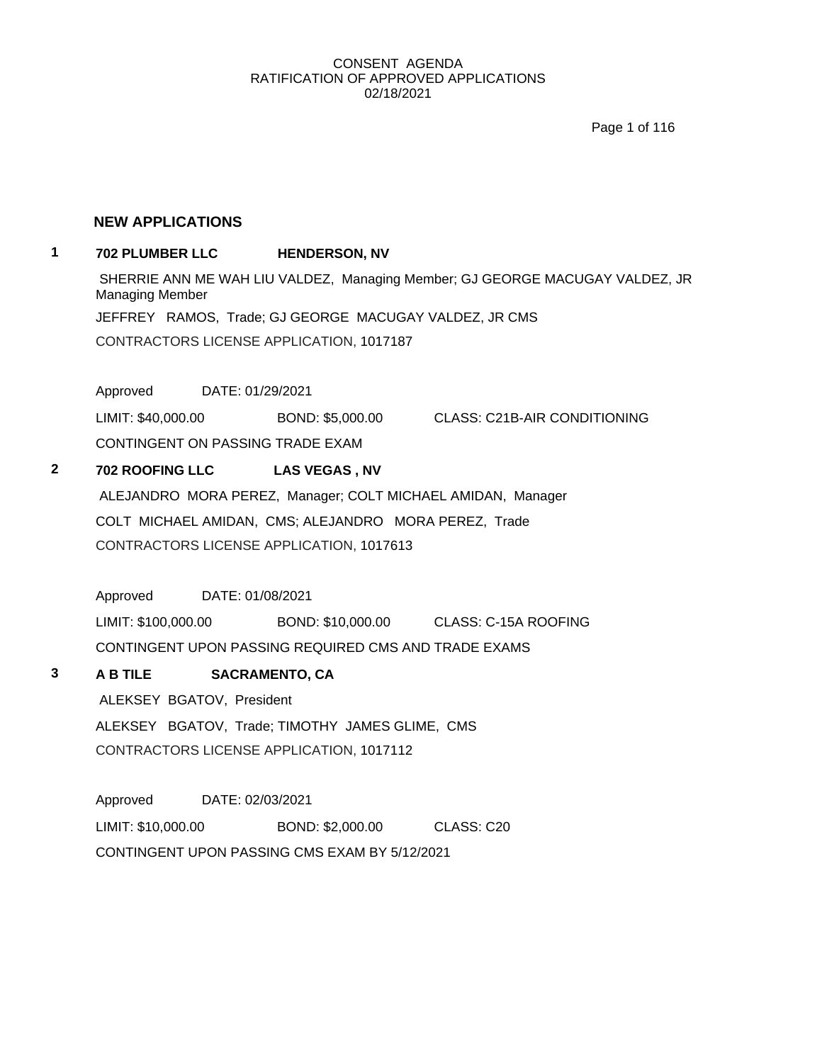CONSENT AGENDA
RATIFICATION OF APPROVED APPLICATIONS
02/18/2021

## NEW APPLICATIONS

**1 702 PLUMBER LLC HENDERSON, NV**

SHERRIE ANN ME WAH LIU VALDEZ, Managing Member; GJ GEORGE MACUGAY VALDEZ, JR Managing Member

JEFFREY RAMOS, Trade; GJ GEORGE MACUGAY VALDEZ, JR CMS

CONTRACTORS LICENSE APPLICATION, 1017187

Approved DATE: 01/29/2021

LIMIT: $40,000.00 BOND: $5,000.00 CLASS: C21B-AIR CONDITIONING

CONTINGENT ON PASSING TRADE EXAM

**2 702 ROOFING LLC LAS VEGAS , NV**

ALEJANDRO MORA PEREZ, Manager; COLT MICHAEL AMIDAN, Manager

COLT MICHAEL AMIDAN, CMS; ALEJANDRO MORA PEREZ, Trade

CONTRACTORS LICENSE APPLICATION, 1017613

Approved DATE: 01/08/2021

LIMIT: $100,000.00 BOND: $10,000.00 CLASS: C-15A ROOFING

CONTINGENT UPON PASSING REQUIRED CMS AND TRADE EXAMS

**3 A B TILE SACRAMENTO, CA**

ALEKSEY BGATOV, President

ALEKSEY BGATOV, Trade; TIMOTHY JAMES GLIME, CMS

CONTRACTORS LICENSE APPLICATION, 1017112

Approved DATE: 02/03/2021

LIMIT: $10,000.00 BOND: $2,000.00 CLASS: C20

CONTINGENT UPON PASSING CMS EXAM BY 5/12/2021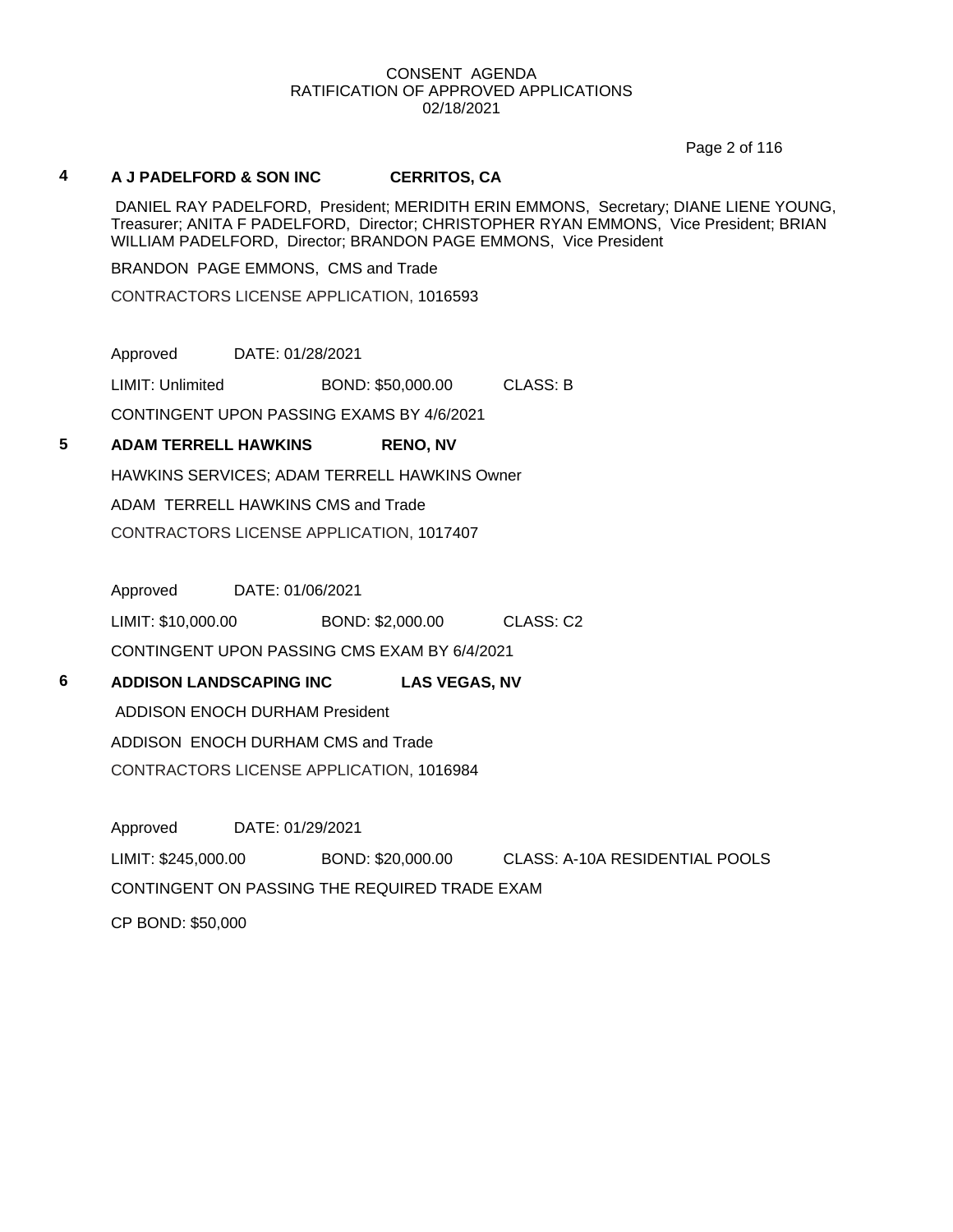CONSENT AGENDA
RATIFICATION OF APPROVED APPLICATIONS
02/18/2021

**4** **A J PADELFORD & SON INC** **CERRITOS, CA**

DANIEL RAY PADELFORD, President; MERIDITH ERIN EMMONS, Secretary; DIANE LIENE YOUNG, Treasurer; ANITA F PADELFORD, Director; CHRISTOPHER RYAN EMMONS, Vice President; BRIAN WILLIAM PADELFORD, Director; BRANDON PAGE EMMONS, Vice President

BRANDON PAGE EMMONS, CMS and Trade

CONTRACTORS LICENSE APPLICATION, 1016593

Approved DATE: 01/28/2021

LIMIT: Unlimited BOND: $50,000.00 CLASS: B

CONTINGENT UPON PASSING EXAMS BY 4/6/2021

**5** **ADAM TERRELL HAWKINS** **RENO, NV**

HAWKINS SERVICES; ADAM TERRELL HAWKINS Owner

ADAM TERRELL HAWKINS CMS and Trade

CONTRACTORS LICENSE APPLICATION, 1017407

Approved DATE: 01/06/2021

LIMIT: $10,000.00 BOND: $2,000.00 CLASS: C2

CONTINGENT UPON PASSING CMS EXAM BY 6/4/2021

**6** **ADDISON LANDSCAPING INC** **LAS VEGAS, NV**

ADDISON ENOCH DURHAM President

ADDISON ENOCH DURHAM CMS and Trade

CONTRACTORS LICENSE APPLICATION, 1016984

Approved DATE: 01/29/2021

LIMIT: $245,000.00 BOND: $20,000.00 CLASS: A-10A RESIDENTIAL POOLS

CONTINGENT ON PASSING THE REQUIRED TRADE EXAM

CP BOND: $50,000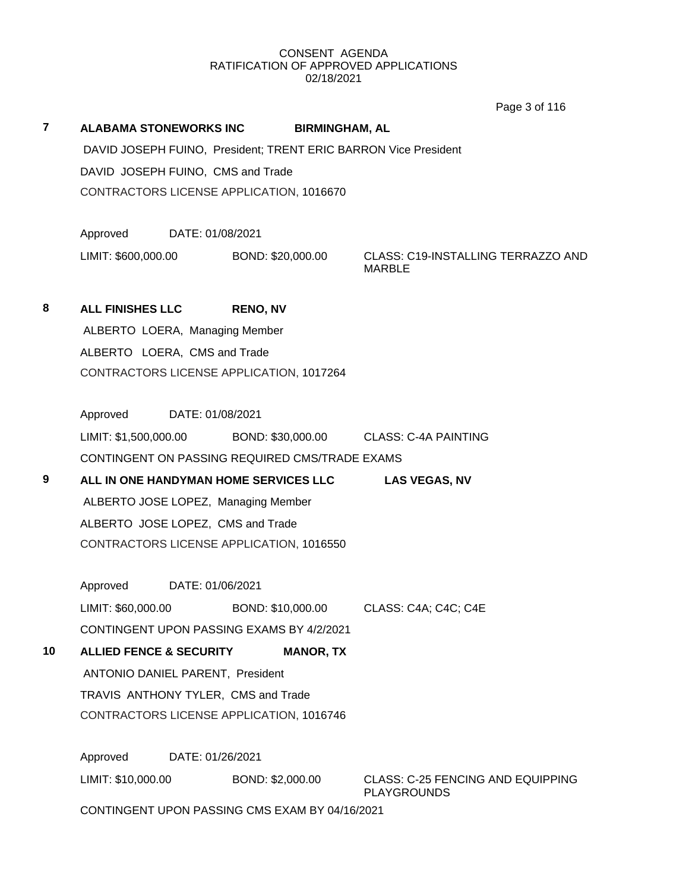CONSENT AGENDA
RATIFICATION OF APPROVED APPLICATIONS
02/18/2021

**7** **ALABAMA STONEWORKS INC** **BIRMINGHAM, AL**

DAVID JOSEPH FUINO, President; TRENT ERIC BARRON Vice President

DAVID JOSEPH FUINO, CMS and Trade

CONTRACTORS LICENSE APPLICATION, 1016670

Approved DATE: 01/08/2021

LIMIT: $600,000.00 BOND: $20,000.00 CLASS: C19-INSTALLING TERRAZZO AND MARBLE

**8** **ALL FINISHES LLC** **RENO, NV**

ALBERTO LOERA, Managing Member

ALBERTO LOERA, CMS and Trade

CONTRACTORS LICENSE APPLICATION, 1017264

Approved DATE: 01/08/2021

LIMIT: $1,500,000.00 BOND: $30,000.00 CLASS: C-4A PAINTING

CONTINGENT ON PASSING REQUIRED CMS/TRADE EXAMS

**9** **ALL IN ONE HANDYMAN HOME SERVICES LLC** **LAS VEGAS, NV**

ALBERTO JOSE LOPEZ, Managing Member

ALBERTO JOSE LOPEZ, CMS and Trade

CONTRACTORS LICENSE APPLICATION, 1016550

Approved DATE: 01/06/2021

LIMIT: $60,000.00 BOND: $10,000.00 CLASS: C4A; C4C; C4E

CONTINGENT UPON PASSING EXAMS BY 4/2/2021

**10** **ALLIED FENCE & SECURITY** **MANOR, TX**

ANTONIO DANIEL PARENT, President

TRAVIS ANTHONY TYLER, CMS and Trade

CONTRACTORS LICENSE APPLICATION, 1016746

Approved DATE: 01/26/2021

LIMIT: $10,000.00 BOND: $2,000.00 CLASS: C-25 FENCING AND EQUIPPING PLAYGROUNDS

CONTINGENT UPON PASSING CMS EXAM BY 04/16/2021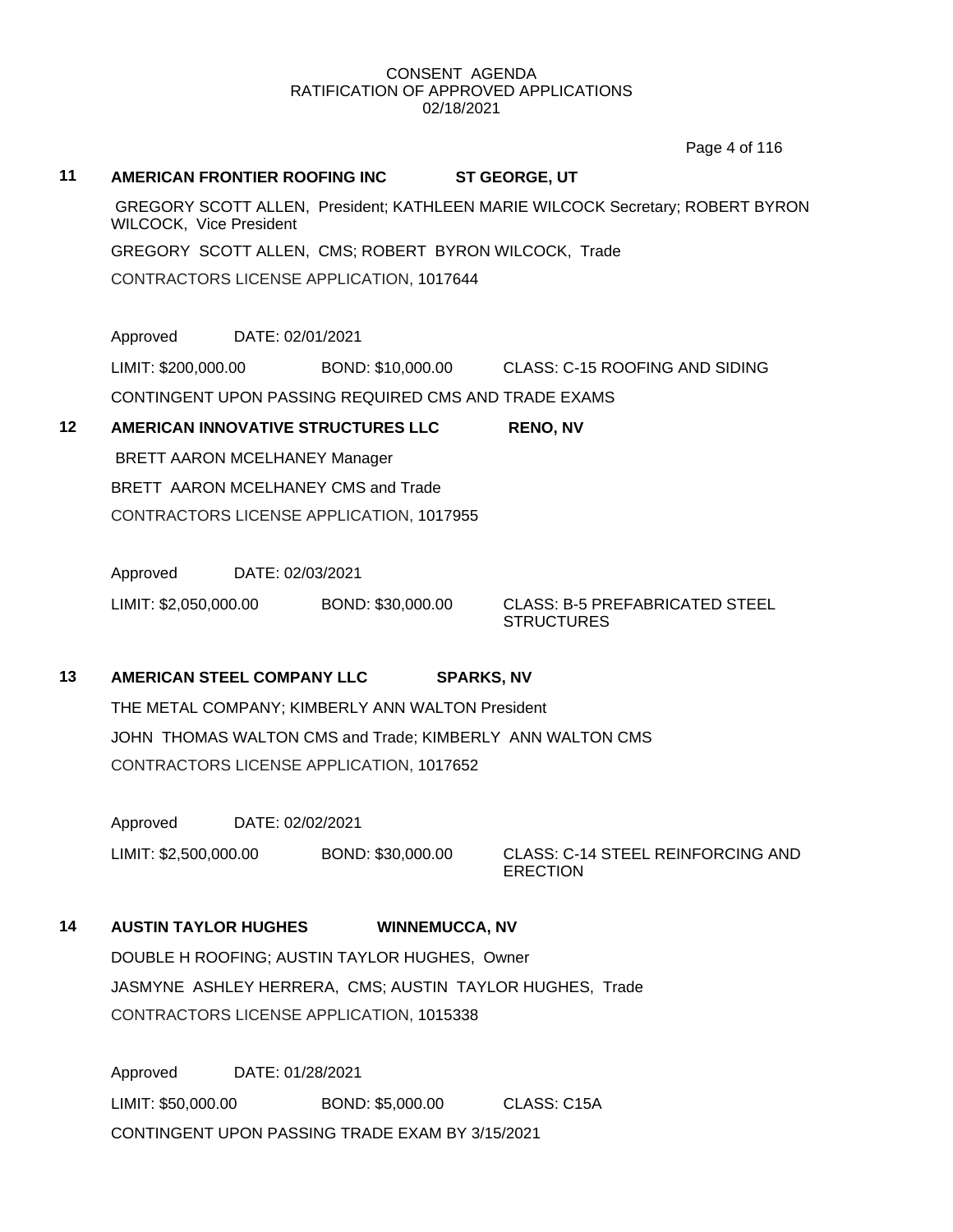CONSENT AGENDA
RATIFICATION OF APPROVED APPLICATIONS
02/18/2021

**11 AMERICAN FRONTIER ROOFING INC ST GEORGE, UT**

GREGORY SCOTT ALLEN, President; KATHLEEN MARIE WILCOCK Secretary; ROBERT BYRON WILCOCK, Vice President

GREGORY SCOTT ALLEN, CMS; ROBERT BYRON WILCOCK, Trade

CONTRACTORS LICENSE APPLICATION, 1017644

Approved DATE: 02/01/2021

LIMIT: $200,000.00 BOND: $10,000.00 CLASS: C-15 ROOFING AND SIDING

CONTINGENT UPON PASSING REQUIRED CMS AND TRADE EXAMS

**12 AMERICAN INNOVATIVE STRUCTURES LLC RENO, NV**

BRETT AARON MCELHANEY Manager

BRETT AARON MCELHANEY CMS and Trade

CONTRACTORS LICENSE APPLICATION, 1017955

Approved DATE: 02/03/2021

LIMIT: $2,050,000.00 BOND: $30,000.00 CLASS: B-5 PREFABRICATED STEEL STRUCTURES

**13 AMERICAN STEEL COMPANY LLC SPARKS, NV**

THE METAL COMPANY; KIMBERLY ANN WALTON President

JOHN THOMAS WALTON CMS and Trade; KIMBERLY ANN WALTON CMS

CONTRACTORS LICENSE APPLICATION, 1017652

Approved DATE: 02/02/2021

LIMIT: $2,500,000.00 BOND: $30,000.00 CLASS: C-14 STEEL REINFORCING AND ERECTION

**14 AUSTIN TAYLOR HUGHES WINNEMUCCA, NV**

DOUBLE H ROOFING; AUSTIN TAYLOR HUGHES, Owner

JASMYNE ASHLEY HERRERA, CMS; AUSTIN TAYLOR HUGHES, Trade

CONTRACTORS LICENSE APPLICATION, 1015338

Approved DATE: 01/28/2021

LIMIT: $50,000.00 BOND: $5,000.00 CLASS: C15A

CONTINGENT UPON PASSING TRADE EXAM BY 3/15/2021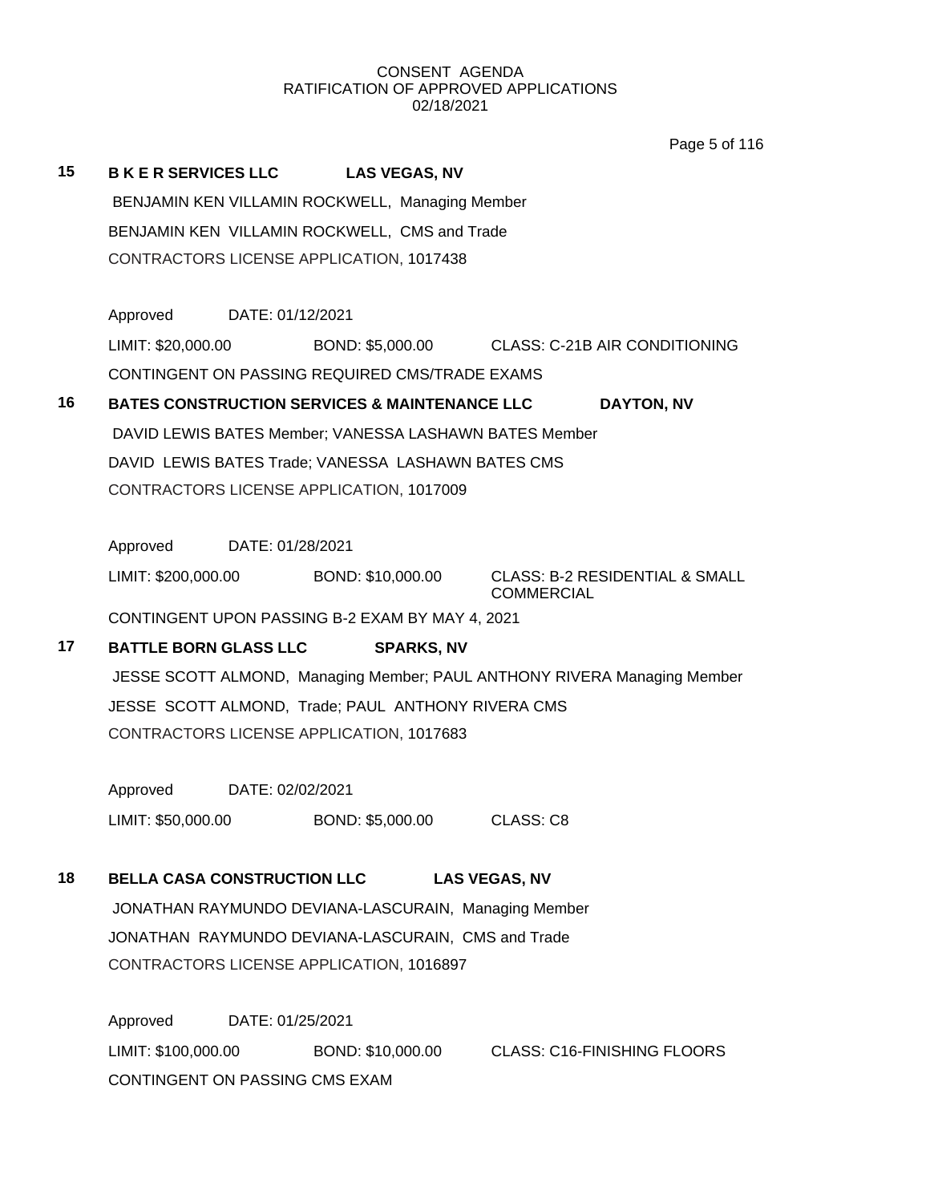CONSENT AGENDA
RATIFICATION OF APPROVED APPLICATIONS
02/18/2021

**15 B K E R SERVICES LLC LAS VEGAS, NV**

BENJAMIN KEN VILLAMIN ROCKWELL, Managing Member
BENJAMIN KEN VILLAMIN ROCKWELL, CMS and Trade
CONTRACTORS LICENSE APPLICATION, 1017438

Approved DATE: 01/12/2021
LIMIT: $20,000.00 BOND: $5,000.00 CLASS: C-21B AIR CONDITIONING
CONTINGENT ON PASSING REQUIRED CMS/TRADE EXAMS

**16 BATES CONSTRUCTION SERVICES & MAINTENANCE LLC DAYTON, NV**

DAVID LEWIS BATES Member; VANESSA LASHAWN BATES Member
DAVID LEWIS BATES Trade; VANESSA LASHAWN BATES CMS
CONTRACTORS LICENSE APPLICATION, 1017009

Approved DATE: 01/28/2021
LIMIT: $200,000.00 BOND: $10,000.00 CLASS: B-2 RESIDENTIAL & SMALL COMMERCIAL
CONTINGENT UPON PASSING B-2 EXAM BY MAY 4, 2021

**17 BATTLE BORN GLASS LLC SPARKS, NV**

JESSE SCOTT ALMOND, Managing Member; PAUL ANTHONY RIVERA Managing Member
JESSE SCOTT ALMOND, Trade; PAUL ANTHONY RIVERA CMS
CONTRACTORS LICENSE APPLICATION, 1017683

Approved DATE: 02/02/2021
LIMIT: $50,000.00 BOND: $5,000.00 CLASS: C8

**18 BELLA CASA CONSTRUCTION LLC LAS VEGAS, NV**

JONATHAN RAYMUNDO DEVIANA-LASCURAIN, Managing Member
JONATHAN RAYMUNDO DEVIANA-LASCURAIN, CMS and Trade
CONTRACTORS LICENSE APPLICATION, 1016897

Approved DATE: 01/25/2021
LIMIT: $100,000.00 BOND: $10,000.00 CLASS: C16-FINISHING FLOORS
CONTINGENT ON PASSING CMS EXAM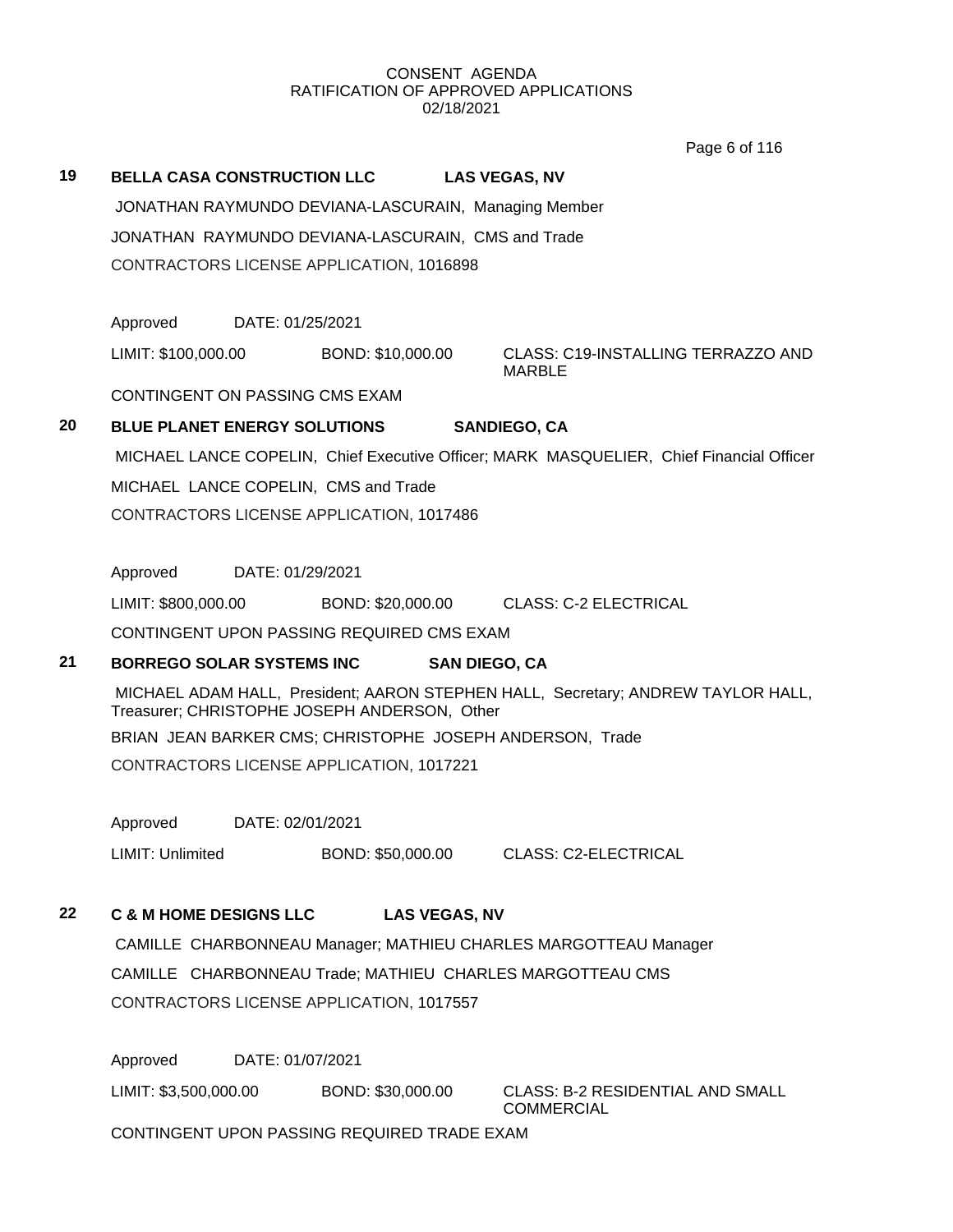CONSENT AGENDA
RATIFICATION OF APPROVED APPLICATIONS
02/18/2021

**19** **BELLA CASA CONSTRUCTION LLC** **LAS VEGAS, NV**

JONATHAN RAYMUNDO DEVIANA-LASCURAIN, Managing Member

JONATHAN RAYMUNDO DEVIANA-LASCURAIN, CMS and Trade

CONTRACTORS LICENSE APPLICATION, 1016898

Approved DATE: 01/25/2021

LIMIT: $100,000.00 BOND: $10,000.00 CLASS: C19-INSTALLING TERRAZZO AND MARBLE

CONTINGENT ON PASSING CMS EXAM

**20** **BLUE PLANET ENERGY SOLUTIONS** **SANDIEGO, CA**

MICHAEL LANCE COPELIN, Chief Executive Officer; MARK MASQUELIER, Chief Financial Officer

MICHAEL LANCE COPELIN, CMS and Trade

CONTRACTORS LICENSE APPLICATION, 1017486

Approved DATE: 01/29/2021

LIMIT: $800,000.00 BOND: $20,000.00 CLASS: C-2 ELECTRICAL

CONTINGENT UPON PASSING REQUIRED CMS EXAM

**21** **BORREGO SOLAR SYSTEMS INC** **SAN DIEGO, CA**

MICHAEL ADAM HALL, President; AARON STEPHEN HALL, Secretary; ANDREW TAYLOR HALL, Treasurer; CHRISTOPHE JOSEPH ANDERSON, Other

BRIAN JEAN BARKER CMS; CHRISTOPHE JOSEPH ANDERSON, Trade

CONTRACTORS LICENSE APPLICATION, 1017221

Approved DATE: 02/01/2021

LIMIT: Unlimited BOND: $50,000.00 CLASS: C2-ELECTRICAL

**22** **C & M HOME DESIGNS LLC** **LAS VEGAS, NV**

CAMILLE CHARBONNEAU Manager; MATHIEU CHARLES MARGOTTEAU Manager

CAMILLE CHARBONNEAU Trade; MATHIEU CHARLES MARGOTTEAU CMS

CONTRACTORS LICENSE APPLICATION, 1017557

Approved DATE: 01/07/2021

LIMIT: $3,500,000.00 BOND: $30,000.00 CLASS: B-2 RESIDENTIAL AND SMALL COMMERCIAL

CONTINGENT UPON PASSING REQUIRED TRADE EXAM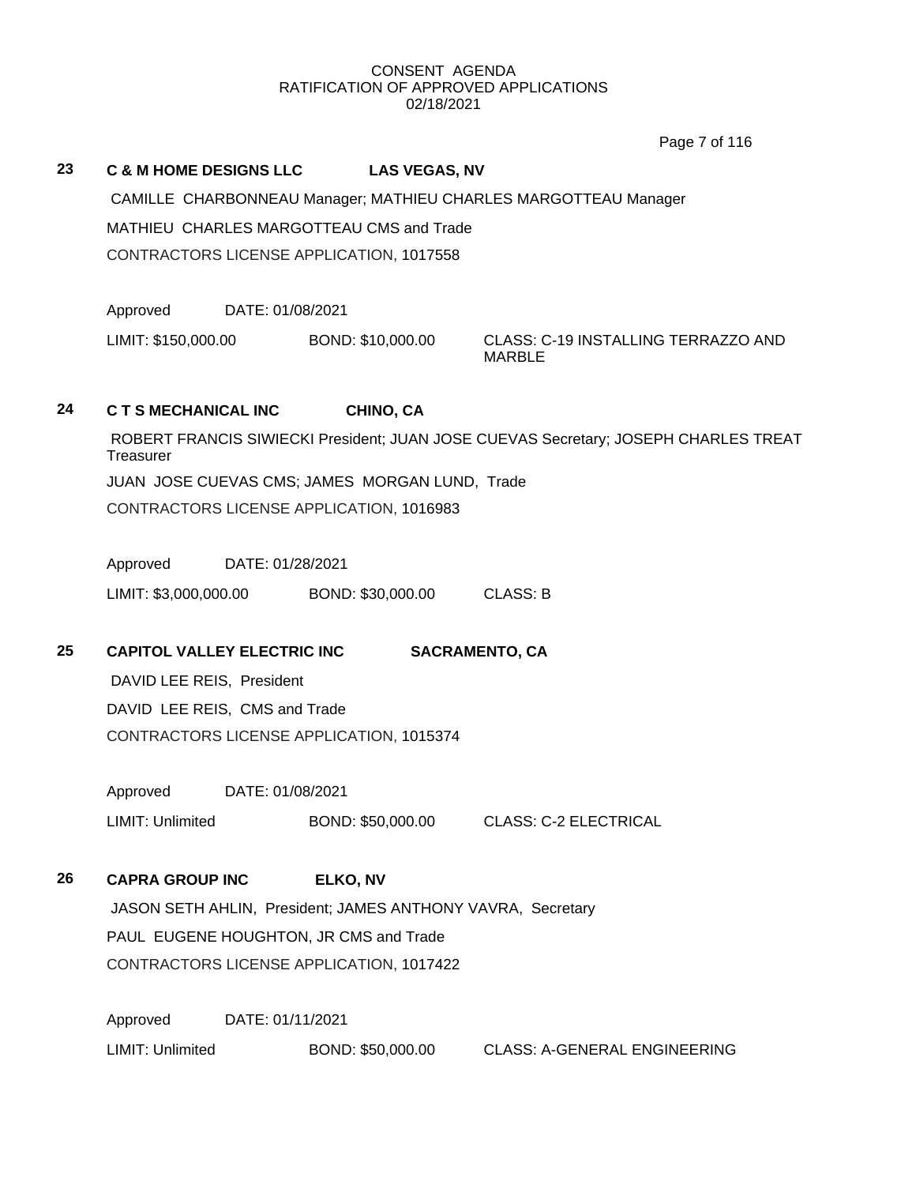CONSENT AGENDA
RATIFICATION OF APPROVED APPLICATIONS
02/18/2021

**23 C & M HOME DESIGNS LLC LAS VEGAS, NV**

CAMILLE CHARBONNEAU Manager; MATHIEU CHARLES MARGOTTEAU Manager

MATHIEU CHARLES MARGOTTEAU CMS and Trade

CONTRACTORS LICENSE APPLICATION, 1017558

Approved DATE: 01/08/2021

LIMIT: $150,000.00 BOND: $10,000.00 CLASS: C-19 INSTALLING TERRAZZO AND MARBLE

**24 C T S MECHANICAL INC CHINO, CA**

ROBERT FRANCIS SIWIECKI President; JUAN JOSE CUEVAS Secretary; JOSEPH CHARLES TREAT Treasurer

JUAN JOSE CUEVAS CMS; JAMES MORGAN LUND, Trade

CONTRACTORS LICENSE APPLICATION, 1016983

Approved DATE: 01/28/2021

LIMIT: $3,000,000.00 BOND: $30,000.00 CLASS: B

**25 CAPITOL VALLEY ELECTRIC INC SACRAMENTO, CA**

DAVID LEE REIS, President

DAVID LEE REIS, CMS and Trade

CONTRACTORS LICENSE APPLICATION, 1015374

Approved DATE: 01/08/2021

LIMIT: Unlimited BOND: $50,000.00 CLASS: C-2 ELECTRICAL

**26 CAPRA GROUP INC ELKO, NV**

JASON SETH AHLIN, President; JAMES ANTHONY VAVRA, Secretary

PAUL EUGENE HOUGHTON, JR CMS and Trade

CONTRACTORS LICENSE APPLICATION, 1017422

Approved DATE: 01/11/2021

LIMIT: Unlimited BOND: $50,000.00 CLASS: A-GENERAL ENGINEERING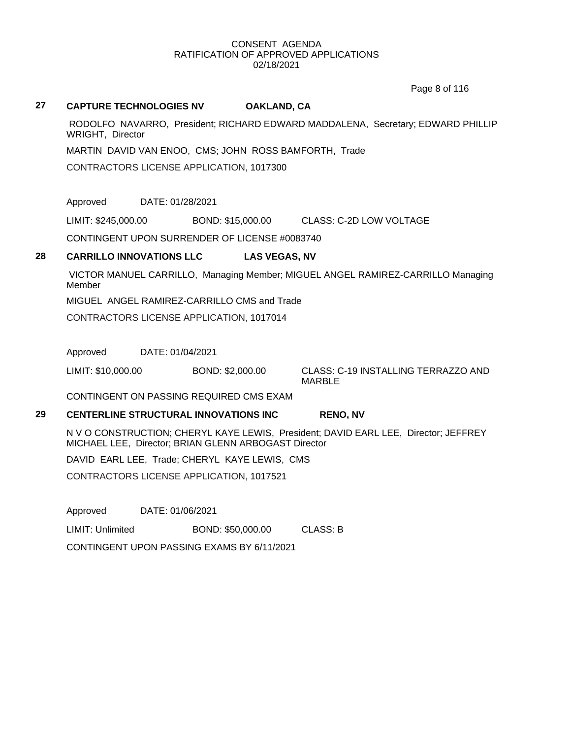CONSENT AGENDA
RATIFICATION OF APPROVED APPLICATIONS
02/18/2021

**27 CAPTURE TECHNOLOGIES NV OAKLAND, CA**

RODOLFO NAVARRO, President; RICHARD EDWARD MADDALENA, Secretary; EDWARD PHILLIP WRIGHT, Director

MARTIN DAVID VAN ENOO, CMS; JOHN ROSS BAMFORTH, Trade

CONTRACTORS LICENSE APPLICATION, 1017300

Approved DATE: 01/28/2021

LIMIT: $245,000.00 BOND: $15,000.00 CLASS: C-2D LOW VOLTAGE

CONTINGENT UPON SURRENDER OF LICENSE #0083740

**28 CARRILLO INNOVATIONS LLC LAS VEGAS, NV**

VICTOR MANUEL CARRILLO, Managing Member; MIGUEL ANGEL RAMIREZ-CARRILLO Managing Member

MIGUEL ANGEL RAMIREZ-CARRILLO CMS and Trade

CONTRACTORS LICENSE APPLICATION, 1017014

Approved DATE: 01/04/2021

LIMIT: $10,000.00 BOND: $2,000.00 CLASS: C-19 INSTALLING TERRAZZO AND MARBLE

CONTINGENT ON PASSING REQUIRED CMS EXAM

**29 CENTERLINE STRUCTURAL INNOVATIONS INC RENO, NV**

N V O CONSTRUCTION; CHERYL KAYE LEWIS, President; DAVID EARL LEE, Director; JEFFREY MICHAEL LEE, Director; BRIAN GLENN ARBOGAST Director

DAVID EARL LEE, Trade; CHERYL KAYE LEWIS, CMS

CONTRACTORS LICENSE APPLICATION, 1017521

Approved DATE: 01/06/2021

LIMIT: Unlimited BOND: $50,000.00 CLASS: B

CONTINGENT UPON PASSING EXAMS BY 6/11/2021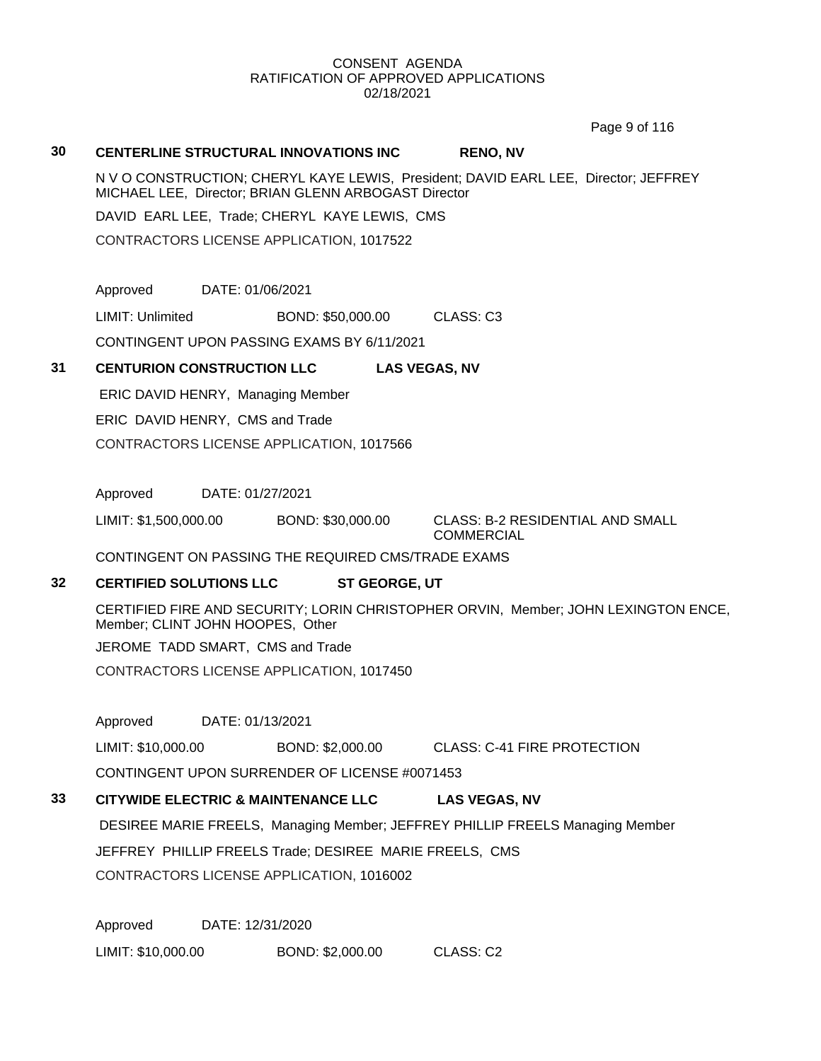CONSENT AGENDA
RATIFICATION OF APPROVED APPLICATIONS
02/18/2021

**30 CENTERLINE STRUCTURAL INNOVATIONS INC RENO, NV**

N V O CONSTRUCTION; CHERYL KAYE LEWIS, President; DAVID EARL LEE, Director; JEFFREY MICHAEL LEE, Director; BRIAN GLENN ARBOGAST Director

DAVID EARL LEE, Trade; CHERYL KAYE LEWIS, CMS

CONTRACTORS LICENSE APPLICATION, 1017522

Approved DATE: 01/06/2021

LIMIT: Unlimited BOND: $50,000.00 CLASS: C3

CONTINGENT UPON PASSING EXAMS BY 6/11/2021

**31 CENTURION CONSTRUCTION LLC LAS VEGAS, NV**

ERIC DAVID HENRY, Managing Member

ERIC DAVID HENRY, CMS and Trade

CONTRACTORS LICENSE APPLICATION, 1017566

Approved DATE: 01/27/2021

LIMIT: $1,500,000.00 BOND: $30,000.00 CLASS: B-2 RESIDENTIAL AND SMALL COMMERCIAL

CONTINGENT ON PASSING THE REQUIRED CMS/TRADE EXAMS

**32 CERTIFIED SOLUTIONS LLC ST GEORGE, UT**

CERTIFIED FIRE AND SECURITY; LORIN CHRISTOPHER ORVIN, Member; JOHN LEXINGTON ENCE, Member; CLINT JOHN HOOPES, Other

JEROME TADD SMART, CMS and Trade

CONTRACTORS LICENSE APPLICATION, 1017450

Approved DATE: 01/13/2021

LIMIT: $10,000.00 BOND: $2,000.00 CLASS: C-41 FIRE PROTECTION

CONTINGENT UPON SURRENDER OF LICENSE #0071453

**33 CITYWIDE ELECTRIC & MAINTENANCE LLC LAS VEGAS, NV**

DESIREE MARIE FREELS, Managing Member; JEFFREY PHILLIP FREELS Managing Member

JEFFREY PHILLIP FREELS Trade; DESIREE MARIE FREELS, CMS

CONTRACTORS LICENSE APPLICATION, 1016002

Approved DATE: 12/31/2020

LIMIT: $10,000.00 BOND: $2,000.00 CLASS: C2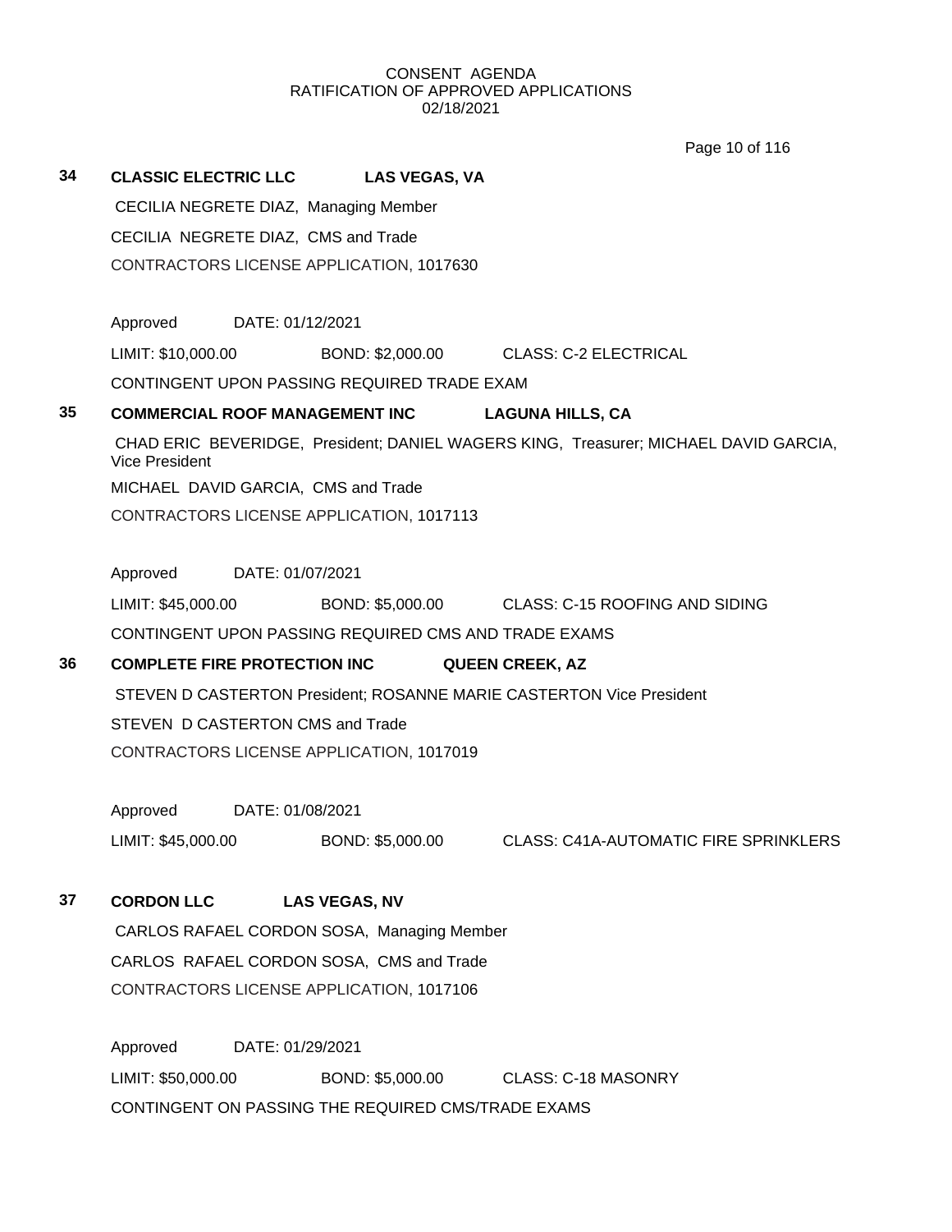CONSENT AGENDA
RATIFICATION OF APPROVED APPLICATIONS
02/18/2021

**34** **CLASSIC ELECTRIC LLC** **LAS VEGAS, VA**

CECILIA NEGRETE DIAZ, Managing Member

CECILIA NEGRETE DIAZ, CMS and Trade

CONTRACTORS LICENSE APPLICATION, 1017630

Approved DATE: 01/12/2021

LIMIT: $10,000.00 BOND: $2,000.00 CLASS: C-2 ELECTRICAL

CONTINGENT UPON PASSING REQUIRED TRADE EXAM

**35** **COMMERCIAL ROOF MANAGEMENT INC** **LAGUNA HILLS, CA**

CHAD ERIC BEVERIDGE, President; DANIEL WAGERS KING, Treasurer; MICHAEL DAVID GARCIA, Vice President

MICHAEL DAVID GARCIA, CMS and Trade

CONTRACTORS LICENSE APPLICATION, 1017113

Approved DATE: 01/07/2021

LIMIT: $45,000.00 BOND: $5,000.00 CLASS: C-15 ROOFING AND SIDING

CONTINGENT UPON PASSING REQUIRED CMS AND TRADE EXAMS

**36** **COMPLETE FIRE PROTECTION INC** **QUEEN CREEK, AZ**

STEVEN D CASTERTON President; ROSANNE MARIE CASTERTON Vice President

STEVEN D CASTERTON CMS and Trade

CONTRACTORS LICENSE APPLICATION, 1017019

Approved DATE: 01/08/2021

LIMIT: $45,000.00 BOND: $5,000.00 CLASS: C41A-AUTOMATIC FIRE SPRINKLERS

**37** **CORDON LLC** **LAS VEGAS, NV**

CARLOS RAFAEL CORDON SOSA, Managing Member

CARLOS RAFAEL CORDON SOSA, CMS and Trade

CONTRACTORS LICENSE APPLICATION, 1017106

Approved DATE: 01/29/2021

LIMIT: $50,000.00 BOND: $5,000.00 CLASS: C-18 MASONRY

CONTINGENT ON PASSING THE REQUIRED CMS/TRADE EXAMS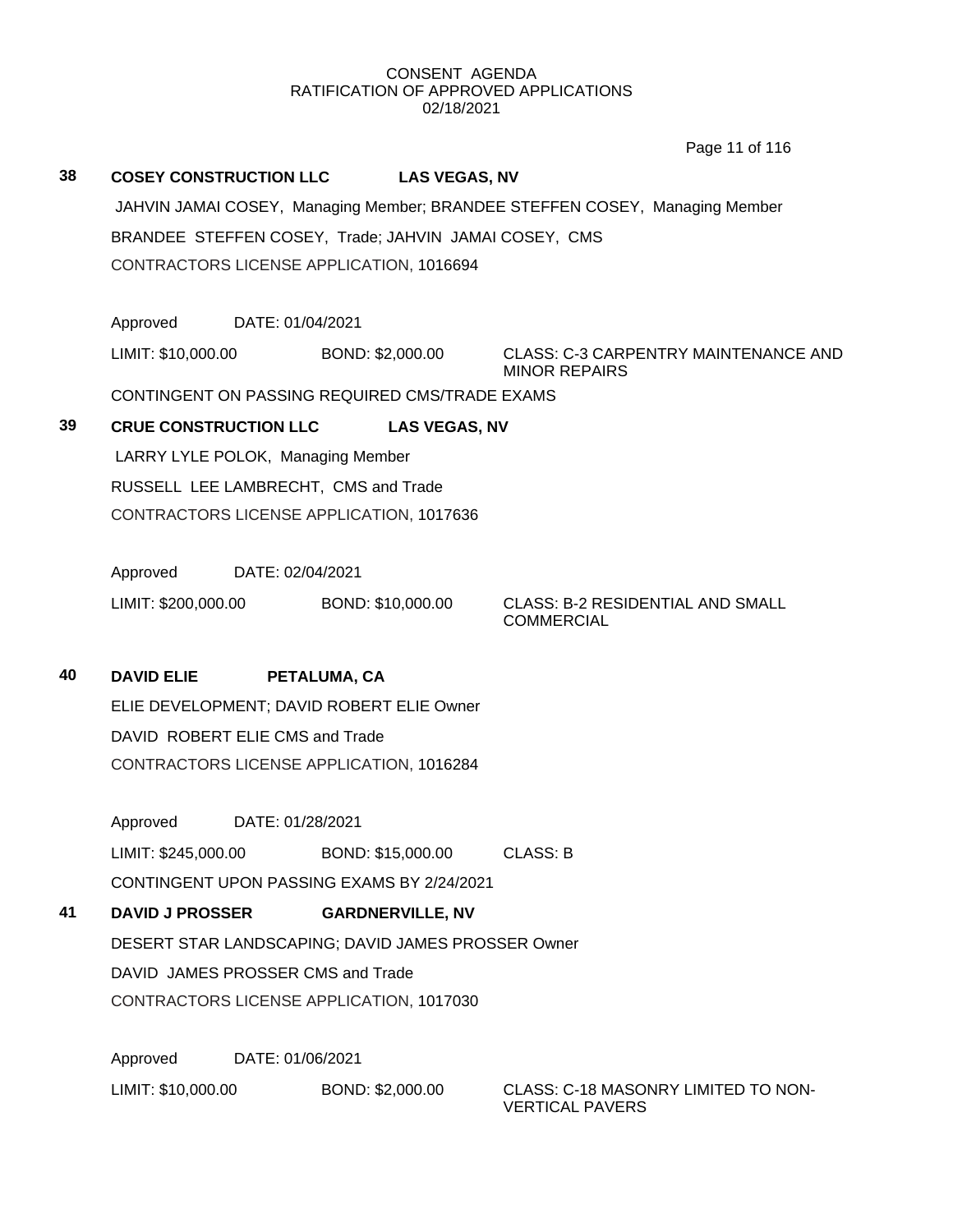CONSENT AGENDA
RATIFICATION OF APPROVED APPLICATIONS
02/18/2021

**38 COSEY CONSTRUCTION LLC LAS VEGAS, NV**

JAHVIN JAMAI COSEY, Managing Member; BRANDEE STEFFEN COSEY, Managing Member

BRANDEE STEFFEN COSEY, Trade; JAHVIN JAMAI COSEY, CMS

CONTRACTORS LICENSE APPLICATION, 1016694

Approved DATE: 01/04/2021

LIMIT: $10,000.00 BOND: $2,000.00 CLASS: C-3 CARPENTRY MAINTENANCE AND MINOR REPAIRS

CONTINGENT ON PASSING REQUIRED CMS/TRADE EXAMS

**39 CRUE CONSTRUCTION LLC LAS VEGAS, NV**

LARRY LYLE POLOK, Managing Member

RUSSELL LEE LAMBRECHT, CMS and Trade

CONTRACTORS LICENSE APPLICATION, 1017636

Approved DATE: 02/04/2021

LIMIT: $200,000.00 BOND: $10,000.00 CLASS: B-2 RESIDENTIAL AND SMALL COMMERCIAL

**40 DAVID ELIE PETALUMA, CA**

ELIE DEVELOPMENT; DAVID ROBERT ELIE Owner

DAVID ROBERT ELIE CMS and Trade

CONTRACTORS LICENSE APPLICATION, 1016284

Approved DATE: 01/28/2021

LIMIT: $245,000.00 BOND: $15,000.00 CLASS: B

CONTINGENT UPON PASSING EXAMS BY 2/24/2021

**41 DAVID J PROSSER GARDNERVILLE, NV**

DESERT STAR LANDSCAPING; DAVID JAMES PROSSER Owner

DAVID JAMES PROSSER CMS and Trade

CONTRACTORS LICENSE APPLICATION, 1017030

Approved DATE: 01/06/2021

LIMIT: $10,000.00 BOND: $2,000.00 CLASS: C-18 MASONRY LIMITED TO NON-VERTICAL PAVERS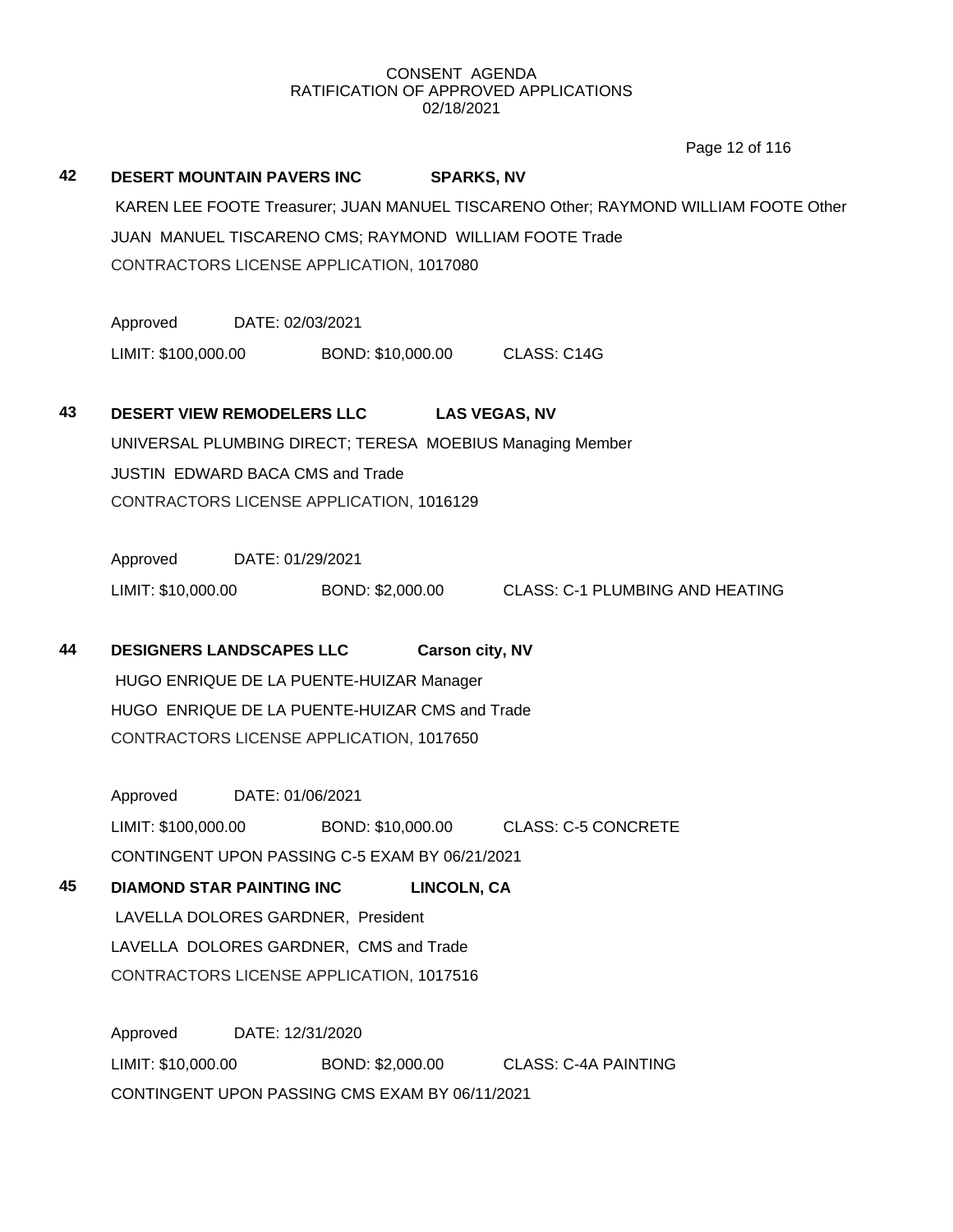CONSENT AGENDA
RATIFICATION OF APPROVED APPLICATIONS
02/18/2021

**42 DESERT MOUNTAIN PAVERS INC SPARKS, NV**

KAREN LEE FOOTE Treasurer; JUAN MANUEL TISCARENO Other; RAYMOND WILLIAM FOOTE Other

JUAN MANUEL TISCARENO CMS; RAYMOND WILLIAM FOOTE Trade

CONTRACTORS LICENSE APPLICATION, 1017080

Approved DATE: 02/03/2021

LIMIT: $100,000.00 BOND: $10,000.00 CLASS: C14G

**43 DESERT VIEW REMODELERS LLC LAS VEGAS, NV**

UNIVERSAL PLUMBING DIRECT; TERESA MOEBIUS Managing Member

JUSTIN EDWARD BACA CMS and Trade

CONTRACTORS LICENSE APPLICATION, 1016129

Approved DATE: 01/29/2021

LIMIT: $10,000.00 BOND: $2,000.00 CLASS: C-1 PLUMBING AND HEATING

**44 DESIGNERS LANDSCAPES LLC Carson city, NV**

HUGO ENRIQUE DE LA PUENTE-HUIZAR Manager

HUGO ENRIQUE DE LA PUENTE-HUIZAR CMS and Trade

CONTRACTORS LICENSE APPLICATION, 1017650

Approved DATE: 01/06/2021

LIMIT: $100,000.00 BOND: $10,000.00 CLASS: C-5 CONCRETE

CONTINGENT UPON PASSING C-5 EXAM BY 06/21/2021

**45 DIAMOND STAR PAINTING INC LINCOLN, CA**

LAVELLA DOLORES GARDNER, President

LAVELLA DOLORES GARDNER, CMS and Trade

CONTRACTORS LICENSE APPLICATION, 1017516

Approved DATE: 12/31/2020

LIMIT: $10,000.00 BOND: $2,000.00 CLASS: C-4A PAINTING

CONTINGENT UPON PASSING CMS EXAM BY 06/11/2021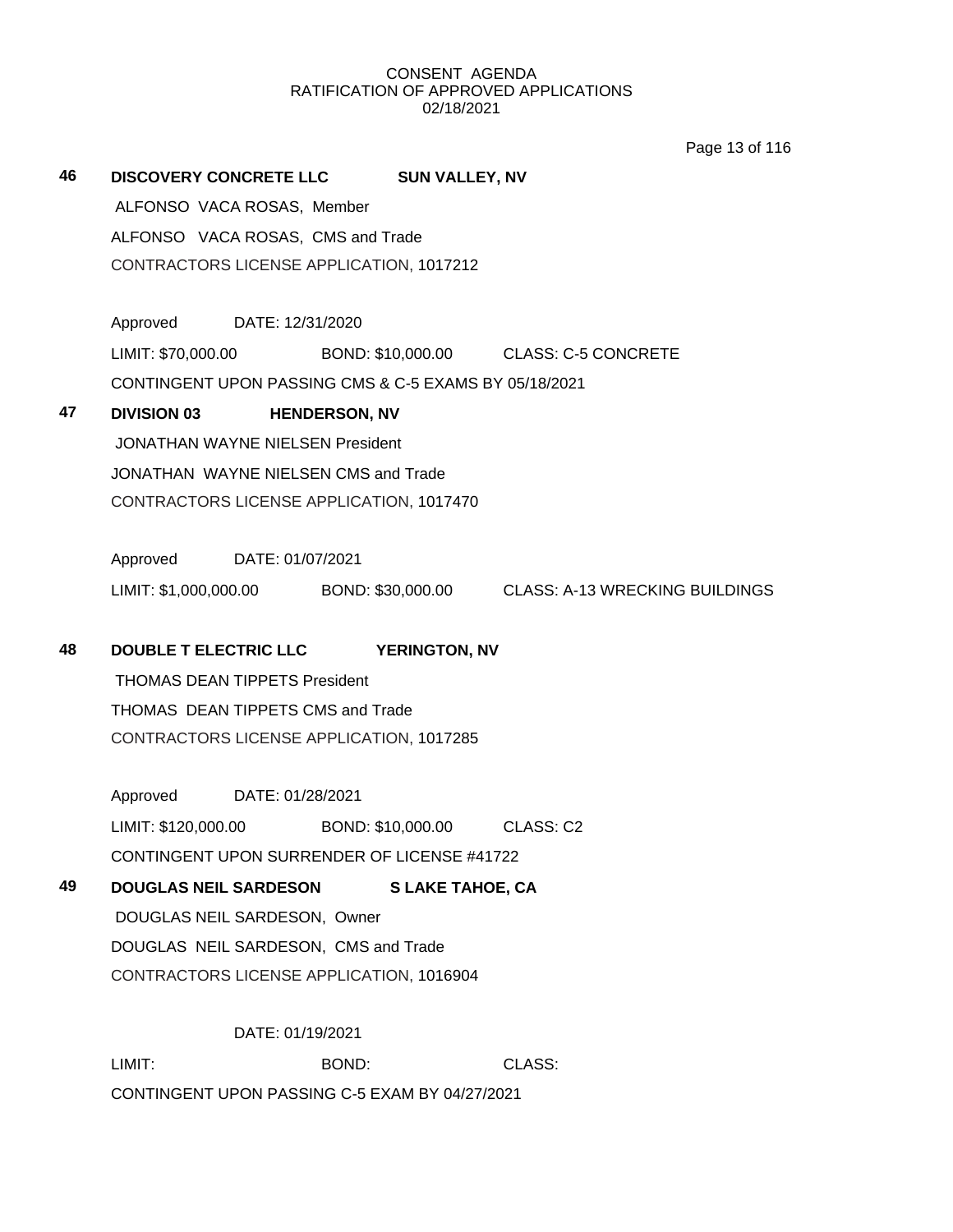CONSENT AGENDA
RATIFICATION OF APPROVED APPLICATIONS
02/18/2021

**46 DISCOVERY CONCRETE LLC SUN VALLEY, NV**

ALFONSO VACA ROSAS, Member

ALFONSO VACA ROSAS, CMS and Trade

CONTRACTORS LICENSE APPLICATION, 1017212

Approved DATE: 12/31/2020

LIMIT: $70,000.00 BOND: $10,000.00 CLASS: C-5 CONCRETE

CONTINGENT UPON PASSING CMS & C-5 EXAMS BY 05/18/2021

**47 DIVISION 03 HENDERSON, NV**

JONATHAN WAYNE NIELSEN President

JONATHAN WAYNE NIELSEN CMS and Trade

CONTRACTORS LICENSE APPLICATION, 1017470

Approved DATE: 01/07/2021

LIMIT: $1,000,000.00 BOND: $30,000.00 CLASS: A-13 WRECKING BUILDINGS

**48 DOUBLE T ELECTRIC LLC YERINGTON, NV**

THOMAS DEAN TIPPETS President

THOMAS DEAN TIPPETS CMS and Trade

CONTRACTORS LICENSE APPLICATION, 1017285

Approved DATE: 01/28/2021

LIMIT: $120,000.00 BOND: $10,000.00 CLASS: C2

CONTINGENT UPON SURRENDER OF LICENSE #41722

**49 DOUGLAS NEIL SARDESON S LAKE TAHOE, CA**

DOUGLAS NEIL SARDESON, Owner

DOUGLAS NEIL SARDESON, CMS and Trade

CONTRACTORS LICENSE APPLICATION, 1016904

DATE: 01/19/2021

LIMIT: BOND: CLASS:

CONTINGENT UPON PASSING C-5 EXAM BY 04/27/2021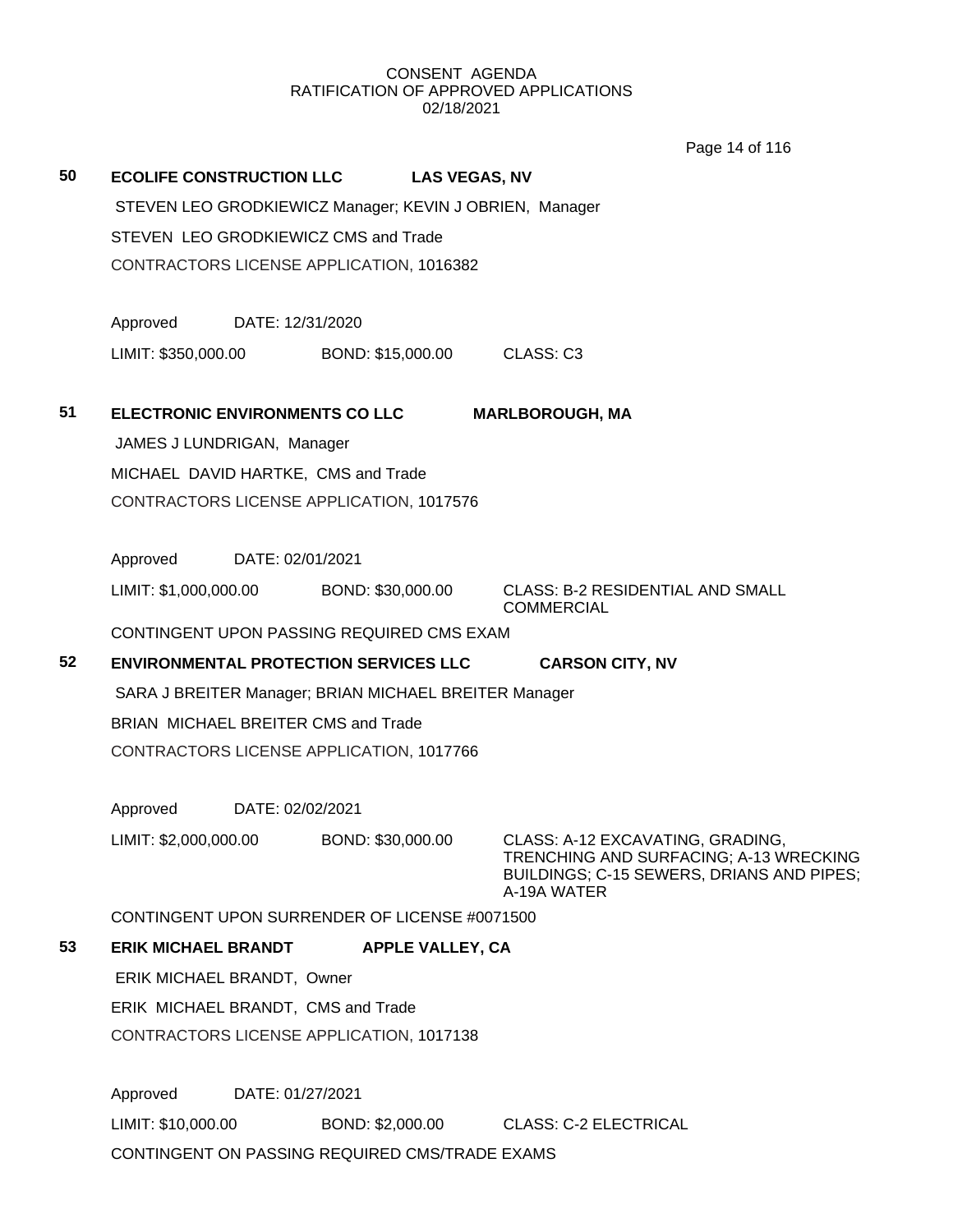CONSENT AGENDA
RATIFICATION OF APPROVED APPLICATIONS
02/18/2021

**50** **ECOLIFE CONSTRUCTION LLC** **LAS VEGAS, NV**

STEVEN LEO GRODKIEWICZ Manager; KEVIN J OBRIEN, Manager

STEVEN LEO GRODKIEWICZ CMS and Trade

CONTRACTORS LICENSE APPLICATION, 1016382

Approved DATE: 12/31/2020

LIMIT: $350,000.00 BOND: $15,000.00 CLASS: C3

**51** **ELECTRONIC ENVIRONMENTS CO LLC** **MARLBOROUGH, MA**

JAMES J LUNDRIGAN, Manager

MICHAEL DAVID HARTKE, CMS and Trade

CONTRACTORS LICENSE APPLICATION, 1017576

Approved DATE: 02/01/2021

LIMIT: $1,000,000.00 BOND: $30,000.00 CLASS: B-2 RESIDENTIAL AND SMALL COMMERCIAL

CONTINGENT UPON PASSING REQUIRED CMS EXAM

**52** **ENVIRONMENTAL PROTECTION SERVICES LLC** **CARSON CITY, NV**

SARA J BREITER Manager; BRIAN MICHAEL BREITER Manager

BRIAN MICHAEL BREITER CMS and Trade

CONTRACTORS LICENSE APPLICATION, 1017766

Approved DATE: 02/02/2021

LIMIT: $2,000,000.00 BOND: $30,000.00 CLASS: A-12 EXCAVATING, GRADING, TRENCHING AND SURFACING; A-13 WRECKING BUILDINGS; C-15 SEWERS, DRIANS AND PIPES; A-19A WATER

CONTINGENT UPON SURRENDER OF LICENSE #0071500

**53** **ERIK MICHAEL BRANDT** **APPLE VALLEY, CA**

ERIK MICHAEL BRANDT, Owner

ERIK MICHAEL BRANDT, CMS and Trade

CONTRACTORS LICENSE APPLICATION, 1017138

Approved DATE: 01/27/2021

LIMIT: $10,000.00 BOND: $2,000.00 CLASS: C-2 ELECTRICAL

CONTINGENT ON PASSING REQUIRED CMS/TRADE EXAMS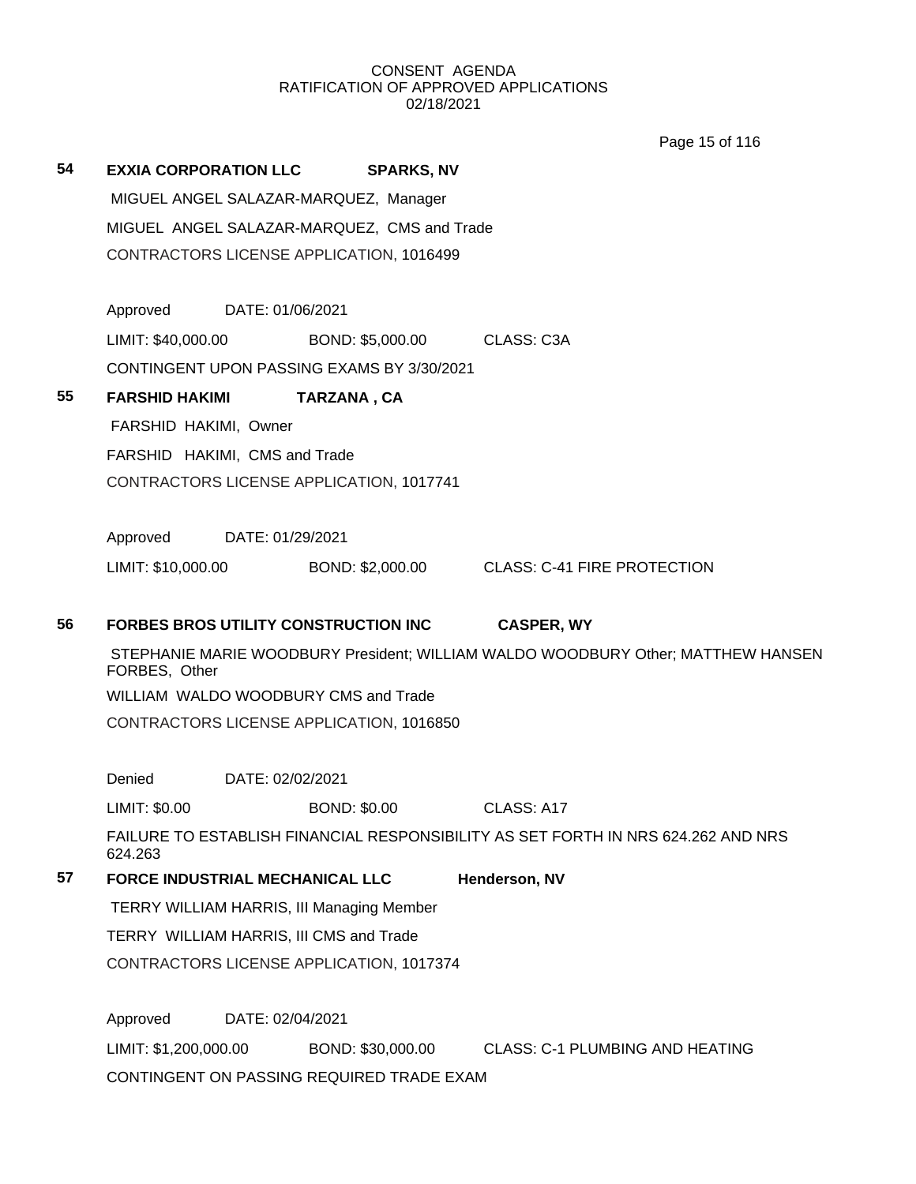CONSENT AGENDA
RATIFICATION OF APPROVED APPLICATIONS
02/18/2021

**54** **EXXIA CORPORATION LLC** **SPARKS, NV**

MIGUEL ANGEL SALAZAR-MARQUEZ, Manager

MIGUEL ANGEL SALAZAR-MARQUEZ, CMS and Trade

CONTRACTORS LICENSE APPLICATION, 1016499

Approved DATE: 01/06/2021

LIMIT: $40,000.00 BOND: $5,000.00 CLASS: C3A

CONTINGENT UPON PASSING EXAMS BY 3/30/2021

**55** **FARSHID HAKIMI** **TARZANA , CA**

FARSHID HAKIMI, Owner

FARSHID HAKIMI, CMS and Trade

CONTRACTORS LICENSE APPLICATION, 1017741

Approved DATE: 01/29/2021

LIMIT: $10,000.00 BOND: $2,000.00 CLASS: C-41 FIRE PROTECTION

**56** **FORBES BROS UTILITY CONSTRUCTION INC** **CASPER, WY**

STEPHANIE MARIE WOODBURY President; WILLIAM WALDO WOODBURY Other; MATTHEW HANSEN FORBES, Other

WILLIAM WALDO WOODBURY CMS and Trade

CONTRACTORS LICENSE APPLICATION, 1016850

Denied DATE: 02/02/2021

LIMIT: $0.00 BOND: $0.00 CLASS: A17

FAILURE TO ESTABLISH FINANCIAL RESPONSIBILITY AS SET FORTH IN NRS 624.262 AND NRS 624.263

**57** **FORCE INDUSTRIAL MECHANICAL LLC** **Henderson, NV**

TERRY WILLIAM HARRIS, III Managing Member

TERRY WILLIAM HARRIS, III CMS and Trade

CONTRACTORS LICENSE APPLICATION, 1017374

Approved DATE: 02/04/2021

LIMIT: $1,200,000.00 BOND: $30,000.00 CLASS: C-1 PLUMBING AND HEATING

CONTINGENT ON PASSING REQUIRED TRADE EXAM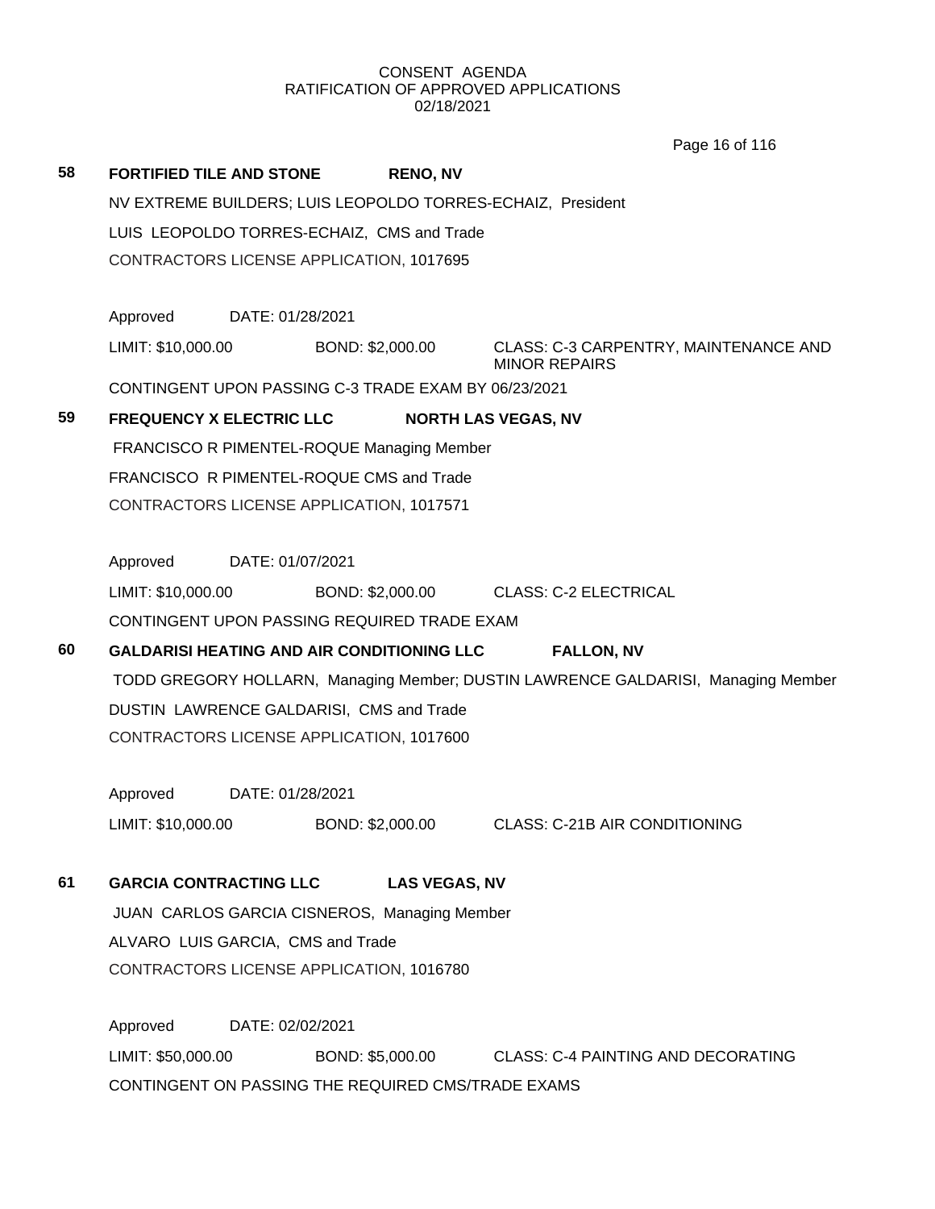CONSENT AGENDA
RATIFICATION OF APPROVED APPLICATIONS
02/18/2021

**58 FORTIFIED TILE AND STONE** **RENO, NV**

NV EXTREME BUILDERS; LUIS LEOPOLDO TORRES-ECHAIZ, President

LUIS LEOPOLDO TORRES-ECHAIZ, CMS and Trade

CONTRACTORS LICENSE APPLICATION, 1017695

Approved DATE: 01/28/2021

LIMIT: $10,000.00 BOND: $2,000.00 CLASS: C-3 CARPENTRY, MAINTENANCE AND MINOR REPAIRS

CONTINGENT UPON PASSING C-3 TRADE EXAM BY 06/23/2021

**59 FREQUENCY X ELECTRIC LLC** **NORTH LAS VEGAS, NV**

FRANCISCO R PIMENTEL-ROQUE Managing Member

FRANCISCO R PIMENTEL-ROQUE CMS and Trade

CONTRACTORS LICENSE APPLICATION, 1017571

Approved DATE: 01/07/2021

LIMIT: $10,000.00 BOND: $2,000.00 CLASS: C-2 ELECTRICAL

CONTINGENT UPON PASSING REQUIRED TRADE EXAM

**60 GALDARISI HEATING AND AIR CONDITIONING LLC** **FALLON, NV**

TODD GREGORY HOLLARN, Managing Member; DUSTIN LAWRENCE GALDARISI, Managing Member

DUSTIN LAWRENCE GALDARISI, CMS and Trade

CONTRACTORS LICENSE APPLICATION, 1017600

Approved DATE: 01/28/2021

LIMIT: $10,000.00 BOND: $2,000.00 CLASS: C-21B AIR CONDITIONING

**61 GARCIA CONTRACTING LLC** **LAS VEGAS, NV**

JUAN CARLOS GARCIA CISNEROS, Managing Member

ALVARO LUIS GARCIA, CMS and Trade

CONTRACTORS LICENSE APPLICATION, 1016780

Approved DATE: 02/02/2021

LIMIT: $50,000.00 BOND: $5,000.00 CLASS: C-4 PAINTING AND DECORATING

CONTINGENT ON PASSING THE REQUIRED CMS/TRADE EXAMS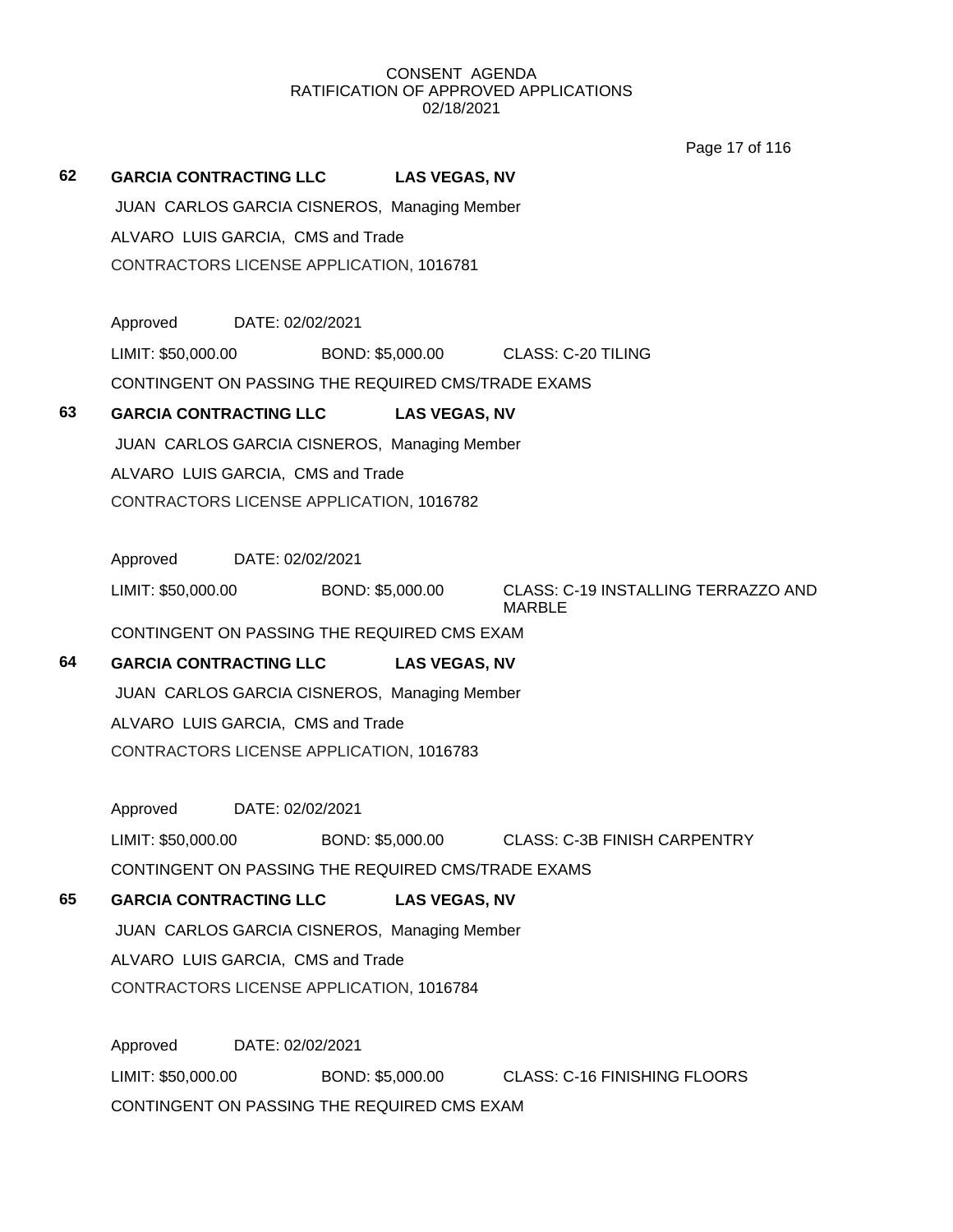CONSENT AGENDA
RATIFICATION OF APPROVED APPLICATIONS
02/18/2021

**62** **GARCIA CONTRACTING LLC** **LAS VEGAS, NV**

JUAN CARLOS GARCIA CISNEROS, Managing Member

ALVARO LUIS GARCIA, CMS and Trade

CONTRACTORS LICENSE APPLICATION, 1016781

Approved DATE: 02/02/2021

LIMIT: $50,000.00 BOND: $5,000.00 CLASS: C-20 TILING

CONTINGENT ON PASSING THE REQUIRED CMS/TRADE EXAMS

**63** **GARCIA CONTRACTING LLC** **LAS VEGAS, NV**

JUAN CARLOS GARCIA CISNEROS, Managing Member

ALVARO LUIS GARCIA, CMS and Trade

CONTRACTORS LICENSE APPLICATION, 1016782

Approved DATE: 02/02/2021

LIMIT: $50,000.00 BOND: $5,000.00 CLASS: C-19 INSTALLING TERRAZZO AND MARBLE

CONTINGENT ON PASSING THE REQUIRED CMS EXAM

**64** **GARCIA CONTRACTING LLC** **LAS VEGAS, NV**

JUAN CARLOS GARCIA CISNEROS, Managing Member

ALVARO LUIS GARCIA, CMS and Trade

CONTRACTORS LICENSE APPLICATION, 1016783

Approved DATE: 02/02/2021

LIMIT: $50,000.00 BOND: $5,000.00 CLASS: C-3B FINISH CARPENTRY

CONTINGENT ON PASSING THE REQUIRED CMS/TRADE EXAMS

**65** **GARCIA CONTRACTING LLC** **LAS VEGAS, NV**

JUAN CARLOS GARCIA CISNEROS, Managing Member

ALVARO LUIS GARCIA, CMS and Trade

CONTRACTORS LICENSE APPLICATION, 1016784

Approved DATE: 02/02/2021

LIMIT: $50,000.00 BOND: $5,000.00 CLASS: C-16 FINISHING FLOORS

CONTINGENT ON PASSING THE REQUIRED CMS EXAM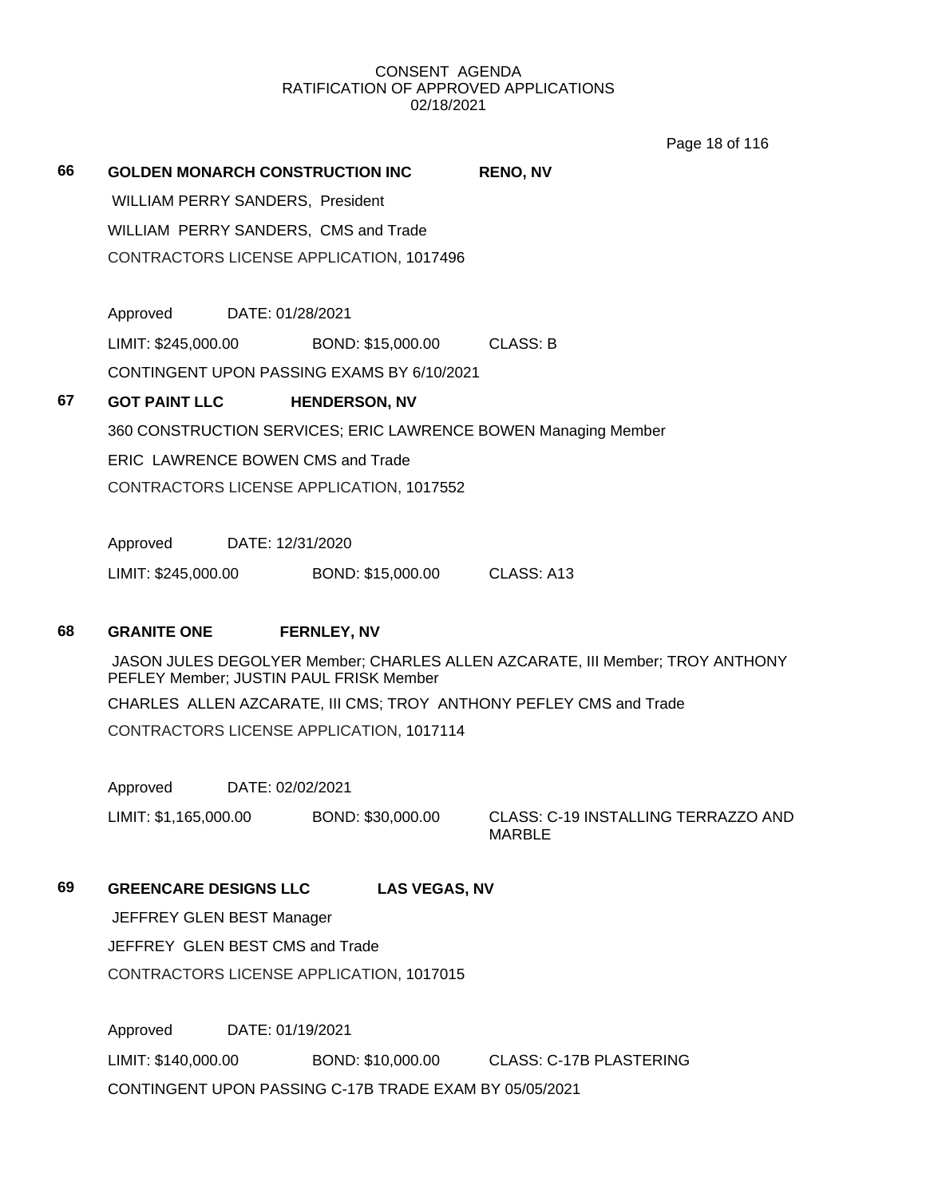CONSENT AGENDA
RATIFICATION OF APPROVED APPLICATIONS
02/18/2021

**66 GOLDEN MONARCH CONSTRUCTION INC RENO, NV**

WILLIAM PERRY SANDERS, President

WILLIAM PERRY SANDERS, CMS and Trade

CONTRACTORS LICENSE APPLICATION, 1017496

Approved DATE: 01/28/2021

LIMIT: $245,000.00 BOND: $15,000.00 CLASS: B

CONTINGENT UPON PASSING EXAMS BY 6/10/2021

**67 GOT PAINT LLC HENDERSON, NV**

360 CONSTRUCTION SERVICES; ERIC LAWRENCE BOWEN Managing Member

ERIC LAWRENCE BOWEN CMS and Trade

CONTRACTORS LICENSE APPLICATION, 1017552

Approved DATE: 12/31/2020

LIMIT: $245,000.00 BOND: $15,000.00 CLASS: A13

**68 GRANITE ONE FERNLEY, NV**

JASON JULES DEGOLYER Member; CHARLES ALLEN AZCARATE, III Member; TROY ANTHONY PEFLEY Member; JUSTIN PAUL FRISK Member

CHARLES ALLEN AZCARATE, III CMS; TROY ANTHONY PEFLEY CMS and Trade

CONTRACTORS LICENSE APPLICATION, 1017114

Approved DATE: 02/02/2021

LIMIT: $1,165,000.00 BOND: $30,000.00 CLASS: C-19 INSTALLING TERRAZZO AND MARBLE

**69 GREENCARE DESIGNS LLC LAS VEGAS, NV**

JEFFREY GLEN BEST Manager

JEFFREY GLEN BEST CMS and Trade

CONTRACTORS LICENSE APPLICATION, 1017015

Approved DATE: 01/19/2021

LIMIT: $140,000.00 BOND: $10,000.00 CLASS: C-17B PLASTERING

CONTINGENT UPON PASSING C-17B TRADE EXAM BY 05/05/2021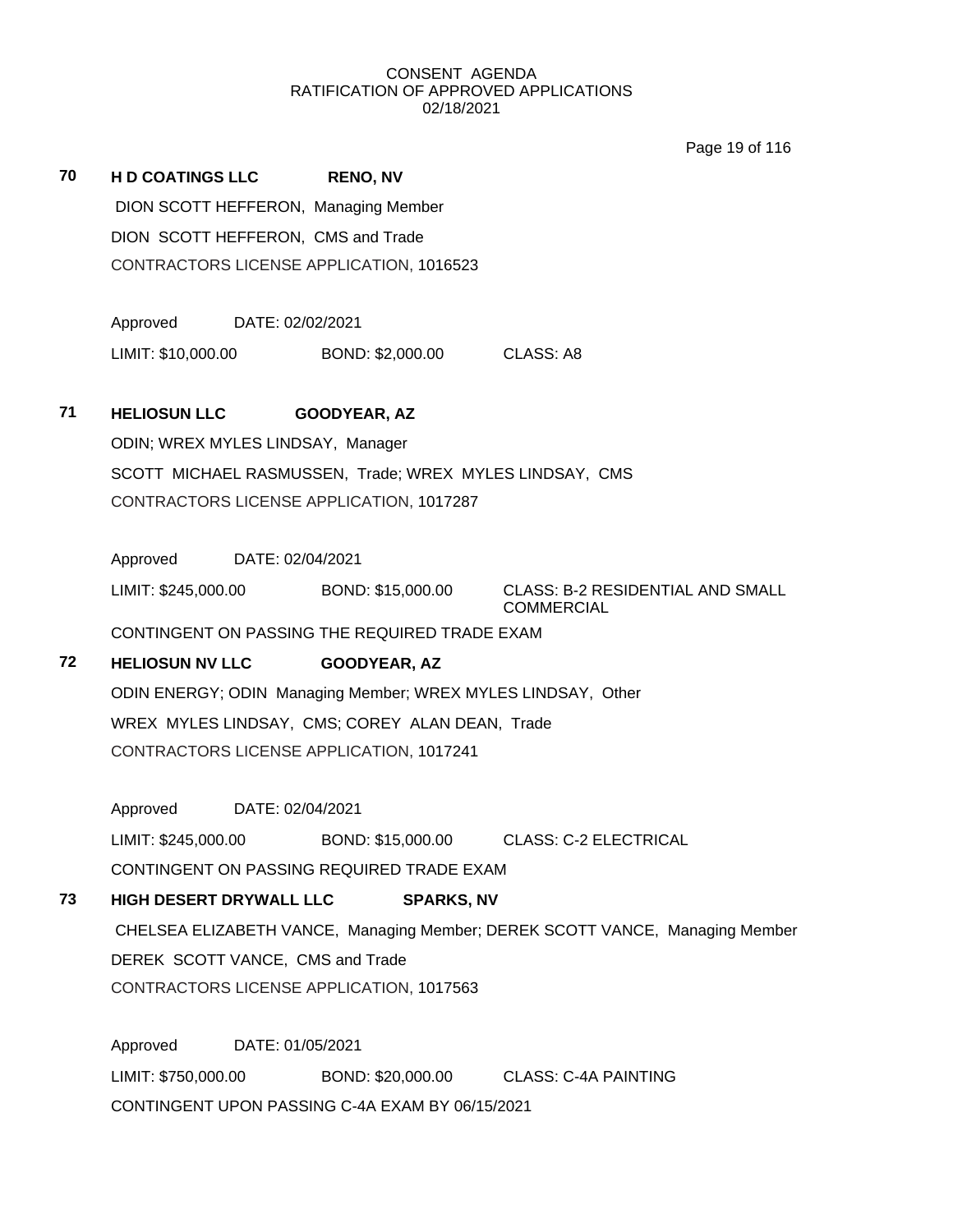CONSENT AGENDA
RATIFICATION OF APPROVED APPLICATIONS
02/18/2021

**70** **H D COATINGS LLC** **RENO, NV**

DION SCOTT HEFFERON, Managing Member

DION SCOTT HEFFERON, CMS and Trade

CONTRACTORS LICENSE APPLICATION, 1016523

Approved DATE: 02/02/2021

LIMIT: $10,000.00 BOND: $2,000.00 CLASS: A8

**71** **HELIOSUN LLC** **GOODYEAR, AZ**

ODIN; WREX MYLES LINDSAY, Manager

SCOTT MICHAEL RASMUSSEN, Trade; WREX MYLES LINDSAY, CMS

CONTRACTORS LICENSE APPLICATION, 1017287

Approved DATE: 02/04/2021

LIMIT: $245,000.00 BOND: $15,000.00 CLASS: B-2 RESIDENTIAL AND SMALL COMMERCIAL

CONTINGENT ON PASSING THE REQUIRED TRADE EXAM

**72** **HELIOSUN NV LLC** **GOODYEAR, AZ**

ODIN ENERGY; ODIN Managing Member; WREX MYLES LINDSAY, Other

WREX MYLES LINDSAY, CMS; COREY ALAN DEAN, Trade

CONTRACTORS LICENSE APPLICATION, 1017241

Approved DATE: 02/04/2021

LIMIT: $245,000.00 BOND: $15,000.00 CLASS: C-2 ELECTRICAL

CONTINGENT ON PASSING REQUIRED TRADE EXAM

**73** **HIGH DESERT DRYWALL LLC** **SPARKS, NV**

CHELSEA ELIZABETH VANCE, Managing Member; DEREK SCOTT VANCE, Managing Member

DEREK SCOTT VANCE, CMS and Trade

CONTRACTORS LICENSE APPLICATION, 1017563

Approved DATE: 01/05/2021

LIMIT: $750,000.00 BOND: $20,000.00 CLASS: C-4A PAINTING

CONTINGENT UPON PASSING C-4A EXAM BY 06/15/2021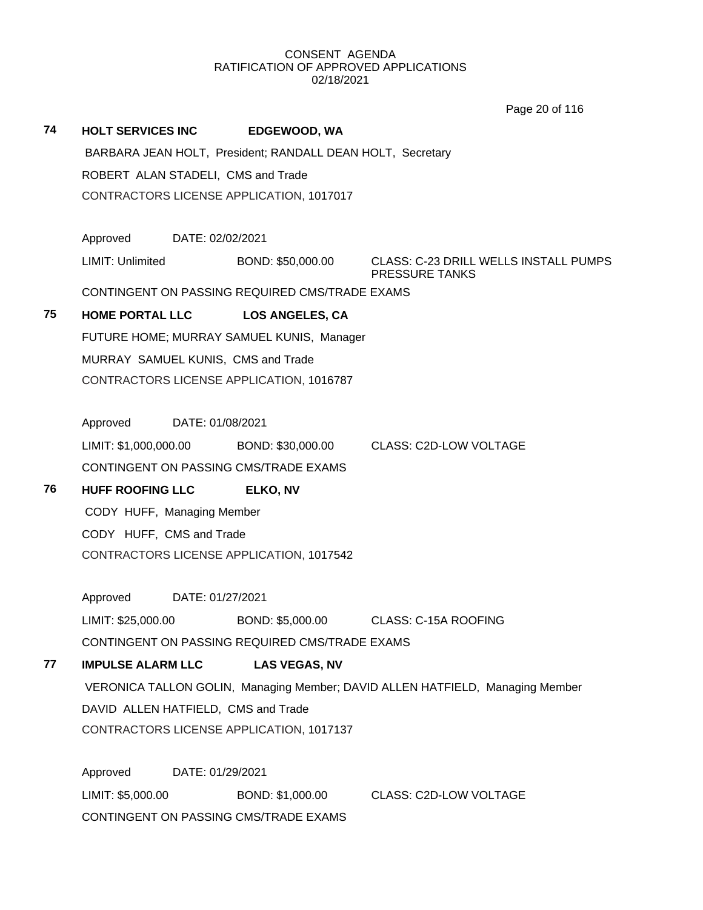CONSENT AGENDA
RATIFICATION OF APPROVED APPLICATIONS
02/18/2021

**74 HOLT SERVICES INC EDGEWOOD, WA**

BARBARA JEAN HOLT, President; RANDALL DEAN HOLT, Secretary

ROBERT ALAN STADELI, CMS and Trade

CONTRACTORS LICENSE APPLICATION, 1017017

Approved DATE: 02/02/2021

LIMIT: Unlimited BOND: $50,000.00 CLASS: C-23 DRILL WELLS INSTALL PUMPS PRESSURE TANKS

CONTINGENT ON PASSING REQUIRED CMS/TRADE EXAMS

**75 HOME PORTAL LLC LOS ANGELES, CA**

FUTURE HOME; MURRAY SAMUEL KUNIS, Manager

MURRAY SAMUEL KUNIS, CMS and Trade

CONTRACTORS LICENSE APPLICATION, 1016787

Approved DATE: 01/08/2021

LIMIT: $1,000,000.00 BOND: $30,000.00 CLASS: C2D-LOW VOLTAGE

CONTINGENT ON PASSING CMS/TRADE EXAMS

**76 HUFF ROOFING LLC ELKO, NV**

CODY HUFF, Managing Member

CODY HUFF, CMS and Trade

CONTRACTORS LICENSE APPLICATION, 1017542

Approved DATE: 01/27/2021

LIMIT: $25,000.00 BOND: $5,000.00 CLASS: C-15A ROOFING

CONTINGENT ON PASSING REQUIRED CMS/TRADE EXAMS

**77 IMPULSE ALARM LLC LAS VEGAS, NV**

VERONICA TALLON GOLIN, Managing Member; DAVID ALLEN HATFIELD, Managing Member

DAVID ALLEN HATFIELD, CMS and Trade

CONTRACTORS LICENSE APPLICATION, 1017137

Approved DATE: 01/29/2021

LIMIT: $5,000.00 BOND: $1,000.00 CLASS: C2D-LOW VOLTAGE

CONTINGENT ON PASSING CMS/TRADE EXAMS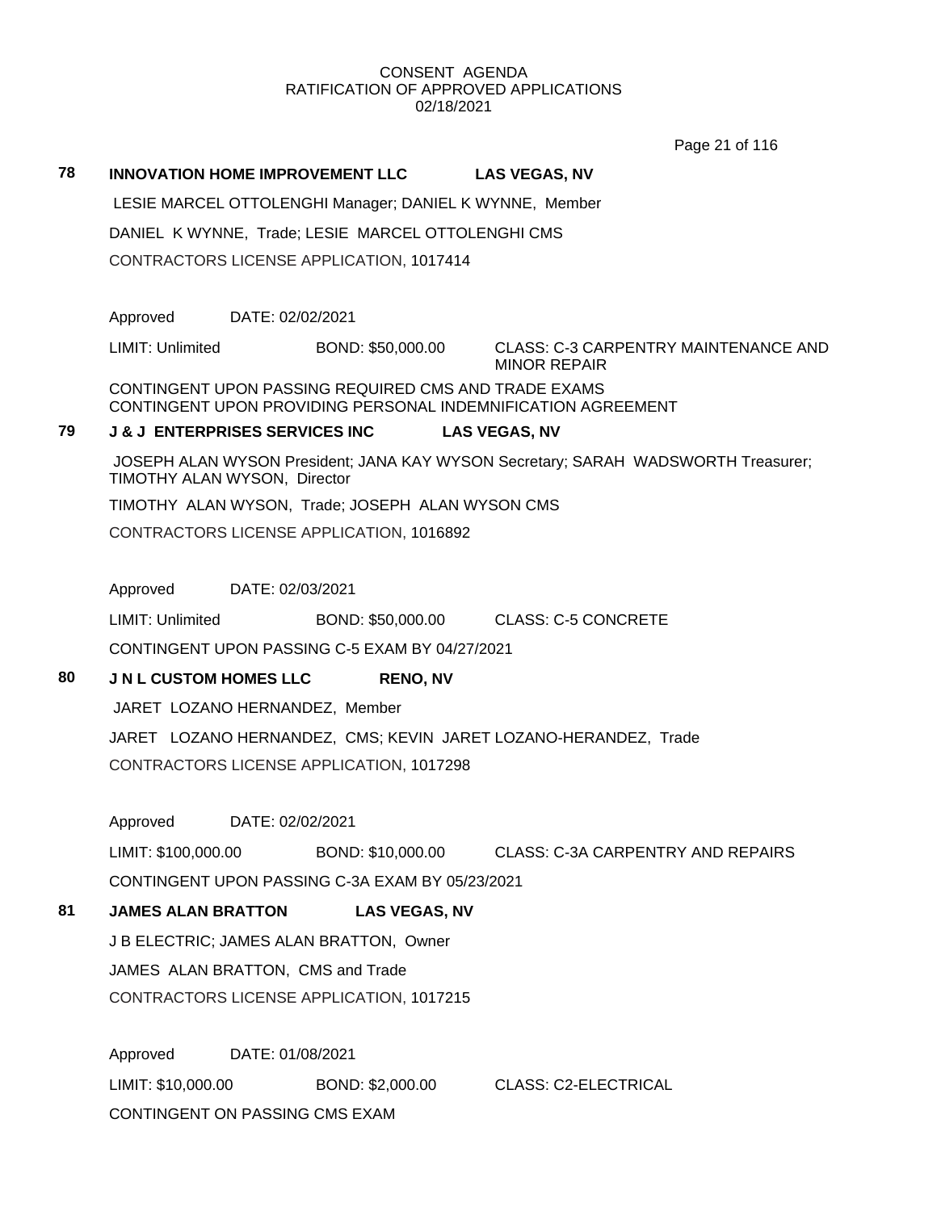CONSENT AGENDA
RATIFICATION OF APPROVED APPLICATIONS
02/18/2021

**78 INNOVATION HOME IMPROVEMENT LLC LAS VEGAS, NV**

LESIE MARCEL OTTOLENGHI Manager; DANIEL K WYNNE, Member

DANIEL K WYNNE, Trade; LESIE MARCEL OTTOLENGHI CMS

CONTRACTORS LICENSE APPLICATION, 1017414

Approved DATE: 02/02/2021

LIMIT: Unlimited BOND: $50,000.00 CLASS: C-3 CARPENTRY MAINTENANCE AND MINOR REPAIR

CONTINGENT UPON PASSING REQUIRED CMS AND TRADE EXAMS
CONTINGENT UPON PROVIDING PERSONAL INDEMNIFICATION AGREEMENT

**79 J & J ENTERPRISES SERVICES INC LAS VEGAS, NV**

JOSEPH ALAN WYSON President; JANA KAY WYSON Secretary; SARAH WADSWORTH Treasurer; TIMOTHY ALAN WYSON, Director

TIMOTHY ALAN WYSON, Trade; JOSEPH ALAN WYSON CMS

CONTRACTORS LICENSE APPLICATION, 1016892

Approved DATE: 02/03/2021

LIMIT: Unlimited BOND: $50,000.00 CLASS: C-5 CONCRETE

CONTINGENT UPON PASSING C-5 EXAM BY 04/27/2021

**80 J N L CUSTOM HOMES LLC RENO, NV**

JARET LOZANO HERNANDEZ, Member

JARET LOZANO HERNANDEZ, CMS; KEVIN JARET LOZANO-HERANDEZ, Trade

CONTRACTORS LICENSE APPLICATION, 1017298

Approved DATE: 02/02/2021

LIMIT: $100,000.00 BOND: $10,000.00 CLASS: C-3A CARPENTRY AND REPAIRS

CONTINGENT UPON PASSING C-3A EXAM BY 05/23/2021

**81 JAMES ALAN BRATTON LAS VEGAS, NV**

J B ELECTRIC; JAMES ALAN BRATTON, Owner

JAMES ALAN BRATTON, CMS and Trade

CONTRACTORS LICENSE APPLICATION, 1017215

Approved DATE: 01/08/2021

LIMIT: $10,000.00 BOND: $2,000.00 CLASS: C2-ELECTRICAL

CONTINGENT ON PASSING CMS EXAM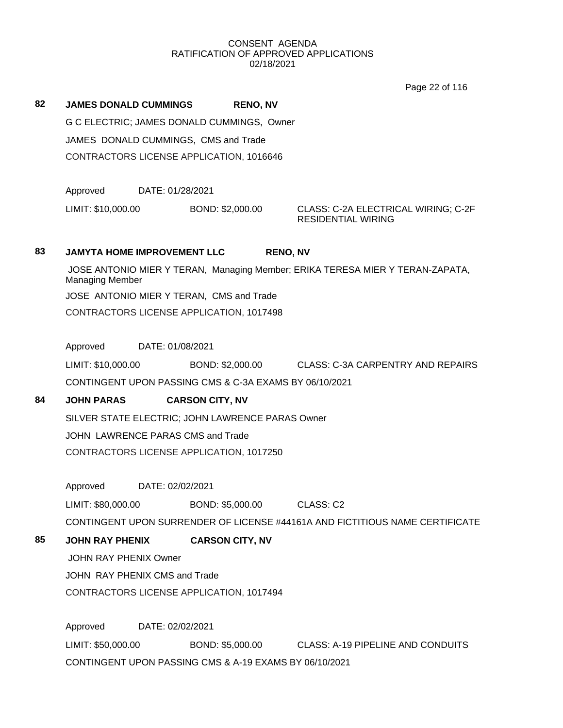CONSENT AGENDA
RATIFICATION OF APPROVED APPLICATIONS
02/18/2021

**82 JAMES DONALD CUMMINGS RENO, NV**

G C ELECTRIC; JAMES DONALD CUMMINGS, Owner

JAMES DONALD CUMMINGS, CMS and Trade

CONTRACTORS LICENSE APPLICATION, 1016646

Approved DATE: 01/28/2021

LIMIT: $10,000.00 BOND: $2,000.00 CLASS: C-2A ELECTRICAL WIRING; C-2F RESIDENTIAL WIRING

**83 JAMYTA HOME IMPROVEMENT LLC RENO, NV**

JOSE ANTONIO MIER Y TERAN, Managing Member; ERIKA TERESA MIER Y TERAN-ZAPATA, Managing Member

JOSE ANTONIO MIER Y TERAN, CMS and Trade

CONTRACTORS LICENSE APPLICATION, 1017498

Approved DATE: 01/08/2021

LIMIT: $10,000.00 BOND: $2,000.00 CLASS: C-3A CARPENTRY AND REPAIRS

CONTINGENT UPON PASSING CMS & C-3A EXAMS BY 06/10/2021

**84 JOHN PARAS CARSON CITY, NV**

SILVER STATE ELECTRIC; JOHN LAWRENCE PARAS Owner

JOHN LAWRENCE PARAS CMS and Trade

CONTRACTORS LICENSE APPLICATION, 1017250

Approved DATE: 02/02/2021

LIMIT: $80,000.00 BOND: $5,000.00 CLASS: C2

CONTINGENT UPON SURRENDER OF LICENSE #44161A AND FICTITIOUS NAME CERTIFICATE

**85 JOHN RAY PHENIX CARSON CITY, NV**

JOHN RAY PHENIX Owner

JOHN RAY PHENIX CMS and Trade

CONTRACTORS LICENSE APPLICATION, 1017494

Approved DATE: 02/02/2021

LIMIT: $50,000.00 BOND: $5,000.00 CLASS: A-19 PIPELINE AND CONDUITS

CONTINGENT UPON PASSING CMS & A-19 EXAMS BY 06/10/2021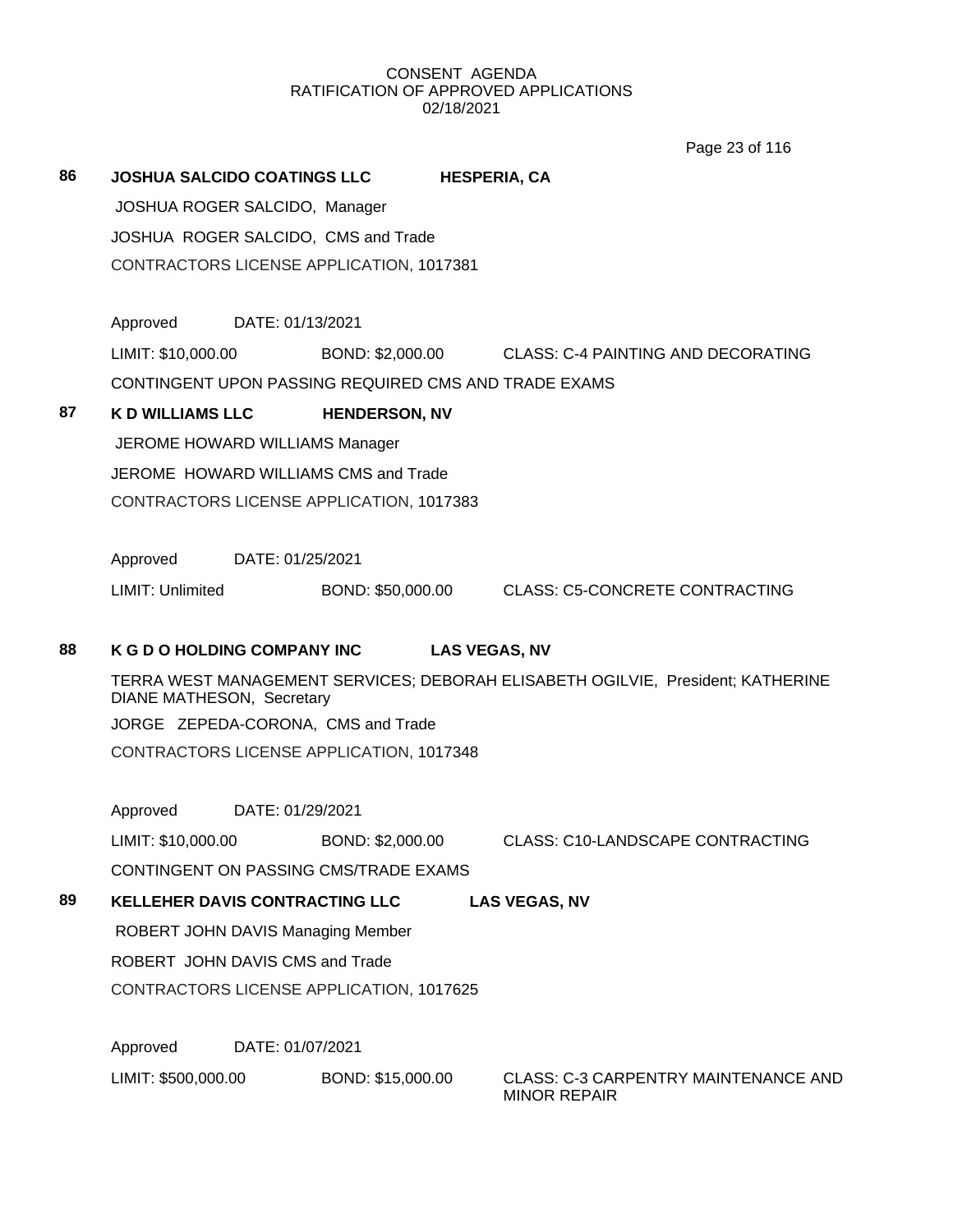CONSENT AGENDA
RATIFICATION OF APPROVED APPLICATIONS
02/18/2021

**86** **JOSHUA SALCIDO COATINGS LLC** **HESPERIA, CA**

JOSHUA ROGER SALCIDO, Manager

JOSHUA ROGER SALCIDO, CMS and Trade

CONTRACTORS LICENSE APPLICATION, 1017381

Approved DATE: 01/13/2021

LIMIT: $10,000.00 BOND: $2,000.00 CLASS: C-4 PAINTING AND DECORATING

CONTINGENT UPON PASSING REQUIRED CMS AND TRADE EXAMS

**87** **K D WILLIAMS LLC** **HENDERSON, NV**

JEROME HOWARD WILLIAMS Manager

JEROME HOWARD WILLIAMS CMS and Trade

CONTRACTORS LICENSE APPLICATION, 1017383

Approved DATE: 01/25/2021

LIMIT: Unlimited BOND: $50,000.00 CLASS: C5-CONCRETE CONTRACTING

**88** **K G D O HOLDING COMPANY INC** **LAS VEGAS, NV**

TERRA WEST MANAGEMENT SERVICES; DEBORAH ELISABETH OGILVIE, President; KATHERINE DIANE MATHESON, Secretary

JORGE ZEPEDA-CORONA, CMS and Trade

CONTRACTORS LICENSE APPLICATION, 1017348

Approved DATE: 01/29/2021

LIMIT: $10,000.00 BOND: $2,000.00 CLASS: C10-LANDSCAPE CONTRACTING

CONTINGENT ON PASSING CMS/TRADE EXAMS

**89** **KELLEHER DAVIS CONTRACTING LLC** **LAS VEGAS, NV**

ROBERT JOHN DAVIS Managing Member

ROBERT JOHN DAVIS CMS and Trade

CONTRACTORS LICENSE APPLICATION, 1017625

Approved DATE: 01/07/2021

LIMIT: $500,000.00 BOND: $15,000.00 CLASS: C-3 CARPENTRY MAINTENANCE AND MINOR REPAIR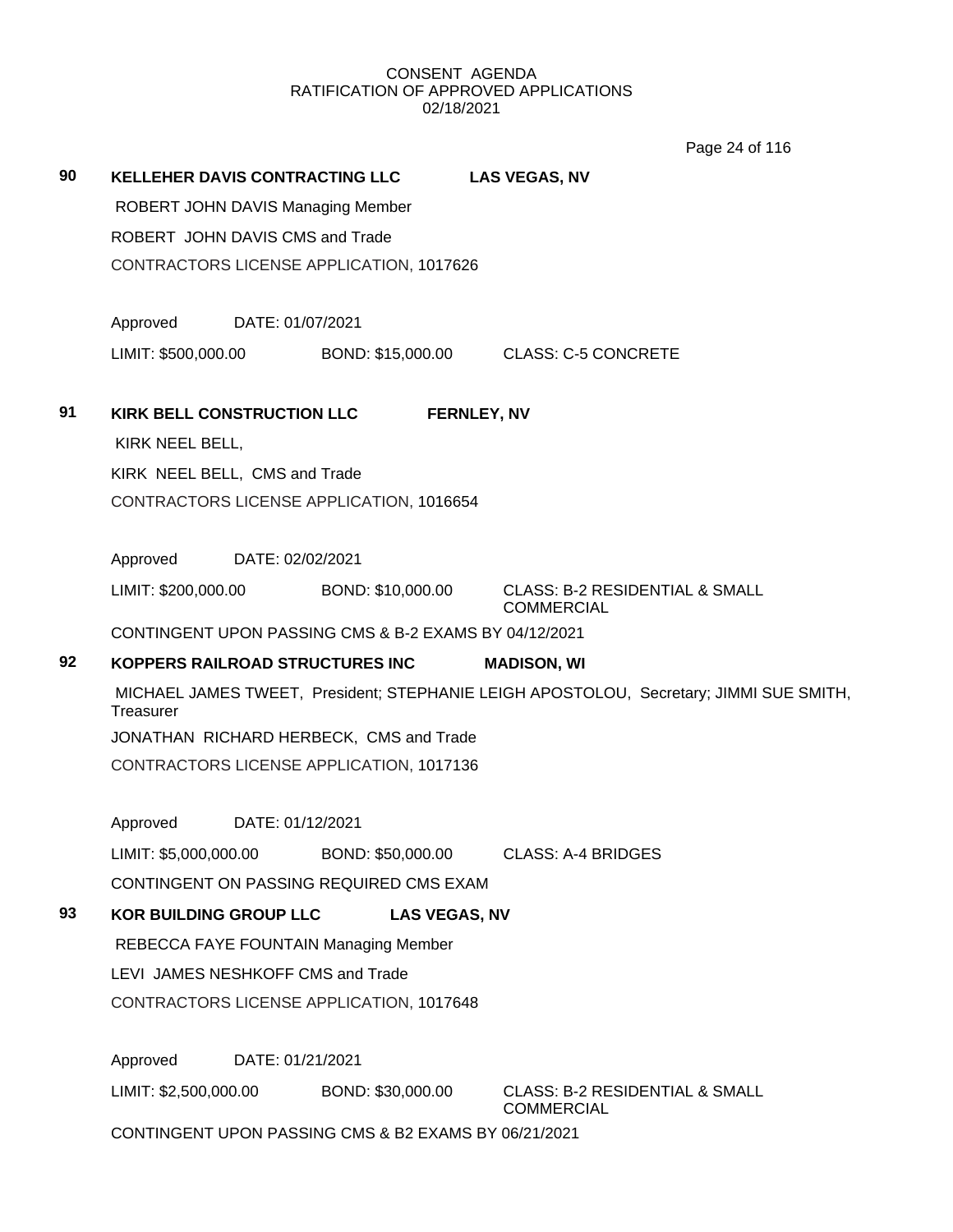CONSENT AGENDA
RATIFICATION OF APPROVED APPLICATIONS
02/18/2021

**90 KELLEHER DAVIS CONTRACTING LLC LAS VEGAS, NV**

ROBERT JOHN DAVIS Managing Member

ROBERT JOHN DAVIS CMS and Trade

CONTRACTORS LICENSE APPLICATION, 1017626

Approved DATE: 01/07/2021

LIMIT: $500,000.00 BOND: $15,000.00 CLASS: C-5 CONCRETE

**91 KIRK BELL CONSTRUCTION LLC FERNLEY, NV**

KIRK NEEL BELL,

KIRK NEEL BELL, CMS and Trade

CONTRACTORS LICENSE APPLICATION, 1016654

Approved DATE: 02/02/2021

LIMIT: $200,000.00 BOND: $10,000.00 CLASS: B-2 RESIDENTIAL & SMALL COMMERCIAL

CONTINGENT UPON PASSING CMS & B-2 EXAMS BY 04/12/2021

**92 KOPPERS RAILROAD STRUCTURES INC MADISON, WI**

MICHAEL JAMES TWEET, President; STEPHANIE LEIGH APOSTOLOU, Secretary; JIMMI SUE SMITH, Treasurer

JONATHAN RICHARD HERBECK, CMS and Trade

CONTRACTORS LICENSE APPLICATION, 1017136

Approved DATE: 01/12/2021

LIMIT: $5,000,000.00 BOND: $50,000.00 CLASS: A-4 BRIDGES

CONTINGENT ON PASSING REQUIRED CMS EXAM

**93 KOR BUILDING GROUP LLC LAS VEGAS, NV**

REBECCA FAYE FOUNTAIN Managing Member

LEVI JAMES NESHKOFF CMS and Trade

CONTRACTORS LICENSE APPLICATION, 1017648

Approved DATE: 01/21/2021

LIMIT: $2,500,000.00 BOND: $30,000.00 CLASS: B-2 RESIDENTIAL & SMALL COMMERCIAL

CONTINGENT UPON PASSING CMS & B2 EXAMS BY 06/21/2021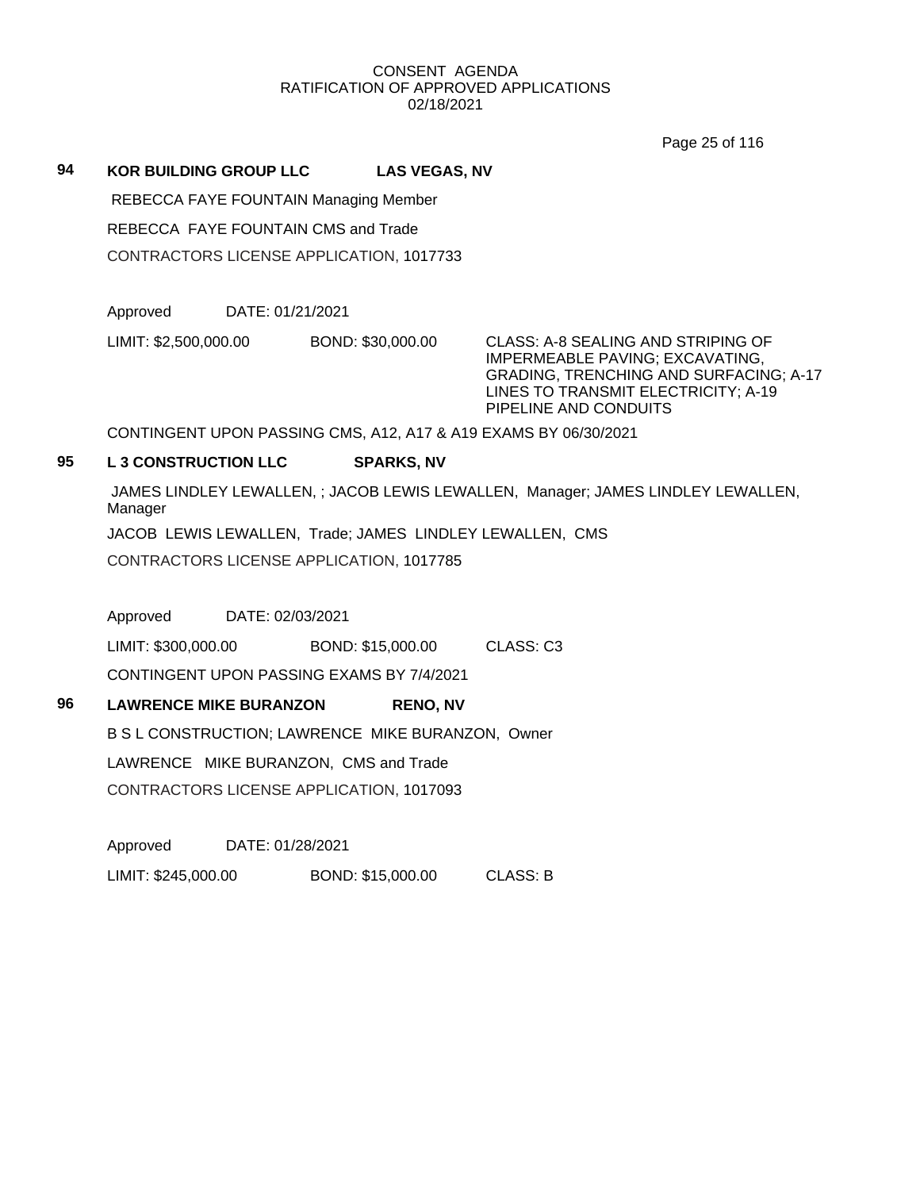CONSENT AGENDA
RATIFICATION OF APPROVED APPLICATIONS
02/18/2021

**94 KOR BUILDING GROUP LLC LAS VEGAS, NV**

REBECCA FAYE FOUNTAIN Managing Member

REBECCA FAYE FOUNTAIN CMS and Trade

CONTRACTORS LICENSE APPLICATION, 1017733

Approved DATE: 01/21/2021

LIMIT: $2,500,000.00 BOND: $30,000.00 CLASS: A-8 SEALING AND STRIPING OF IMPERMEABLE PAVING; EXCAVATING, GRADING, TRENCHING AND SURFACING; A-17 LINES TO TRANSMIT ELECTRICITY; A-19 PIPELINE AND CONDUITS

CONTINGENT UPON PASSING CMS, A12, A17 & A19 EXAMS BY 06/30/2021

**95 L 3 CONSTRUCTION LLC SPARKS, NV**

JAMES LINDLEY LEWALLEN, ; JACOB LEWIS LEWALLEN, Manager; JAMES LINDLEY LEWALLEN, Manager

JACOB LEWIS LEWALLEN, Trade; JAMES LINDLEY LEWALLEN, CMS

CONTRACTORS LICENSE APPLICATION, 1017785

Approved DATE: 02/03/2021

LIMIT: $300,000.00 BOND: $15,000.00 CLASS: C3

CONTINGENT UPON PASSING EXAMS BY 7/4/2021

**96 LAWRENCE MIKE BURANZON RENO, NV**

B S L CONSTRUCTION; LAWRENCE MIKE BURANZON, Owner

LAWRENCE MIKE BURANZON, CMS and Trade

CONTRACTORS LICENSE APPLICATION, 1017093

Approved DATE: 01/28/2021

LIMIT: $245,000.00 BOND: $15,000.00 CLASS: B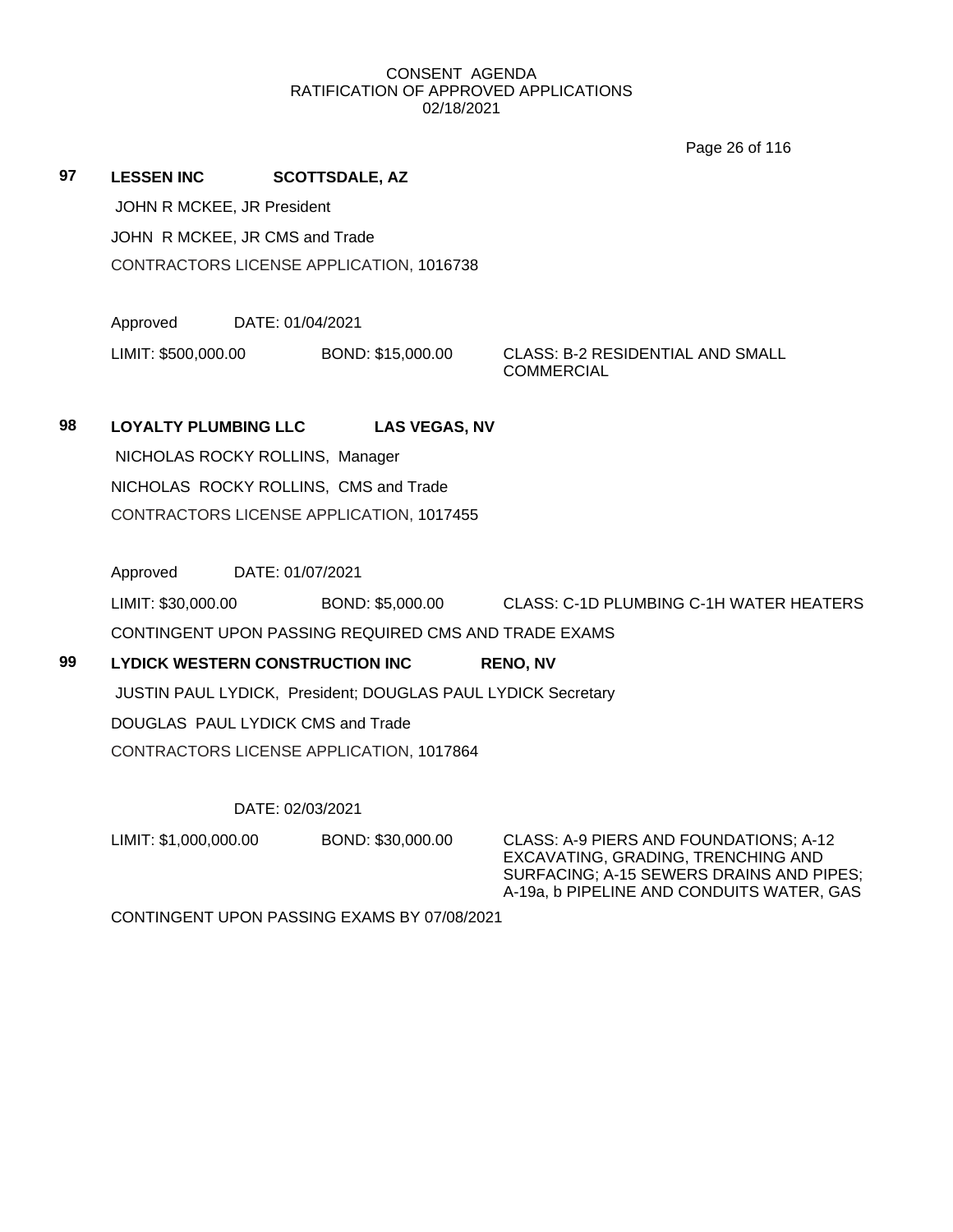CONSENT AGENDA
RATIFICATION OF APPROVED APPLICATIONS
02/18/2021

**97 LESSEN INC SCOTTSDALE, AZ**

JOHN R MCKEE, JR President

JOHN R MCKEE, JR CMS and Trade

CONTRACTORS LICENSE APPLICATION, 1016738

Approved DATE: 01/04/2021

LIMIT: $500,000.00 BOND: $15,000.00 CLASS: B-2 RESIDENTIAL AND SMALL COMMERCIAL

**98 LOYALTY PLUMBING LLC LAS VEGAS, NV**

NICHOLAS ROCKY ROLLINS, Manager

NICHOLAS ROCKY ROLLINS, CMS and Trade

CONTRACTORS LICENSE APPLICATION, 1017455

Approved DATE: 01/07/2021

LIMIT: $30,000.00 BOND: $5,000.00 CLASS: C-1D PLUMBING C-1H WATER HEATERS

CONTINGENT UPON PASSING REQUIRED CMS AND TRADE EXAMS

**99 LYDICK WESTERN CONSTRUCTION INC RENO, NV**

JUSTIN PAUL LYDICK, President; DOUGLAS PAUL LYDICK Secretary

DOUGLAS PAUL LYDICK CMS and Trade

CONTRACTORS LICENSE APPLICATION, 1017864

DATE: 02/03/2021

LIMIT: $1,000,000.00 BOND: $30,000.00 CLASS: A-9 PIERS AND FOUNDATIONS; A-12 EXCAVATING, GRADING, TRENCHING AND SURFACING; A-15 SEWERS DRAINS AND PIPES; A-19a, b PIPELINE AND CONDUITS WATER, GAS

CONTINGENT UPON PASSING EXAMS BY 07/08/2021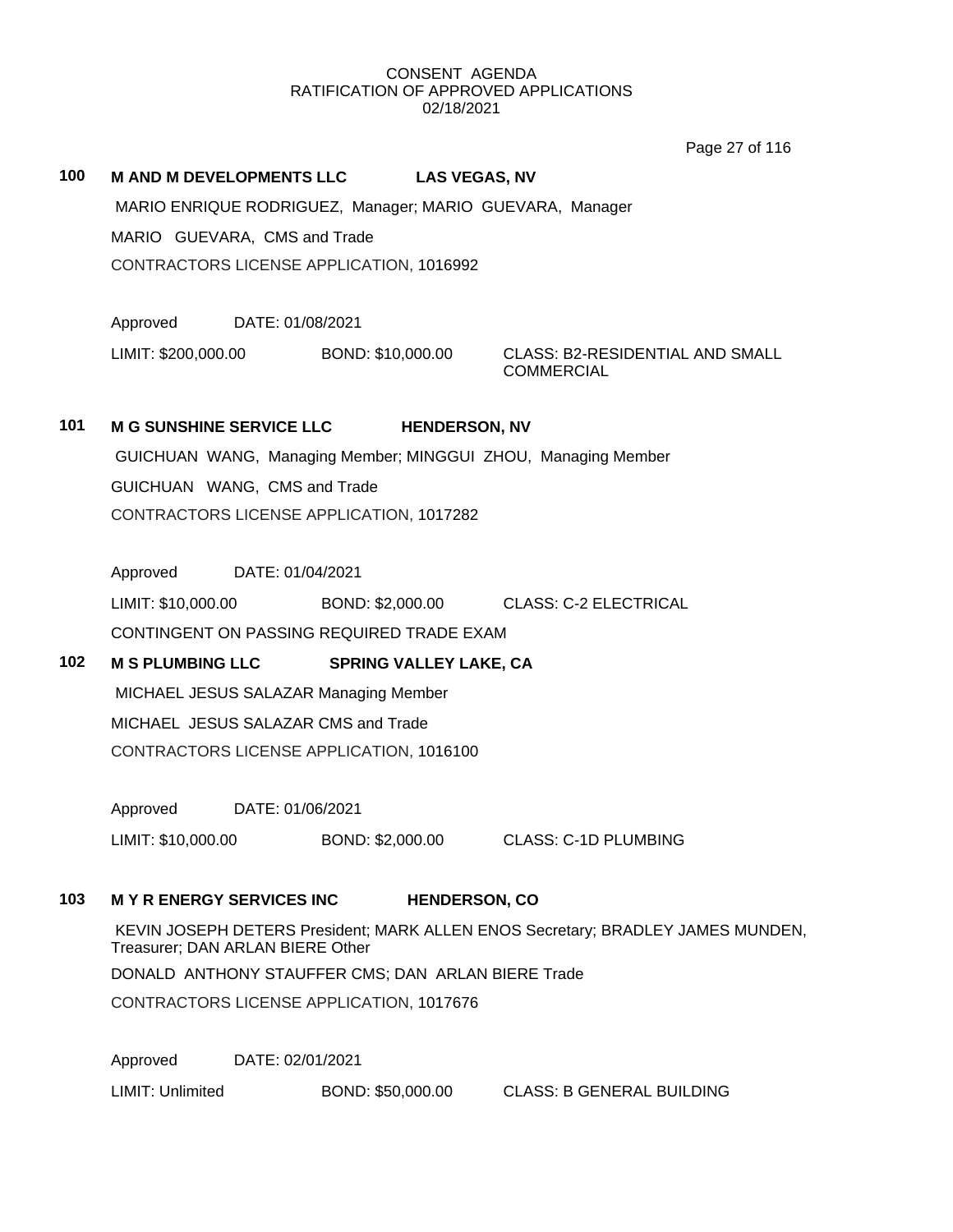CONSENT AGENDA
RATIFICATION OF APPROVED APPLICATIONS
02/18/2021

**100 M AND M DEVELOPMENTS LLC LAS VEGAS, NV**

MARIO ENRIQUE RODRIGUEZ, Manager; MARIO GUEVARA, Manager

MARIO GUEVARA, CMS and Trade

CONTRACTORS LICENSE APPLICATION, 1016992

Approved DATE: 01/08/2021

LIMIT: $200,000.00 BOND: $10,000.00 CLASS: B2-RESIDENTIAL AND SMALL COMMERCIAL

**101 M G SUNSHINE SERVICE LLC HENDERSON, NV**

GUICHUAN WANG, Managing Member; MINGGUI ZHOU, Managing Member

GUICHUAN WANG, CMS and Trade

CONTRACTORS LICENSE APPLICATION, 1017282

Approved DATE: 01/04/2021

LIMIT: $10,000.00 BOND: $2,000.00 CLASS: C-2 ELECTRICAL

CONTINGENT ON PASSING REQUIRED TRADE EXAM

**102 M S PLUMBING LLC SPRING VALLEY LAKE, CA**

MICHAEL JESUS SALAZAR Managing Member

MICHAEL JESUS SALAZAR CMS and Trade

CONTRACTORS LICENSE APPLICATION, 1016100

Approved DATE: 01/06/2021

LIMIT: $10,000.00 BOND: $2,000.00 CLASS: C-1D PLUMBING

**103 M Y R ENERGY SERVICES INC HENDERSON, CO**

KEVIN JOSEPH DETERS President; MARK ALLEN ENOS Secretary; BRADLEY JAMES MUNDEN, Treasurer; DAN ARLAN BIERE Other

DONALD ANTHONY STAUFFER CMS; DAN ARLAN BIERE Trade

CONTRACTORS LICENSE APPLICATION, 1017676

Approved DATE: 02/01/2021

LIMIT: Unlimited BOND: $50,000.00 CLASS: B GENERAL BUILDING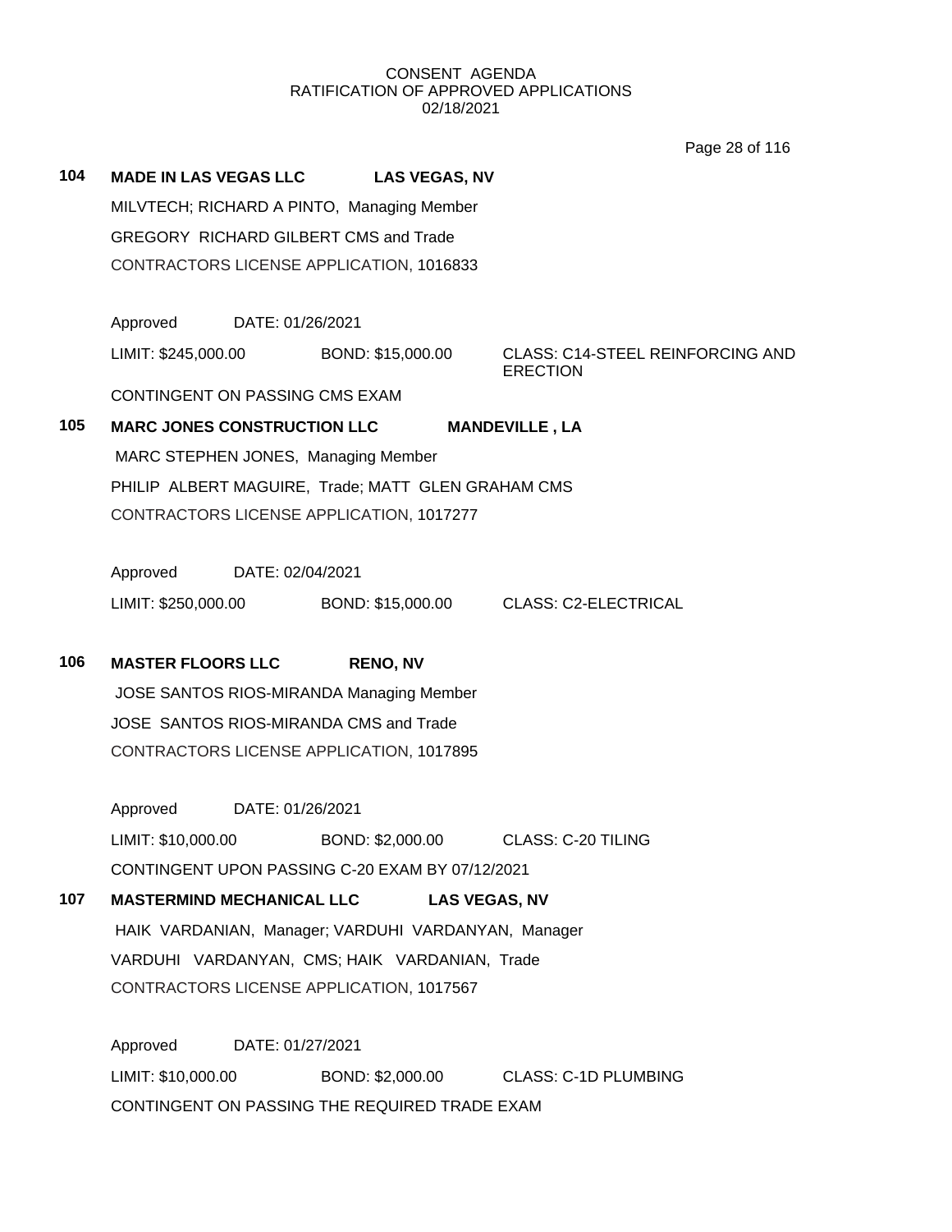CONSENT AGENDA
RATIFICATION OF APPROVED APPLICATIONS
02/18/2021

**104 MADE IN LAS VEGAS LLC LAS VEGAS, NV**

MILVTECH; RICHARD A PINTO, Managing Member

GREGORY RICHARD GILBERT CMS and Trade

CONTRACTORS LICENSE APPLICATION, 1016833

Approved DATE: 01/26/2021

LIMIT: $245,000.00 BOND: $15,000.00 CLASS: C14-STEEL REINFORCING AND ERECTION

CONTINGENT ON PASSING CMS EXAM

**105 MARC JONES CONSTRUCTION LLC MANDEVILLE , LA**

MARC STEPHEN JONES, Managing Member

PHILIP ALBERT MAGUIRE, Trade; MATT GLEN GRAHAM CMS

CONTRACTORS LICENSE APPLICATION, 1017277

Approved DATE: 02/04/2021

LIMIT: $250,000.00 BOND: $15,000.00 CLASS: C2-ELECTRICAL

**106 MASTER FLOORS LLC RENO, NV**

JOSE SANTOS RIOS-MIRANDA Managing Member

JOSE SANTOS RIOS-MIRANDA CMS and Trade

CONTRACTORS LICENSE APPLICATION, 1017895

Approved DATE: 01/26/2021

LIMIT: $10,000.00 BOND: $2,000.00 CLASS: C-20 TILING

CONTINGENT UPON PASSING C-20 EXAM BY 07/12/2021

**107 MASTERMIND MECHANICAL LLC LAS VEGAS, NV**

HAIK VARDANIAN, Manager; VARDUHI VARDANYAN, Manager

VARDUHI VARDANYAN, CMS; HAIK VARDANIAN, Trade

CONTRACTORS LICENSE APPLICATION, 1017567

Approved DATE: 01/27/2021

LIMIT: $10,000.00 BOND: $2,000.00 CLASS: C-1D PLUMBING

CONTINGENT ON PASSING THE REQUIRED TRADE EXAM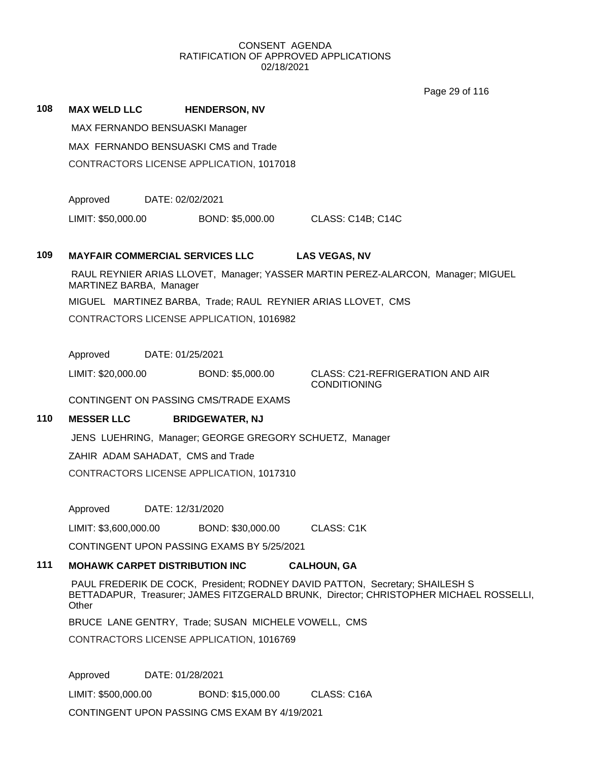CONSENT AGENDA
RATIFICATION OF APPROVED APPLICATIONS
02/18/2021

## 108 MAX WELD LLC HENDERSON, NV

MAX FERNANDO BENSUASKI Manager

MAX FERNANDO BENSUASKI CMS and Trade

CONTRACTORS LICENSE APPLICATION, 1017018

Approved DATE: 02/02/2021

LIMIT: $50,000.00 BOND: $5,000.00 CLASS: C14B; C14C

## 109 MAYFAIR COMMERCIAL SERVICES LLC LAS VEGAS, NV

RAUL REYNIER ARIAS LLOVET, Manager; YASSER MARTIN PEREZ-ALARCON, Manager; MIGUEL MARTINEZ BARBA, Manager

MIGUEL MARTINEZ BARBA, Trade; RAUL REYNIER ARIAS LLOVET, CMS

CONTRACTORS LICENSE APPLICATION, 1016982

Approved DATE: 01/25/2021

LIMIT: $20,000.00 BOND: $5,000.00 CLASS: C21-REFRIGERATION AND AIR CONDITIONING

CONTINGENT ON PASSING CMS/TRADE EXAMS

## 110 MESSER LLC BRIDGEWATER, NJ

JENS LUEHRING, Manager; GEORGE GREGORY SCHUETZ, Manager

ZAHIR ADAM SAHADAT, CMS and Trade

CONTRACTORS LICENSE APPLICATION, 1017310

Approved DATE: 12/31/2020

LIMIT: $3,600,000.00 BOND: $30,000.00 CLASS: C1K

CONTINGENT UPON PASSING EXAMS BY 5/25/2021

## 111 MOHAWK CARPET DISTRIBUTION INC CALHOUN, GA

PAUL FREDERIK DE COCK, President; RODNEY DAVID PATTON, Secretary; SHAILESH S BETTADAPUR, Treasurer; JAMES FITZGERALD BRUNK, Director; CHRISTOPHER MICHAEL ROSSELLI, Other

BRUCE LANE GENTRY, Trade; SUSAN MICHELE VOWELL, CMS

CONTRACTORS LICENSE APPLICATION, 1016769

Approved DATE: 01/28/2021

LIMIT: $500,000.00 BOND: $15,000.00 CLASS: C16A

CONTINGENT UPON PASSING CMS EXAM BY 4/19/2021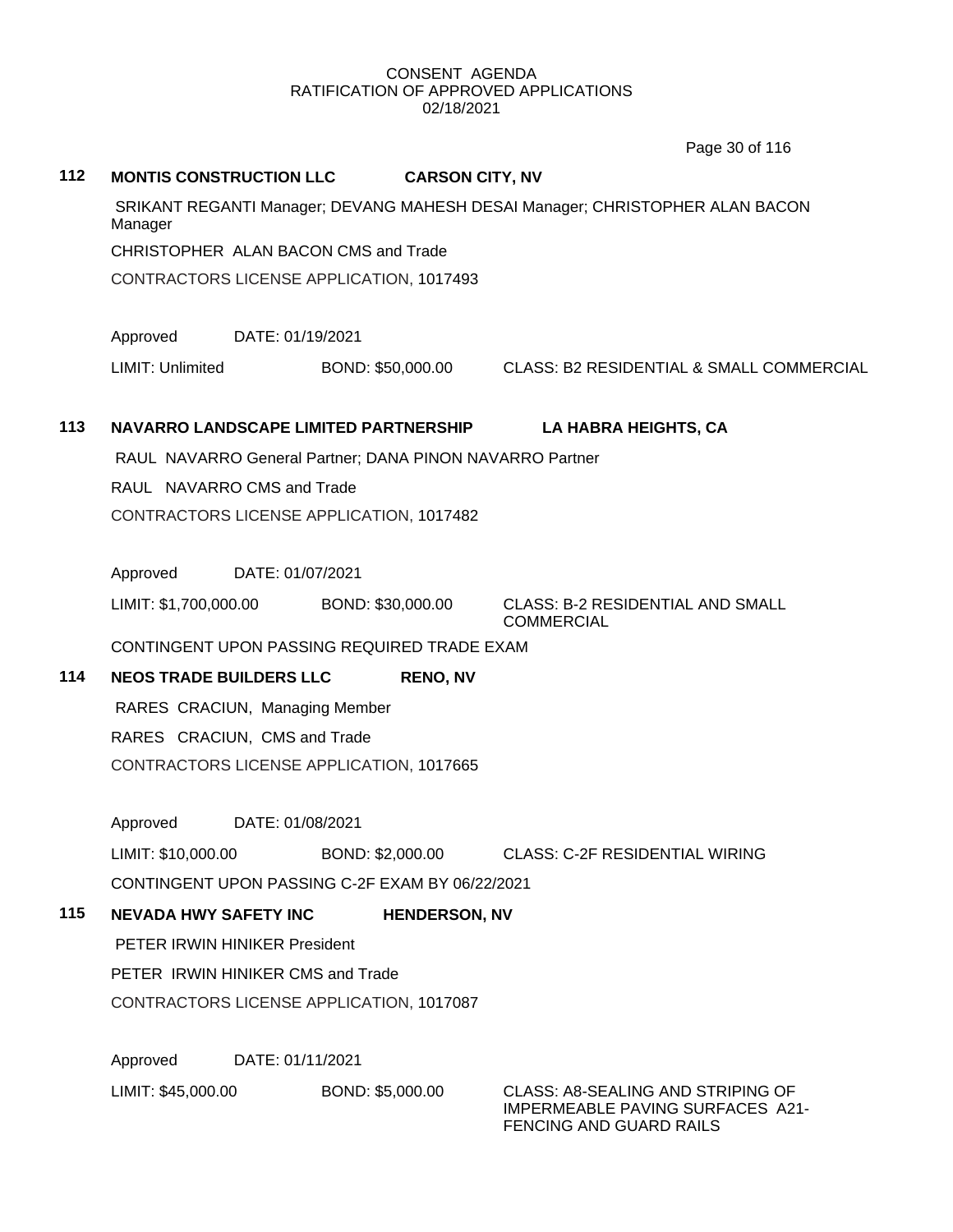CONSENT AGENDA
RATIFICATION OF APPROVED APPLICATIONS
02/18/2021

**112 MONTIS CONSTRUCTION LLC CARSON CITY, NV**

SRIKANT REGANTI Manager; DEVANG MAHESH DESAI Manager; CHRISTOPHER ALAN BACON Manager

CHRISTOPHER ALAN BACON CMS and Trade

CONTRACTORS LICENSE APPLICATION, 1017493

Approved DATE: 01/19/2021

LIMIT: Unlimited BOND: $50,000.00 CLASS: B2 RESIDENTIAL & SMALL COMMERCIAL

**113 NAVARRO LANDSCAPE LIMITED PARTNERSHIP LA HABRA HEIGHTS, CA**

RAUL NAVARRO General Partner; DANA PINON NAVARRO Partner

RAUL NAVARRO CMS and Trade

CONTRACTORS LICENSE APPLICATION, 1017482

Approved DATE: 01/07/2021

LIMIT: $1,700,000.00 BOND: $30,000.00 CLASS: B-2 RESIDENTIAL AND SMALL COMMERCIAL

CONTINGENT UPON PASSING REQUIRED TRADE EXAM

**114 NEOS TRADE BUILDERS LLC RENO, NV**

RARES CRACIUN, Managing Member

RARES CRACIUN, CMS and Trade

CONTRACTORS LICENSE APPLICATION, 1017665

Approved DATE: 01/08/2021

LIMIT: $10,000.00 BOND: $2,000.00 CLASS: C-2F RESIDENTIAL WIRING

CONTINGENT UPON PASSING C-2F EXAM BY 06/22/2021

**115 NEVADA HWY SAFETY INC HENDERSON, NV**

PETER IRWIN HINIKER President

PETER IRWIN HINIKER CMS and Trade

CONTRACTORS LICENSE APPLICATION, 1017087

Approved DATE: 01/11/2021

LIMIT: $45,000.00 BOND: $5,000.00 CLASS: A8-SEALING AND STRIPING OF IMPERMEABLE PAVING SURFACES A21-FENCING AND GUARD RAILS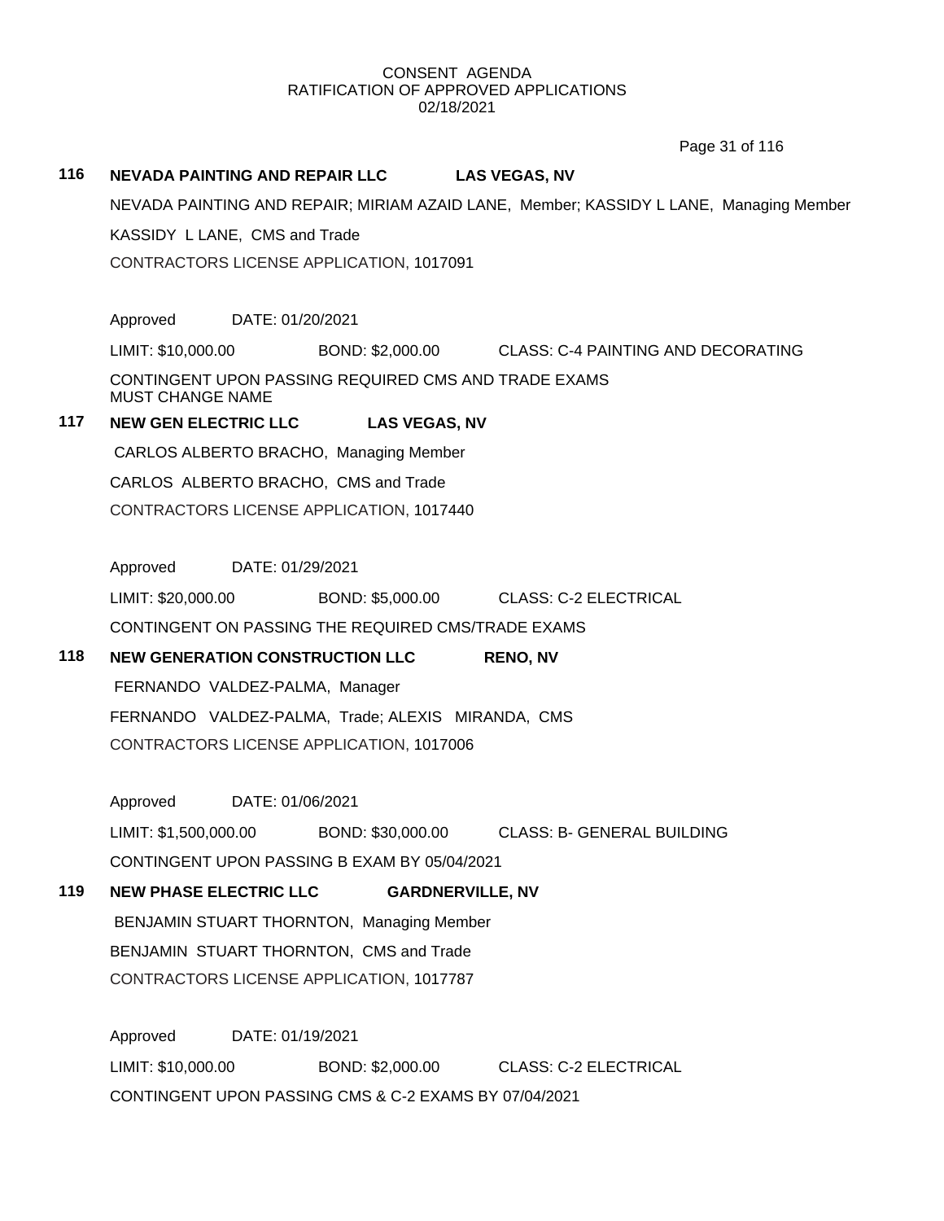CONSENT AGENDA
RATIFICATION OF APPROVED APPLICATIONS
02/18/2021

**116 NEVADA PAINTING AND REPAIR LLC LAS VEGAS, NV**

NEVADA PAINTING AND REPAIR; MIRIAM AZAID LANE, Member; KASSIDY L LANE, Managing Member

KASSIDY L LANE, CMS and Trade

CONTRACTORS LICENSE APPLICATION, 1017091

Approved DATE: 01/20/2021

LIMIT: $10,000.00 BOND: $2,000.00 CLASS: C-4 PAINTING AND DECORATING

CONTINGENT UPON PASSING REQUIRED CMS AND TRADE EXAMS
MUST CHANGE NAME

**117 NEW GEN ELECTRIC LLC LAS VEGAS, NV**

CARLOS ALBERTO BRACHO, Managing Member

CARLOS ALBERTO BRACHO, CMS and Trade

CONTRACTORS LICENSE APPLICATION, 1017440

Approved DATE: 01/29/2021

LIMIT: $20,000.00 BOND: $5,000.00 CLASS: C-2 ELECTRICAL

CONTINGENT ON PASSING THE REQUIRED CMS/TRADE EXAMS

**118 NEW GENERATION CONSTRUCTION LLC RENO, NV**

FERNANDO VALDEZ-PALMA, Manager

FERNANDO VALDEZ-PALMA, Trade; ALEXIS MIRANDA, CMS

CONTRACTORS LICENSE APPLICATION, 1017006

Approved DATE: 01/06/2021

LIMIT: $1,500,000.00 BOND: $30,000.00 CLASS: B- GENERAL BUILDING

CONTINGENT UPON PASSING B EXAM BY 05/04/2021

**119 NEW PHASE ELECTRIC LLC GARDNERVILLE, NV**

BENJAMIN STUART THORNTON, Managing Member

BENJAMIN STUART THORNTON, CMS and Trade

CONTRACTORS LICENSE APPLICATION, 1017787

Approved DATE: 01/19/2021

LIMIT: $10,000.00 BOND: $2,000.00 CLASS: C-2 ELECTRICAL

CONTINGENT UPON PASSING CMS & C-2 EXAMS BY 07/04/2021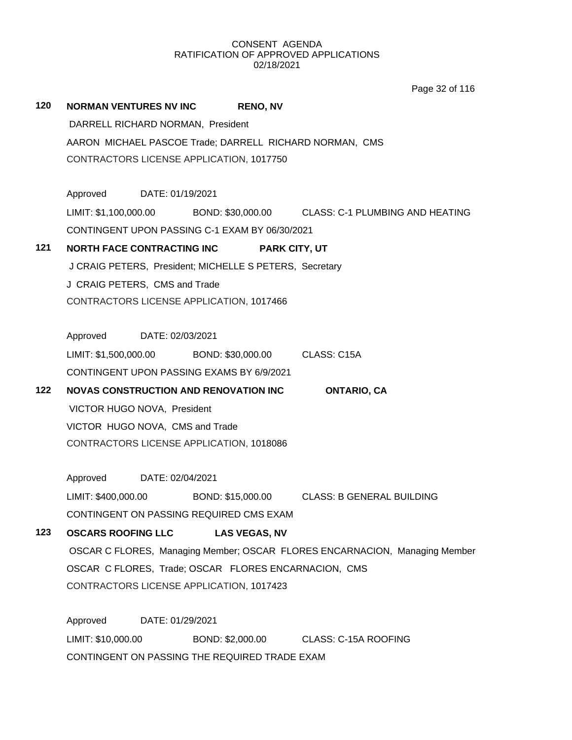CONSENT AGENDA
RATIFICATION OF APPROVED APPLICATIONS
02/18/2021

**120 NORMAN VENTURES NV INC RENO, NV**

DARRELL RICHARD NORMAN, President

AARON MICHAEL PASCOE Trade; DARRELL RICHARD NORMAN, CMS

CONTRACTORS LICENSE APPLICATION, 1017750

Approved DATE: 01/19/2021

LIMIT: $1,100,000.00 BOND: $30,000.00 CLASS: C-1 PLUMBING AND HEATING

CONTINGENT UPON PASSING C-1 EXAM BY 06/30/2021

**121 NORTH FACE CONTRACTING INC PARK CITY, UT**

J CRAIG PETERS, President; MICHELLE S PETERS, Secretary

J CRAIG PETERS, CMS and Trade

CONTRACTORS LICENSE APPLICATION, 1017466

Approved DATE: 02/03/2021

LIMIT: $1,500,000.00 BOND: $30,000.00 CLASS: C15A

CONTINGENT UPON PASSING EXAMS BY 6/9/2021

**122 NOVAS CONSTRUCTION AND RENOVATION INC ONTARIO, CA**

VICTOR HUGO NOVA, President

VICTOR HUGO NOVA, CMS and Trade

CONTRACTORS LICENSE APPLICATION, 1018086

Approved DATE: 02/04/2021

LIMIT: $400,000.00 BOND: $15,000.00 CLASS: B GENERAL BUILDING

CONTINGENT ON PASSING REQUIRED CMS EXAM

**123 OSCARS ROOFING LLC LAS VEGAS, NV**

OSCAR C FLORES, Managing Member; OSCAR FLORES ENCARNACION, Managing Member

OSCAR C FLORES, Trade; OSCAR FLORES ENCARNACION, CMS

CONTRACTORS LICENSE APPLICATION, 1017423

Approved DATE: 01/29/2021

LIMIT: $10,000.00 BOND: $2,000.00 CLASS: C-15A ROOFING

CONTINGENT ON PASSING THE REQUIRED TRADE EXAM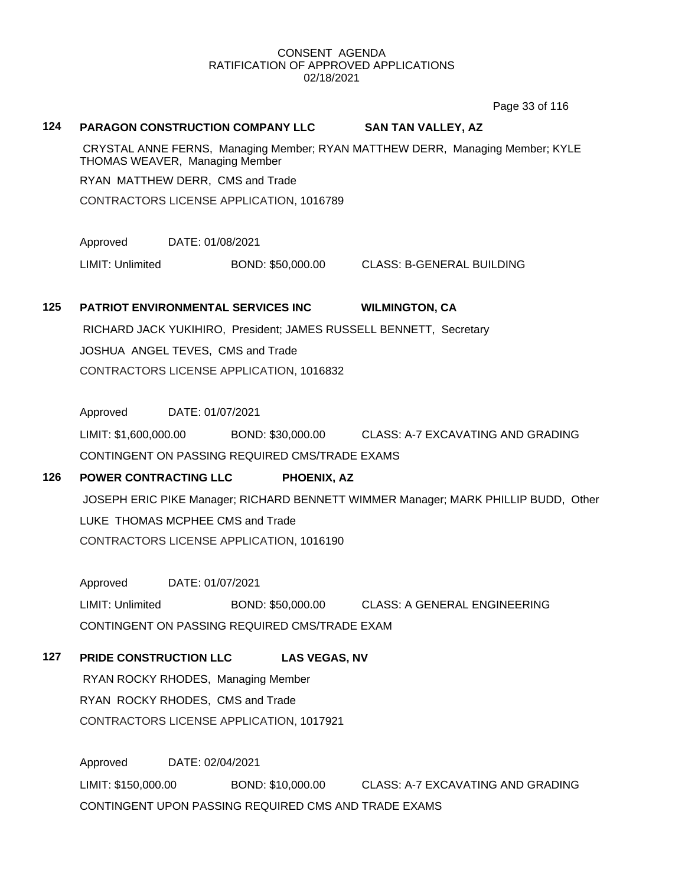CONSENT AGENDA
RATIFICATION OF APPROVED APPLICATIONS
02/18/2021

**124 PARAGON CONSTRUCTION COMPANY LLC SAN TAN VALLEY, AZ**

CRYSTAL ANNE FERNS, Managing Member; RYAN MATTHEW DERR, Managing Member; KYLE THOMAS WEAVER, Managing Member

RYAN MATTHEW DERR, CMS and Trade

CONTRACTORS LICENSE APPLICATION, 1016789

Approved DATE: 01/08/2021

LIMIT: Unlimited BOND: $50,000.00 CLASS: B-GENERAL BUILDING

**125 PATRIOT ENVIRONMENTAL SERVICES INC WILMINGTON, CA**

RICHARD JACK YUKIHIRO, President; JAMES RUSSELL BENNETT, Secretary

JOSHUA ANGEL TEVES, CMS and Trade

CONTRACTORS LICENSE APPLICATION, 1016832

Approved DATE: 01/07/2021

LIMIT: $1,600,000.00 BOND: $30,000.00 CLASS: A-7 EXCAVATING AND GRADING

CONTINGENT ON PASSING REQUIRED CMS/TRADE EXAMS

**126 POWER CONTRACTING LLC PHOENIX, AZ**

JOSEPH ERIC PIKE Manager; RICHARD BENNETT WIMMER Manager; MARK PHILLIP BUDD, Other

LUKE THOMAS MCPHEE CMS and Trade

CONTRACTORS LICENSE APPLICATION, 1016190

Approved DATE: 01/07/2021

LIMIT: Unlimited BOND: $50,000.00 CLASS: A GENERAL ENGINEERING

CONTINGENT ON PASSING REQUIRED CMS/TRADE EXAM

**127 PRIDE CONSTRUCTION LLC LAS VEGAS, NV**

RYAN ROCKY RHODES, Managing Member

RYAN ROCKY RHODES, CMS and Trade

CONTRACTORS LICENSE APPLICATION, 1017921

Approved DATE: 02/04/2021

LIMIT: $150,000.00 BOND: $10,000.00 CLASS: A-7 EXCAVATING AND GRADING

CONTINGENT UPON PASSING REQUIRED CMS AND TRADE EXAMS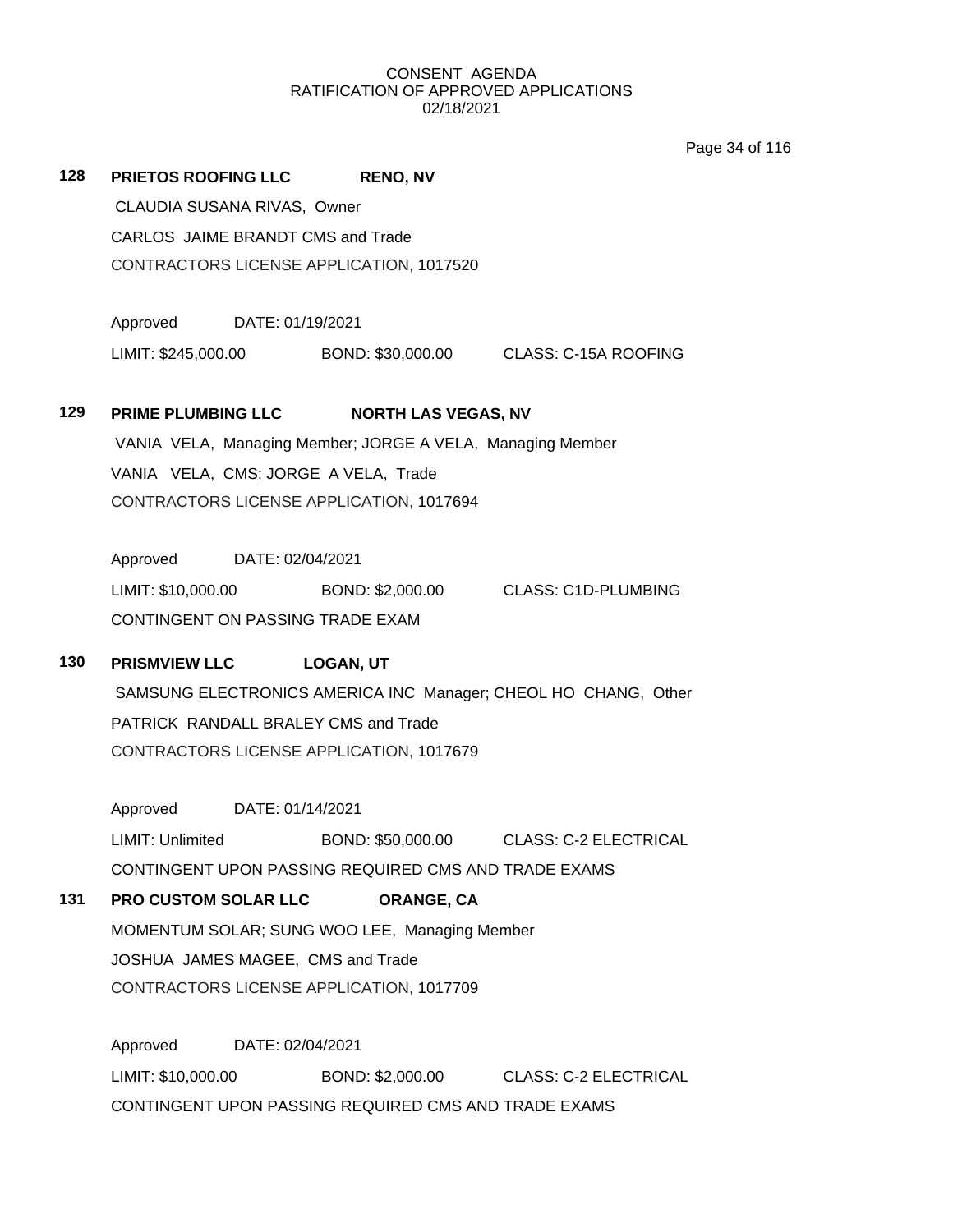CONSENT AGENDA
RATIFICATION OF APPROVED APPLICATIONS
02/18/2021

**128 PRIETOS ROOFING LLC RENO, NV**

CLAUDIA SUSANA RIVAS, Owner

CARLOS JAIME BRANDT CMS and Trade

CONTRACTORS LICENSE APPLICATION, 1017520

Approved DATE: 01/19/2021

LIMIT: $245,000.00 BOND: $30,000.00 CLASS: C-15A ROOFING

**129 PRIME PLUMBING LLC NORTH LAS VEGAS, NV**

VANIA VELA, Managing Member; JORGE A VELA, Managing Member

VANIA VELA, CMS; JORGE A VELA, Trade

CONTRACTORS LICENSE APPLICATION, 1017694

Approved DATE: 02/04/2021

LIMIT: $10,000.00 BOND: $2,000.00 CLASS: C1D-PLUMBING

CONTINGENT ON PASSING TRADE EXAM

**130 PRISMVIEW LLC LOGAN, UT**

SAMSUNG ELECTRONICS AMERICA INC Manager; CHEOL HO CHANG, Other

PATRICK RANDALL BRALEY CMS and Trade

CONTRACTORS LICENSE APPLICATION, 1017679

Approved DATE: 01/14/2021

LIMIT: Unlimited BOND: $50,000.00 CLASS: C-2 ELECTRICAL

CONTINGENT UPON PASSING REQUIRED CMS AND TRADE EXAMS

**131 PRO CUSTOM SOLAR LLC ORANGE, CA**

MOMENTUM SOLAR; SUNG WOO LEE, Managing Member

JOSHUA JAMES MAGEE, CMS and Trade

CONTRACTORS LICENSE APPLICATION, 1017709

Approved DATE: 02/04/2021

LIMIT: $10,000.00 BOND: $2,000.00 CLASS: C-2 ELECTRICAL

CONTINGENT UPON PASSING REQUIRED CMS AND TRADE EXAMS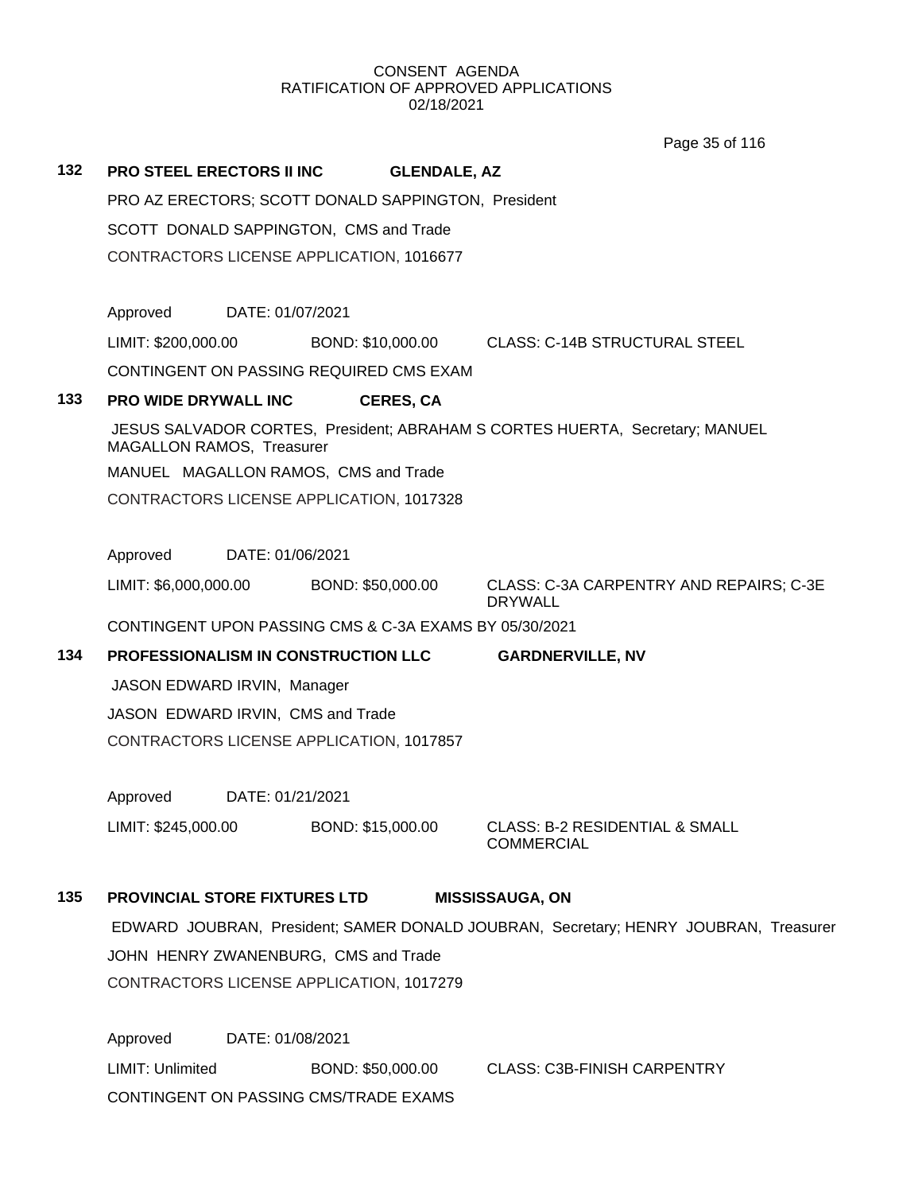CONSENT AGENDA
RATIFICATION OF APPROVED APPLICATIONS
02/18/2021

**132 PRO STEEL ERECTORS II INC GLENDALE, AZ**

PRO AZ ERECTORS; SCOTT DONALD SAPPINGTON, President

SCOTT DONALD SAPPINGTON, CMS and Trade

CONTRACTORS LICENSE APPLICATION, 1016677

Approved DATE: 01/07/2021

LIMIT: $200,000.00 BOND: $10,000.00 CLASS: C-14B STRUCTURAL STEEL

CONTINGENT ON PASSING REQUIRED CMS EXAM

**133 PRO WIDE DRYWALL INC CERES, CA**

JESUS SALVADOR CORTES, President; ABRAHAM S CORTES HUERTA, Secretary; MANUEL MAGALLON RAMOS, Treasurer

MANUEL MAGALLON RAMOS, CMS and Trade

CONTRACTORS LICENSE APPLICATION, 1017328

Approved DATE: 01/06/2021

LIMIT: $6,000,000.00 BOND: $50,000.00 CLASS: C-3A CARPENTRY AND REPAIRS; C-3E DRYWALL

CONTINGENT UPON PASSING CMS & C-3A EXAMS BY 05/30/2021

**134 PROFESSIONALISM IN CONSTRUCTION LLC GARDNERVILLE, NV**

JASON EDWARD IRVIN, Manager

JASON EDWARD IRVIN, CMS and Trade

CONTRACTORS LICENSE APPLICATION, 1017857

Approved DATE: 01/21/2021

LIMIT: $245,000.00 BOND: $15,000.00 CLASS: B-2 RESIDENTIAL & SMALL COMMERCIAL

**135 PROVINCIAL STORE FIXTURES LTD MISSISSAUGA, ON**

EDWARD JOUBRAN, President; SAMER DONALD JOUBRAN, Secretary; HENRY JOUBRAN, Treasurer

JOHN HENRY ZWANENBURG, CMS and Trade

CONTRACTORS LICENSE APPLICATION, 1017279

Approved DATE: 01/08/2021

LIMIT: Unlimited BOND: $50,000.00 CLASS: C3B-FINISH CARPENTRY

CONTINGENT ON PASSING CMS/TRADE EXAMS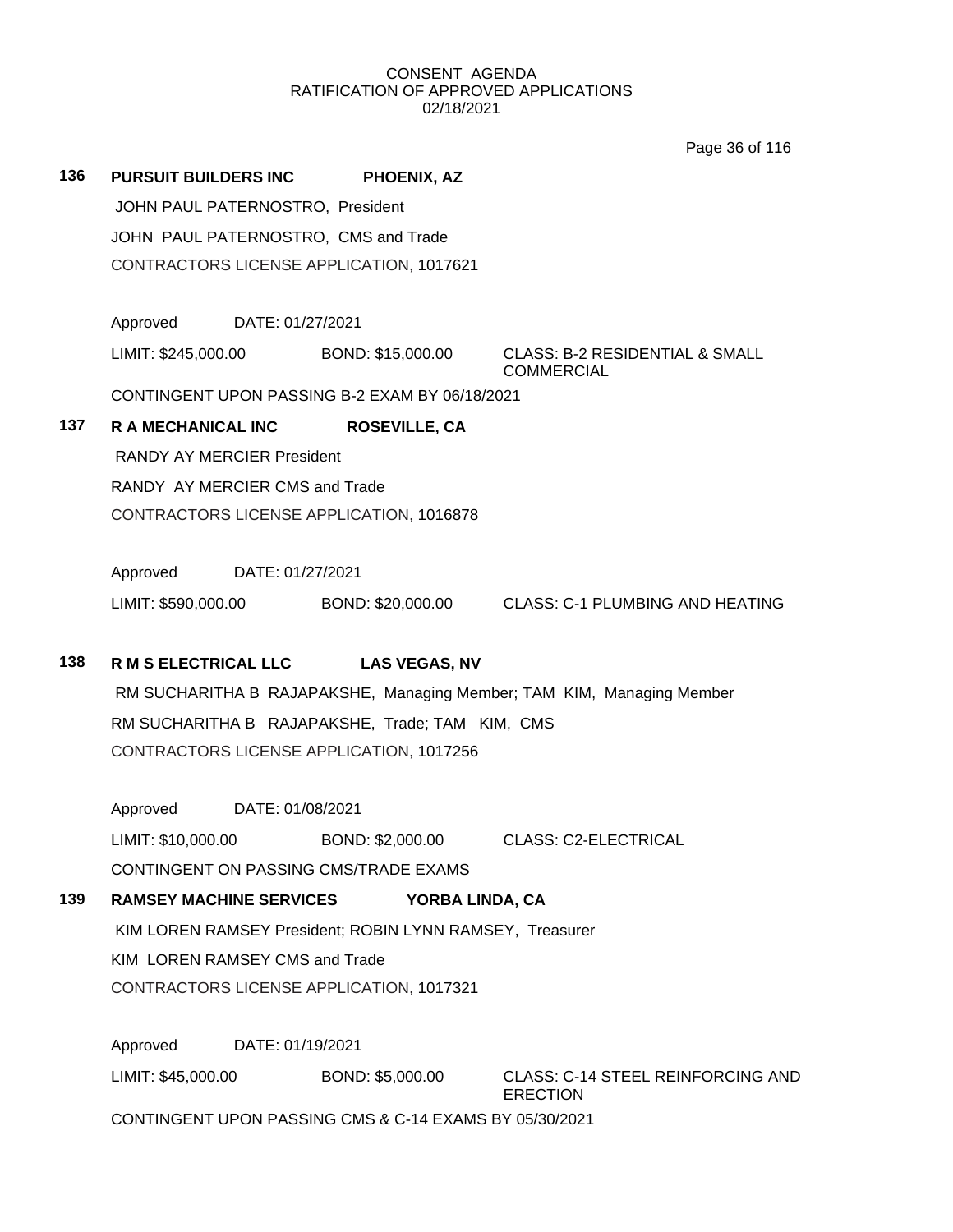CONSENT AGENDA
RATIFICATION OF APPROVED APPLICATIONS
02/18/2021

**136** **PURSUIT BUILDERS INC** **PHOENIX, AZ**

JOHN PAUL PATERNOSTRO, President

JOHN PAUL PATERNOSTRO, CMS and Trade

CONTRACTORS LICENSE APPLICATION, 1017621

Approved DATE: 01/27/2021

LIMIT: $245,000.00 BOND: $15,000.00 CLASS: B-2 RESIDENTIAL & SMALL COMMERCIAL

CONTINGENT UPON PASSING B-2 EXAM BY 06/18/2021

**137** **R A MECHANICAL INC** **ROSEVILLE, CA**

RANDY AY MERCIER President

RANDY AY MERCIER CMS and Trade

CONTRACTORS LICENSE APPLICATION, 1016878

Approved DATE: 01/27/2021

LIMIT: $590,000.00 BOND: $20,000.00 CLASS: C-1 PLUMBING AND HEATING

**138** **R M S ELECTRICAL LLC** **LAS VEGAS, NV**

RM SUCHARITHA B RAJAPAKSHE, Managing Member; TAM KIM, Managing Member

RM SUCHARITHA B RAJAPAKSHE, Trade; TAM KIM, CMS

CONTRACTORS LICENSE APPLICATION, 1017256

Approved DATE: 01/08/2021

LIMIT: $10,000.00 BOND: $2,000.00 CLASS: C2-ELECTRICAL

CONTINGENT ON PASSING CMS/TRADE EXAMS

**139** **RAMSEY MACHINE SERVICES** **YORBA LINDA, CA**

KIM LOREN RAMSEY President; ROBIN LYNN RAMSEY, Treasurer

KIM LOREN RAMSEY CMS and Trade

CONTRACTORS LICENSE APPLICATION, 1017321

Approved DATE: 01/19/2021

LIMIT: $45,000.00 BOND: $5,000.00 CLASS: C-14 STEEL REINFORCING AND ERECTION

CONTINGENT UPON PASSING CMS & C-14 EXAMS BY 05/30/2021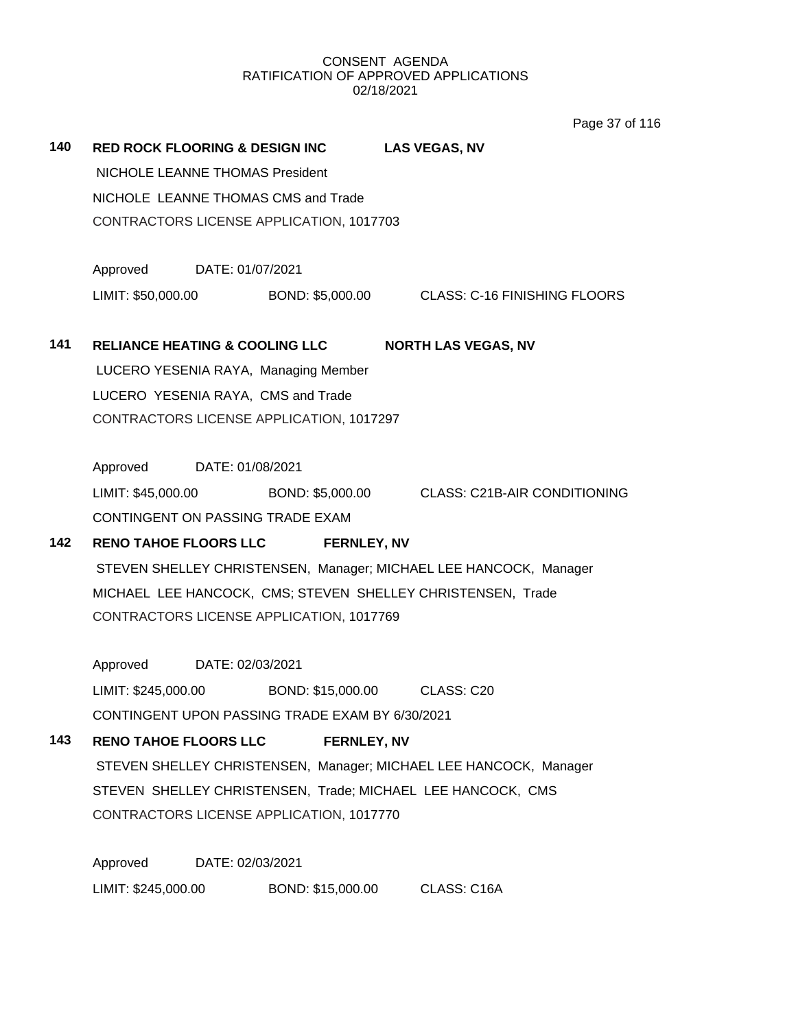CONSENT AGENDA
RATIFICATION OF APPROVED APPLICATIONS
02/18/2021

**140 RED ROCK FLOORING & DESIGN INC LAS VEGAS, NV**

NICHOLE LEANNE THOMAS President
NICHOLE LEANNE THOMAS CMS and Trade
CONTRACTORS LICENSE APPLICATION, 1017703

Approved DATE: 01/07/2021
LIMIT: $50,000.00 BOND: $5,000.00 CLASS: C-16 FINISHING FLOORS

**141 RELIANCE HEATING & COOLING LLC NORTH LAS VEGAS, NV**

LUCERO YESENIA RAYA, Managing Member
LUCERO YESENIA RAYA, CMS and Trade
CONTRACTORS LICENSE APPLICATION, 1017297

Approved DATE: 01/08/2021
LIMIT: $45,000.00 BOND: $5,000.00 CLASS: C21B-AIR CONDITIONING
CONTINGENT ON PASSING TRADE EXAM

**142 RENO TAHOE FLOORS LLC FERNLEY, NV**

STEVEN SHELLEY CHRISTENSEN, Manager; MICHAEL LEE HANCOCK, Manager
MICHAEL LEE HANCOCK, CMS; STEVEN SHELLEY CHRISTENSEN, Trade
CONTRACTORS LICENSE APPLICATION, 1017769

Approved DATE: 02/03/2021
LIMIT: $245,000.00 BOND: $15,000.00 CLASS: C20
CONTINGENT UPON PASSING TRADE EXAM BY 6/30/2021

**143 RENO TAHOE FLOORS LLC FERNLEY, NV**

STEVEN SHELLEY CHRISTENSEN, Manager; MICHAEL LEE HANCOCK, Manager
STEVEN SHELLEY CHRISTENSEN, Trade; MICHAEL LEE HANCOCK, CMS
CONTRACTORS LICENSE APPLICATION, 1017770

Approved DATE: 02/03/2021
LIMIT: $245,000.00 BOND: $15,000.00 CLASS: C16A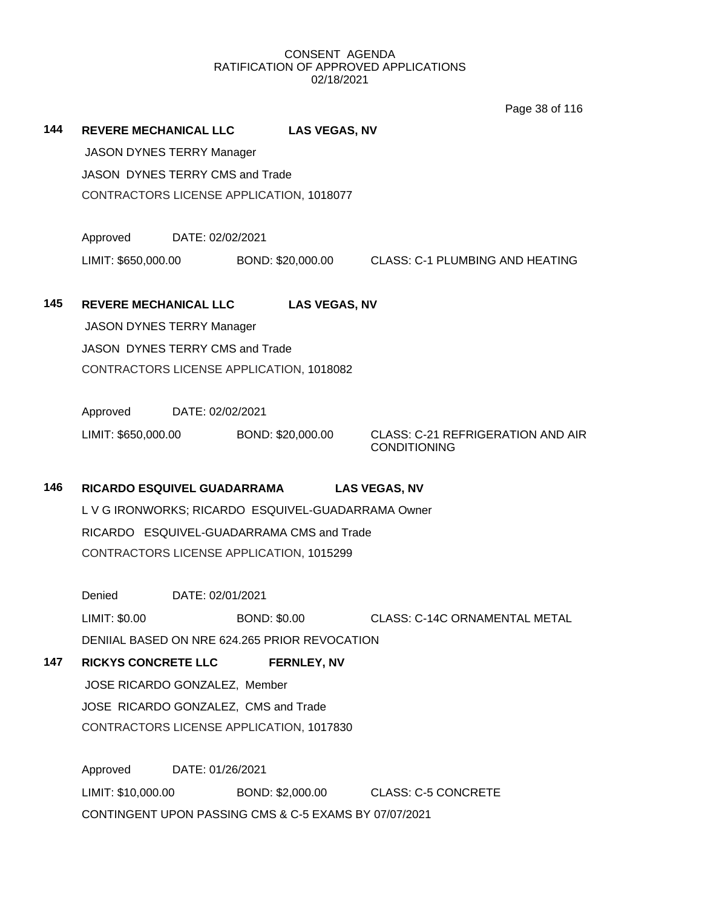CONSENT AGENDA
RATIFICATION OF APPROVED APPLICATIONS
02/18/2021

**144 REVERE MECHANICAL LLC LAS VEGAS, NV**

JASON DYNES TERRY Manager

JASON DYNES TERRY CMS and Trade

CONTRACTORS LICENSE APPLICATION, 1018077

Approved DATE: 02/02/2021

LIMIT: $650,000.00 BOND: $20,000.00 CLASS: C-1 PLUMBING AND HEATING

**145 REVERE MECHANICAL LLC LAS VEGAS, NV**

JASON DYNES TERRY Manager

JASON DYNES TERRY CMS and Trade

CONTRACTORS LICENSE APPLICATION, 1018082

Approved DATE: 02/02/2021

LIMIT: $650,000.00 BOND: $20,000.00 CLASS: C-21 REFRIGERATION AND AIR CONDITIONING

**146 RICARDO ESQUIVEL GUADARRAMA LAS VEGAS, NV**

L V G IRONWORKS; RICARDO ESQUIVEL-GUADARRAMA Owner

RICARDO ESQUIVEL-GUADARRAMA CMS and Trade

CONTRACTORS LICENSE APPLICATION, 1015299

Denied DATE: 02/01/2021

LIMIT: $0.00 BOND: $0.00 CLASS: C-14C ORNAMENTAL METAL

DENIIAL BASED ON NRE 624.265 PRIOR REVOCATION

**147 RICKYS CONCRETE LLC FERNLEY, NV**

JOSE RICARDO GONZALEZ, Member

JOSE RICARDO GONZALEZ, CMS and Trade

CONTRACTORS LICENSE APPLICATION, 1017830

Approved DATE: 01/26/2021

LIMIT: $10,000.00 BOND: $2,000.00 CLASS: C-5 CONCRETE

CONTINGENT UPON PASSING CMS & C-5 EXAMS BY 07/07/2021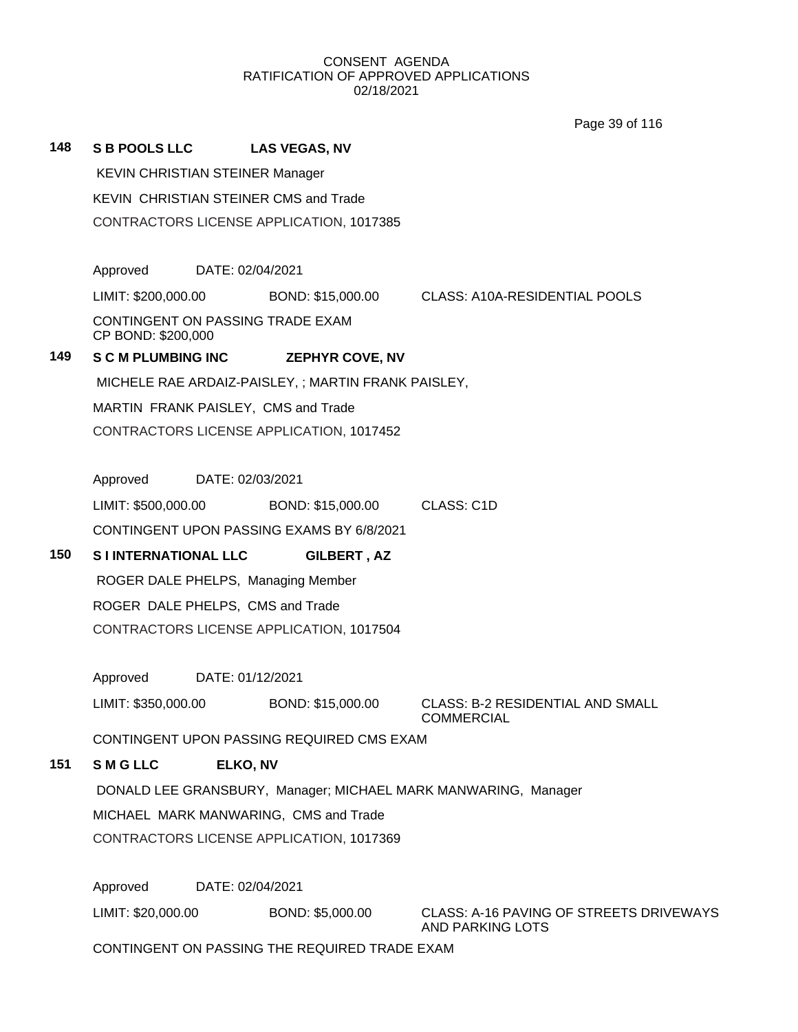CONSENT AGENDA
RATIFICATION OF APPROVED APPLICATIONS
02/18/2021

**148 S B POOLS LLC LAS VEGAS, NV**

KEVIN CHRISTIAN STEINER Manager

KEVIN CHRISTIAN STEINER CMS and Trade

CONTRACTORS LICENSE APPLICATION, 1017385

Approved DATE: 02/04/2021

LIMIT: $200,000.00 BOND: $15,000.00 CLASS: A10A-RESIDENTIAL POOLS

CONTINGENT ON PASSING TRADE EXAM
CP BOND: $200,000

**149 S C M PLUMBING INC ZEPHYR COVE, NV**

MICHELE RAE ARDAIZ-PAISLEY, ; MARTIN FRANK PAISLEY,

MARTIN FRANK PAISLEY, CMS and Trade

CONTRACTORS LICENSE APPLICATION, 1017452

Approved DATE: 02/03/2021

LIMIT: $500,000.00 BOND: $15,000.00 CLASS: C1D

CONTINGENT UPON PASSING EXAMS BY 6/8/2021

**150 S I INTERNATIONAL LLC GILBERT , AZ**

ROGER DALE PHELPS, Managing Member

ROGER DALE PHELPS, CMS and Trade

CONTRACTORS LICENSE APPLICATION, 1017504

Approved DATE: 01/12/2021

LIMIT: $350,000.00 BOND: $15,000.00 CLASS: B-2 RESIDENTIAL AND SMALL COMMERCIAL

CONTINGENT UPON PASSING REQUIRED CMS EXAM

**151 S M G LLC ELKO, NV**

DONALD LEE GRANSBURY, Manager; MICHAEL MARK MANWARING, Manager

MICHAEL MARK MANWARING, CMS and Trade

CONTRACTORS LICENSE APPLICATION, 1017369

Approved DATE: 02/04/2021

LIMIT: $20,000.00 BOND: $5,000.00 CLASS: A-16 PAVING OF STREETS DRIVEWAYS AND PARKING LOTS

CONTINGENT ON PASSING THE REQUIRED TRADE EXAM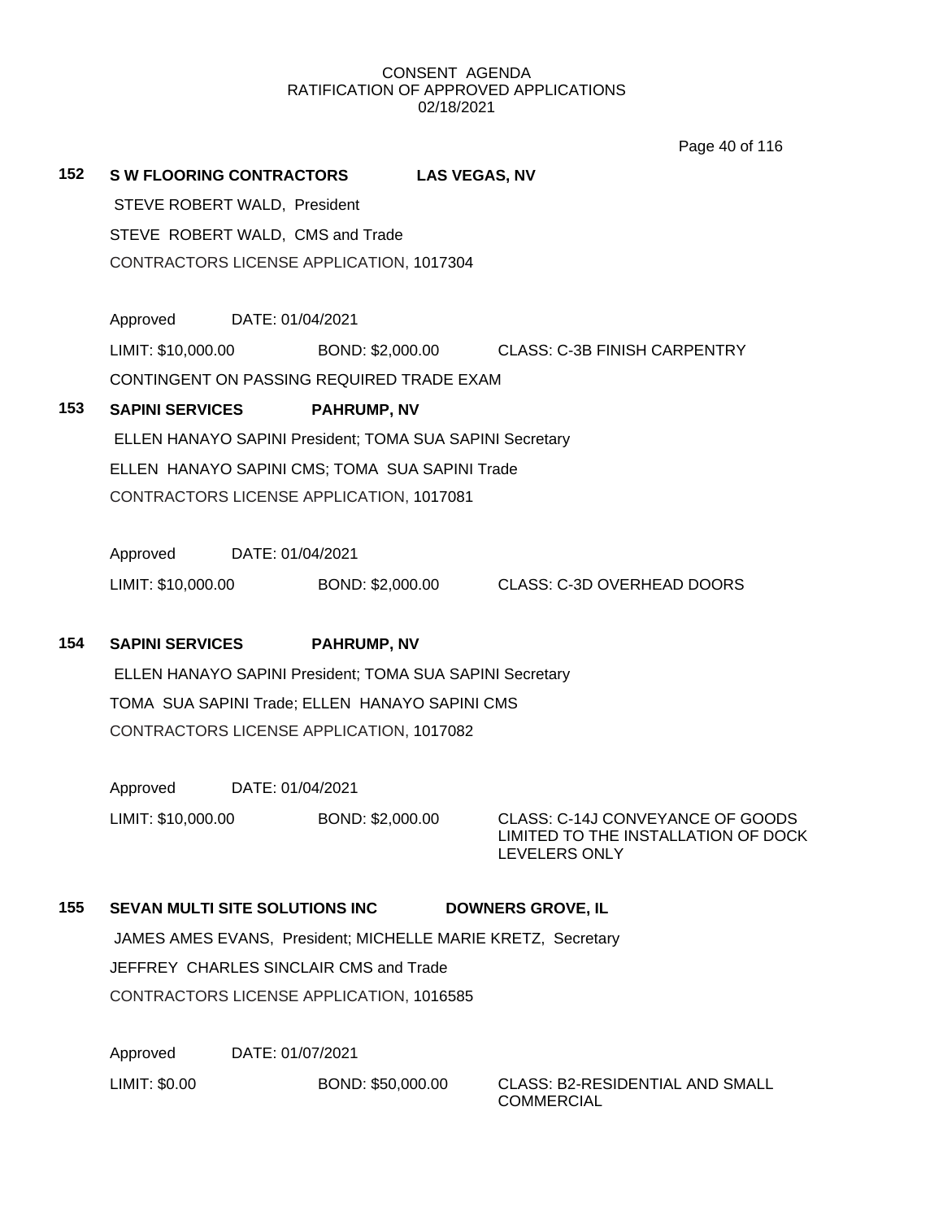CONSENT AGENDA
RATIFICATION OF APPROVED APPLICATIONS
02/18/2021

**152 S W FLOORING CONTRACTORS LAS VEGAS, NV**

STEVE ROBERT WALD, President
STEVE ROBERT WALD, CMS and Trade
CONTRACTORS LICENSE APPLICATION, 1017304

Approved DATE: 01/04/2021
LIMIT: $10,000.00 BOND: $2,000.00 CLASS: C-3B FINISH CARPENTRY
CONTINGENT ON PASSING REQUIRED TRADE EXAM

**153 SAPINI SERVICES PAHRUMP, NV**

ELLEN HANAYO SAPINI President; TOMA SUA SAPINI Secretary
ELLEN HANAYO SAPINI CMS; TOMA SUA SAPINI Trade
CONTRACTORS LICENSE APPLICATION, 1017081

Approved DATE: 01/04/2021
LIMIT: $10,000.00 BOND: $2,000.00 CLASS: C-3D OVERHEAD DOORS

**154 SAPINI SERVICES PAHRUMP, NV**

ELLEN HANAYO SAPINI President; TOMA SUA SAPINI Secretary
TOMA SUA SAPINI Trade; ELLEN HANAYO SAPINI CMS
CONTRACTORS LICENSE APPLICATION, 1017082

Approved DATE: 01/04/2021
LIMIT: $10,000.00 BOND: $2,000.00 CLASS: C-14J CONVEYANCE OF GOODS LIMITED TO THE INSTALLATION OF DOCK LEVELERS ONLY

**155 SEVAN MULTI SITE SOLUTIONS INC DOWNERS GROVE, IL**

JAMES AMES EVANS, President; MICHELLE MARIE KRETZ, Secretary
JEFFREY CHARLES SINCLAIR CMS and Trade
CONTRACTORS LICENSE APPLICATION, 1016585

Approved DATE: 01/07/2021
LIMIT: $0.00 BOND: $50,000.00 CLASS: B2-RESIDENTIAL AND SMALL COMMERCIAL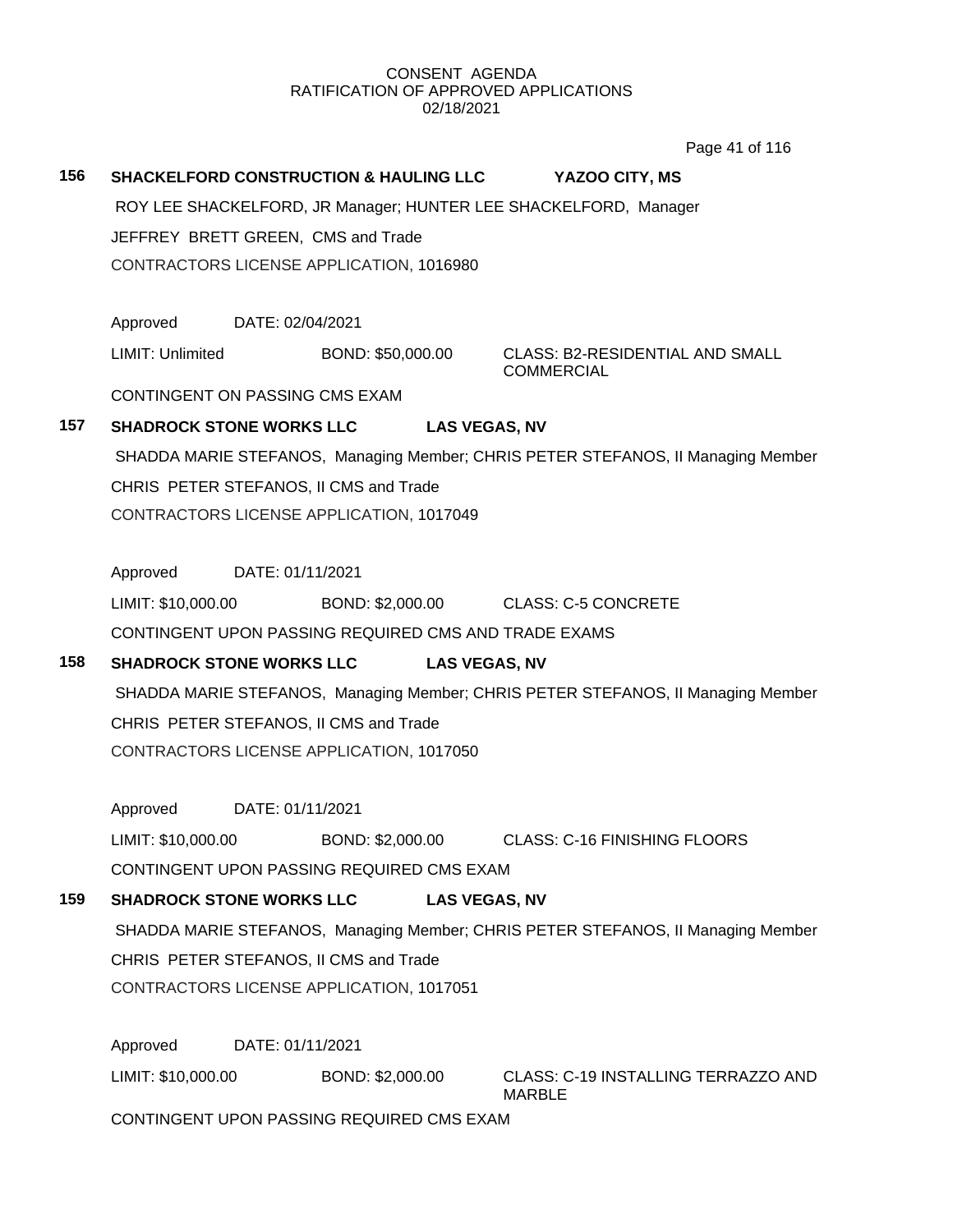CONSENT AGENDA
RATIFICATION OF APPROVED APPLICATIONS
02/18/2021

**156 SHACKELFORD CONSTRUCTION & HAULING LLC YAZOO CITY, MS**

ROY LEE SHACKELFORD, JR Manager; HUNTER LEE SHACKELFORD, Manager

JEFFREY BRETT GREEN, CMS and Trade

CONTRACTORS LICENSE APPLICATION, 1016980

Approved DATE: 02/04/2021

LIMIT: Unlimited BOND: $50,000.00 CLASS: B2-RESIDENTIAL AND SMALL COMMERCIAL

CONTINGENT ON PASSING CMS EXAM

**157 SHADROCK STONE WORKS LLC LAS VEGAS, NV**

SHADDA MARIE STEFANOS, Managing Member; CHRIS PETER STEFANOS, II Managing Member

CHRIS PETER STEFANOS, II CMS and Trade

CONTRACTORS LICENSE APPLICATION, 1017049

Approved DATE: 01/11/2021

LIMIT: $10,000.00 BOND: $2,000.00 CLASS: C-5 CONCRETE

CONTINGENT UPON PASSING REQUIRED CMS AND TRADE EXAMS

**158 SHADROCK STONE WORKS LLC LAS VEGAS, NV**

SHADDA MARIE STEFANOS, Managing Member; CHRIS PETER STEFANOS, II Managing Member

CHRIS PETER STEFANOS, II CMS and Trade

CONTRACTORS LICENSE APPLICATION, 1017050

Approved DATE: 01/11/2021

LIMIT: $10,000.00 BOND: $2,000.00 CLASS: C-16 FINISHING FLOORS

CONTINGENT UPON PASSING REQUIRED CMS EXAM

**159 SHADROCK STONE WORKS LLC LAS VEGAS, NV**

SHADDA MARIE STEFANOS, Managing Member; CHRIS PETER STEFANOS, II Managing Member

CHRIS PETER STEFANOS, II CMS and Trade

CONTRACTORS LICENSE APPLICATION, 1017051

Approved DATE: 01/11/2021

LIMIT: $10,000.00 BOND: $2,000.00 CLASS: C-19 INSTALLING TERRAZZO AND MARBLE

CONTINGENT UPON PASSING REQUIRED CMS EXAM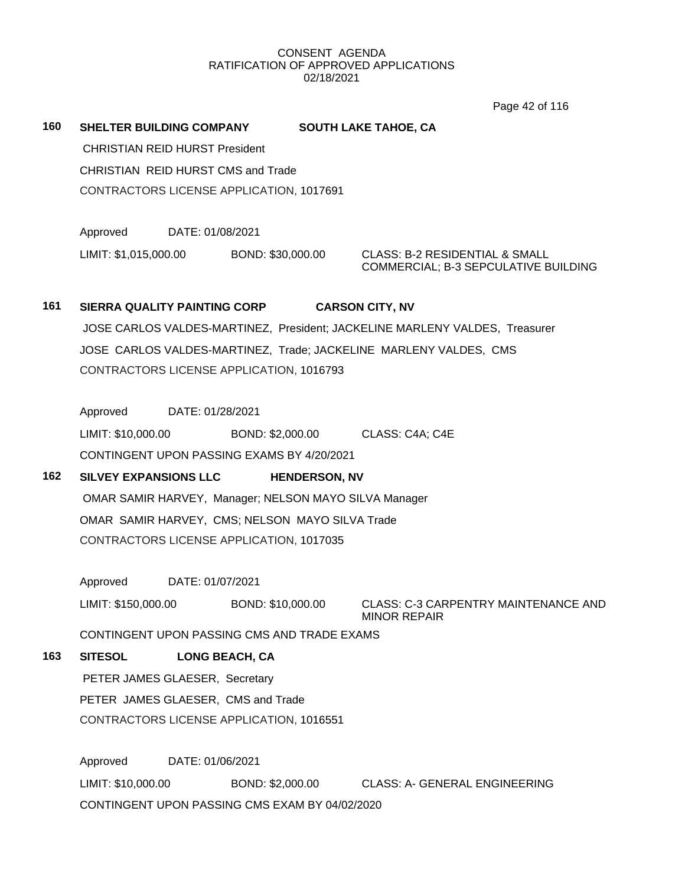CONSENT AGENDA
RATIFICATION OF APPROVED APPLICATIONS
02/18/2021

**160 SHELTER BUILDING COMPANY SOUTH LAKE TAHOE, CA**

CHRISTIAN REID HURST President

CHRISTIAN REID HURST CMS and Trade

CONTRACTORS LICENSE APPLICATION, 1017691

Approved DATE: 01/08/2021

LIMIT: $1,015,000.00 BOND: $30,000.00 CLASS: B-2 RESIDENTIAL & SMALL COMMERCIAL; B-3 SEPCULATIVE BUILDING

**161 SIERRA QUALITY PAINTING CORP CARSON CITY, NV**

JOSE CARLOS VALDES-MARTINEZ, President; JACKELINE MARLENY VALDES, Treasurer

JOSE CARLOS VALDES-MARTINEZ, Trade; JACKELINE MARLENY VALDES, CMS

CONTRACTORS LICENSE APPLICATION, 1016793

Approved DATE: 01/28/2021

LIMIT: $10,000.00 BOND: $2,000.00 CLASS: C4A; C4E

CONTINGENT UPON PASSING EXAMS BY 4/20/2021

**162 SILVEY EXPANSIONS LLC HENDERSON, NV**

OMAR SAMIR HARVEY, Manager; NELSON MAYO SILVA Manager

OMAR SAMIR HARVEY, CMS; NELSON MAYO SILVA Trade

CONTRACTORS LICENSE APPLICATION, 1017035

Approved DATE: 01/07/2021

LIMIT: $150,000.00 BOND: $10,000.00 CLASS: C-3 CARPENTRY MAINTENANCE AND MINOR REPAIR

CONTINGENT UPON PASSING CMS AND TRADE EXAMS

**163 SITESOL LONG BEACH, CA**

PETER JAMES GLAESER, Secretary

PETER JAMES GLAESER, CMS and Trade

CONTRACTORS LICENSE APPLICATION, 1016551

Approved DATE: 01/06/2021

LIMIT: $10,000.00 BOND: $2,000.00 CLASS: A- GENERAL ENGINEERING

CONTINGENT UPON PASSING CMS EXAM BY 04/02/2020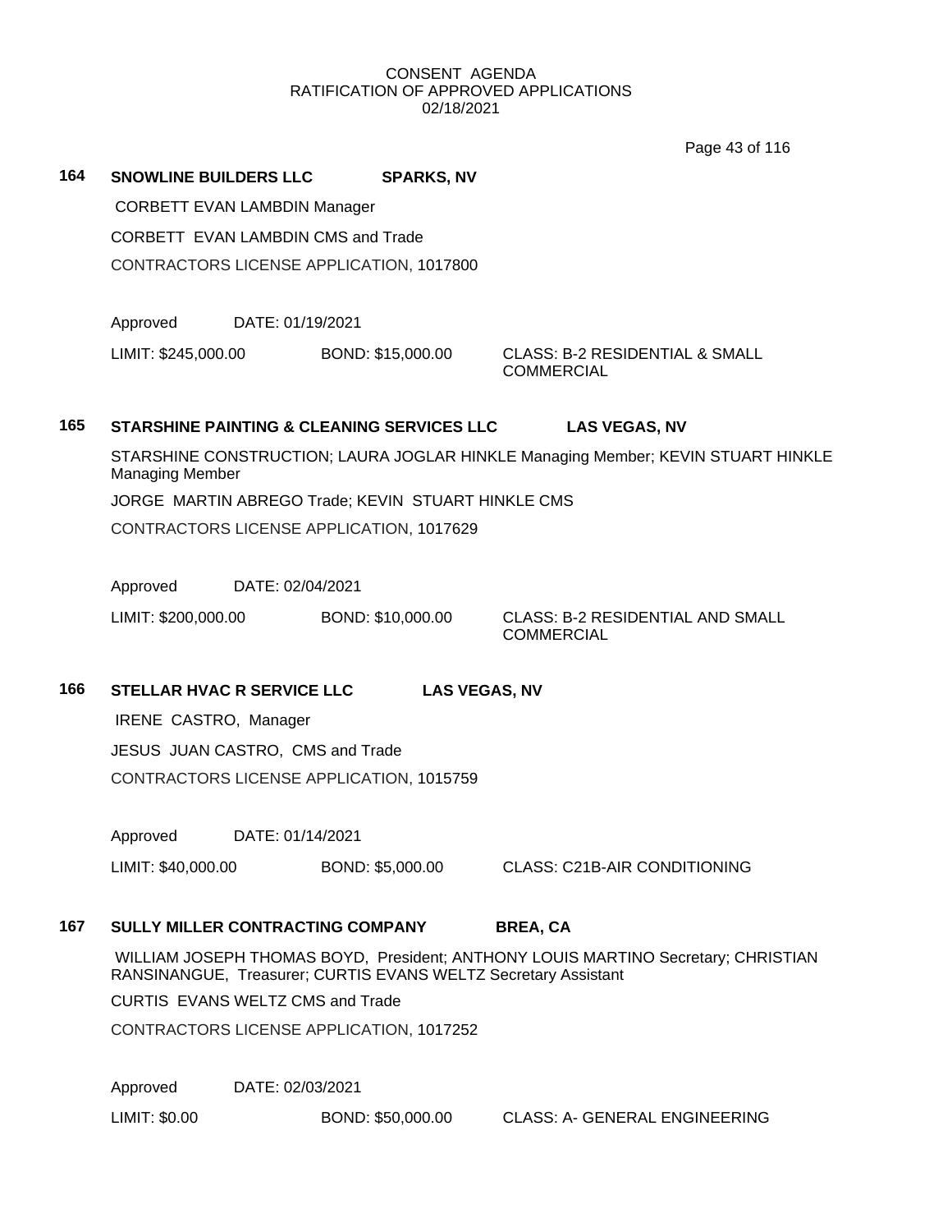CONSENT AGENDA
RATIFICATION OF APPROVED APPLICATIONS
02/18/2021

**164 SNOWLINE BUILDERS LLC SPARKS, NV**

CORBETT EVAN LAMBDIN Manager

CORBETT EVAN LAMBDIN CMS and Trade

CONTRACTORS LICENSE APPLICATION, 1017800

Approved DATE: 01/19/2021

LIMIT: $245,000.00 BOND: $15,000.00 CLASS: B-2 RESIDENTIAL & SMALL COMMERCIAL

**165 STARSHINE PAINTING & CLEANING SERVICES LLC LAS VEGAS, NV**

STARSHINE CONSTRUCTION; LAURA JOGLAR HINKLE Managing Member; KEVIN STUART HINKLE Managing Member

JORGE MARTIN ABREGO Trade; KEVIN STUART HINKLE CMS

CONTRACTORS LICENSE APPLICATION, 1017629

Approved DATE: 02/04/2021

LIMIT: $200,000.00 BOND: $10,000.00 CLASS: B-2 RESIDENTIAL AND SMALL COMMERCIAL

**166 STELLAR HVAC R SERVICE LLC LAS VEGAS, NV**

IRENE CASTRO, Manager

JESUS JUAN CASTRO, CMS and Trade

CONTRACTORS LICENSE APPLICATION, 1015759

Approved DATE: 01/14/2021

LIMIT: $40,000.00 BOND: $5,000.00 CLASS: C21B-AIR CONDITIONING

**167 SULLY MILLER CONTRACTING COMPANY BREA, CA**

WILLIAM JOSEPH THOMAS BOYD, President; ANTHONY LOUIS MARTINO Secretary; CHRISTIAN RANSINANGUE, Treasurer; CURTIS EVANS WELTZ Secretary Assistant

CURTIS EVANS WELTZ CMS and Trade

CONTRACTORS LICENSE APPLICATION, 1017252

Approved DATE: 02/03/2021

LIMIT: $0.00 BOND: $50,000.00 CLASS: A- GENERAL ENGINEERING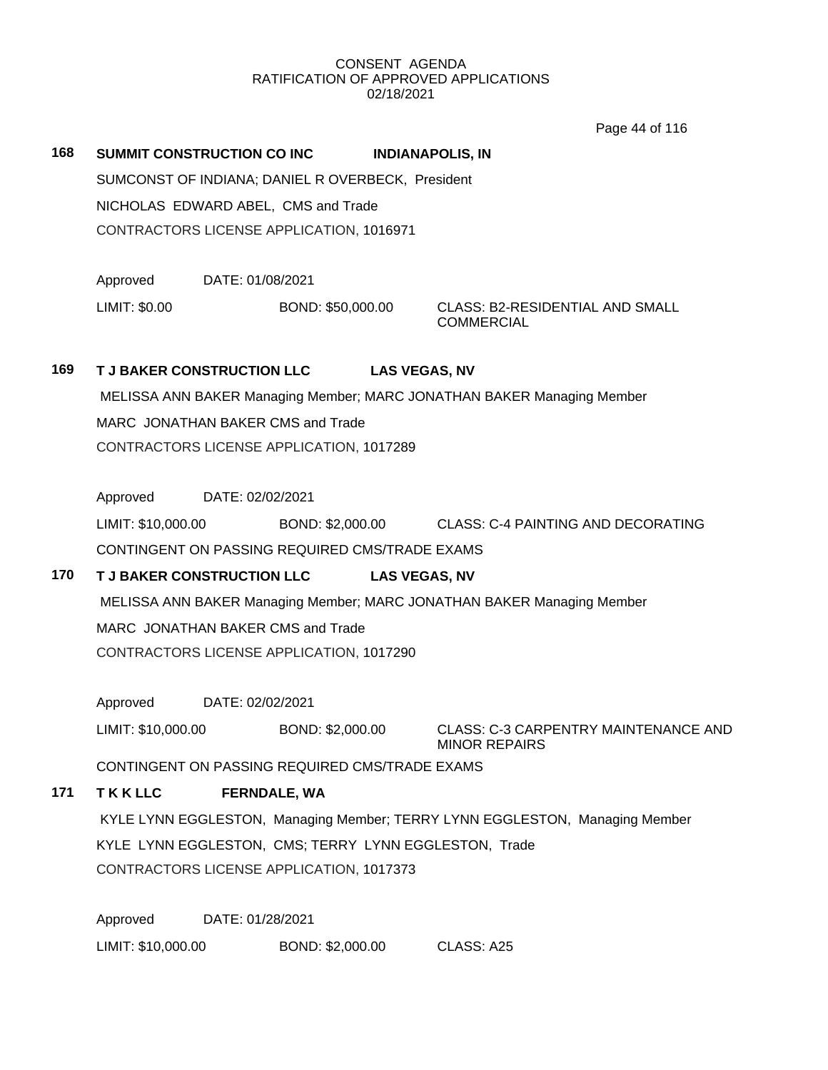CONSENT AGENDA
RATIFICATION OF APPROVED APPLICATIONS
02/18/2021

**168 SUMMIT CONSTRUCTION CO INC** **INDIANAPOLIS, IN**

SUMCONST OF INDIANA; DANIEL R OVERBECK, President

NICHOLAS EDWARD ABEL, CMS and Trade

CONTRACTORS LICENSE APPLICATION, 1016971

Approved DATE: 01/08/2021

LIMIT: $0.00 BOND: $50,000.00 CLASS: B2-RESIDENTIAL AND SMALL COMMERCIAL

**169 T J BAKER CONSTRUCTION LLC** **LAS VEGAS, NV**

MELISSA ANN BAKER Managing Member; MARC JONATHAN BAKER Managing Member

MARC JONATHAN BAKER CMS and Trade

CONTRACTORS LICENSE APPLICATION, 1017289

Approved DATE: 02/02/2021

LIMIT: $10,000.00 BOND: $2,000.00 CLASS: C-4 PAINTING AND DECORATING

CONTINGENT ON PASSING REQUIRED CMS/TRADE EXAMS

**170 T J BAKER CONSTRUCTION LLC** **LAS VEGAS, NV**

MELISSA ANN BAKER Managing Member; MARC JONATHAN BAKER Managing Member

MARC JONATHAN BAKER CMS and Trade

CONTRACTORS LICENSE APPLICATION, 1017290

Approved DATE: 02/02/2021

LIMIT: $10,000.00 BOND: $2,000.00 CLASS: C-3 CARPENTRY MAINTENANCE AND MINOR REPAIRS

CONTINGENT ON PASSING REQUIRED CMS/TRADE EXAMS

**171 T K K LLC** **FERNDALE, WA**

KYLE LYNN EGGLESTON, Managing Member; TERRY LYNN EGGLESTON, Managing Member

KYLE LYNN EGGLESTON, CMS; TERRY LYNN EGGLESTON, Trade

CONTRACTORS LICENSE APPLICATION, 1017373

Approved DATE: 01/28/2021

LIMIT: $10,000.00 BOND: $2,000.00 CLASS: A25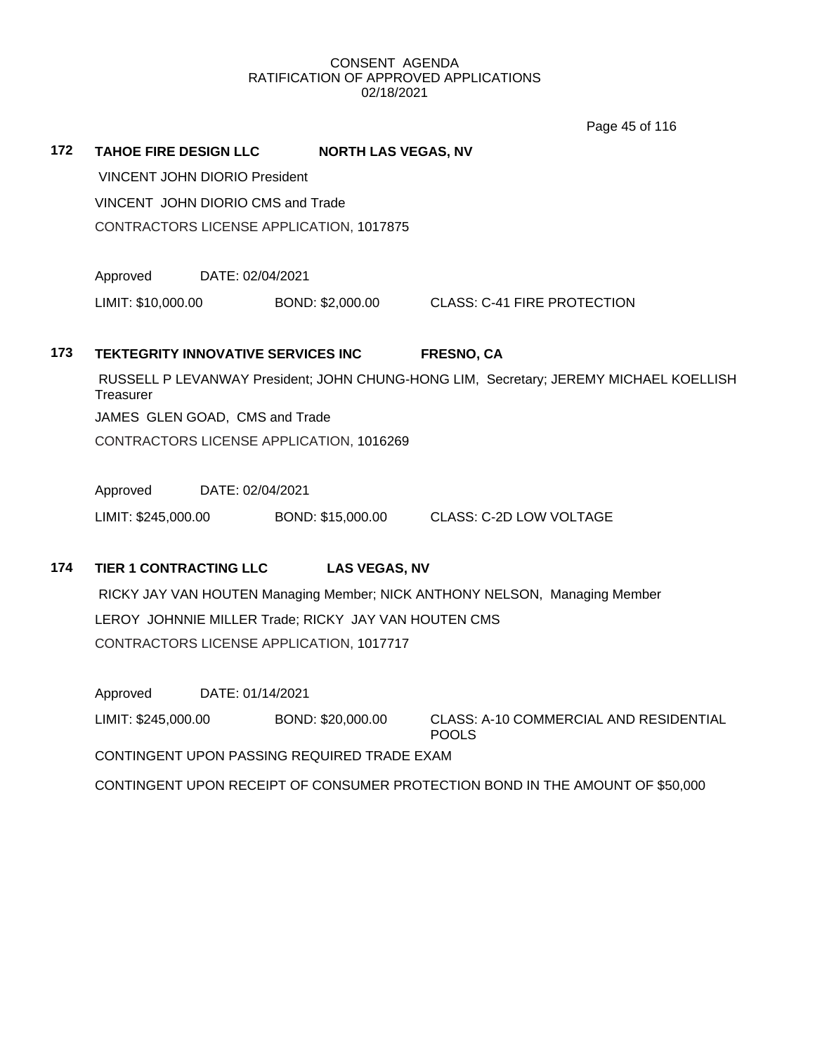CONSENT AGENDA
RATIFICATION OF APPROVED APPLICATIONS
02/18/2021

**172 TAHOE FIRE DESIGN LLC** **NORTH LAS VEGAS, NV**

VINCENT JOHN DIORIO President

VINCENT JOHN DIORIO CMS and Trade

CONTRACTORS LICENSE APPLICATION, 1017875

Approved DATE: 02/04/2021

LIMIT: $10,000.00 BOND: $2,000.00 CLASS: C-41 FIRE PROTECTION

**173 TEKTEGRITY INNOVATIVE SERVICES INC** **FRESNO, CA**

RUSSELL P LEVANWAY President; JOHN CHUNG-HONG LIM, Secretary; JEREMY MICHAEL KOELLISH Treasurer

JAMES GLEN GOAD, CMS and Trade

CONTRACTORS LICENSE APPLICATION, 1016269

Approved DATE: 02/04/2021

LIMIT: $245,000.00 BOND: $15,000.00 CLASS: C-2D LOW VOLTAGE

**174 TIER 1 CONTRACTING LLC** **LAS VEGAS, NV**

RICKY JAY VAN HOUTEN Managing Member; NICK ANTHONY NELSON, Managing Member

LEROY JOHNNIE MILLER Trade; RICKY JAY VAN HOUTEN CMS

CONTRACTORS LICENSE APPLICATION, 1017717

Approved DATE: 01/14/2021

LIMIT: $245,000.00 BOND: $20,000.00 CLASS: A-10 COMMERCIAL AND RESIDENTIAL POOLS

CONTINGENT UPON PASSING REQUIRED TRADE EXAM

CONTINGENT UPON RECEIPT OF CONSUMER PROTECTION BOND IN THE AMOUNT OF $50,000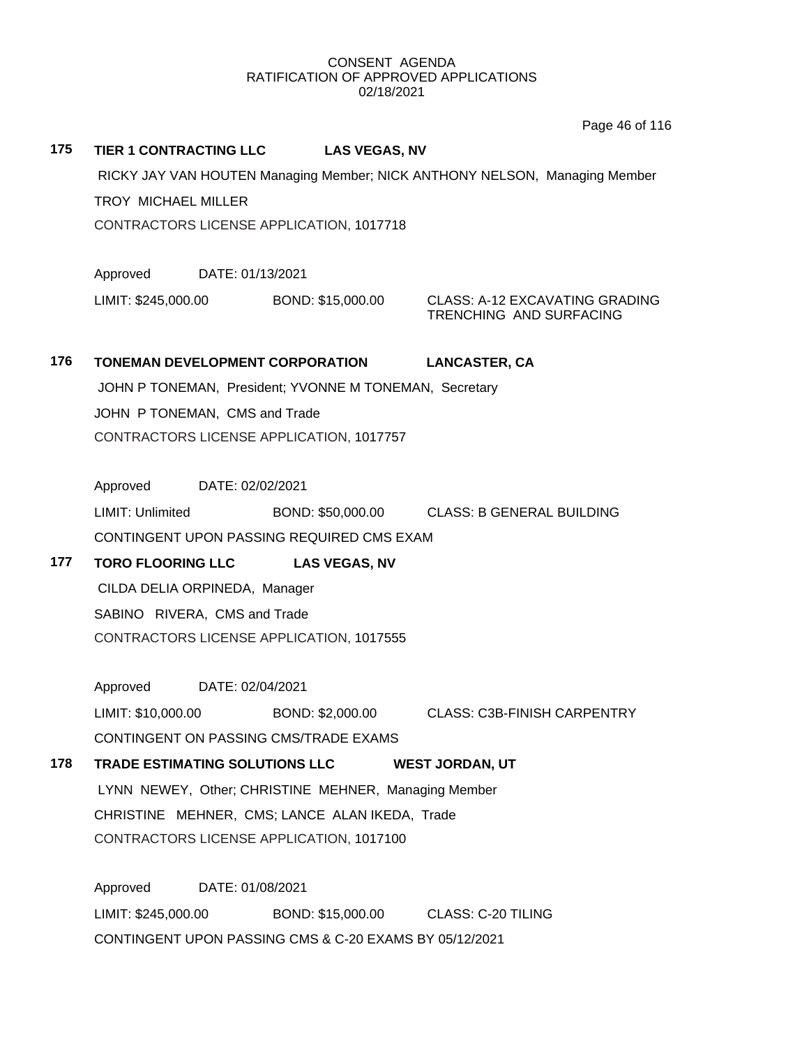CONSENT AGENDA
RATIFICATION OF APPROVED APPLICATIONS
02/18/2021

**175 TIER 1 CONTRACTING LLC LAS VEGAS, NV**

RICKY JAY VAN HOUTEN Managing Member; NICK ANTHONY NELSON, Managing Member

TROY MICHAEL MILLER

CONTRACTORS LICENSE APPLICATION, 1017718

Approved DATE: 01/13/2021

LIMIT: $245,000.00 BOND: $15,000.00 CLASS: A-12 EXCAVATING GRADING TRENCHING AND SURFACING

**176 TONEMAN DEVELOPMENT CORPORATION LANCASTER, CA**

JOHN P TONEMAN, President; YVONNE M TONEMAN, Secretary

JOHN P TONEMAN, CMS and Trade

CONTRACTORS LICENSE APPLICATION, 1017757

Approved DATE: 02/02/2021

LIMIT: Unlimited BOND: $50,000.00 CLASS: B GENERAL BUILDING

CONTINGENT UPON PASSING REQUIRED CMS EXAM

**177 TORO FLOORING LLC LAS VEGAS, NV**

CILDA DELIA ORPINEDA, Manager

SABINO RIVERA, CMS and Trade

CONTRACTORS LICENSE APPLICATION, 1017555

Approved DATE: 02/04/2021

LIMIT: $10,000.00 BOND: $2,000.00 CLASS: C3B-FINISH CARPENTRY

CONTINGENT ON PASSING CMS/TRADE EXAMS

**178 TRADE ESTIMATING SOLUTIONS LLC WEST JORDAN, UT**

LYNN NEWEY, Other; CHRISTINE MEHNER, Managing Member

CHRISTINE MEHNER, CMS; LANCE ALAN IKEDA, Trade

CONTRACTORS LICENSE APPLICATION, 1017100

Approved DATE: 01/08/2021

LIMIT: $245,000.00 BOND: $15,000.00 CLASS: C-20 TILING

CONTINGENT UPON PASSING CMS & C-20 EXAMS BY 05/12/2021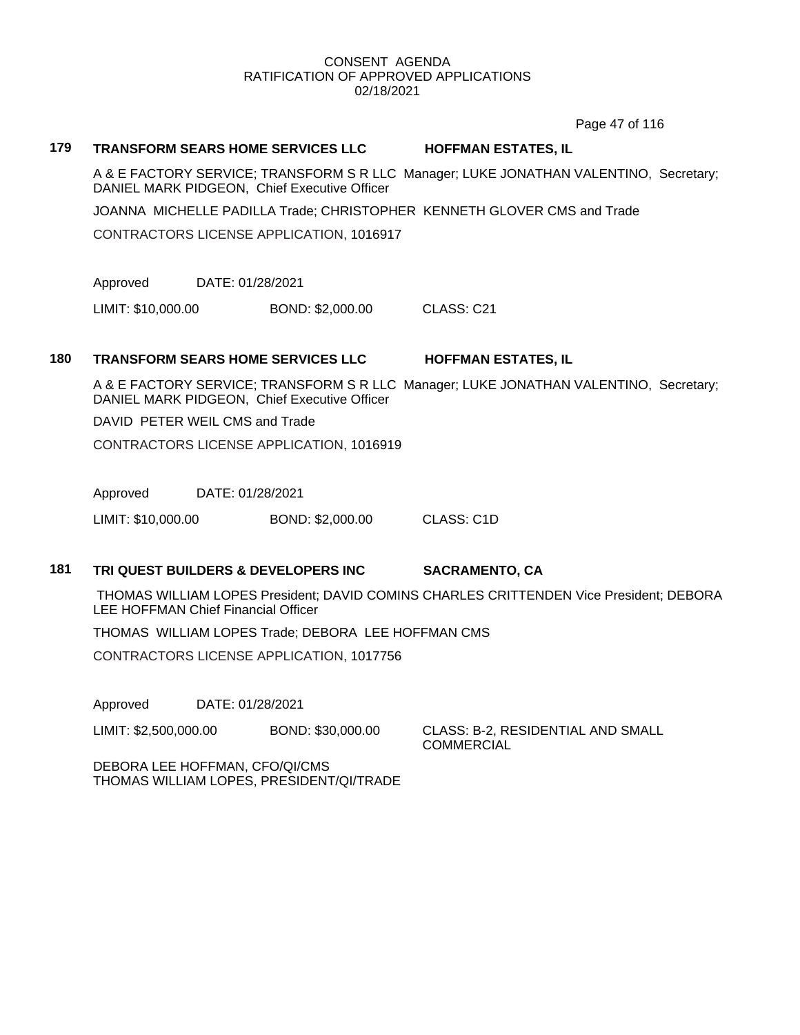CONSENT AGENDA
RATIFICATION OF APPROVED APPLICATIONS
02/18/2021

**179 TRANSFORM SEARS HOME SERVICES LLC** **HOFFMAN ESTATES, IL**

A & E FACTORY SERVICE; TRANSFORM S R LLC Manager; LUKE JONATHAN VALENTINO, Secretary; DANIEL MARK PIDGEON, Chief Executive Officer

JOANNA MICHELLE PADILLA Trade; CHRISTOPHER KENNETH GLOVER CMS and Trade

CONTRACTORS LICENSE APPLICATION, 1016917

Approved DATE: 01/28/2021

LIMIT: $10,000.00 BOND: $2,000.00 CLASS: C21

**180 TRANSFORM SEARS HOME SERVICES LLC** **HOFFMAN ESTATES, IL**

A & E FACTORY SERVICE; TRANSFORM S R LLC Manager; LUKE JONATHAN VALENTINO, Secretary; DANIEL MARK PIDGEON, Chief Executive Officer

DAVID PETER WEIL CMS and Trade

CONTRACTORS LICENSE APPLICATION, 1016919

Approved DATE: 01/28/2021

LIMIT: $10,000.00 BOND: $2,000.00 CLASS: C1D

**181 TRI QUEST BUILDERS & DEVELOPERS INC** **SACRAMENTO, CA**

THOMAS WILLIAM LOPES President; DAVID COMINS CHARLES CRITTENDEN Vice President; DEBORA LEE HOFFMAN Chief Financial Officer

THOMAS WILLIAM LOPES Trade; DEBORA LEE HOFFMAN CMS

CONTRACTORS LICENSE APPLICATION, 1017756

Approved DATE: 01/28/2021

LIMIT: $2,500,000.00 BOND: $30,000.00 CLASS: B-2, RESIDENTIAL AND SMALL COMMERCIAL

DEBORA LEE HOFFMAN, CFO/QI/CMS
THOMAS WILLIAM LOPES, PRESIDENT/QI/TRADE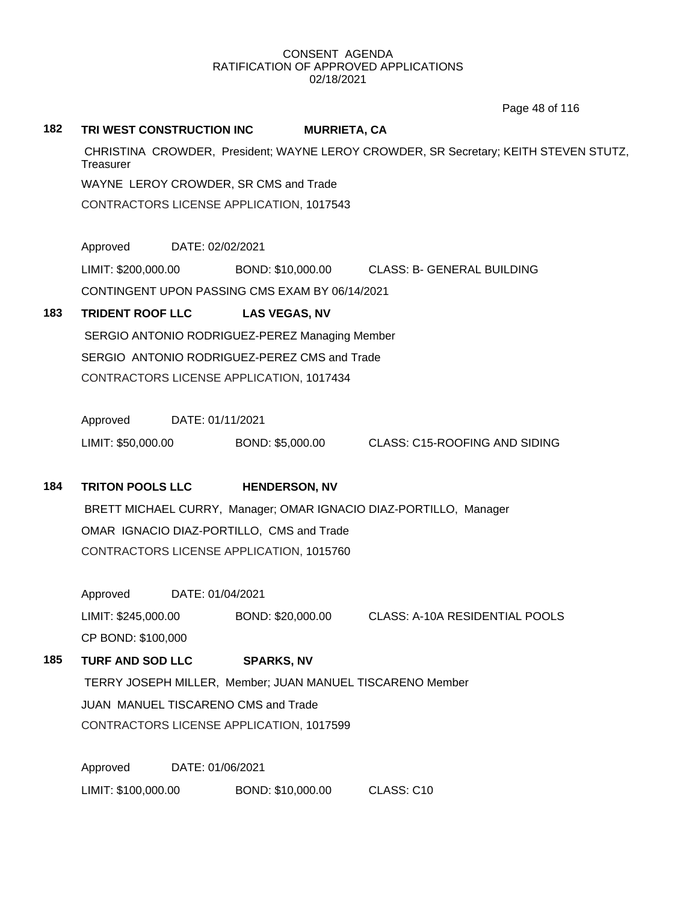## 182 TRI WEST CONSTRUCTION INC MURRIETA, CA

CHRISTINA CROWDER, President; WAYNE LEROY CROWDER, SR Secretary; KEITH STEVEN STUTZ, Treasurer

WAYNE LEROY CROWDER, SR CMS and Trade

CONTRACTORS LICENSE APPLICATION, 1017543

Approved DATE: 02/02/2021

LIMIT: $200,000.00 BOND: $10,000.00 CLASS: B- GENERAL BUILDING

CONTINGENT UPON PASSING CMS EXAM BY 06/14/2021

## 183 TRIDENT ROOF LLC LAS VEGAS, NV

SERGIO ANTONIO RODRIGUEZ-PEREZ Managing Member

SERGIO ANTONIO RODRIGUEZ-PEREZ CMS and Trade

CONTRACTORS LICENSE APPLICATION, 1017434

Approved DATE: 01/11/2021

LIMIT: $50,000.00 BOND: $5,000.00 CLASS: C15-ROOFING AND SIDING

## 184 TRITON POOLS LLC HENDERSON, NV

BRETT MICHAEL CURRY, Manager; OMAR IGNACIO DIAZ-PORTILLO, Manager

OMAR IGNACIO DIAZ-PORTILLO, CMS and Trade

CONTRACTORS LICENSE APPLICATION, 1015760

Approved DATE: 01/04/2021

LIMIT: $245,000.00 BOND: $20,000.00 CLASS: A-10A RESIDENTIAL POOLS

CP BOND: $100,000

## 185 TURF AND SOD LLC SPARKS, NV

TERRY JOSEPH MILLER, Member; JUAN MANUEL TISCARENO Member

JUAN MANUEL TISCARENO CMS and Trade

CONTRACTORS LICENSE APPLICATION, 1017599

Approved DATE: 01/06/2021

LIMIT: $100,000.00 BOND: $10,000.00 CLASS: C10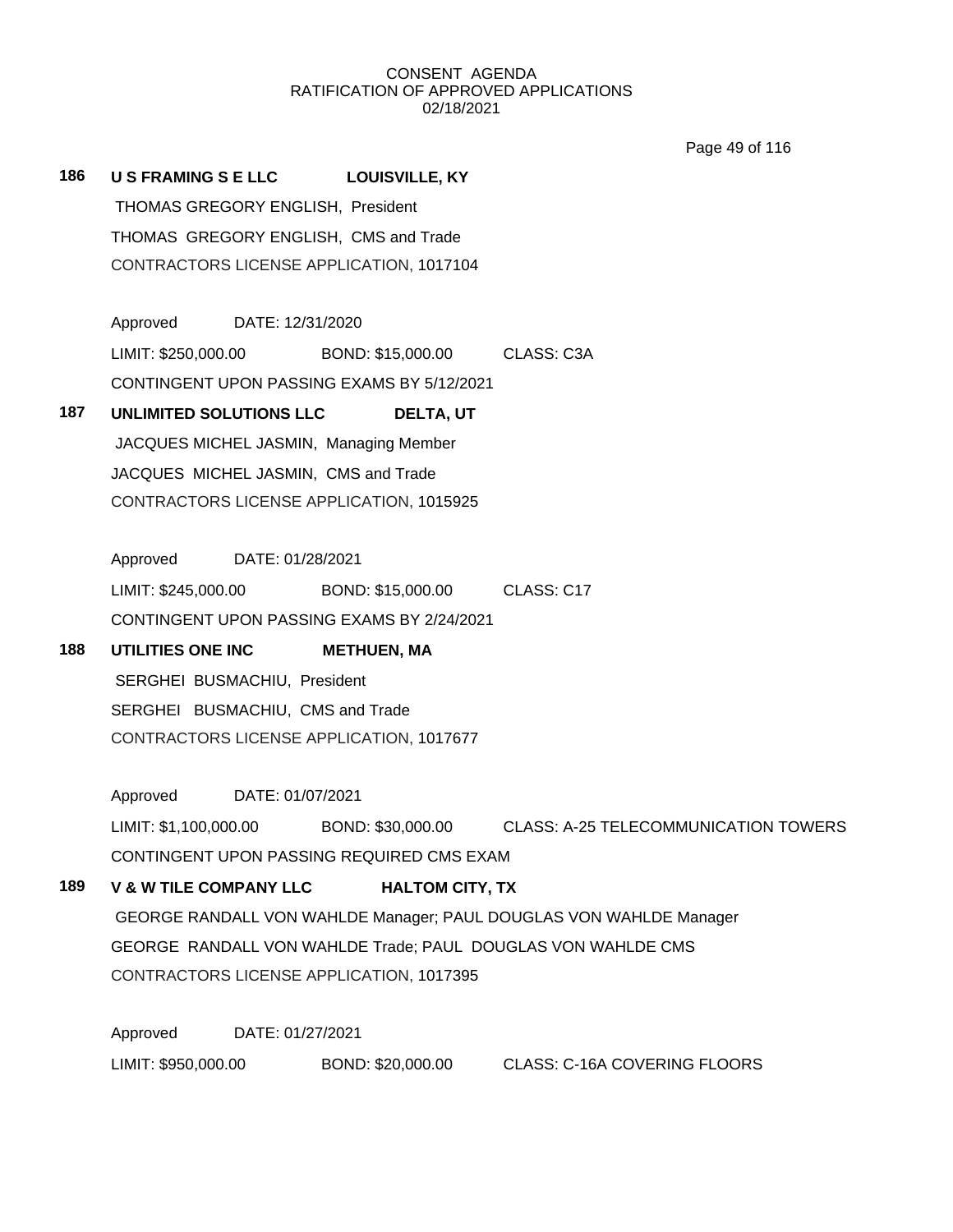CONSENT AGENDA
RATIFICATION OF APPROVED APPLICATIONS
02/18/2021

**186 U S FRAMING S E LLC LOUISVILLE, KY**

THOMAS GREGORY ENGLISH, President
THOMAS GREGORY ENGLISH, CMS and Trade
CONTRACTORS LICENSE APPLICATION, 1017104

Approved DATE: 12/31/2020
LIMIT: $250,000.00 BOND: $15,000.00 CLASS: C3A
CONTINGENT UPON PASSING EXAMS BY 5/12/2021

**187 UNLIMITED SOLUTIONS LLC DELTA, UT**

JACQUES MICHEL JASMIN, Managing Member
JACQUES MICHEL JASMIN, CMS and Trade
CONTRACTORS LICENSE APPLICATION, 1015925

Approved DATE: 01/28/2021
LIMIT: $245,000.00 BOND: $15,000.00 CLASS: C17
CONTINGENT UPON PASSING EXAMS BY 2/24/2021

**188 UTILITIES ONE INC METHUEN, MA**

SERGHEI BUSMACHIU, President
SERGHEI BUSMACHIU, CMS and Trade
CONTRACTORS LICENSE APPLICATION, 1017677

Approved DATE: 01/07/2021
LIMIT: $1,100,000.00 BOND: $30,000.00 CLASS: A-25 TELECOMMUNICATION TOWERS
CONTINGENT UPON PASSING REQUIRED CMS EXAM

**189 V & W TILE COMPANY LLC HALTOM CITY, TX**

GEORGE RANDALL VON WAHLDE Manager; PAUL DOUGLAS VON WAHLDE Manager
GEORGE RANDALL VON WAHLDE Trade; PAUL DOUGLAS VON WAHLDE CMS
CONTRACTORS LICENSE APPLICATION, 1017395

Approved DATE: 01/27/2021
LIMIT: $950,000.00 BOND: $20,000.00 CLASS: C-16A COVERING FLOORS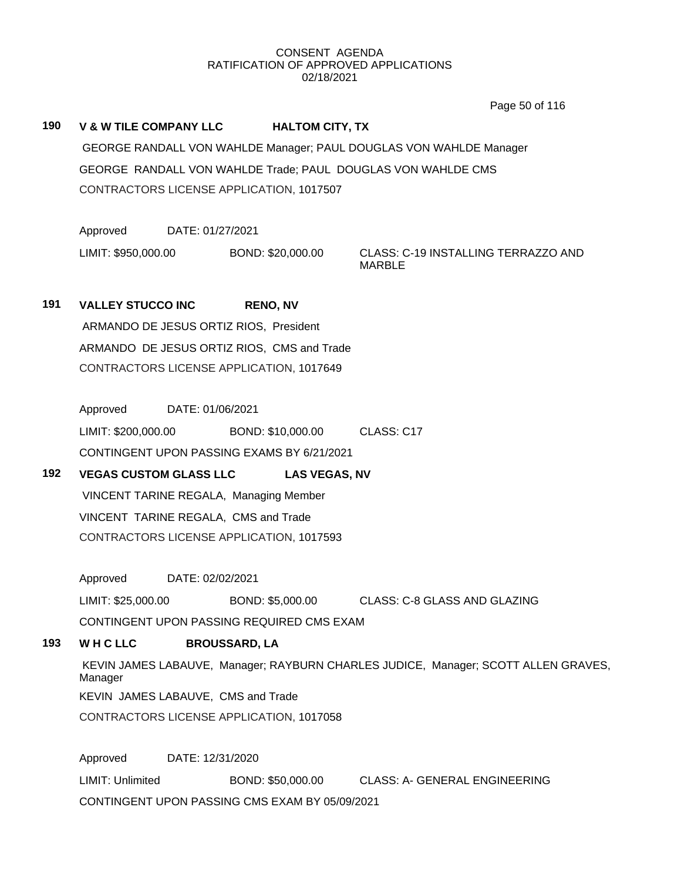CONSENT AGENDA
RATIFICATION OF APPROVED APPLICATIONS
02/18/2021

**190 V & W TILE COMPANY LLC HALTOM CITY, TX**

GEORGE RANDALL VON WAHLDE Manager; PAUL DOUGLAS VON WAHLDE Manager

GEORGE RANDALL VON WAHLDE Trade; PAUL DOUGLAS VON WAHLDE CMS

CONTRACTORS LICENSE APPLICATION, 1017507

Approved DATE: 01/27/2021

LIMIT: $950,000.00 BOND: $20,000.00 CLASS: C-19 INSTALLING TERRAZZO AND MARBLE

**191 VALLEY STUCCO INC RENO, NV**

ARMANDO DE JESUS ORTIZ RIOS, President

ARMANDO DE JESUS ORTIZ RIOS, CMS and Trade

CONTRACTORS LICENSE APPLICATION, 1017649

Approved DATE: 01/06/2021

LIMIT: $200,000.00 BOND: $10,000.00 CLASS: C17

CONTINGENT UPON PASSING EXAMS BY 6/21/2021

**192 VEGAS CUSTOM GLASS LLC LAS VEGAS, NV**

VINCENT TARINE REGALA, Managing Member

VINCENT TARINE REGALA, CMS and Trade

CONTRACTORS LICENSE APPLICATION, 1017593

Approved DATE: 02/02/2021

LIMIT: $25,000.00 BOND: $5,000.00 CLASS: C-8 GLASS AND GLAZING

CONTINGENT UPON PASSING REQUIRED CMS EXAM

**193 W H C LLC BROUSSARD, LA**

KEVIN JAMES LABAUVE, Manager; RAYBURN CHARLES JUDICE, Manager; SCOTT ALLEN GRAVES, Manager

KEVIN JAMES LABAUVE, CMS and Trade

CONTRACTORS LICENSE APPLICATION, 1017058

Approved DATE: 12/31/2020

LIMIT: Unlimited BOND: $50,000.00 CLASS: A- GENERAL ENGINEERING

CONTINGENT UPON PASSING CMS EXAM BY 05/09/2021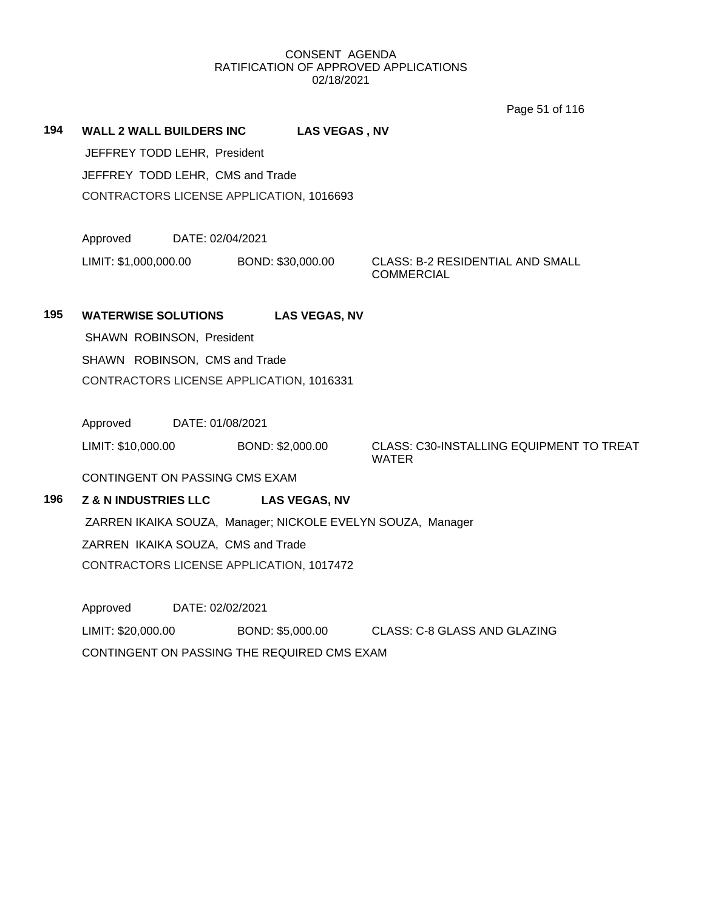CONSENT AGENDA
RATIFICATION OF APPROVED APPLICATIONS
02/18/2021

**194** **WALL 2 WALL BUILDERS INC** **LAS VEGAS , NV**

JEFFREY TODD LEHR, President

JEFFREY TODD LEHR, CMS and Trade

CONTRACTORS LICENSE APPLICATION, 1016693

Approved DATE: 02/04/2021

LIMIT: $1,000,000.00 BOND: $30,000.00 CLASS: B-2 RESIDENTIAL AND SMALL COMMERCIAL

**195** **WATERWISE SOLUTIONS** **LAS VEGAS, NV**

SHAWN ROBINSON, President

SHAWN ROBINSON, CMS and Trade

CONTRACTORS LICENSE APPLICATION, 1016331

Approved DATE: 01/08/2021

LIMIT: $10,000.00 BOND: $2,000.00 CLASS: C30-INSTALLING EQUIPMENT TO TREAT WATER

CONTINGENT ON PASSING CMS EXAM

**196** **Z & N INDUSTRIES LLC** **LAS VEGAS, NV**

ZARREN IKAIKA SOUZA, Manager; NICKOLE EVELYN SOUZA, Manager

ZARREN IKAIKA SOUZA, CMS and Trade

CONTRACTORS LICENSE APPLICATION, 1017472

Approved DATE: 02/02/2021

LIMIT: $20,000.00 BOND: $5,000.00 CLASS: C-8 GLASS AND GLAZING

CONTINGENT ON PASSING THE REQUIRED CMS EXAM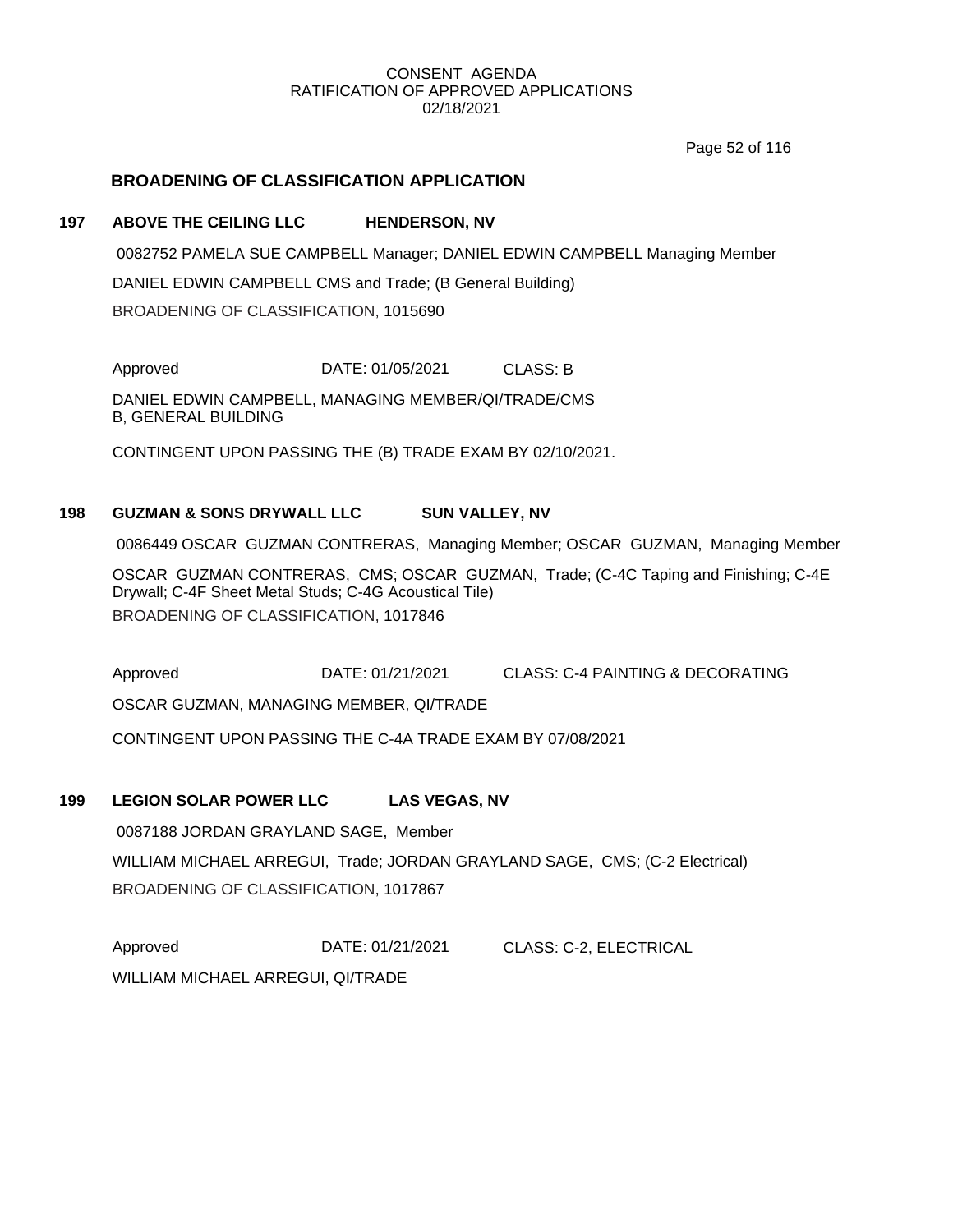CONSENT AGENDA
RATIFICATION OF APPROVED APPLICATIONS
02/18/2021

## BROADENING OF CLASSIFICATION APPLICATION

**197 ABOVE THE CEILING LLC HENDERSON, NV**

0082752 PAMELA SUE CAMPBELL Manager; DANIEL EDWIN CAMPBELL Managing Member

DANIEL EDWIN CAMPBELL CMS and Trade; (B General Building)

BROADENING OF CLASSIFICATION, 1015690

Approved DATE: 01/05/2021 CLASS: B

DANIEL EDWIN CAMPBELL, MANAGING MEMBER/QI/TRADE/CMS
B, GENERAL BUILDING

CONTINGENT UPON PASSING THE (B) TRADE EXAM BY 02/10/2021.

**198 GUZMAN & SONS DRYWALL LLC SUN VALLEY, NV**

0086449 OSCAR GUZMAN CONTRERAS, Managing Member; OSCAR GUZMAN, Managing Member

OSCAR GUZMAN CONTRERAS, CMS; OSCAR GUZMAN, Trade; (C-4C Taping and Finishing; C-4E Drywall; C-4F Sheet Metal Studs; C-4G Acoustical Tile)

BROADENING OF CLASSIFICATION, 1017846

Approved DATE: 01/21/2021 CLASS: C-4 PAINTING & DECORATING

OSCAR GUZMAN, MANAGING MEMBER, QI/TRADE

CONTINGENT UPON PASSING THE C-4A TRADE EXAM BY 07/08/2021

**199 LEGION SOLAR POWER LLC LAS VEGAS, NV**

0087188 JORDAN GRAYLAND SAGE, Member

WILLIAM MICHAEL ARREGUI, Trade; JORDAN GRAYLAND SAGE, CMS; (C-2 Electrical)

BROADENING OF CLASSIFICATION, 1017867

Approved DATE: 01/21/2021 CLASS: C-2, ELECTRICAL

WILLIAM MICHAEL ARREGUI, QI/TRADE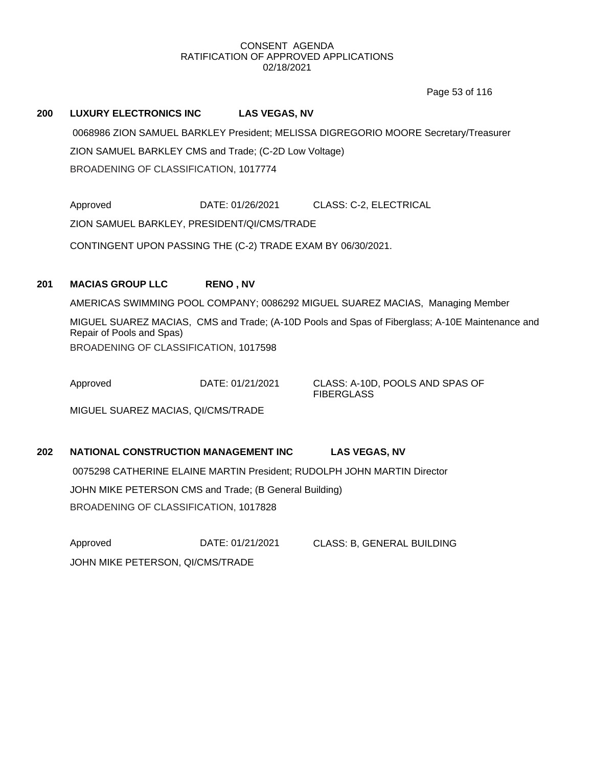CONSENT AGENDA
RATIFICATION OF APPROVED APPLICATIONS
02/18/2021

**200 LUXURY ELECTRONICS INC LAS VEGAS, NV**

0068986 ZION SAMUEL BARKLEY President; MELISSA DIGREGORIO MOORE Secretary/Treasurer

ZION SAMUEL BARKLEY CMS and Trade; (C-2D Low Voltage)

BROADENING OF CLASSIFICATION, 1017774

Approved DATE: 01/26/2021 CLASS: C-2, ELECTRICAL

ZION SAMUEL BARKLEY, PRESIDENT/QI/CMS/TRADE

CONTINGENT UPON PASSING THE (C-2) TRADE EXAM BY 06/30/2021.

**201 MACIAS GROUP LLC RENO , NV**

AMERICAS SWIMMING POOL COMPANY; 0086292 MIGUEL SUAREZ MACIAS, Managing Member

MIGUEL SUAREZ MACIAS, CMS and Trade; (A-10D Pools and Spas of Fiberglass; A-10E Maintenance and Repair of Pools and Spas)

BROADENING OF CLASSIFICATION, 1017598

Approved DATE: 01/21/2021 CLASS: A-10D, POOLS AND SPAS OF FIBERGLASS

MIGUEL SUAREZ MACIAS, QI/CMS/TRADE

**202 NATIONAL CONSTRUCTION MANAGEMENT INC LAS VEGAS, NV**

0075298 CATHERINE ELAINE MARTIN President; RUDOLPH JOHN MARTIN Director

JOHN MIKE PETERSON CMS and Trade; (B General Building)

BROADENING OF CLASSIFICATION, 1017828

Approved DATE: 01/21/2021 CLASS: B, GENERAL BUILDING

JOHN MIKE PETERSON, QI/CMS/TRADE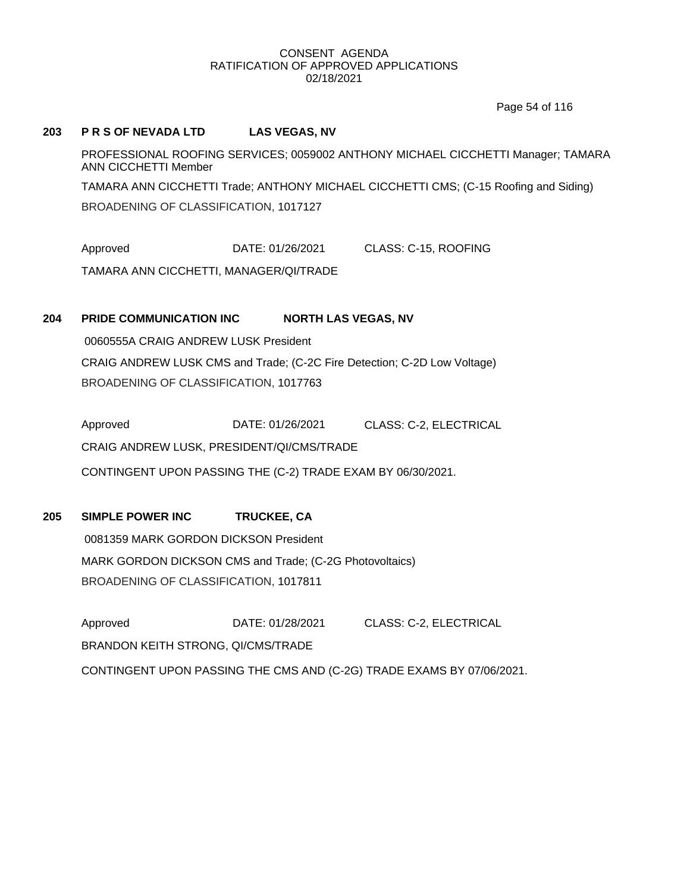CONSENT AGENDA
RATIFICATION OF APPROVED APPLICATIONS
02/18/2021

**203 P R S OF NEVADA LTD LAS VEGAS, NV**

PROFESSIONAL ROOFING SERVICES; 0059002 ANTHONY MICHAEL CICCHETTI Manager; TAMARA ANN CICCHETTI Member

TAMARA ANN CICCHETTI Trade; ANTHONY MICHAEL CICCHETTI CMS; (C-15 Roofing and Siding)

BROADENING OF CLASSIFICATION, 1017127

Approved DATE: 01/26/2021 CLASS: C-15, ROOFING

TAMARA ANN CICCHETTI, MANAGER/QI/TRADE

**204 PRIDE COMMUNICATION INC NORTH LAS VEGAS, NV**

0060555A CRAIG ANDREW LUSK President

CRAIG ANDREW LUSK CMS and Trade; (C-2C Fire Detection; C-2D Low Voltage)

BROADENING OF CLASSIFICATION, 1017763

Approved DATE: 01/26/2021 CLASS: C-2, ELECTRICAL

CRAIG ANDREW LUSK, PRESIDENT/QI/CMS/TRADE

CONTINGENT UPON PASSING THE (C-2) TRADE EXAM BY 06/30/2021.

**205 SIMPLE POWER INC TRUCKEE, CA**

0081359 MARK GORDON DICKSON President

MARK GORDON DICKSON CMS and Trade; (C-2G Photovoltaics)

BROADENING OF CLASSIFICATION, 1017811

Approved DATE: 01/28/2021 CLASS: C-2, ELECTRICAL

BRANDON KEITH STRONG, QI/CMS/TRADE

CONTINGENT UPON PASSING THE CMS AND (C-2G) TRADE EXAMS BY 07/06/2021.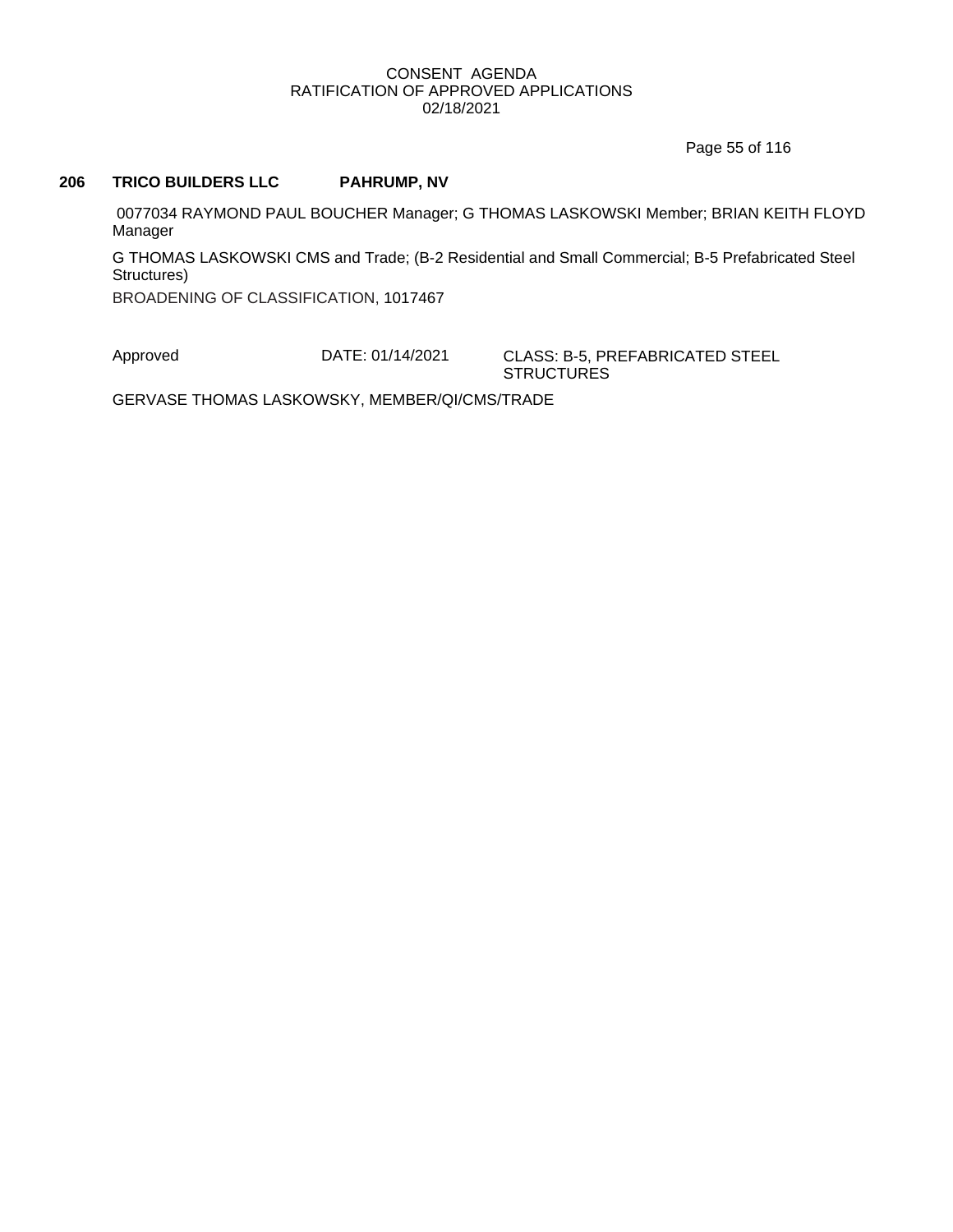## 206 TRICO BUILDERS LLC PAHRUMP, NV

0077034 RAYMOND PAUL BOUCHER Manager; G THOMAS LASKOWSKI Member; BRIAN KEITH FLOYD Manager

G THOMAS LASKOWSKI CMS and Trade; (B-2 Residential and Small Commercial; B-5 Prefabricated Steel Structures)

BROADENING OF CLASSIFICATION, 1017467

Approved DATE: 01/14/2021 CLASS: B-5, PREFABRICATED STEEL STRUCTURES

GERVASE THOMAS LASKOWSKY, MEMBER/QI/CMS/TRADE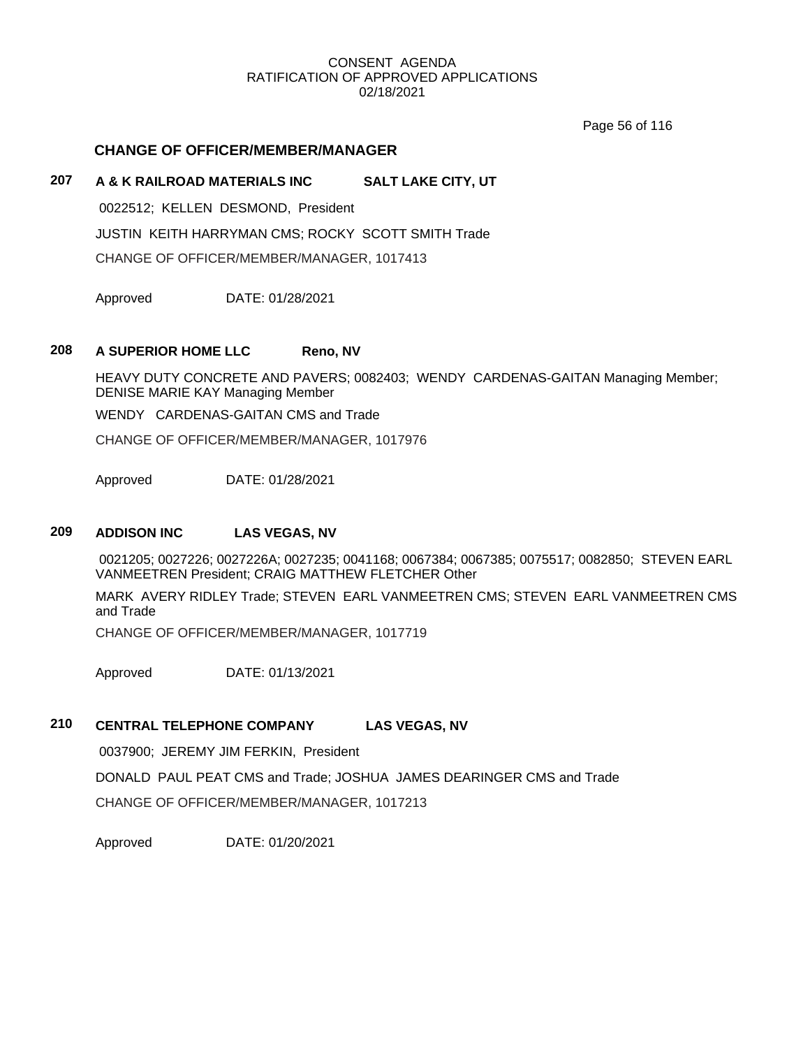## CHANGE OF OFFICER/MEMBER/MANAGER

### 207 A & K RAILROAD MATERIALS INC SALT LAKE CITY, UT

0022512; KELLEN DESMOND, President

JUSTIN KEITH HARRYMAN CMS; ROCKY SCOTT SMITH Trade

CHANGE OF OFFICER/MEMBER/MANAGER, 1017413

Approved DATE: 01/28/2021

### 208 A SUPERIOR HOME LLC Reno, NV

HEAVY DUTY CONCRETE AND PAVERS; 0082403; WENDY CARDENAS-GAITAN Managing Member; DENISE MARIE KAY Managing Member

WENDY CARDENAS-GAITAN CMS and Trade

CHANGE OF OFFICER/MEMBER/MANAGER, 1017976

Approved DATE: 01/28/2021

### 209 ADDISON INC LAS VEGAS, NV

0021205; 0027226; 0027226A; 0027235; 0041168; 0067384; 0067385; 0075517; 0082850; STEVEN EARL VANMEETREN President; CRAIG MATTHEW FLETCHER Other

MARK AVERY RIDLEY Trade; STEVEN EARL VANMEETREN CMS; STEVEN EARL VANMEETREN CMS and Trade

CHANGE OF OFFICER/MEMBER/MANAGER, 1017719

Approved DATE: 01/13/2021

### 210 CENTRAL TELEPHONE COMPANY LAS VEGAS, NV

0037900; JEREMY JIM FERKIN, President

DONALD PAUL PEAT CMS and Trade; JOSHUA JAMES DEARINGER CMS and Trade

CHANGE OF OFFICER/MEMBER/MANAGER, 1017213

Approved DATE: 01/20/2021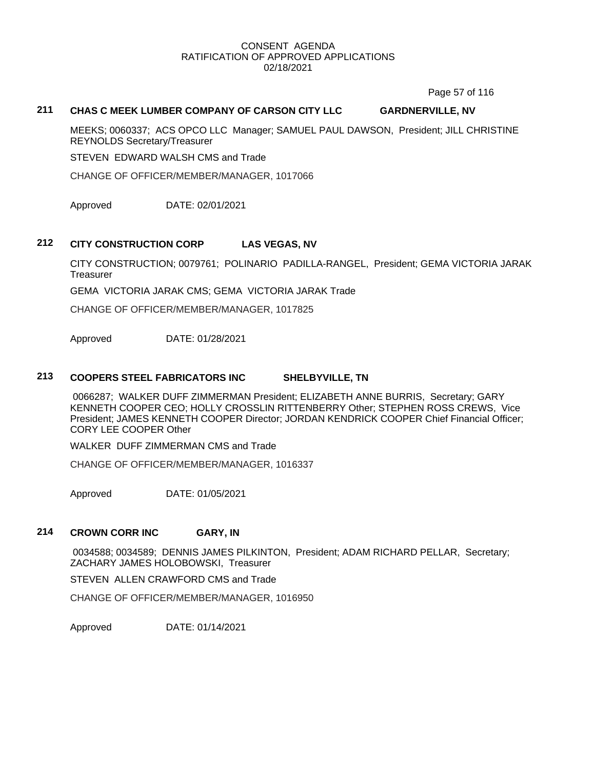CONSENT AGENDA
RATIFICATION OF APPROVED APPLICATIONS
02/18/2021

**211 CHAS C MEEK LUMBER COMPANY OF CARSON CITY LLC GARDNERVILLE, NV**

MEEKS; 0060337; ACS OPCO LLC Manager; SAMUEL PAUL DAWSON, President; JILL CHRISTINE REYNOLDS Secretary/Treasurer

STEVEN EDWARD WALSH CMS and Trade

CHANGE OF OFFICER/MEMBER/MANAGER, 1017066

Approved DATE: 02/01/2021

**212 CITY CONSTRUCTION CORP LAS VEGAS, NV**

CITY CONSTRUCTION; 0079761; POLINARIO PADILLA-RANGEL, President; GEMA VICTORIA JARAK Treasurer

GEMA VICTORIA JARAK CMS; GEMA VICTORIA JARAK Trade

CHANGE OF OFFICER/MEMBER/MANAGER, 1017825

Approved DATE: 01/28/2021

**213 COOPERS STEEL FABRICATORS INC SHELBYVILLE, TN**

0066287; WALKER DUFF ZIMMERMAN President; ELIZABETH ANNE BURRIS, Secretary; GARY KENNETH COOPER CEO; HOLLY CROSSLIN RITTENBERRY Other; STEPHEN ROSS CREWS, Vice President; JAMES KENNETH COOPER Director; JORDAN KENDRICK COOPER Chief Financial Officer; CORY LEE COOPER Other

WALKER DUFF ZIMMERMAN CMS and Trade

CHANGE OF OFFICER/MEMBER/MANAGER, 1016337

Approved DATE: 01/05/2021

**214 CROWN CORR INC GARY, IN**

0034588; 0034589; DENNIS JAMES PILKINTON, President; ADAM RICHARD PELLAR, Secretary; ZACHARY JAMES HOLOBOWSKI, Treasurer

STEVEN ALLEN CRAWFORD CMS and Trade

CHANGE OF OFFICER/MEMBER/MANAGER, 1016950

Approved DATE: 01/14/2021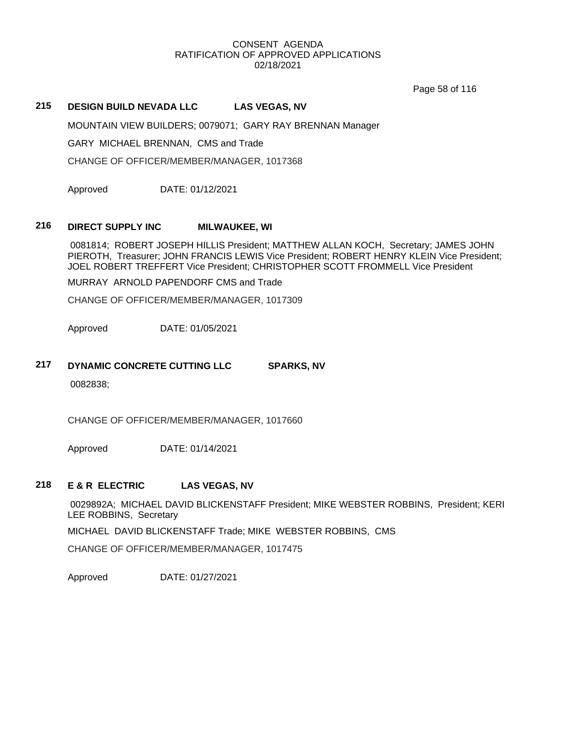CONSENT AGENDA
RATIFICATION OF APPROVED APPLICATIONS
02/18/2021

## 215 DESIGN BUILD NEVADA LLC LAS VEGAS, NV

MOUNTAIN VIEW BUILDERS; 0079071; GARY RAY BRENNAN Manager

GARY MICHAEL BRENNAN, CMS and Trade

CHANGE OF OFFICER/MEMBER/MANAGER, 1017368

Approved DATE: 01/12/2021

## 216 DIRECT SUPPLY INC MILWAUKEE, WI

0081814; ROBERT JOSEPH HILLIS President; MATTHEW ALLAN KOCH, Secretary; JAMES JOHN PIEROTH, Treasurer; JOHN FRANCIS LEWIS Vice President; ROBERT HENRY KLEIN Vice President; JOEL ROBERT TREFFERT Vice President; CHRISTOPHER SCOTT FROMMELL Vice President

MURRAY ARNOLD PAPENDORF CMS and Trade

CHANGE OF OFFICER/MEMBER/MANAGER, 1017309

Approved DATE: 01/05/2021

## 217 DYNAMIC CONCRETE CUTTING LLC SPARKS, NV

0082838;

CHANGE OF OFFICER/MEMBER/MANAGER, 1017660

Approved DATE: 01/14/2021

## 218 E & R ELECTRIC LAS VEGAS, NV

0029892A; MICHAEL DAVID BLICKENSTAFF President; MIKE WEBSTER ROBBINS, President; KERI LEE ROBBINS, Secretary

MICHAEL DAVID BLICKENSTAFF Trade; MIKE WEBSTER ROBBINS, CMS

CHANGE OF OFFICER/MEMBER/MANAGER, 1017475

Approved DATE: 01/27/2021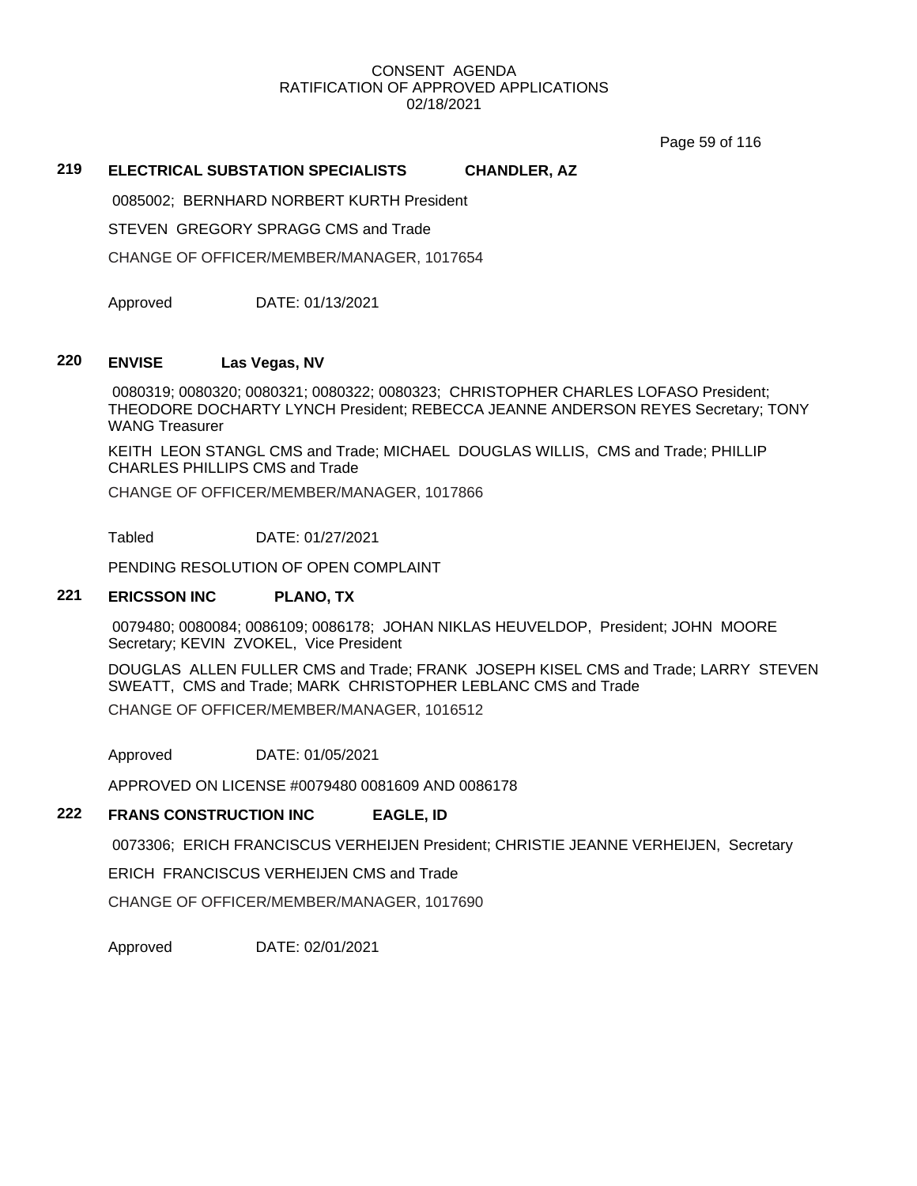CONSENT AGENDA
RATIFICATION OF APPROVED APPLICATIONS
02/18/2021

## 219 ELECTRICAL SUBSTATION SPECIALISTS CHANDLER, AZ

0085002; BERNHARD NORBERT KURTH President

STEVEN GREGORY SPRAGG CMS and Trade

CHANGE OF OFFICER/MEMBER/MANAGER, 1017654

Approved DATE: 01/13/2021

## 220 ENVISE Las Vegas, NV

0080319; 0080320; 0080321; 0080322; 0080323; CHRISTOPHER CHARLES LOFASO President; THEODORE DOCHARTY LYNCH President; REBECCA JEANNE ANDERSON REYES Secretary; TONY WANG Treasurer

KEITH LEON STANGL CMS and Trade; MICHAEL DOUGLAS WILLIS, CMS and Trade; PHILLIP CHARLES PHILLIPS CMS and Trade

CHANGE OF OFFICER/MEMBER/MANAGER, 1017866

Tabled DATE: 01/27/2021

PENDING RESOLUTION OF OPEN COMPLAINT

## 221 ERICSSON INC PLANO, TX

0079480; 0080084; 0086109; 0086178; JOHAN NIKLAS HEUVELDOP, President; JOHN MOORE Secretary; KEVIN ZVOKEL, Vice President

DOUGLAS ALLEN FULLER CMS and Trade; FRANK JOSEPH KISEL CMS and Trade; LARRY STEVEN SWEATT, CMS and Trade; MARK CHRISTOPHER LEBLANC CMS and Trade

CHANGE OF OFFICER/MEMBER/MANAGER, 1016512

Approved DATE: 01/05/2021

APPROVED ON LICENSE #0079480 0081609 AND 0086178

## 222 FRANS CONSTRUCTION INC EAGLE, ID

0073306; ERICH FRANCISCUS VERHEIJEN President; CHRISTIE JEANNE VERHEIJEN, Secretary

ERICH FRANCISCUS VERHEIJEN CMS and Trade

CHANGE OF OFFICER/MEMBER/MANAGER, 1017690

Approved DATE: 02/01/2021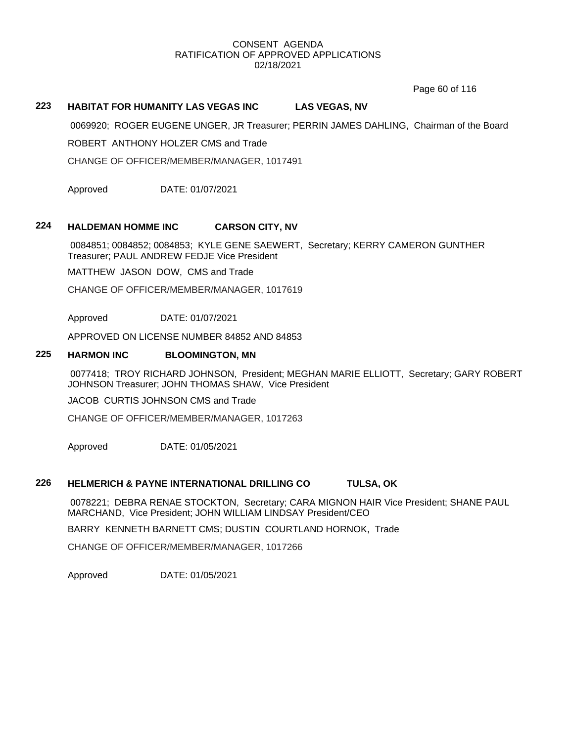CONSENT AGENDA
RATIFICATION OF APPROVED APPLICATIONS
02/18/2021

**223 HABITAT FOR HUMANITY LAS VEGAS INC LAS VEGAS, NV**

0069920; ROGER EUGENE UNGER, JR Treasurer; PERRIN JAMES DAHLING, Chairman of the Board

ROBERT ANTHONY HOLZER CMS and Trade

CHANGE OF OFFICER/MEMBER/MANAGER, 1017491

Approved DATE: 01/07/2021

**224 HALDEMAN HOMME INC CARSON CITY, NV**

0084851; 0084852; 0084853; KYLE GENE SAEWERT, Secretary; KERRY CAMERON GUNTHER Treasurer; PAUL ANDREW FEDJE Vice President

MATTHEW JASON DOW, CMS and Trade

CHANGE OF OFFICER/MEMBER/MANAGER, 1017619

Approved DATE: 01/07/2021

APPROVED ON LICENSE NUMBER 84852 AND 84853

**225 HARMON INC BLOOMINGTON, MN**

0077418; TROY RICHARD JOHNSON, President; MEGHAN MARIE ELLIOTT, Secretary; GARY ROBERT JOHNSON Treasurer; JOHN THOMAS SHAW, Vice President

JACOB CURTIS JOHNSON CMS and Trade

CHANGE OF OFFICER/MEMBER/MANAGER, 1017263

Approved DATE: 01/05/2021

**226 HELMERICH & PAYNE INTERNATIONAL DRILLING CO TULSA, OK**

0078221; DEBRA RENAE STOCKTON, Secretary; CARA MIGNON HAIR Vice President; SHANE PAUL MARCHAND, Vice President; JOHN WILLIAM LINDSAY President/CEO

BARRY KENNETH BARNETT CMS; DUSTIN COURTLAND HORNOK, Trade

CHANGE OF OFFICER/MEMBER/MANAGER, 1017266

Approved DATE: 01/05/2021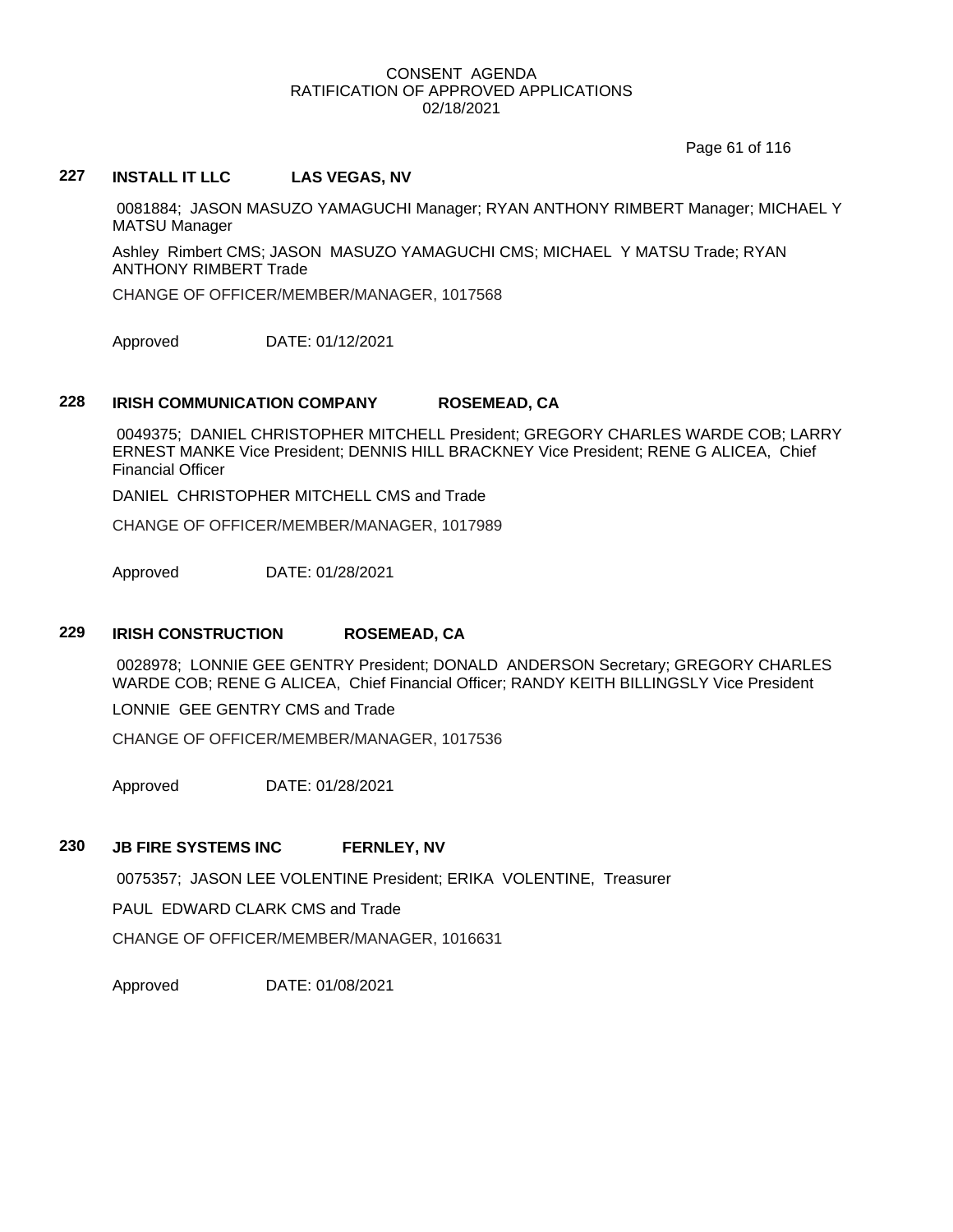CONSENT AGENDA
RATIFICATION OF APPROVED APPLICATIONS
02/18/2021

## 227 INSTALL IT LLC LAS VEGAS, NV

0081884; JASON MASUZO YAMAGUCHI Manager; RYAN ANTHONY RIMBERT Manager; MICHAEL Y MATSU Manager

Ashley Rimbert CMS; JASON MASUZO YAMAGUCHI CMS; MICHAEL Y MATSU Trade; RYAN ANTHONY RIMBERT Trade

CHANGE OF OFFICER/MEMBER/MANAGER, 1017568

Approved DATE: 01/12/2021

## 228 IRISH COMMUNICATION COMPANY ROSEMEAD, CA

0049375; DANIEL CHRISTOPHER MITCHELL President; GREGORY CHARLES WARDE COB; LARRY ERNEST MANKE Vice President; DENNIS HILL BRACKNEY Vice President; RENE G ALICEA, Chief Financial Officer

DANIEL CHRISTOPHER MITCHELL CMS and Trade

CHANGE OF OFFICER/MEMBER/MANAGER, 1017989

Approved DATE: 01/28/2021

## 229 IRISH CONSTRUCTION ROSEMEAD, CA

0028978; LONNIE GEE GENTRY President; DONALD ANDERSON Secretary; GREGORY CHARLES WARDE COB; RENE G ALICEA, Chief Financial Officer; RANDY KEITH BILLINGSLY Vice President

LONNIE GEE GENTRY CMS and Trade

CHANGE OF OFFICER/MEMBER/MANAGER, 1017536

Approved DATE: 01/28/2021

## 230 JB FIRE SYSTEMS INC FERNLEY, NV

0075357; JASON LEE VOLENTINE President; ERIKA VOLENTINE, Treasurer

PAUL EDWARD CLARK CMS and Trade

CHANGE OF OFFICER/MEMBER/MANAGER, 1016631

Approved DATE: 01/08/2021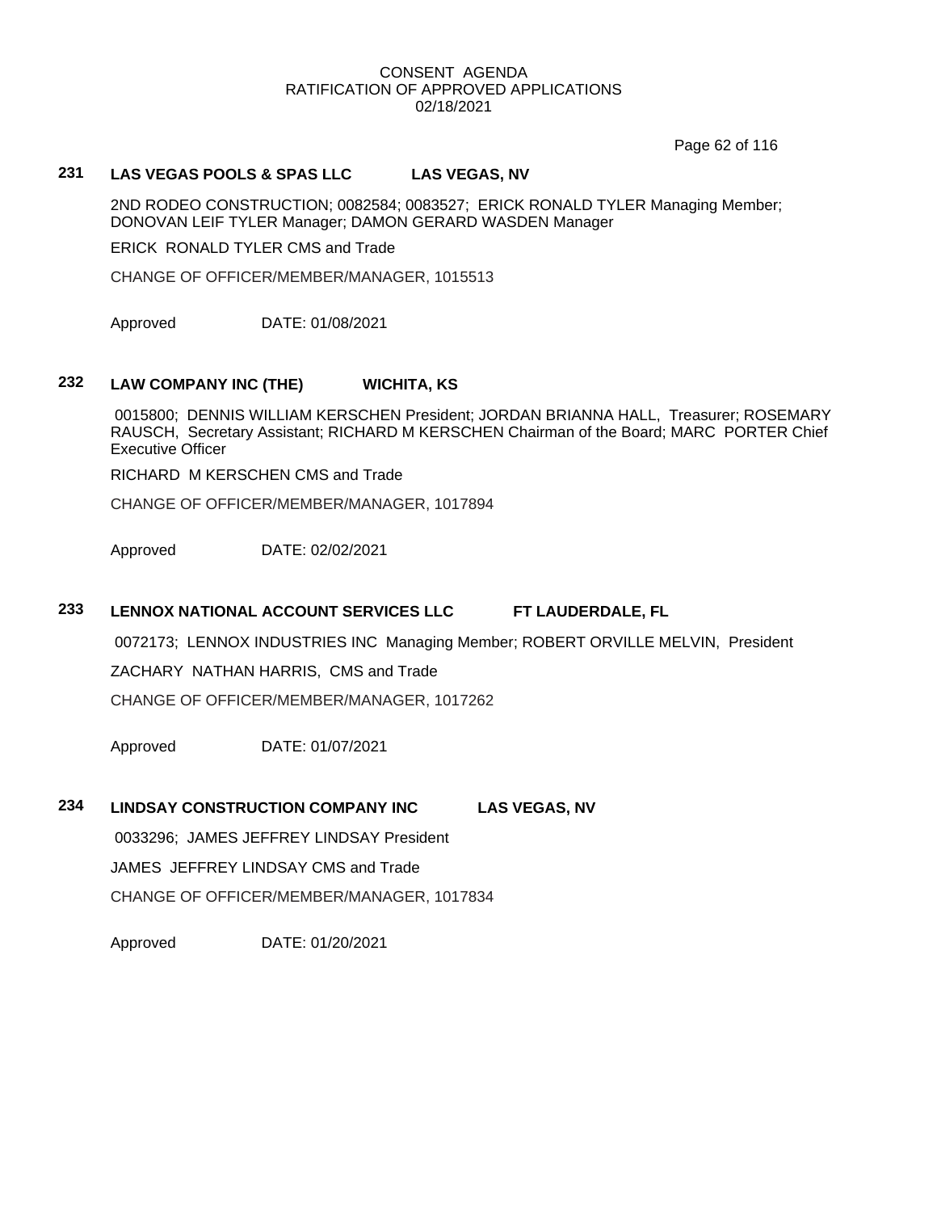CONSENT AGENDA
RATIFICATION OF APPROVED APPLICATIONS
02/18/2021

**231 LAS VEGAS POOLS & SPAS LLC LAS VEGAS, NV**

2ND RODEO CONSTRUCTION; 0082584; 0083527; ERICK RONALD TYLER Managing Member; DONOVAN LEIF TYLER Manager; DAMON GERARD WASDEN Manager

ERICK RONALD TYLER CMS and Trade

CHANGE OF OFFICER/MEMBER/MANAGER, 1015513

Approved DATE: 01/08/2021

**232 LAW COMPANY INC (THE) WICHITA, KS**

0015800; DENNIS WILLIAM KERSCHEN President; JORDAN BRIANNA HALL, Treasurer; ROSEMARY RAUSCH, Secretary Assistant; RICHARD M KERSCHEN Chairman of the Board; MARC PORTER Chief Executive Officer

RICHARD M KERSCHEN CMS and Trade

CHANGE OF OFFICER/MEMBER/MANAGER, 1017894

Approved DATE: 02/02/2021

**233 LENNOX NATIONAL ACCOUNT SERVICES LLC FT LAUDERDALE, FL**

0072173; LENNOX INDUSTRIES INC Managing Member; ROBERT ORVILLE MELVIN, President

ZACHARY NATHAN HARRIS, CMS and Trade

CHANGE OF OFFICER/MEMBER/MANAGER, 1017262

Approved DATE: 01/07/2021

**234 LINDSAY CONSTRUCTION COMPANY INC LAS VEGAS, NV**

0033296; JAMES JEFFREY LINDSAY President

JAMES JEFFREY LINDSAY CMS and Trade

CHANGE OF OFFICER/MEMBER/MANAGER, 1017834

Approved DATE: 01/20/2021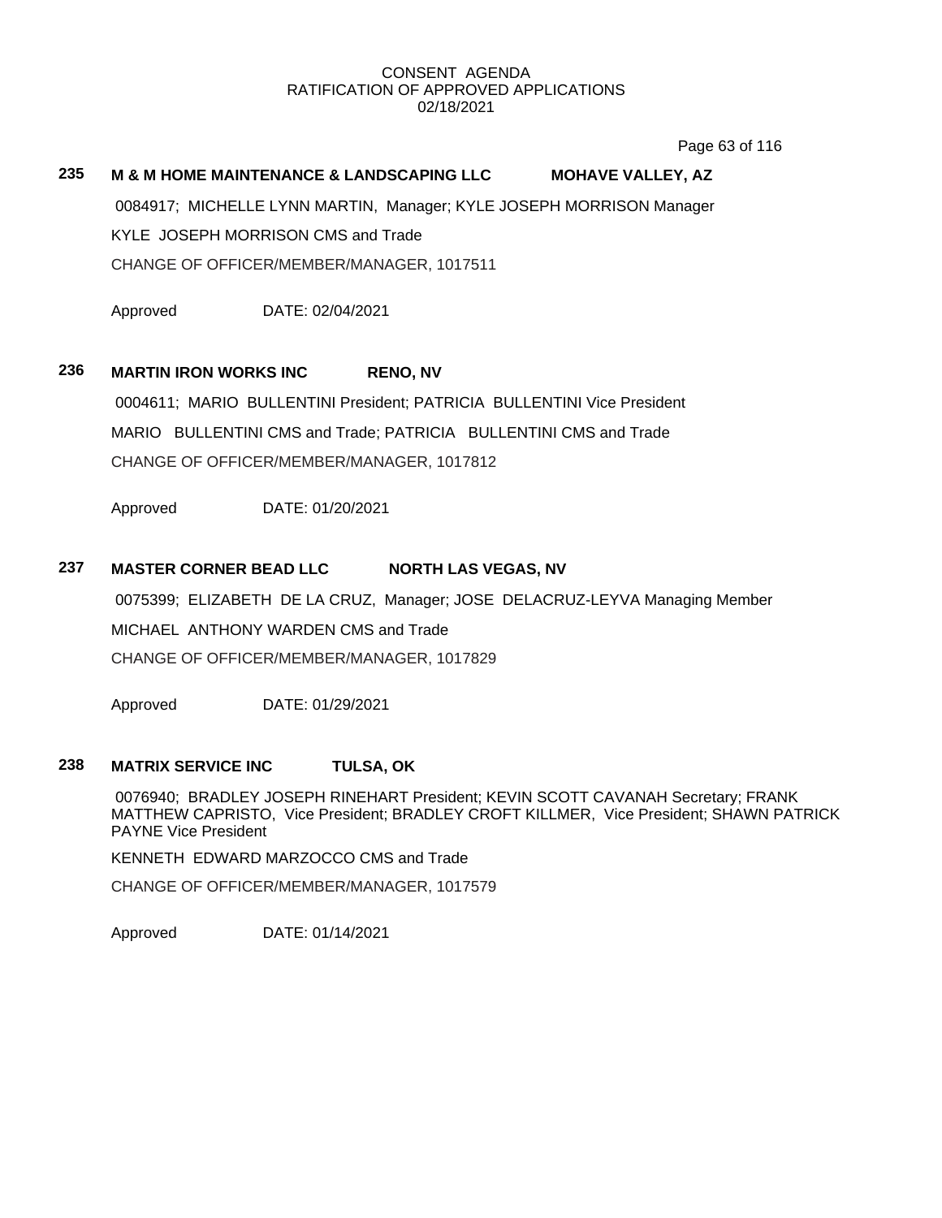CONSENT AGENDA
RATIFICATION OF APPROVED APPLICATIONS
02/18/2021

**235 M & M HOME MAINTENANCE & LANDSCAPING LLC MOHAVE VALLEY, AZ**

0084917; MICHELLE LYNN MARTIN, Manager; KYLE JOSEPH MORRISON Manager

KYLE JOSEPH MORRISON CMS and Trade

CHANGE OF OFFICER/MEMBER/MANAGER, 1017511

Approved DATE: 02/04/2021

**236 MARTIN IRON WORKS INC RENO, NV**

0004611; MARIO BULLENTINI President; PATRICIA BULLENTINI Vice President

MARIO BULLENTINI CMS and Trade; PATRICIA BULLENTINI CMS and Trade

CHANGE OF OFFICER/MEMBER/MANAGER, 1017812

Approved DATE: 01/20/2021

**237 MASTER CORNER BEAD LLC NORTH LAS VEGAS, NV**

0075399; ELIZABETH DE LA CRUZ, Manager; JOSE DELACRUZ-LEYVA Managing Member

MICHAEL ANTHONY WARDEN CMS and Trade

CHANGE OF OFFICER/MEMBER/MANAGER, 1017829

Approved DATE: 01/29/2021

**238 MATRIX SERVICE INC TULSA, OK**

0076940; BRADLEY JOSEPH RINEHART President; KEVIN SCOTT CAVANAH Secretary; FRANK MATTHEW CAPRISTO, Vice President; BRADLEY CROFT KILLMER, Vice President; SHAWN PATRICK PAYNE Vice President

KENNETH EDWARD MARZOCCO CMS and Trade

CHANGE OF OFFICER/MEMBER/MANAGER, 1017579

Approved DATE: 01/14/2021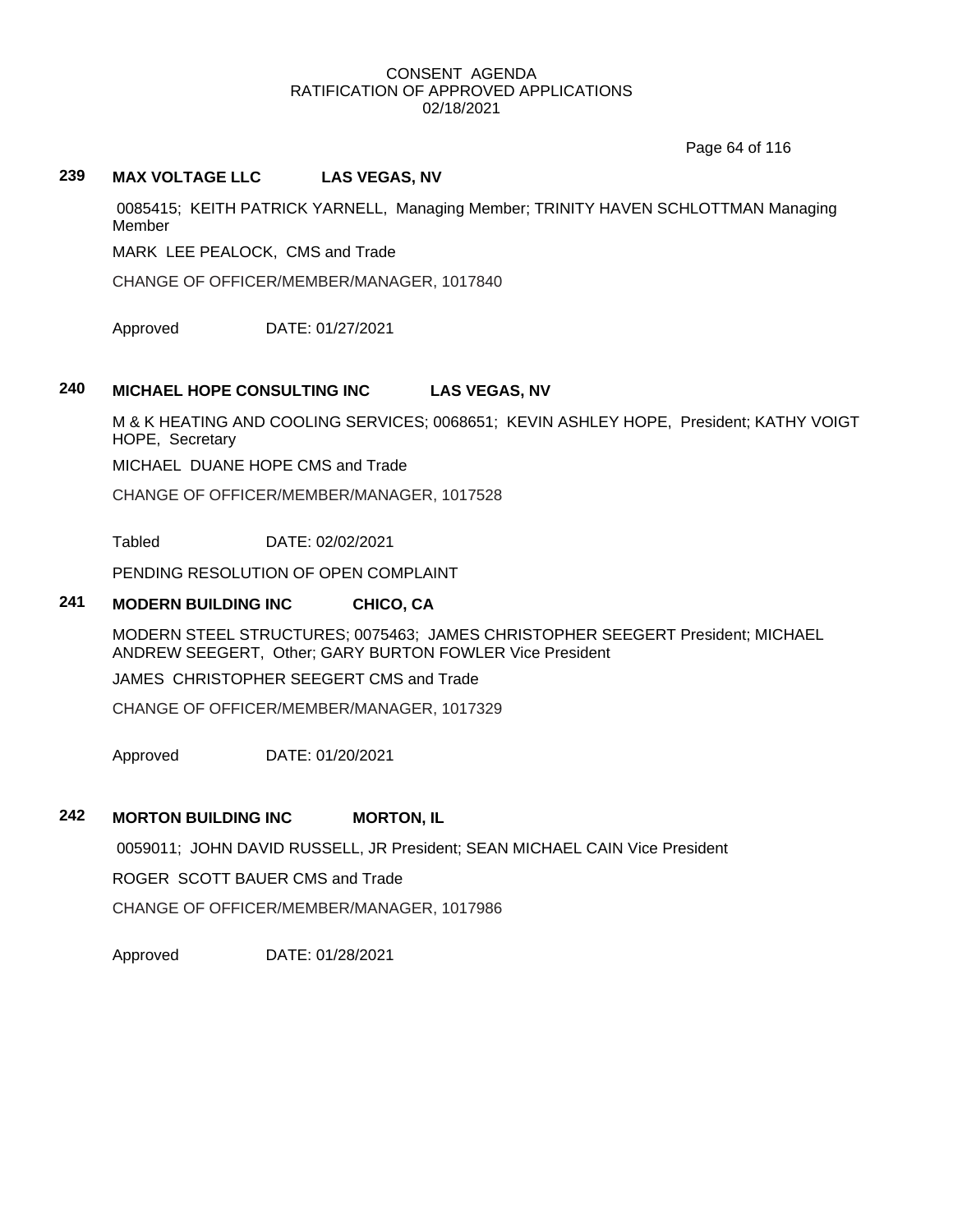CONSENT AGENDA
RATIFICATION OF APPROVED APPLICATIONS
02/18/2021

## 239 MAX VOLTAGE LLC LAS VEGAS, NV

0085415; KEITH PATRICK YARNELL, Managing Member; TRINITY HAVEN SCHLOTTMAN Managing Member

MARK LEE PEALOCK, CMS and Trade

CHANGE OF OFFICER/MEMBER/MANAGER, 1017840

Approved DATE: 01/27/2021

## 240 MICHAEL HOPE CONSULTING INC LAS VEGAS, NV

M & K HEATING AND COOLING SERVICES; 0068651; KEVIN ASHLEY HOPE, President; KATHY VOIGT HOPE, Secretary

MICHAEL DUANE HOPE CMS and Trade

CHANGE OF OFFICER/MEMBER/MANAGER, 1017528

Tabled DATE: 02/02/2021

PENDING RESOLUTION OF OPEN COMPLAINT

## 241 MODERN BUILDING INC CHICO, CA

MODERN STEEL STRUCTURES; 0075463; JAMES CHRISTOPHER SEEGERT President; MICHAEL ANDREW SEEGERT, Other; GARY BURTON FOWLER Vice President

JAMES CHRISTOPHER SEEGERT CMS and Trade

CHANGE OF OFFICER/MEMBER/MANAGER, 1017329

Approved DATE: 01/20/2021

## 242 MORTON BUILDING INC MORTON, IL

0059011; JOHN DAVID RUSSELL, JR President; SEAN MICHAEL CAIN Vice President

ROGER SCOTT BAUER CMS and Trade

CHANGE OF OFFICER/MEMBER/MANAGER, 1017986

Approved DATE: 01/28/2021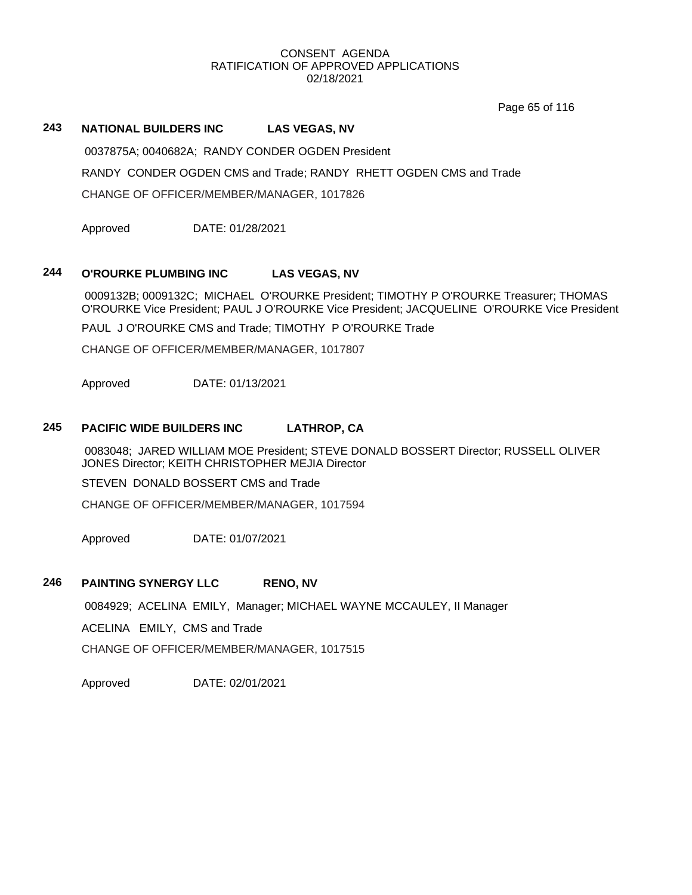CONSENT AGENDA
RATIFICATION OF APPROVED APPLICATIONS
02/18/2021

## 243 NATIONAL BUILDERS INC LAS VEGAS, NV

0037875A; 0040682A; RANDY CONDER OGDEN President

RANDY CONDER OGDEN CMS and Trade; RANDY RHETT OGDEN CMS and Trade

CHANGE OF OFFICER/MEMBER/MANAGER, 1017826

Approved DATE: 01/28/2021

## 244 O'ROURKE PLUMBING INC LAS VEGAS, NV

0009132B; 0009132C; MICHAEL O'ROURKE President; TIMOTHY P O'ROURKE Treasurer; THOMAS O'ROURKE Vice President; PAUL J O'ROURKE Vice President; JACQUELINE O'ROURKE Vice President

PAUL J O'ROURKE CMS and Trade; TIMOTHY P O'ROURKE Trade

CHANGE OF OFFICER/MEMBER/MANAGER, 1017807

Approved DATE: 01/13/2021

## 245 PACIFIC WIDE BUILDERS INC LATHROP, CA

0083048; JARED WILLIAM MOE President; STEVE DONALD BOSSERT Director; RUSSELL OLIVER JONES Director; KEITH CHRISTOPHER MEJIA Director

STEVEN DONALD BOSSERT CMS and Trade

CHANGE OF OFFICER/MEMBER/MANAGER, 1017594

Approved DATE: 01/07/2021

## 246 PAINTING SYNERGY LLC RENO, NV

0084929; ACELINA EMILY, Manager; MICHAEL WAYNE MCCAULEY, II Manager

ACELINA EMILY, CMS and Trade

CHANGE OF OFFICER/MEMBER/MANAGER, 1017515

Approved DATE: 02/01/2021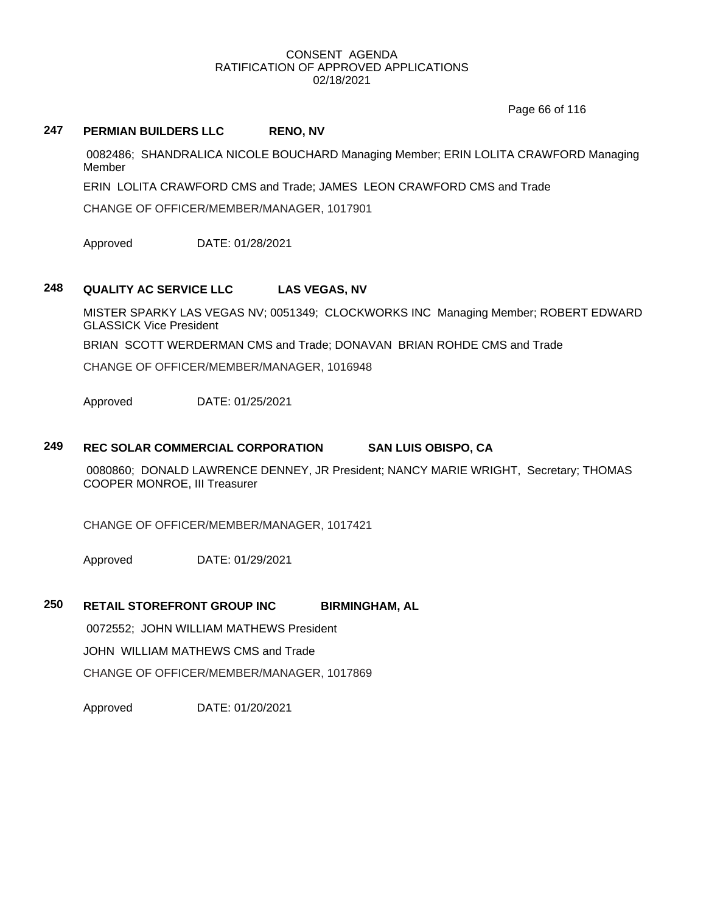CONSENT AGENDA
RATIFICATION OF APPROVED APPLICATIONS
02/18/2021

**247 PERMIAN BUILDERS LLC RENO, NV**

0082486; SHANDRALICA NICOLE BOUCHARD Managing Member; ERIN LOLITA CRAWFORD Managing Member

ERIN LOLITA CRAWFORD CMS and Trade; JAMES LEON CRAWFORD CMS and Trade

CHANGE OF OFFICER/MEMBER/MANAGER, 1017901

Approved DATE: 01/28/2021

**248 QUALITY AC SERVICE LLC LAS VEGAS, NV**

MISTER SPARKY LAS VEGAS NV; 0051349; CLOCKWORKS INC Managing Member; ROBERT EDWARD GLASSICK Vice President

BRIAN SCOTT WERDERMAN CMS and Trade; DONAVAN BRIAN ROHDE CMS and Trade

CHANGE OF OFFICER/MEMBER/MANAGER, 1016948

Approved DATE: 01/25/2021

**249 REC SOLAR COMMERCIAL CORPORATION SAN LUIS OBISPO, CA**

0080860; DONALD LAWRENCE DENNEY, JR President; NANCY MARIE WRIGHT, Secretary; THOMAS COOPER MONROE, III Treasurer

CHANGE OF OFFICER/MEMBER/MANAGER, 1017421

Approved DATE: 01/29/2021

**250 RETAIL STOREFRONT GROUP INC BIRMINGHAM, AL**

0072552; JOHN WILLIAM MATHEWS President

JOHN WILLIAM MATHEWS CMS and Trade

CHANGE OF OFFICER/MEMBER/MANAGER, 1017869

Approved DATE: 01/20/2021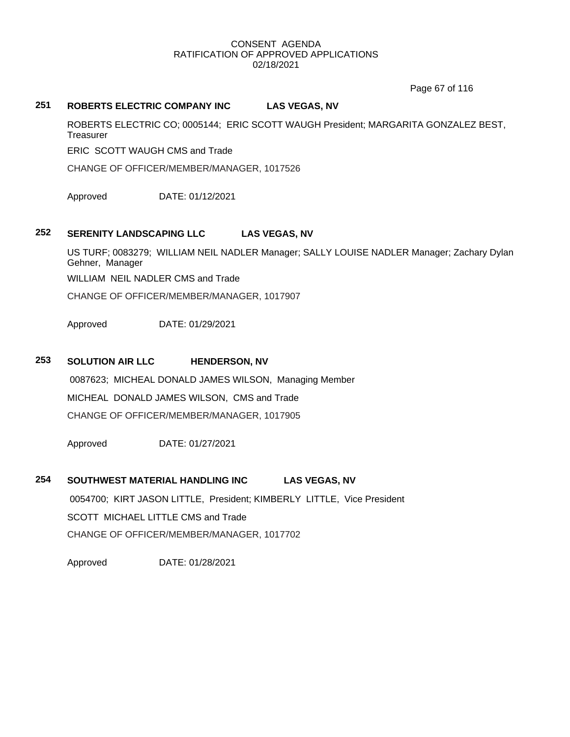CONSENT AGENDA
RATIFICATION OF APPROVED APPLICATIONS
02/18/2021

**251 ROBERTS ELECTRIC COMPANY INC LAS VEGAS, NV**

ROBERTS ELECTRIC CO; 0005144; ERIC SCOTT WAUGH President; MARGARITA GONZALEZ BEST, Treasurer

ERIC SCOTT WAUGH CMS and Trade

CHANGE OF OFFICER/MEMBER/MANAGER, 1017526

Approved DATE: 01/12/2021

**252 SERENITY LANDSCAPING LLC LAS VEGAS, NV**

US TURF; 0083279; WILLIAM NEIL NADLER Manager; SALLY LOUISE NADLER Manager; Zachary Dylan Gehner, Manager

WILLIAM NEIL NADLER CMS and Trade

CHANGE OF OFFICER/MEMBER/MANAGER, 1017907

Approved DATE: 01/29/2021

**253 SOLUTION AIR LLC HENDERSON, NV**

0087623; MICHEAL DONALD JAMES WILSON, Managing Member

MICHEAL DONALD JAMES WILSON, CMS and Trade

CHANGE OF OFFICER/MEMBER/MANAGER, 1017905

Approved DATE: 01/27/2021

**254 SOUTHWEST MATERIAL HANDLING INC LAS VEGAS, NV**

0054700; KIRT JASON LITTLE, President; KIMBERLY LITTLE, Vice President

SCOTT MICHAEL LITTLE CMS and Trade

CHANGE OF OFFICER/MEMBER/MANAGER, 1017702

Approved DATE: 01/28/2021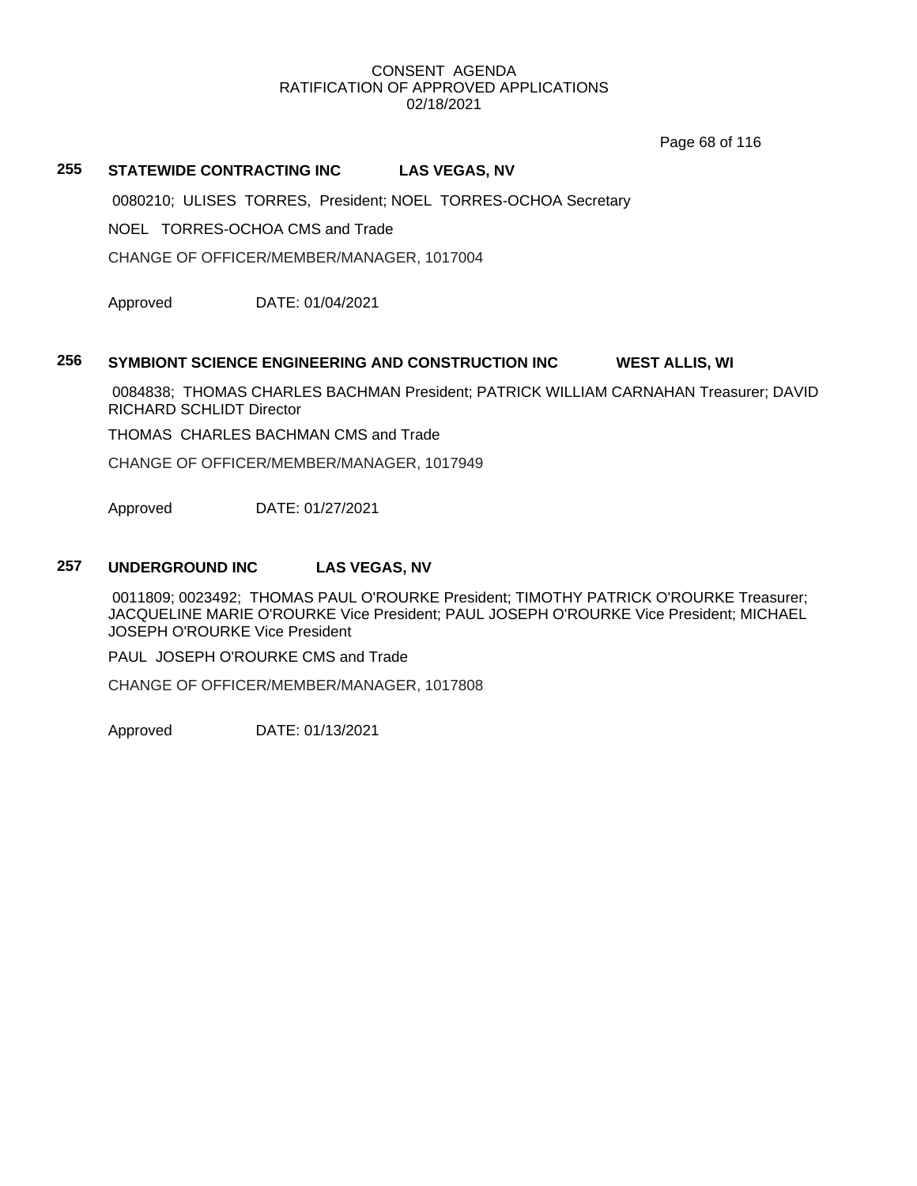CONSENT AGENDA
RATIFICATION OF APPROVED APPLICATIONS
02/18/2021

**255 STATEWIDE CONTRACTING INC LAS VEGAS, NV**

0080210; ULISES TORRES, President; NOEL TORRES-OCHOA Secretary

NOEL TORRES-OCHOA CMS and Trade

CHANGE OF OFFICER/MEMBER/MANAGER, 1017004

Approved DATE: 01/04/2021

**256 SYMBIONT SCIENCE ENGINEERING AND CONSTRUCTION INC WEST ALLIS, WI**

0084838; THOMAS CHARLES BACHMAN President; PATRICK WILLIAM CARNAHAN Treasurer; DAVID RICHARD SCHLIDT Director

THOMAS CHARLES BACHMAN CMS and Trade

CHANGE OF OFFICER/MEMBER/MANAGER, 1017949

Approved DATE: 01/27/2021

**257 UNDERGROUND INC LAS VEGAS, NV**

0011809; 0023492; THOMAS PAUL O'ROURKE President; TIMOTHY PATRICK O'ROURKE Treasurer; JACQUELINE MARIE O'ROURKE Vice President; PAUL JOSEPH O'ROURKE Vice President; MICHAEL JOSEPH O'ROURKE Vice President

PAUL JOSEPH O'ROURKE CMS and Trade

CHANGE OF OFFICER/MEMBER/MANAGER, 1017808

Approved DATE: 01/13/2021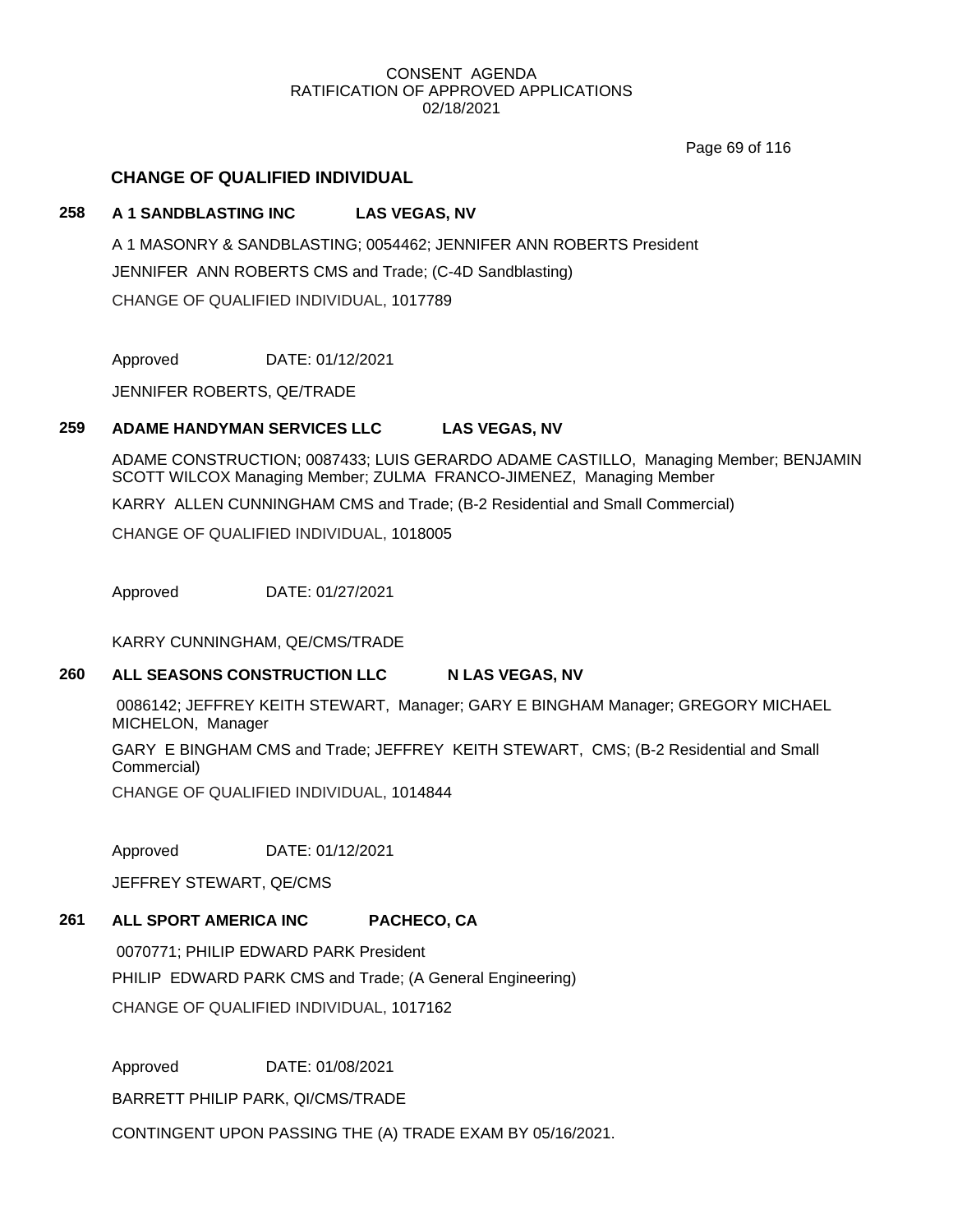CONSENT AGENDA
RATIFICATION OF APPROVED APPLICATIONS
02/18/2021

## CHANGE OF QUALIFIED INDIVIDUAL

### 258 A 1 SANDBLASTING INC LAS VEGAS, NV

A 1 MASONRY & SANDBLASTING; 0054462; JENNIFER ANN ROBERTS President

JENNIFER ANN ROBERTS CMS and Trade; (C-4D Sandblasting)

CHANGE OF QUALIFIED INDIVIDUAL, 1017789

Approved DATE: 01/12/2021

JENNIFER ROBERTS, QE/TRADE

### 259 ADAME HANDYMAN SERVICES LLC LAS VEGAS, NV

ADAME CONSTRUCTION; 0087433; LUIS GERARDO ADAME CASTILLO, Managing Member; BENJAMIN SCOTT WILCOX Managing Member; ZULMA FRANCO-JIMENEZ, Managing Member

KARRY ALLEN CUNNINGHAM CMS and Trade; (B-2 Residential and Small Commercial)

CHANGE OF QUALIFIED INDIVIDUAL, 1018005

Approved DATE: 01/27/2021

KARRY CUNNINGHAM, QE/CMS/TRADE

### 260 ALL SEASONS CONSTRUCTION LLC N LAS VEGAS, NV

0086142; JEFFREY KEITH STEWART, Manager; GARY E BINGHAM Manager; GREGORY MICHAEL MICHELON, Manager

GARY E BINGHAM CMS and Trade; JEFFREY KEITH STEWART, CMS; (B-2 Residential and Small Commercial)

CHANGE OF QUALIFIED INDIVIDUAL, 1014844

Approved DATE: 01/12/2021

JEFFREY STEWART, QE/CMS

### 261 ALL SPORT AMERICA INC PACHECO, CA

0070771; PHILIP EDWARD PARK President

PHILIP EDWARD PARK CMS and Trade; (A General Engineering)

CHANGE OF QUALIFIED INDIVIDUAL, 1017162

Approved DATE: 01/08/2021

BARRETT PHILIP PARK, QI/CMS/TRADE

CONTINGENT UPON PASSING THE (A) TRADE EXAM BY 05/16/2021.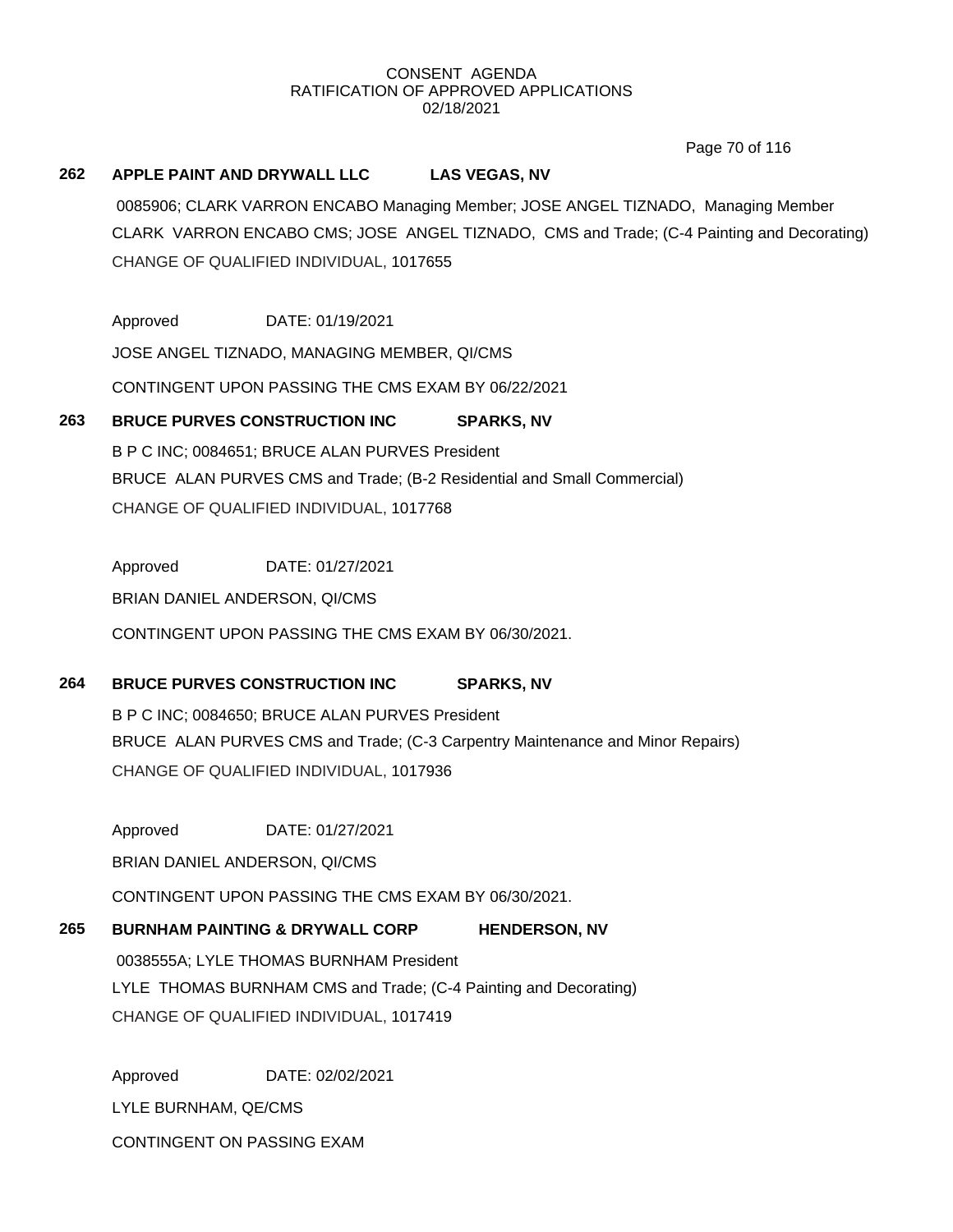CONSENT AGENDA
RATIFICATION OF APPROVED APPLICATIONS
02/18/2021

**262 APPLE PAINT AND DRYWALL LLC LAS VEGAS, NV**

0085906; CLARK VARRON ENCABO Managing Member; JOSE ANGEL TIZNADO, Managing Member
CLARK VARRON ENCABO CMS; JOSE ANGEL TIZNADO, CMS and Trade; (C-4 Painting and Decorating)
CHANGE OF QUALIFIED INDIVIDUAL, 1017655

Approved DATE: 01/19/2021

JOSE ANGEL TIZNADO, MANAGING MEMBER, QI/CMS

CONTINGENT UPON PASSING THE CMS EXAM BY 06/22/2021

**263 BRUCE PURVES CONSTRUCTION INC SPARKS, NV**

B P C INC; 0084651; BRUCE ALAN PURVES President
BRUCE ALAN PURVES CMS and Trade; (B-2 Residential and Small Commercial)
CHANGE OF QUALIFIED INDIVIDUAL, 1017768

Approved DATE: 01/27/2021

BRIAN DANIEL ANDERSON, QI/CMS

CONTINGENT UPON PASSING THE CMS EXAM BY 06/30/2021.

**264 BRUCE PURVES CONSTRUCTION INC SPARKS, NV**

B P C INC; 0084650; BRUCE ALAN PURVES President
BRUCE ALAN PURVES CMS and Trade; (C-3 Carpentry Maintenance and Minor Repairs)
CHANGE OF QUALIFIED INDIVIDUAL, 1017936

Approved DATE: 01/27/2021

BRIAN DANIEL ANDERSON, QI/CMS

CONTINGENT UPON PASSING THE CMS EXAM BY 06/30/2021.

**265 BURNHAM PAINTING & DRYWALL CORP HENDERSON, NV**

0038555A; LYLE THOMAS BURNHAM President
LYLE THOMAS BURNHAM CMS and Trade; (C-4 Painting and Decorating)
CHANGE OF QUALIFIED INDIVIDUAL, 1017419

Approved DATE: 02/02/2021

LYLE BURNHAM, QE/CMS

CONTINGENT ON PASSING EXAM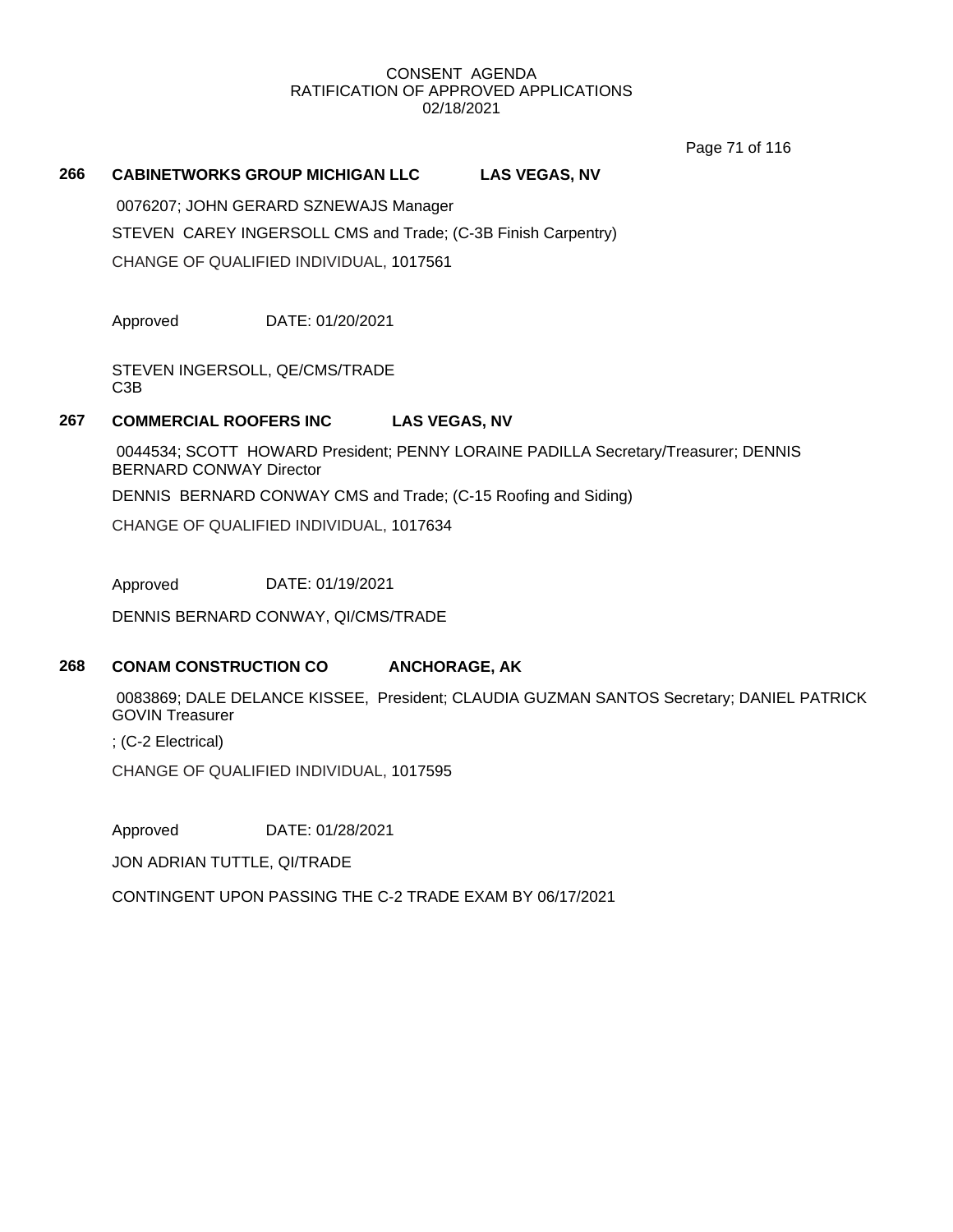CONSENT AGENDA
RATIFICATION OF APPROVED APPLICATIONS
02/18/2021

**266 CABINETWORKS GROUP MICHIGAN LLC LAS VEGAS, NV**

0076207; JOHN GERARD SZNEWAJS Manager

STEVEN CAREY INGERSOLL CMS and Trade; (C-3B Finish Carpentry)

CHANGE OF QUALIFIED INDIVIDUAL, 1017561

Approved DATE: 01/20/2021

STEVEN INGERSOLL, QE/CMS/TRADE
C3B

**267 COMMERCIAL ROOFERS INC LAS VEGAS, NV**

0044534; SCOTT HOWARD President; PENNY LORAINE PADILLA Secretary/Treasurer; DENNIS BERNARD CONWAY Director

DENNIS BERNARD CONWAY CMS and Trade; (C-15 Roofing and Siding)

CHANGE OF QUALIFIED INDIVIDUAL, 1017634

Approved DATE: 01/19/2021

DENNIS BERNARD CONWAY, QI/CMS/TRADE

**268 CONAM CONSTRUCTION CO ANCHORAGE, AK**

0083869; DALE DELANCE KISSEE, President; CLAUDIA GUZMAN SANTOS Secretary; DANIEL PATRICK GOVIN Treasurer

; (C-2 Electrical)

CHANGE OF QUALIFIED INDIVIDUAL, 1017595

Approved DATE: 01/28/2021

JON ADRIAN TUTTLE, QI/TRADE

CONTINGENT UPON PASSING THE C-2 TRADE EXAM BY 06/17/2021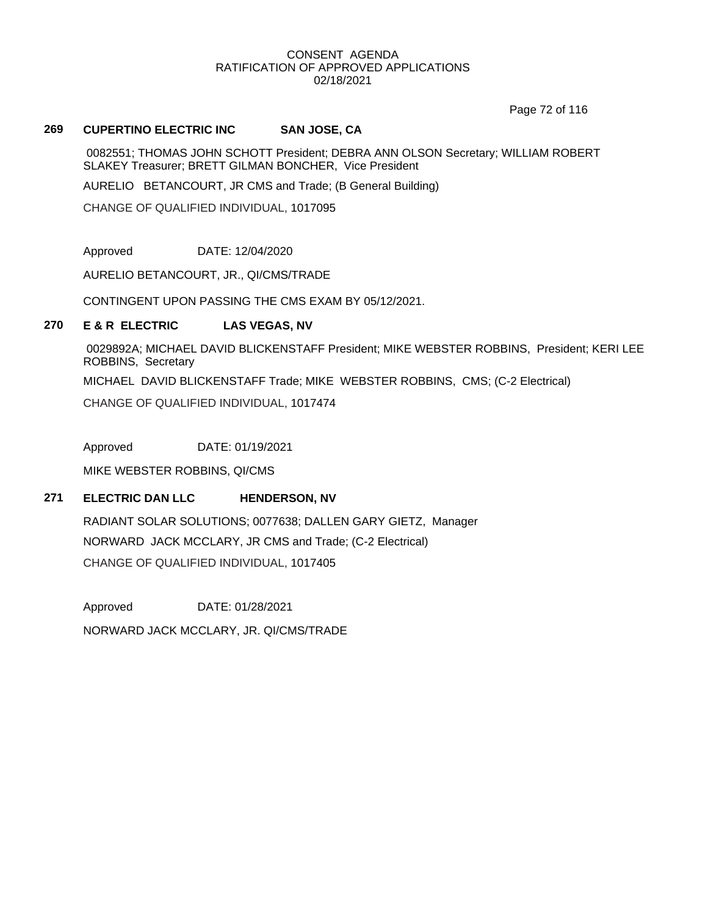CONSENT AGENDA
RATIFICATION OF APPROVED APPLICATIONS
02/18/2021

### 269 CUPERTINO ELECTRIC INC SAN JOSE, CA

0082551; THOMAS JOHN SCHOTT President; DEBRA ANN OLSON Secretary; WILLIAM ROBERT SLAKEY Treasurer; BRETT GILMAN BONCHER, Vice President

AURELIO BETANCOURT, JR CMS and Trade; (B General Building)

CHANGE OF QUALIFIED INDIVIDUAL, 1017095

Approved DATE: 12/04/2020

AURELIO BETANCOURT, JR., QI/CMS/TRADE

CONTINGENT UPON PASSING THE CMS EXAM BY 05/12/2021.

### 270 E & R ELECTRIC LAS VEGAS, NV

0029892A; MICHAEL DAVID BLICKENSTAFF President; MIKE WEBSTER ROBBINS, President; KERI LEE ROBBINS, Secretary

MICHAEL DAVID BLICKENSTAFF Trade; MIKE WEBSTER ROBBINS, CMS; (C-2 Electrical)

CHANGE OF QUALIFIED INDIVIDUAL, 1017474

Approved DATE: 01/19/2021

MIKE WEBSTER ROBBINS, QI/CMS

### 271 ELECTRIC DAN LLC HENDERSON, NV

RADIANT SOLAR SOLUTIONS; 0077638; DALLEN GARY GIETZ, Manager

NORWARD JACK MCCLARY, JR CMS and Trade; (C-2 Electrical)

CHANGE OF QUALIFIED INDIVIDUAL, 1017405

Approved DATE: 01/28/2021

NORWARD JACK MCCLARY, JR. QI/CMS/TRADE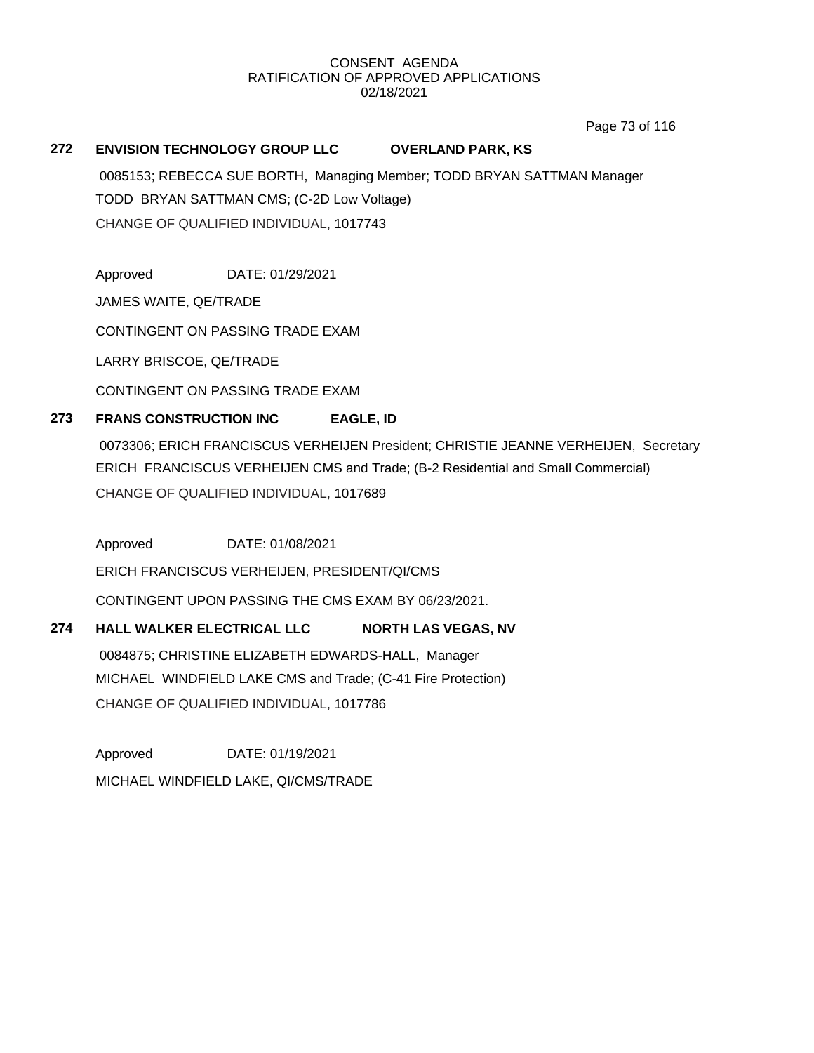CONSENT AGENDA
RATIFICATION OF APPROVED APPLICATIONS
02/18/2021

**272 ENVISION TECHNOLOGY GROUP LLC OVERLAND PARK, KS**

0085153; REBECCA SUE BORTH, Managing Member; TODD BRYAN SATTMAN Manager
TODD BRYAN SATTMAN CMS; (C-2D Low Voltage)
CHANGE OF QUALIFIED INDIVIDUAL, 1017743

Approved DATE: 01/29/2021

JAMES WAITE, QE/TRADE

CONTINGENT ON PASSING TRADE EXAM

LARRY BRISCOE, QE/TRADE

CONTINGENT ON PASSING TRADE EXAM

**273 FRANS CONSTRUCTION INC EAGLE, ID**

0073306; ERICH FRANCISCUS VERHEIJEN President; CHRISTIE JEANNE VERHEIJEN, Secretary
ERICH FRANCISCUS VERHEIJEN CMS and Trade; (B-2 Residential and Small Commercial)
CHANGE OF QUALIFIED INDIVIDUAL, 1017689

Approved DATE: 01/08/2021

ERICH FRANCISCUS VERHEIJEN, PRESIDENT/QI/CMS

CONTINGENT UPON PASSING THE CMS EXAM BY 06/23/2021.

**274 HALL WALKER ELECTRICAL LLC NORTH LAS VEGAS, NV**

0084875; CHRISTINE ELIZABETH EDWARDS-HALL, Manager
MICHAEL WINDFIELD LAKE CMS and Trade; (C-41 Fire Protection)
CHANGE OF QUALIFIED INDIVIDUAL, 1017786

Approved DATE: 01/19/2021

MICHAEL WINDFIELD LAKE, QI/CMS/TRADE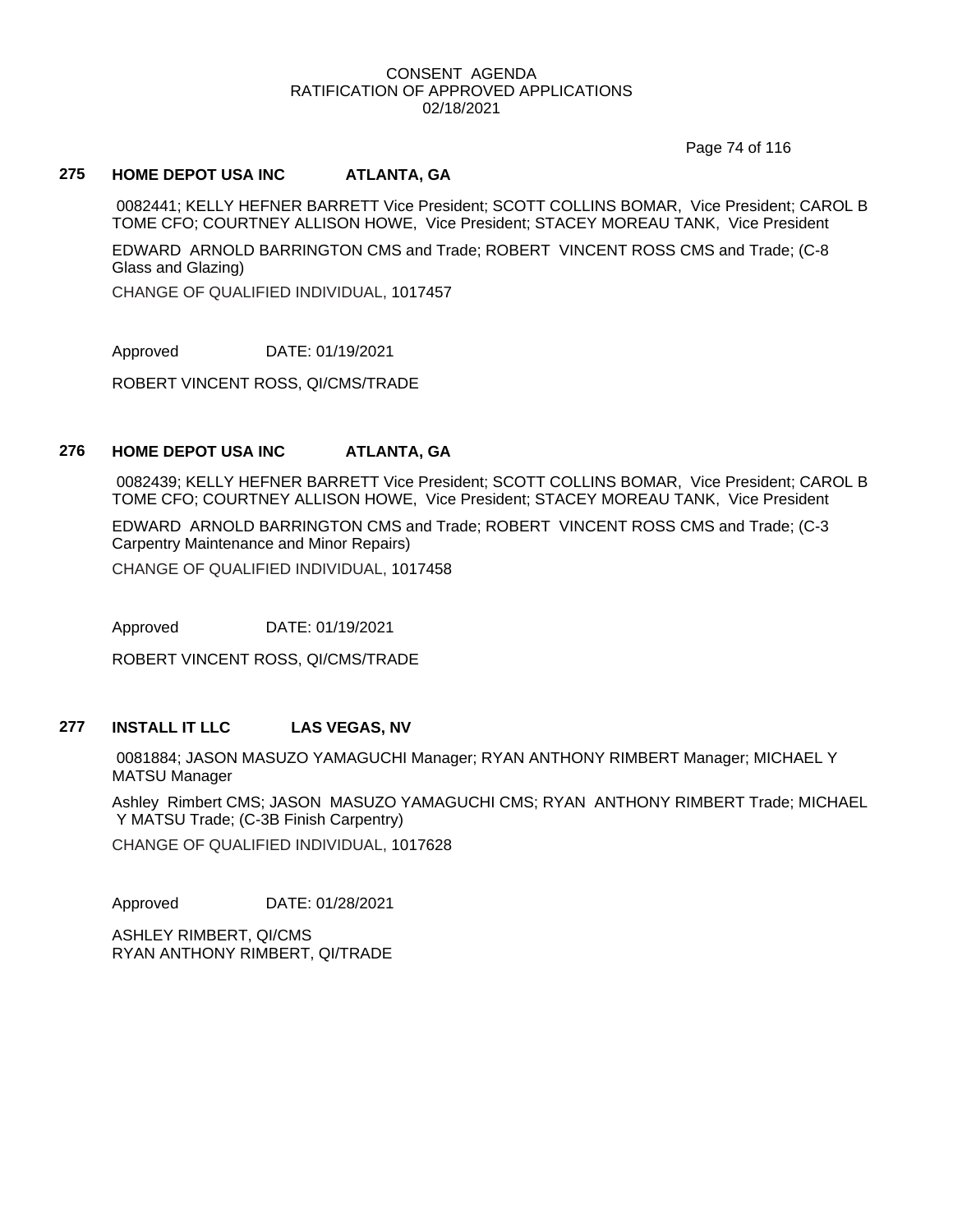CONSENT AGENDA
RATIFICATION OF APPROVED APPLICATIONS
02/18/2021

**275 HOME DEPOT USA INC ATLANTA, GA**

0082441; KELLY HEFNER BARRETT Vice President; SCOTT COLLINS BOMAR, Vice President; CAROL B TOME CFO; COURTNEY ALLISON HOWE, Vice President; STACEY MOREAU TANK, Vice President

EDWARD ARNOLD BARRINGTON CMS and Trade; ROBERT VINCENT ROSS CMS and Trade; (C-8 Glass and Glazing)

CHANGE OF QUALIFIED INDIVIDUAL, 1017457

Approved DATE: 01/19/2021

ROBERT VINCENT ROSS, QI/CMS/TRADE

**276 HOME DEPOT USA INC ATLANTA, GA**

0082439; KELLY HEFNER BARRETT Vice President; SCOTT COLLINS BOMAR, Vice President; CAROL B TOME CFO; COURTNEY ALLISON HOWE, Vice President; STACEY MOREAU TANK, Vice President

EDWARD ARNOLD BARRINGTON CMS and Trade; ROBERT VINCENT ROSS CMS and Trade; (C-3 Carpentry Maintenance and Minor Repairs)

CHANGE OF QUALIFIED INDIVIDUAL, 1017458

Approved DATE: 01/19/2021

ROBERT VINCENT ROSS, QI/CMS/TRADE

**277 INSTALL IT LLC LAS VEGAS, NV**

0081884; JASON MASUZO YAMAGUCHI Manager; RYAN ANTHONY RIMBERT Manager; MICHAEL Y MATSU Manager

Ashley Rimbert CMS; JASON MASUZO YAMAGUCHI CMS; RYAN ANTHONY RIMBERT Trade; MICHAEL Y MATSU Trade; (C-3B Finish Carpentry)

CHANGE OF QUALIFIED INDIVIDUAL, 1017628

Approved DATE: 01/28/2021

ASHLEY RIMBERT, QI/CMS
RYAN ANTHONY RIMBERT, QI/TRADE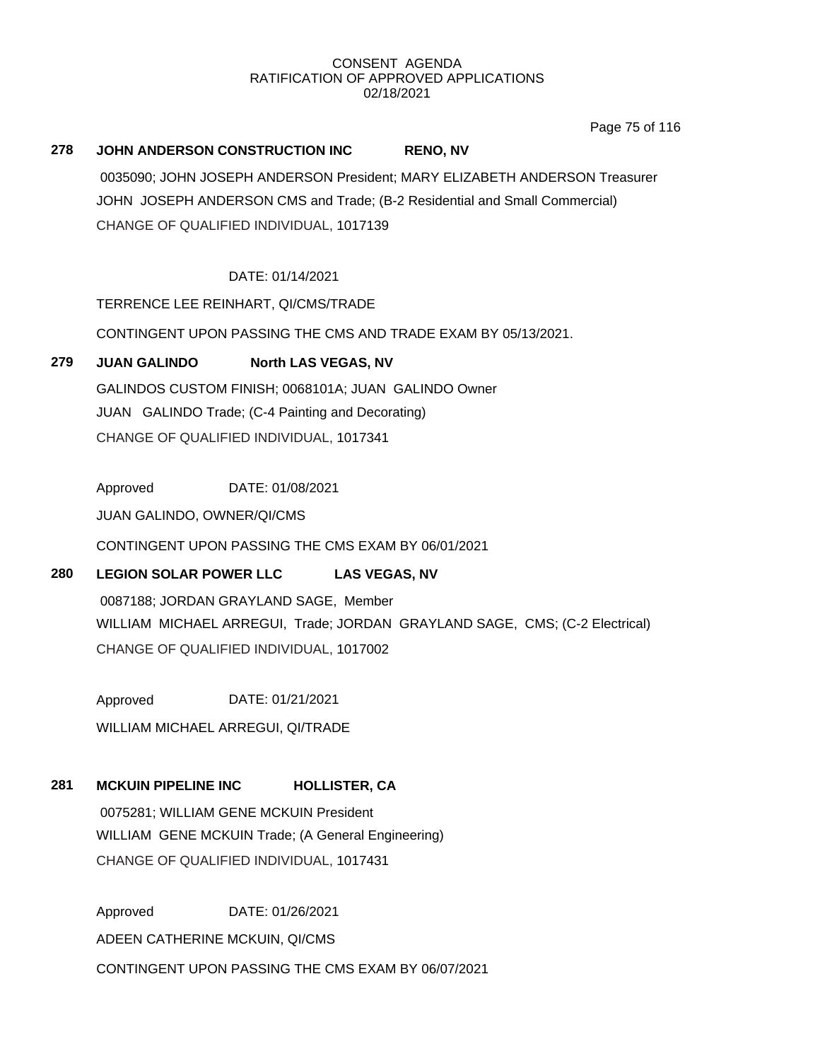CONSENT AGENDA
RATIFICATION OF APPROVED APPLICATIONS
02/18/2021

**278 JOHN ANDERSON CONSTRUCTION INC RENO, NV**

0035090; JOHN JOSEPH ANDERSON President; MARY ELIZABETH ANDERSON Treasurer
JOHN JOSEPH ANDERSON CMS and Trade; (B-2 Residential and Small Commercial)
CHANGE OF QUALIFIED INDIVIDUAL, 1017139

DATE: 01/14/2021

TERRENCE LEE REINHART, QI/CMS/TRADE

CONTINGENT UPON PASSING THE CMS AND TRADE EXAM BY 05/13/2021.

**279 JUAN GALINDO North LAS VEGAS, NV**

GALINDOS CUSTOM FINISH; 0068101A; JUAN GALINDO Owner
JUAN GALINDO Trade; (C-4 Painting and Decorating)
CHANGE OF QUALIFIED INDIVIDUAL, 1017341

Approved DATE: 01/08/2021

JUAN GALINDO, OWNER/QI/CMS

CONTINGENT UPON PASSING THE CMS EXAM BY 06/01/2021

**280 LEGION SOLAR POWER LLC LAS VEGAS, NV**

0087188; JORDAN GRAYLAND SAGE, Member
WILLIAM MICHAEL ARREGUI, Trade; JORDAN GRAYLAND SAGE, CMS; (C-2 Electrical)
CHANGE OF QUALIFIED INDIVIDUAL, 1017002

Approved DATE: 01/21/2021

WILLIAM MICHAEL ARREGUI, QI/TRADE

**281 MCKUIN PIPELINE INC HOLLISTER, CA**

0075281; WILLIAM GENE MCKUIN President
WILLIAM GENE MCKUIN Trade; (A General Engineering)
CHANGE OF QUALIFIED INDIVIDUAL, 1017431

Approved DATE: 01/26/2021

ADEEN CATHERINE MCKUIN, QI/CMS

CONTINGENT UPON PASSING THE CMS EXAM BY 06/07/2021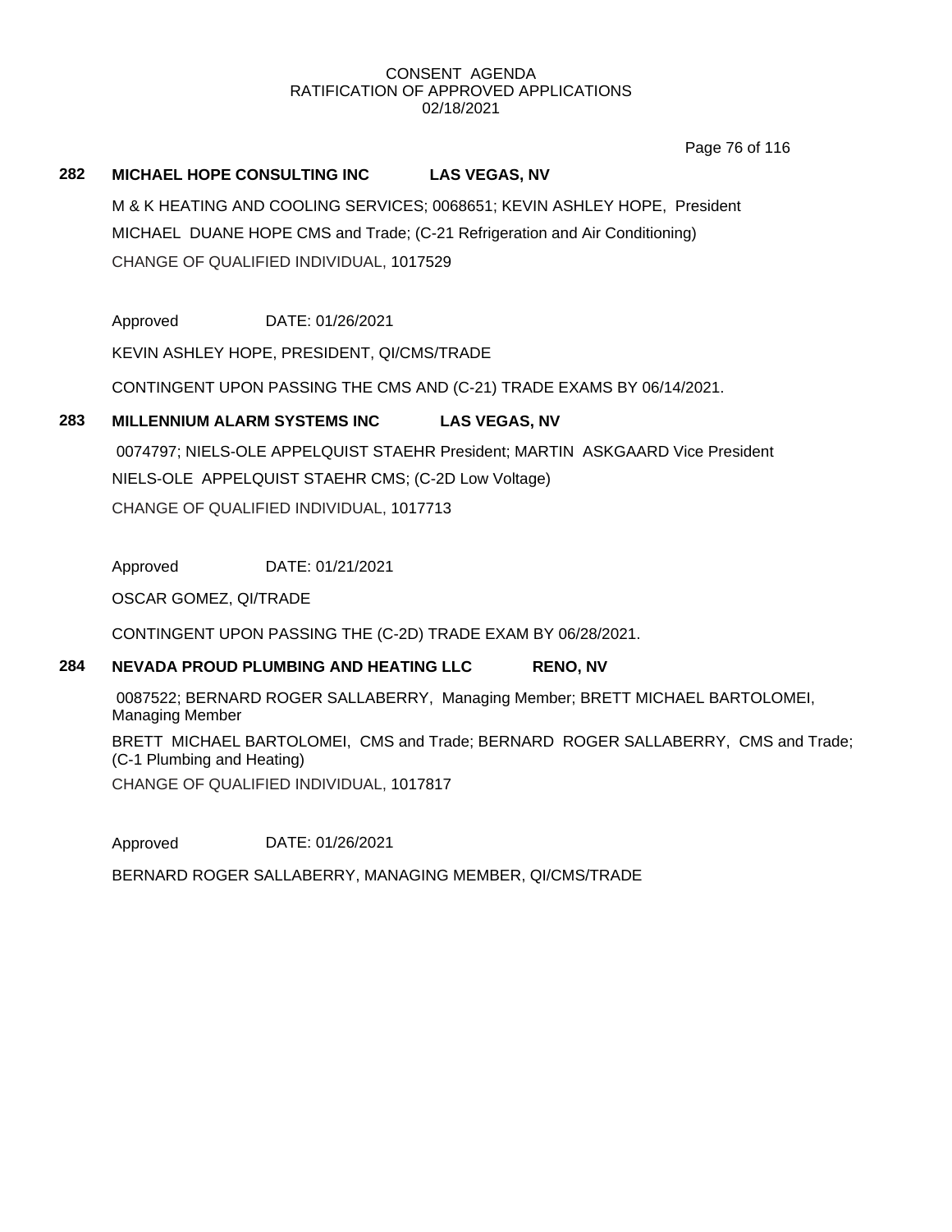CONSENT AGENDA
RATIFICATION OF APPROVED APPLICATIONS
02/18/2021

**282 MICHAEL HOPE CONSULTING INC LAS VEGAS, NV**

M & K HEATING AND COOLING SERVICES; 0068651; KEVIN ASHLEY HOPE, President

MICHAEL DUANE HOPE CMS and Trade; (C-21 Refrigeration and Air Conditioning)

CHANGE OF QUALIFIED INDIVIDUAL, 1017529

Approved DATE: 01/26/2021

KEVIN ASHLEY HOPE, PRESIDENT, QI/CMS/TRADE

CONTINGENT UPON PASSING THE CMS AND (C-21) TRADE EXAMS BY 06/14/2021.

**283 MILLENNIUM ALARM SYSTEMS INC LAS VEGAS, NV**

0074797; NIELS-OLE APPELQUIST STAEHR President; MARTIN ASKGAARD Vice President

NIELS-OLE APPELQUIST STAEHR CMS; (C-2D Low Voltage)

CHANGE OF QUALIFIED INDIVIDUAL, 1017713

Approved DATE: 01/21/2021

OSCAR GOMEZ, QI/TRADE

CONTINGENT UPON PASSING THE (C-2D) TRADE EXAM BY 06/28/2021.

**284 NEVADA PROUD PLUMBING AND HEATING LLC RENO, NV**

0087522; BERNARD ROGER SALLABERRY, Managing Member; BRETT MICHAEL BARTOLOMEI, Managing Member

BRETT MICHAEL BARTOLOMEI, CMS and Trade; BERNARD ROGER SALLABERRY, CMS and Trade; (C-1 Plumbing and Heating)

CHANGE OF QUALIFIED INDIVIDUAL, 1017817

Approved DATE: 01/26/2021

BERNARD ROGER SALLABERRY, MANAGING MEMBER, QI/CMS/TRADE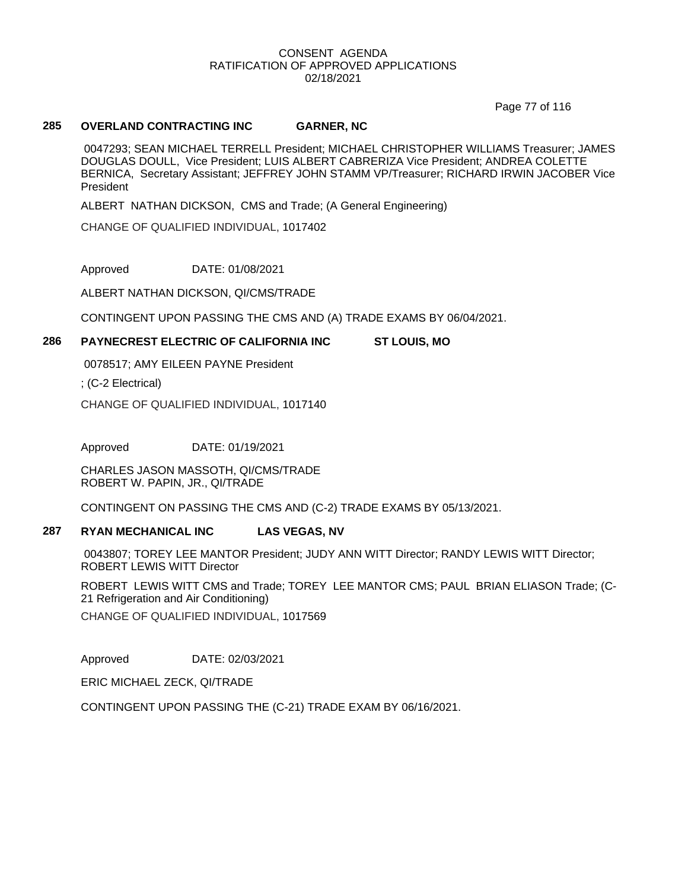CONSENT AGENDA
RATIFICATION OF APPROVED APPLICATIONS
02/18/2021

## 285 OVERLAND CONTRACTING INC GARNER, NC

0047293; SEAN MICHAEL TERRELL President; MICHAEL CHRISTOPHER WILLIAMS Treasurer; JAMES DOUGLAS DOULL, Vice President; LUIS ALBERT CABRERIZA Vice President; ANDREA COLETTE BERNICA, Secretary Assistant; JEFFREY JOHN STAMM VP/Treasurer; RICHARD IRWIN JACOBER Vice President

ALBERT NATHAN DICKSON, CMS and Trade; (A General Engineering)

CHANGE OF QUALIFIED INDIVIDUAL, 1017402

Approved DATE: 01/08/2021

ALBERT NATHAN DICKSON, QI/CMS/TRADE

CONTINGENT UPON PASSING THE CMS AND (A) TRADE EXAMS BY 06/04/2021.

## 286 PAYNECREST ELECTRIC OF CALIFORNIA INC ST LOUIS, MO

0078517; AMY EILEEN PAYNE President

; (C-2 Electrical)

CHANGE OF QUALIFIED INDIVIDUAL, 1017140

Approved DATE: 01/19/2021

CHARLES JASON MASSOTH, QI/CMS/TRADE
ROBERT W. PAPIN, JR., QI/TRADE

CONTINGENT ON PASSING THE CMS AND (C-2) TRADE EXAMS BY 05/13/2021.

## 287 RYAN MECHANICAL INC LAS VEGAS, NV

0043807; TOREY LEE MANTOR President; JUDY ANN WITT Director; RANDY LEWIS WITT Director; ROBERT LEWIS WITT Director

ROBERT LEWIS WITT CMS and Trade; TOREY LEE MANTOR CMS; PAUL BRIAN ELIASON Trade; (C-21 Refrigeration and Air Conditioning)

CHANGE OF QUALIFIED INDIVIDUAL, 1017569

Approved DATE: 02/03/2021

ERIC MICHAEL ZECK, QI/TRADE

CONTINGENT UPON PASSING THE (C-21) TRADE EXAM BY 06/16/2021.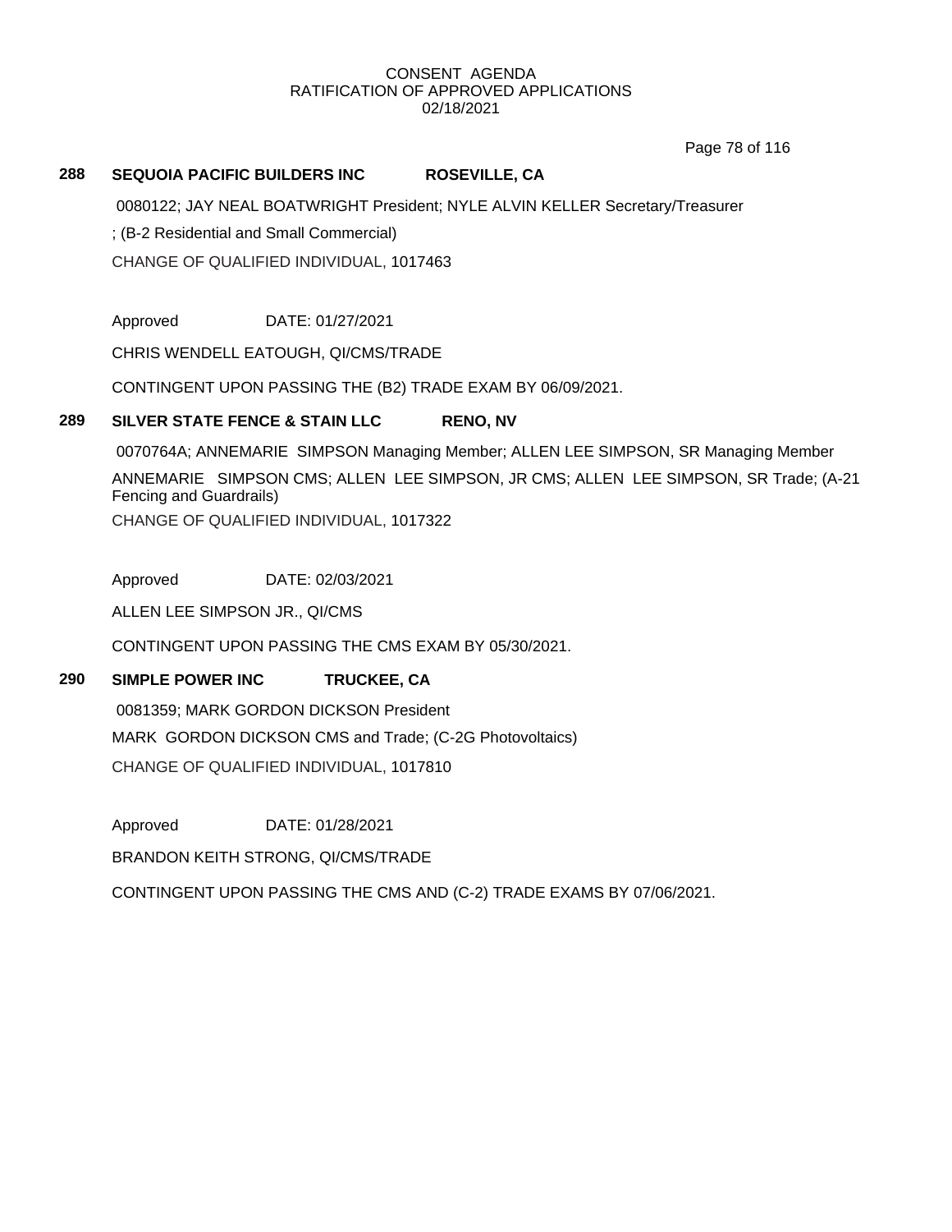CONSENT AGENDA
RATIFICATION OF APPROVED APPLICATIONS
02/18/2021

**288 SEQUOIA PACIFIC BUILDERS INC ROSEVILLE, CA**

0080122; JAY NEAL BOATWRIGHT President; NYLE ALVIN KELLER Secretary/Treasurer

; (B-2 Residential and Small Commercial)

CHANGE OF QUALIFIED INDIVIDUAL, 1017463

Approved DATE: 01/27/2021

CHRIS WENDELL EATOUGH, QI/CMS/TRADE

CONTINGENT UPON PASSING THE (B2) TRADE EXAM BY 06/09/2021.

**289 SILVER STATE FENCE & STAIN LLC RENO, NV**

0070764A; ANNEMARIE SIMPSON Managing Member; ALLEN LEE SIMPSON, SR Managing Member

ANNEMARIE SIMPSON CMS; ALLEN LEE SIMPSON, JR CMS; ALLEN LEE SIMPSON, SR Trade; (A-21 Fencing and Guardrails)

CHANGE OF QUALIFIED INDIVIDUAL, 1017322

Approved DATE: 02/03/2021

ALLEN LEE SIMPSON JR., QI/CMS

CONTINGENT UPON PASSING THE CMS EXAM BY 05/30/2021.

**290 SIMPLE POWER INC TRUCKEE, CA**

0081359; MARK GORDON DICKSON President

MARK GORDON DICKSON CMS and Trade; (C-2G Photovoltaics)

CHANGE OF QUALIFIED INDIVIDUAL, 1017810

Approved DATE: 01/28/2021

BRANDON KEITH STRONG, QI/CMS/TRADE

CONTINGENT UPON PASSING THE CMS AND (C-2) TRADE EXAMS BY 07/06/2021.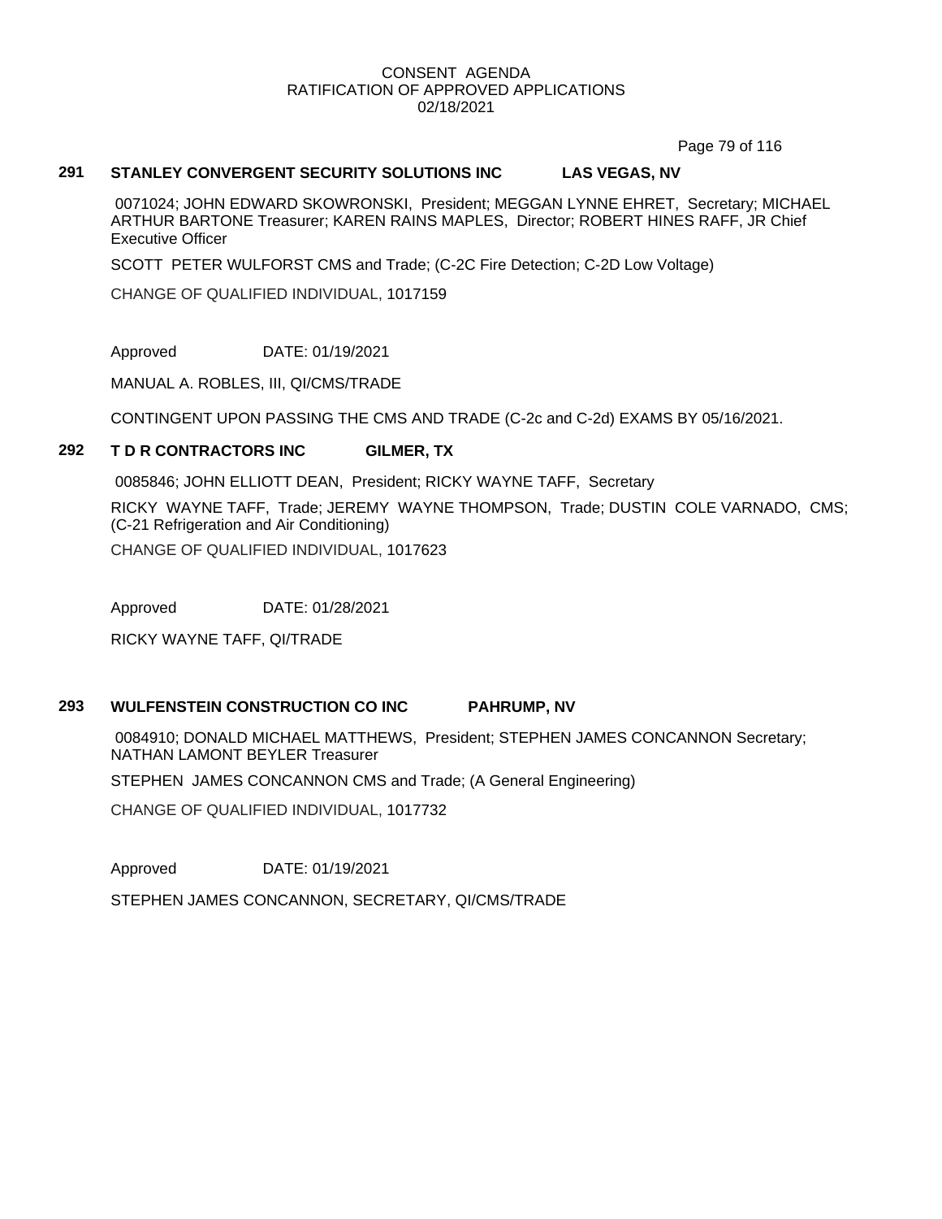CONSENT AGENDA
RATIFICATION OF APPROVED APPLICATIONS
02/18/2021

## 291 STANLEY CONVERGENT SECURITY SOLUTIONS INC LAS VEGAS, NV

0071024; JOHN EDWARD SKOWRONSKI, President; MEGGAN LYNNE EHRET, Secretary; MICHAEL ARTHUR BARTONE Treasurer; KAREN RAINS MAPLES, Director; ROBERT HINES RAFF, JR Chief Executive Officer

SCOTT PETER WULFORST CMS and Trade; (C-2C Fire Detection; C-2D Low Voltage)

CHANGE OF QUALIFIED INDIVIDUAL, 1017159

Approved DATE: 01/19/2021

MANUAL A. ROBLES, III, QI/CMS/TRADE

CONTINGENT UPON PASSING THE CMS AND TRADE (C-2c and C-2d) EXAMS BY 05/16/2021.

## 292 T D R CONTRACTORS INC GILMER, TX

0085846; JOHN ELLIOTT DEAN, President; RICKY WAYNE TAFF, Secretary

RICKY WAYNE TAFF, Trade; JEREMY WAYNE THOMPSON, Trade; DUSTIN COLE VARNADO, CMS; (C-21 Refrigeration and Air Conditioning)

CHANGE OF QUALIFIED INDIVIDUAL, 1017623

Approved DATE: 01/28/2021

RICKY WAYNE TAFF, QI/TRADE

## 293 WULFENSTEIN CONSTRUCTION CO INC PAHRUMP, NV

0084910; DONALD MICHAEL MATTHEWS, President; STEPHEN JAMES CONCANNON Secretary; NATHAN LAMONT BEYLER Treasurer

STEPHEN JAMES CONCANNON CMS and Trade; (A General Engineering)

CHANGE OF QUALIFIED INDIVIDUAL, 1017732

Approved DATE: 01/19/2021

STEPHEN JAMES CONCANNON, SECRETARY, QI/CMS/TRADE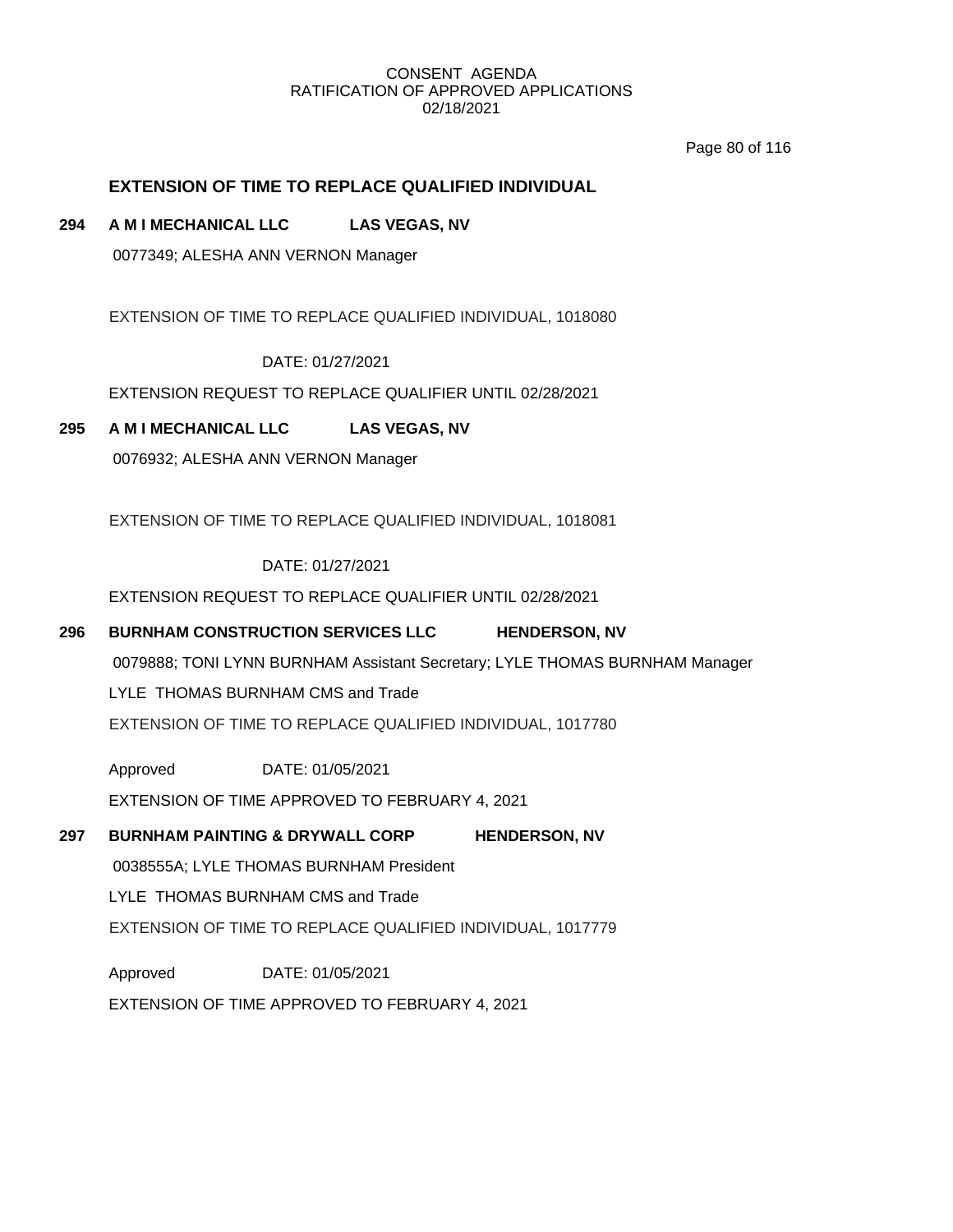CONSENT AGENDA
RATIFICATION OF APPROVED APPLICATIONS
02/18/2021

## EXTENSION OF TIME TO REPLACE QUALIFIED INDIVIDUAL

**294 A M I MECHANICAL LLC LAS VEGAS, NV**

0077349; ALESHA ANN VERNON Manager

EXTENSION OF TIME TO REPLACE QUALIFIED INDIVIDUAL, 1018080

DATE: 01/27/2021

EXTENSION REQUEST TO REPLACE QUALIFIER UNTIL 02/28/2021

**295 A M I MECHANICAL LLC LAS VEGAS, NV**

0076932; ALESHA ANN VERNON Manager

EXTENSION OF TIME TO REPLACE QUALIFIED INDIVIDUAL, 1018081

DATE: 01/27/2021

EXTENSION REQUEST TO REPLACE QUALIFIER UNTIL 02/28/2021

**296 BURNHAM CONSTRUCTION SERVICES LLC HENDERSON, NV**

0079888; TONI LYNN BURNHAM Assistant Secretary; LYLE THOMAS BURNHAM Manager

LYLE THOMAS BURNHAM CMS and Trade

EXTENSION OF TIME TO REPLACE QUALIFIED INDIVIDUAL, 1017780

Approved DATE: 01/05/2021

EXTENSION OF TIME APPROVED TO FEBRUARY 4, 2021

**297 BURNHAM PAINTING & DRYWALL CORP HENDERSON, NV**

0038555A; LYLE THOMAS BURNHAM President

LYLE THOMAS BURNHAM CMS and Trade

EXTENSION OF TIME TO REPLACE QUALIFIED INDIVIDUAL, 1017779

Approved DATE: 01/05/2021

EXTENSION OF TIME APPROVED TO FEBRUARY 4, 2021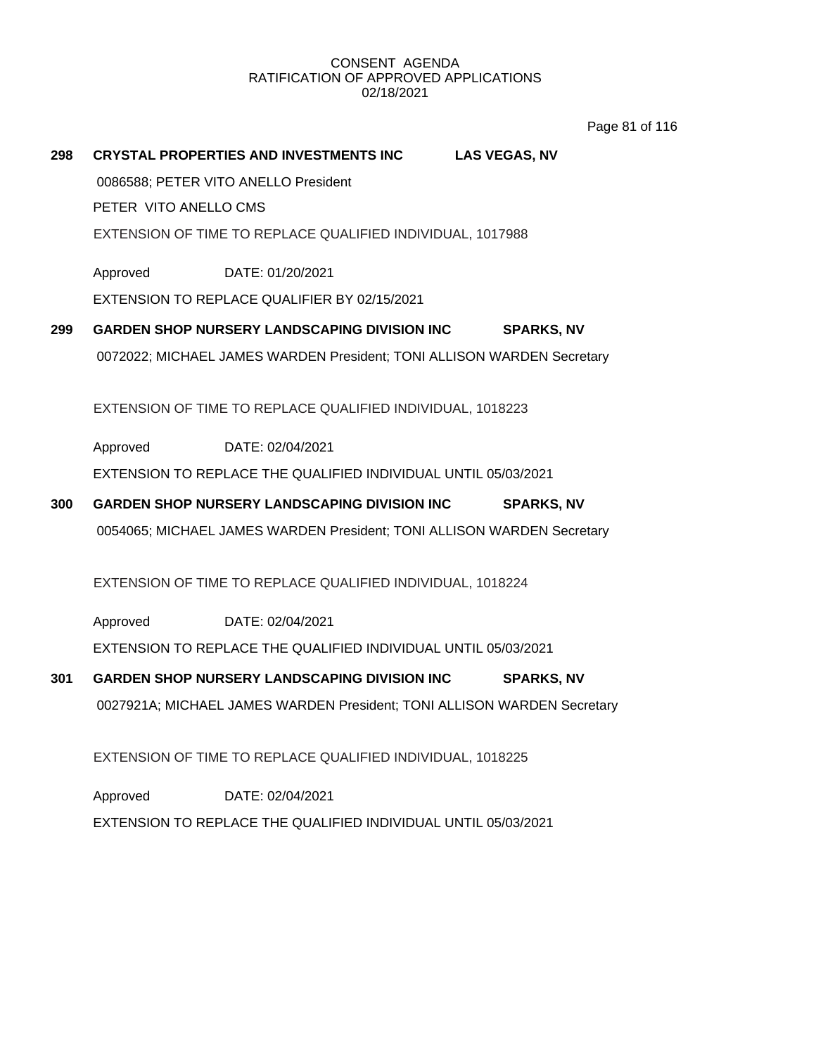CONSENT AGENDA
RATIFICATION OF APPROVED APPLICATIONS
02/18/2021

**298 CRYSTAL PROPERTIES AND INVESTMENTS INC LAS VEGAS, NV**

0086588; PETER VITO ANELLO President

PETER VITO ANELLO CMS

EXTENSION OF TIME TO REPLACE QUALIFIED INDIVIDUAL, 1017988

Approved DATE: 01/20/2021

EXTENSION TO REPLACE QUALIFIER BY 02/15/2021

**299 GARDEN SHOP NURSERY LANDSCAPING DIVISION INC SPARKS, NV**

0072022; MICHAEL JAMES WARDEN President; TONI ALLISON WARDEN Secretary

EXTENSION OF TIME TO REPLACE QUALIFIED INDIVIDUAL, 1018223

Approved DATE: 02/04/2021

EXTENSION TO REPLACE THE QUALIFIED INDIVIDUAL UNTIL 05/03/2021

**300 GARDEN SHOP NURSERY LANDSCAPING DIVISION INC SPARKS, NV**

0054065; MICHAEL JAMES WARDEN President; TONI ALLISON WARDEN Secretary

EXTENSION OF TIME TO REPLACE QUALIFIED INDIVIDUAL, 1018224

Approved DATE: 02/04/2021

EXTENSION TO REPLACE THE QUALIFIED INDIVIDUAL UNTIL 05/03/2021

**301 GARDEN SHOP NURSERY LANDSCAPING DIVISION INC SPARKS, NV**

0027921A; MICHAEL JAMES WARDEN President; TONI ALLISON WARDEN Secretary

EXTENSION OF TIME TO REPLACE QUALIFIED INDIVIDUAL, 1018225

Approved DATE: 02/04/2021

EXTENSION TO REPLACE THE QUALIFIED INDIVIDUAL UNTIL 05/03/2021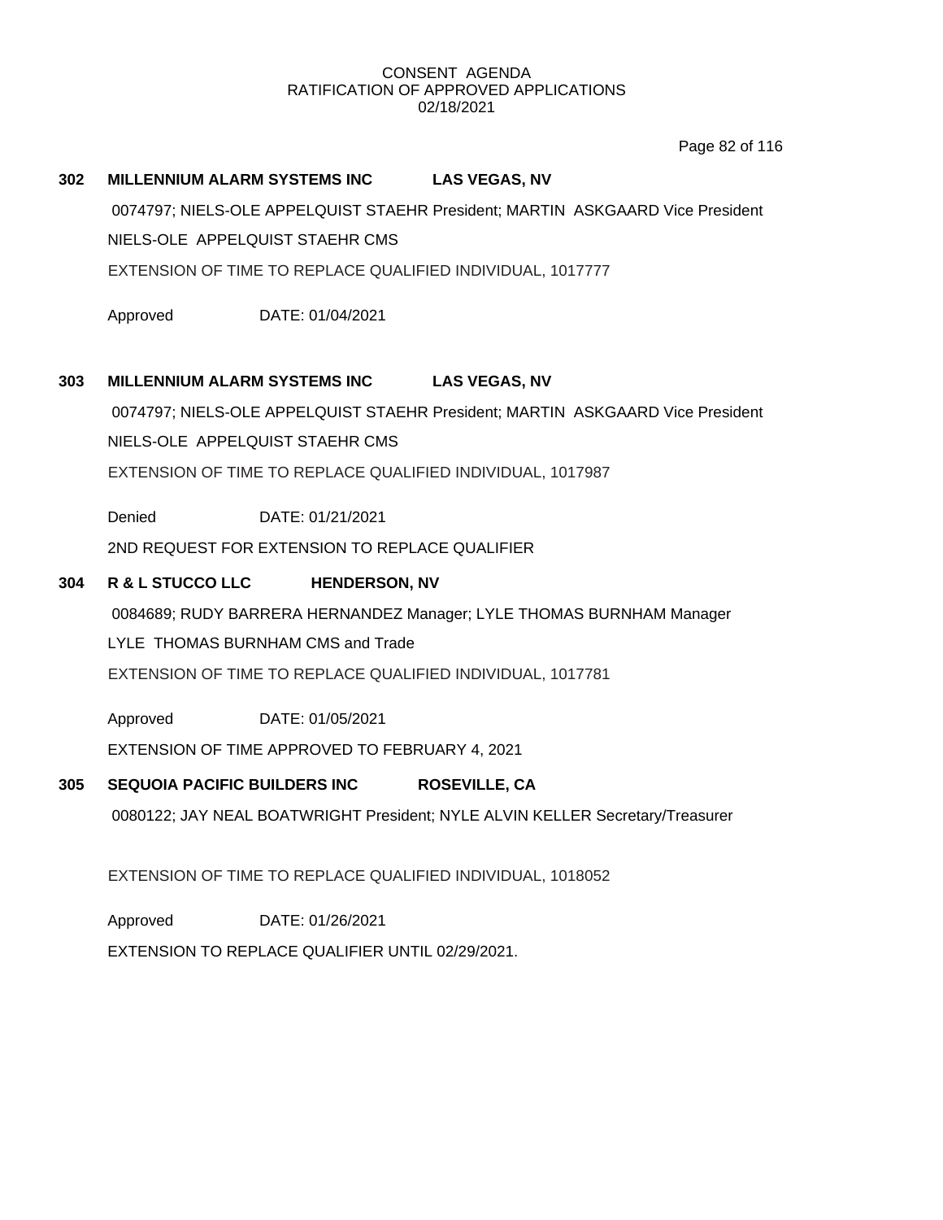CONSENT AGENDA
RATIFICATION OF APPROVED APPLICATIONS
02/18/2021

**302 MILLENNIUM ALARM SYSTEMS INC LAS VEGAS, NV**

0074797; NIELS-OLE APPELQUIST STAEHR President; MARTIN ASKGAARD Vice President

NIELS-OLE APPELQUIST STAEHR CMS

EXTENSION OF TIME TO REPLACE QUALIFIED INDIVIDUAL, 1017777

Approved DATE: 01/04/2021

**303 MILLENNIUM ALARM SYSTEMS INC LAS VEGAS, NV**

0074797; NIELS-OLE APPELQUIST STAEHR President; MARTIN ASKGAARD Vice President

NIELS-OLE APPELQUIST STAEHR CMS

EXTENSION OF TIME TO REPLACE QUALIFIED INDIVIDUAL, 1017987

Denied DATE: 01/21/2021

2ND REQUEST FOR EXTENSION TO REPLACE QUALIFIER

**304 R & L STUCCO LLC HENDERSON, NV**

0084689; RUDY BARRERA HERNANDEZ Manager; LYLE THOMAS BURNHAM Manager

LYLE THOMAS BURNHAM CMS and Trade

EXTENSION OF TIME TO REPLACE QUALIFIED INDIVIDUAL, 1017781

Approved DATE: 01/05/2021

EXTENSION OF TIME APPROVED TO FEBRUARY 4, 2021

**305 SEQUOIA PACIFIC BUILDERS INC ROSEVILLE, CA**

0080122; JAY NEAL BOATWRIGHT President; NYLE ALVIN KELLER Secretary/Treasurer

EXTENSION OF TIME TO REPLACE QUALIFIED INDIVIDUAL, 1018052

Approved DATE: 01/26/2021

EXTENSION TO REPLACE QUALIFIER UNTIL 02/29/2021.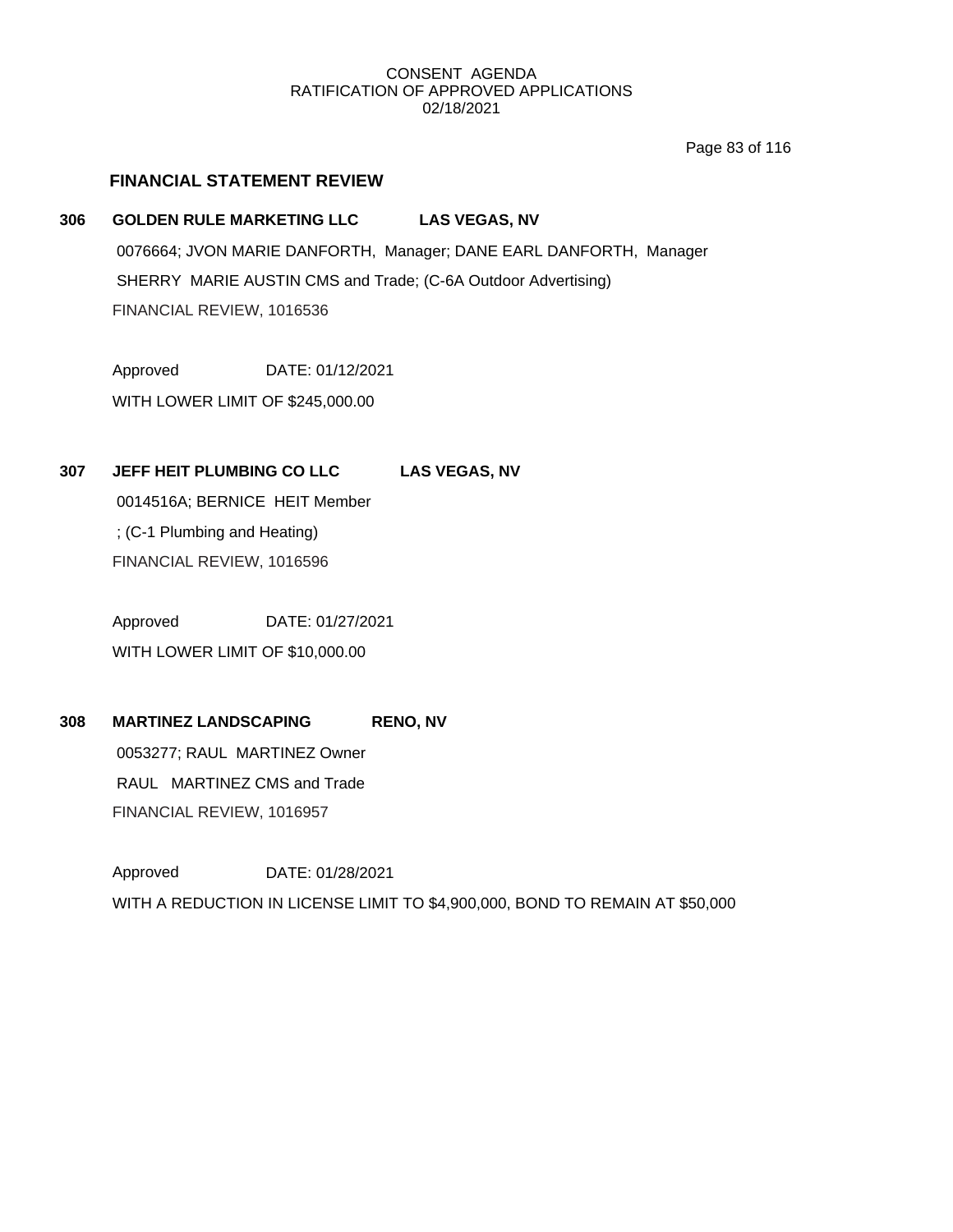CONSENT AGENDA
RATIFICATION OF APPROVED APPLICATIONS
02/18/2021

## FINANCIAL STATEMENT REVIEW

**306 GOLDEN RULE MARKETING LLC LAS VEGAS, NV**

0076664; JVON MARIE DANFORTH, Manager; DANE EARL DANFORTH, Manager
SHERRY MARIE AUSTIN CMS and Trade; (C-6A Outdoor Advertising)
FINANCIAL REVIEW, 1016536

Approved DATE: 01/12/2021
WITH LOWER LIMIT OF $245,000.00

**307 JEFF HEIT PLUMBING CO LLC LAS VEGAS, NV**

0014516A; BERNICE HEIT Member
; (C-1 Plumbing and Heating)
FINANCIAL REVIEW, 1016596

Approved DATE: 01/27/2021
WITH LOWER LIMIT OF $10,000.00

**308 MARTINEZ LANDSCAPING RENO, NV**

0053277; RAUL MARTINEZ Owner
RAUL MARTINEZ CMS and Trade
FINANCIAL REVIEW, 1016957

Approved DATE: 01/28/2021
WITH A REDUCTION IN LICENSE LIMIT TO $4,900,000, BOND TO REMAIN AT $50,000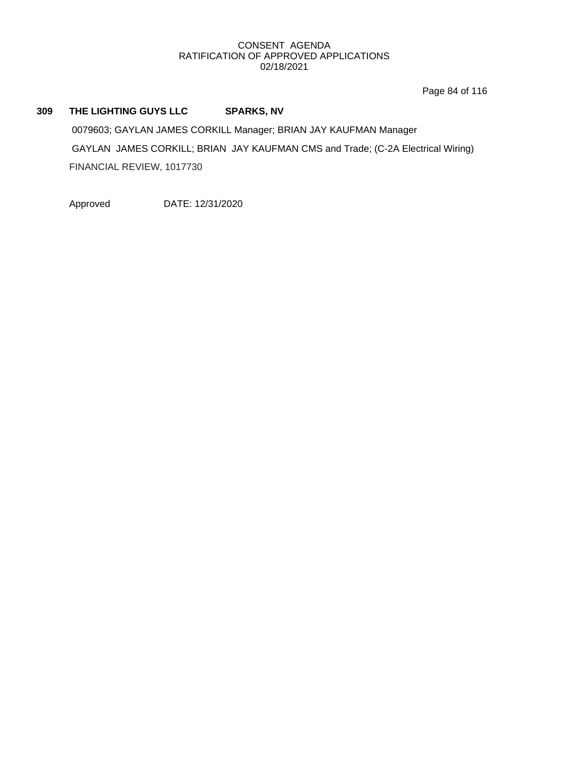**309 THE LIGHTING GUYS LLC SPARKS, NV**

0079603; GAYLAN JAMES CORKILL Manager; BRIAN JAY KAUFMAN Manager

GAYLAN JAMES CORKILL; BRIAN JAY KAUFMAN CMS and Trade; (C-2A Electrical Wiring)

FINANCIAL REVIEW, 1017730

Approved DATE: 12/31/2020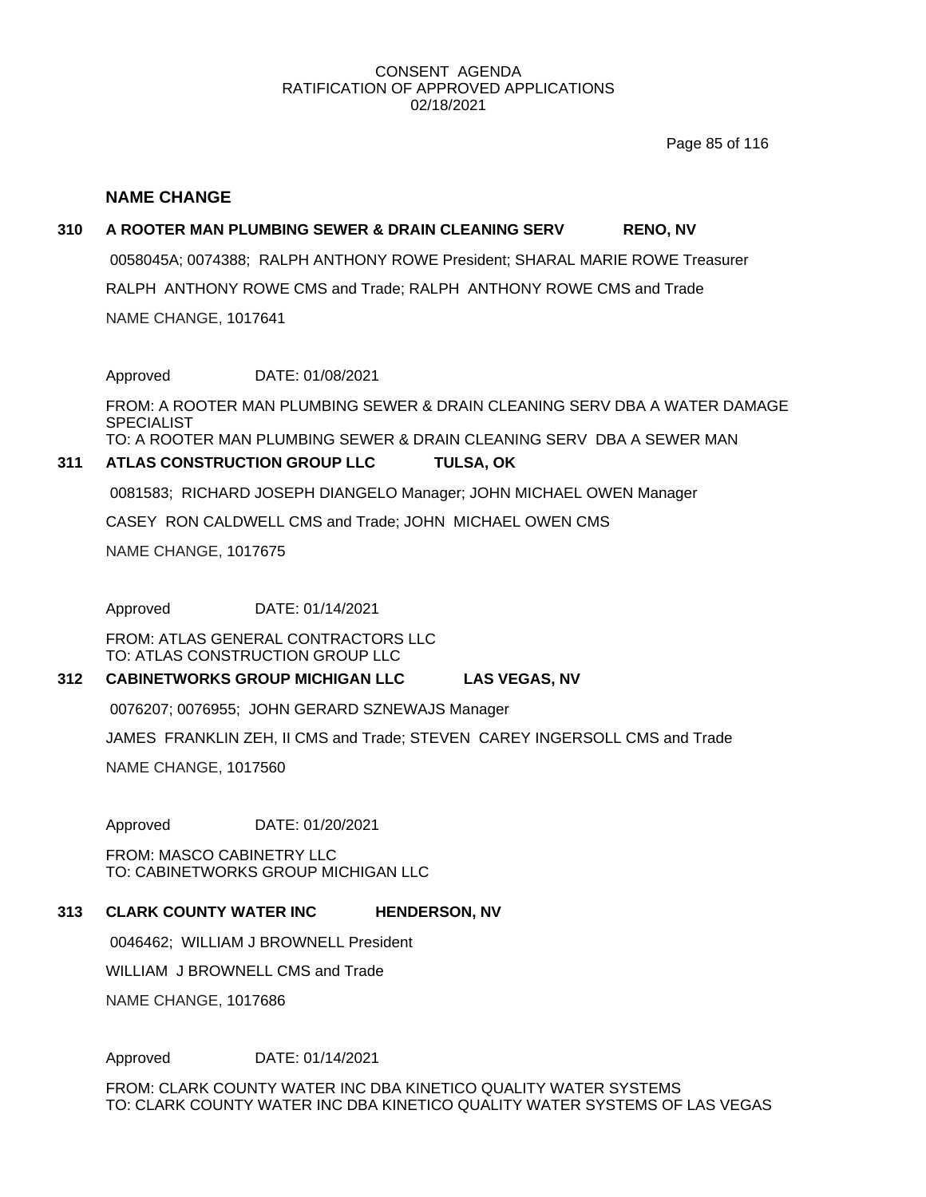CONSENT AGENDA
RATIFICATION OF APPROVED APPLICATIONS
02/18/2021

## NAME CHANGE

### 310 A ROOTER MAN PLUMBING SEWER & DRAIN CLEANING SERV RENO, NV

0058045A; 0074388; RALPH ANTHONY ROWE President; SHARAL MARIE ROWE Treasurer

RALPH ANTHONY ROWE CMS and Trade; RALPH ANTHONY ROWE CMS and Trade

NAME CHANGE, 1017641

Approved DATE: 01/08/2021

FROM: A ROOTER MAN PLUMBING SEWER & DRAIN CLEANING SERV DBA A WATER DAMAGE SPECIALIST
TO: A ROOTER MAN PLUMBING SEWER & DRAIN CLEANING SERV DBA A SEWER MAN

### 311 ATLAS CONSTRUCTION GROUP LLC TULSA, OK

0081583; RICHARD JOSEPH DIANGELO Manager; JOHN MICHAEL OWEN Manager

CASEY RON CALDWELL CMS and Trade; JOHN MICHAEL OWEN CMS

NAME CHANGE, 1017675

Approved DATE: 01/14/2021

FROM: ATLAS GENERAL CONTRACTORS LLC
TO: ATLAS CONSTRUCTION GROUP LLC

### 312 CABINETWORKS GROUP MICHIGAN LLC LAS VEGAS, NV

0076207; 0076955; JOHN GERARD SZNEWAJS Manager

JAMES FRANKLIN ZEH, II CMS and Trade; STEVEN CAREY INGERSOLL CMS and Trade

NAME CHANGE, 1017560

Approved DATE: 01/20/2021

FROM: MASCO CABINETRY LLC
TO: CABINETWORKS GROUP MICHIGAN LLC

### 313 CLARK COUNTY WATER INC HENDERSON, NV

0046462; WILLIAM J BROWNELL President

WILLIAM J BROWNELL CMS and Trade

NAME CHANGE, 1017686

Approved DATE: 01/14/2021

FROM: CLARK COUNTY WATER INC DBA KINETICO QUALITY WATER SYSTEMS
TO: CLARK COUNTY WATER INC DBA KINETICO QUALITY WATER SYSTEMS OF LAS VEGAS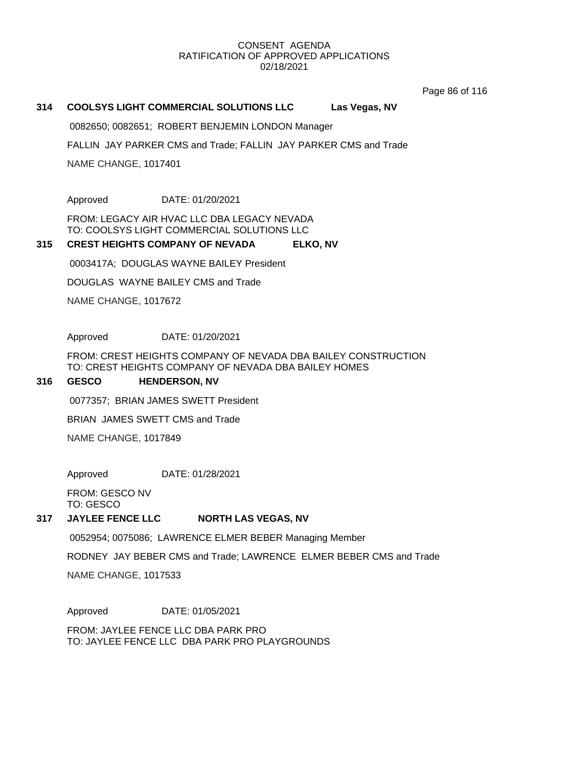CONSENT AGENDA
RATIFICATION OF APPROVED APPLICATIONS
02/18/2021

**314 COOLSYS LIGHT COMMERCIAL SOLUTIONS LLC Las Vegas, NV**

0082650; 0082651; ROBERT BENJEMIN LONDON Manager

FALLIN JAY PARKER CMS and Trade; FALLIN JAY PARKER CMS and Trade

NAME CHANGE, 1017401

Approved DATE: 01/20/2021

FROM: LEGACY AIR HVAC LLC DBA LEGACY NEVADA
TO: COOLSYS LIGHT COMMERCIAL SOLUTIONS LLC

**315 CREST HEIGHTS COMPANY OF NEVADA ELKO, NV**

0003417A; DOUGLAS WAYNE BAILEY President

DOUGLAS WAYNE BAILEY CMS and Trade

NAME CHANGE, 1017672

Approved DATE: 01/20/2021

FROM: CREST HEIGHTS COMPANY OF NEVADA DBA BAILEY CONSTRUCTION
TO: CREST HEIGHTS COMPANY OF NEVADA DBA BAILEY HOMES

**316 GESCO HENDERSON, NV**

0077357; BRIAN JAMES SWETT President

BRIAN JAMES SWETT CMS and Trade

NAME CHANGE, 1017849

Approved DATE: 01/28/2021

FROM: GESCO NV
TO: GESCO

**317 JAYLEE FENCE LLC NORTH LAS VEGAS, NV**

0052954; 0075086; LAWRENCE ELMER BEBER Managing Member

RODNEY JAY BEBER CMS and Trade; LAWRENCE ELMER BEBER CMS and Trade

NAME CHANGE, 1017533

Approved DATE: 01/05/2021

FROM: JAYLEE FENCE LLC DBA PARK PRO
TO: JAYLEE FENCE LLC DBA PARK PRO PLAYGROUNDS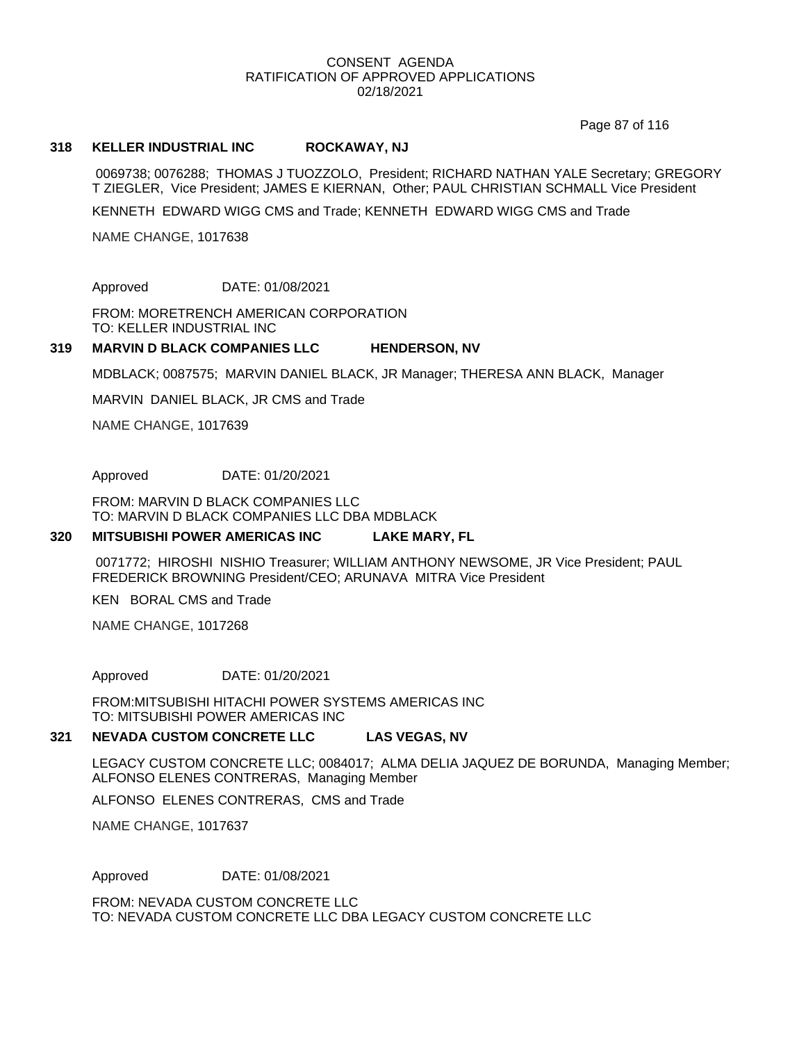CONSENT AGENDA
RATIFICATION OF APPROVED APPLICATIONS
02/18/2021

**318 KELLER INDUSTRIAL INC ROCKAWAY, NJ**

0069738; 0076288; THOMAS J TUOZZOLO, President; RICHARD NATHAN YALE Secretary; GREGORY T ZIEGLER, Vice President; JAMES E KIERNAN, Other; PAUL CHRISTIAN SCHMALL Vice President

KENNETH EDWARD WIGG CMS and Trade; KENNETH EDWARD WIGG CMS and Trade

NAME CHANGE, 1017638

Approved DATE: 01/08/2021

FROM: MORETRENCH AMERICAN CORPORATION
TO: KELLER INDUSTRIAL INC

**319 MARVIN D BLACK COMPANIES LLC HENDERSON, NV**

MDBLACK; 0087575; MARVIN DANIEL BLACK, JR Manager; THERESA ANN BLACK, Manager

MARVIN DANIEL BLACK, JR CMS and Trade

NAME CHANGE, 1017639

Approved DATE: 01/20/2021

FROM: MARVIN D BLACK COMPANIES LLC
TO: MARVIN D BLACK COMPANIES LLC DBA MDBLACK

**320 MITSUBISHI POWER AMERICAS INC LAKE MARY, FL**

0071772; HIROSHI NISHIO Treasurer; WILLIAM ANTHONY NEWSOME, JR Vice President; PAUL FREDERICK BROWNING President/CEO; ARUNAVA MITRA Vice President

KEN BORAL CMS and Trade

NAME CHANGE, 1017268

Approved DATE: 01/20/2021

FROM:MITSUBISHI HITACHI POWER SYSTEMS AMERICAS INC
TO: MITSUBISHI POWER AMERICAS INC

**321 NEVADA CUSTOM CONCRETE LLC LAS VEGAS, NV**

LEGACY CUSTOM CONCRETE LLC; 0084017; ALMA DELIA JAQUEZ DE BORUNDA, Managing Member; ALFONSO ELENES CONTRERAS, Managing Member

ALFONSO ELENES CONTRERAS, CMS and Trade

NAME CHANGE, 1017637

Approved DATE: 01/08/2021

FROM: NEVADA CUSTOM CONCRETE LLC
TO: NEVADA CUSTOM CONCRETE LLC DBA LEGACY CUSTOM CONCRETE LLC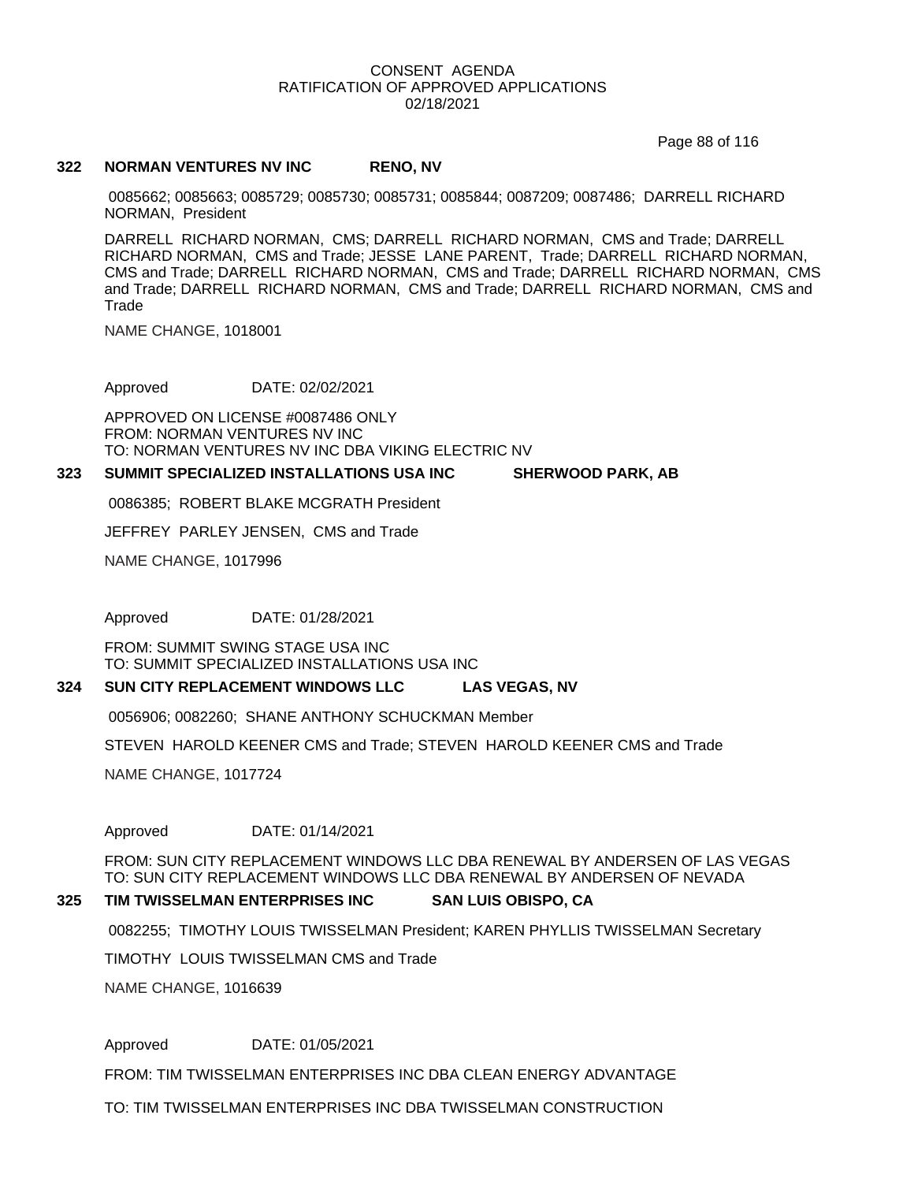CONSENT AGENDA
RATIFICATION OF APPROVED APPLICATIONS
02/18/2021

**322 NORMAN VENTURES NV INC RENO, NV**

0085662; 0085663; 0085729; 0085730; 0085731; 0085844; 0087209; 0087486; DARRELL RICHARD NORMAN, President

DARRELL RICHARD NORMAN, CMS; DARRELL RICHARD NORMAN, CMS and Trade; DARRELL RICHARD NORMAN, CMS and Trade; JESSE LANE PARENT, Trade; DARRELL RICHARD NORMAN, CMS and Trade; DARRELL RICHARD NORMAN, CMS and Trade; DARRELL RICHARD NORMAN, CMS and Trade; DARRELL RICHARD NORMAN, CMS and Trade; DARRELL RICHARD NORMAN, CMS and Trade

NAME CHANGE, 1018001

Approved DATE: 02/02/2021

APPROVED ON LICENSE #0087486 ONLY
FROM: NORMAN VENTURES NV INC
TO: NORMAN VENTURES NV INC DBA VIKING ELECTRIC NV

**323 SUMMIT SPECIALIZED INSTALLATIONS USA INC SHERWOOD PARK, AB**

0086385; ROBERT BLAKE MCGRATH President

JEFFREY PARLEY JENSEN, CMS and Trade

NAME CHANGE, 1017996

Approved DATE: 01/28/2021

FROM: SUMMIT SWING STAGE USA INC
TO: SUMMIT SPECIALIZED INSTALLATIONS USA INC

**324 SUN CITY REPLACEMENT WINDOWS LLC LAS VEGAS, NV**

0056906; 0082260; SHANE ANTHONY SCHUCKMAN Member

STEVEN HAROLD KEENER CMS and Trade; STEVEN HAROLD KEENER CMS and Trade

NAME CHANGE, 1017724

Approved DATE: 01/14/2021

FROM: SUN CITY REPLACEMENT WINDOWS LLC DBA RENEWAL BY ANDERSEN OF LAS VEGAS
TO: SUN CITY REPLACEMENT WINDOWS LLC DBA RENEWAL BY ANDERSEN OF NEVADA

**325 TIM TWISSELMAN ENTERPRISES INC SAN LUIS OBISPO, CA**

0082255; TIMOTHY LOUIS TWISSELMAN President; KAREN PHYLLIS TWISSELMAN Secretary

TIMOTHY LOUIS TWISSELMAN CMS and Trade

NAME CHANGE, 1016639

Approved DATE: 01/05/2021

FROM: TIM TWISSELMAN ENTERPRISES INC DBA CLEAN ENERGY ADVANTAGE

TO: TIM TWISSELMAN ENTERPRISES INC DBA TWISSELMAN CONSTRUCTION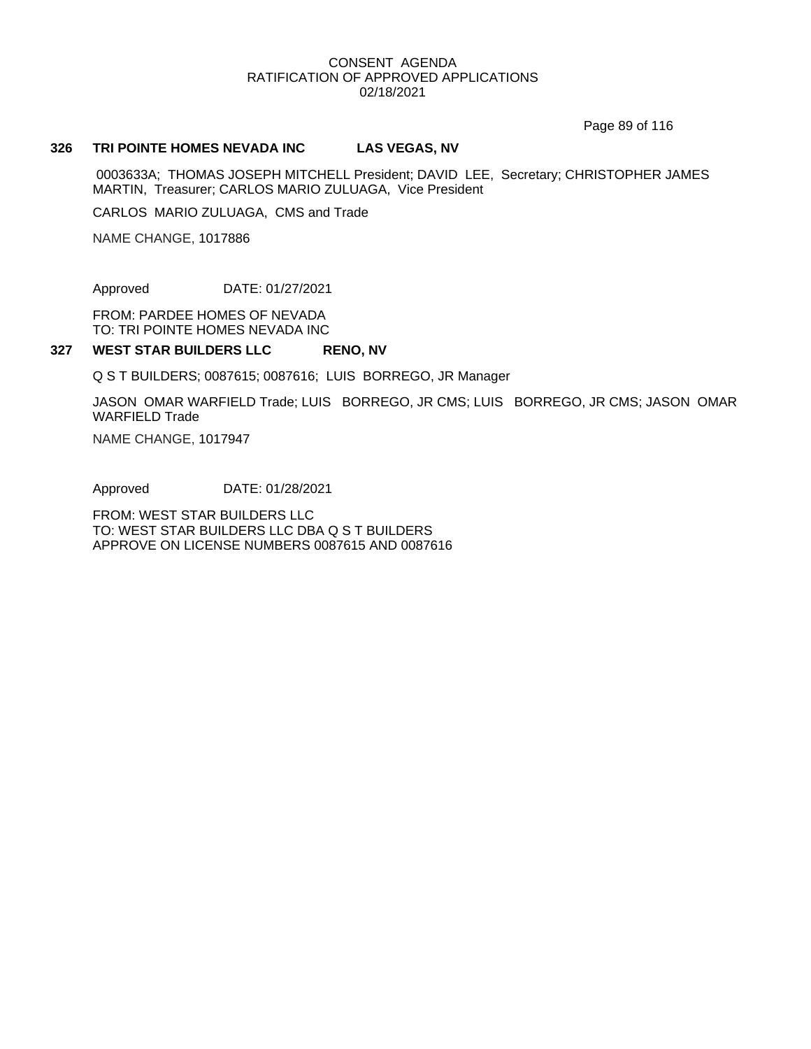CONSENT AGENDA
RATIFICATION OF APPROVED APPLICATIONS
02/18/2021

### 326 TRI POINTE HOMES NEVADA INC LAS VEGAS, NV

0003633A; THOMAS JOSEPH MITCHELL President; DAVID LEE, Secretary; CHRISTOPHER JAMES MARTIN, Treasurer; CARLOS MARIO ZULUAGA, Vice President

CARLOS MARIO ZULUAGA, CMS and Trade

NAME CHANGE, 1017886

Approved DATE: 01/27/2021

FROM: PARDEE HOMES OF NEVADA
TO: TRI POINTE HOMES NEVADA INC

### 327 WEST STAR BUILDERS LLC RENO, NV

Q S T BUILDERS; 0087615; 0087616; LUIS BORREGO, JR Manager

JASON OMAR WARFIELD Trade; LUIS BORREGO, JR CMS; LUIS BORREGO, JR CMS; JASON OMAR WARFIELD Trade

NAME CHANGE, 1017947

Approved DATE: 01/28/2021

FROM: WEST STAR BUILDERS LLC
TO: WEST STAR BUILDERS LLC DBA Q S T BUILDERS
APPROVE ON LICENSE NUMBERS 0087615 AND 0087616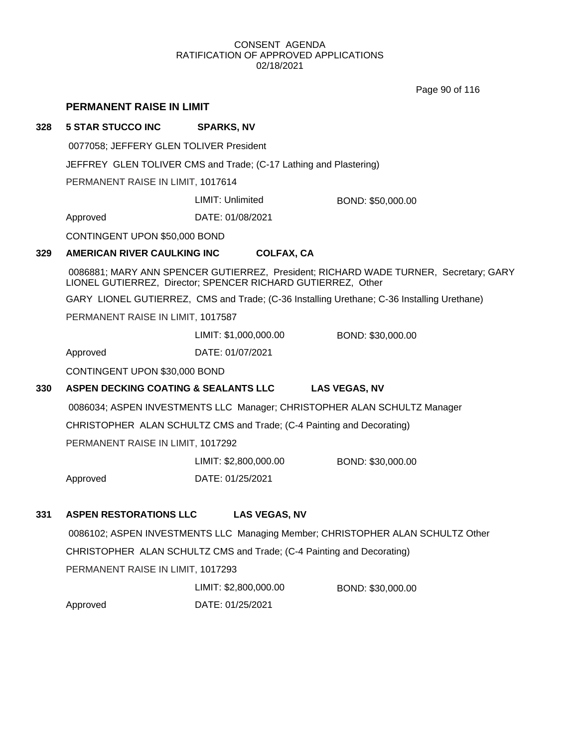## PERMANENT RAISE IN LIMIT

**328 5 STAR STUCCO INC SPARKS, NV**

0077058; JEFFERY GLEN TOLIVER President

JEFFREY GLEN TOLIVER CMS and Trade; (C-17 Lathing and Plastering)

PERMANENT RAISE IN LIMIT, 1017614

LIMIT: Unlimited BOND: $50,000.00

Approved DATE: 01/08/2021

CONTINGENT UPON $50,000 BOND

**329 AMERICAN RIVER CAULKING INC COLFAX, CA**

0086881; MARY ANN SPENCER GUTIERREZ, President; RICHARD WADE TURNER, Secretary; GARY LIONEL GUTIERREZ, Director; SPENCER RICHARD GUTIERREZ, Other

GARY LIONEL GUTIERREZ, CMS and Trade; (C-36 Installing Urethane; C-36 Installing Urethane)

PERMANENT RAISE IN LIMIT, 1017587

LIMIT: $1,000,000.00 BOND: $30,000.00

Approved DATE: 01/07/2021

CONTINGENT UPON $30,000 BOND

**330 ASPEN DECKING COATING & SEALANTS LLC LAS VEGAS, NV**

0086034; ASPEN INVESTMENTS LLC Manager; CHRISTOPHER ALAN SCHULTZ Manager

CHRISTOPHER ALAN SCHULTZ CMS and Trade; (C-4 Painting and Decorating)

PERMANENT RAISE IN LIMIT, 1017292

LIMIT: $2,800,000.00 BOND: $30,000.00

Approved DATE: 01/25/2021

**331 ASPEN RESTORATIONS LLC LAS VEGAS, NV**

0086102; ASPEN INVESTMENTS LLC Managing Member; CHRISTOPHER ALAN SCHULTZ Other

CHRISTOPHER ALAN SCHULTZ CMS and Trade; (C-4 Painting and Decorating)

PERMANENT RAISE IN LIMIT, 1017293

LIMIT: $2,800,000.00 BOND: $30,000.00

Approved DATE: 01/25/2021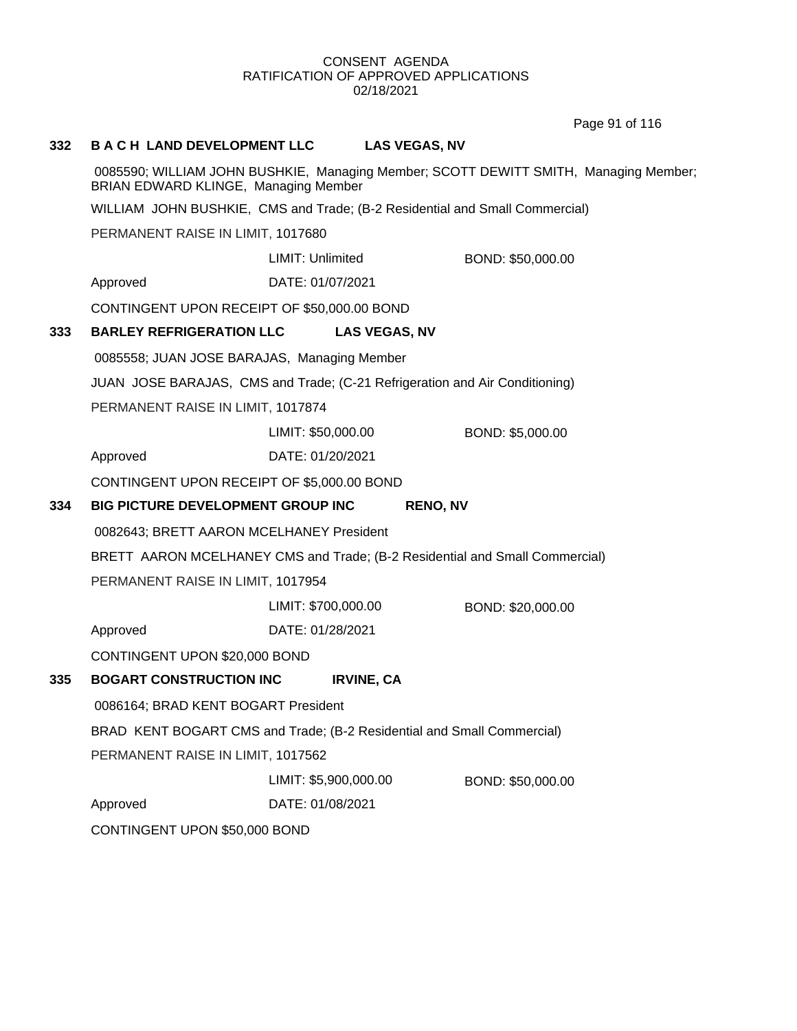CONSENT AGENDA
RATIFICATION OF APPROVED APPLICATIONS
02/18/2021

**332 B A C H LAND DEVELOPMENT LLC LAS VEGAS, NV**

0085590; WILLIAM JOHN BUSHKIE, Managing Member; SCOTT DEWITT SMITH, Managing Member; BRIAN EDWARD KLINGE, Managing Member

WILLIAM JOHN BUSHKIE, CMS and Trade; (B-2 Residential and Small Commercial)

PERMANENT RAISE IN LIMIT, 1017680

LIMIT: Unlimited BOND: $50,000.00

Approved DATE: 01/07/2021

CONTINGENT UPON RECEIPT OF $50,000.00 BOND

**333 BARLEY REFRIGERATION LLC LAS VEGAS, NV**

0085558; JUAN JOSE BARAJAS, Managing Member

JUAN JOSE BARAJAS, CMS and Trade; (C-21 Refrigeration and Air Conditioning)

PERMANENT RAISE IN LIMIT, 1017874

LIMIT: $50,000.00 BOND: $5,000.00

Approved DATE: 01/20/2021

CONTINGENT UPON RECEIPT OF $5,000.00 BOND

**334 BIG PICTURE DEVELOPMENT GROUP INC RENO, NV**

0082643; BRETT AARON MCELHANEY President

BRETT AARON MCELHANEY CMS and Trade; (B-2 Residential and Small Commercial)

PERMANENT RAISE IN LIMIT, 1017954

LIMIT: $700,000.00 BOND: $20,000.00

Approved DATE: 01/28/2021

CONTINGENT UPON $20,000 BOND

**335 BOGART CONSTRUCTION INC IRVINE, CA**

0086164; BRAD KENT BOGART President

BRAD KENT BOGART CMS and Trade; (B-2 Residential and Small Commercial)

PERMANENT RAISE IN LIMIT, 1017562

LIMIT: $5,900,000.00 BOND: $50,000.00

Approved DATE: 01/08/2021

CONTINGENT UPON $50,000 BOND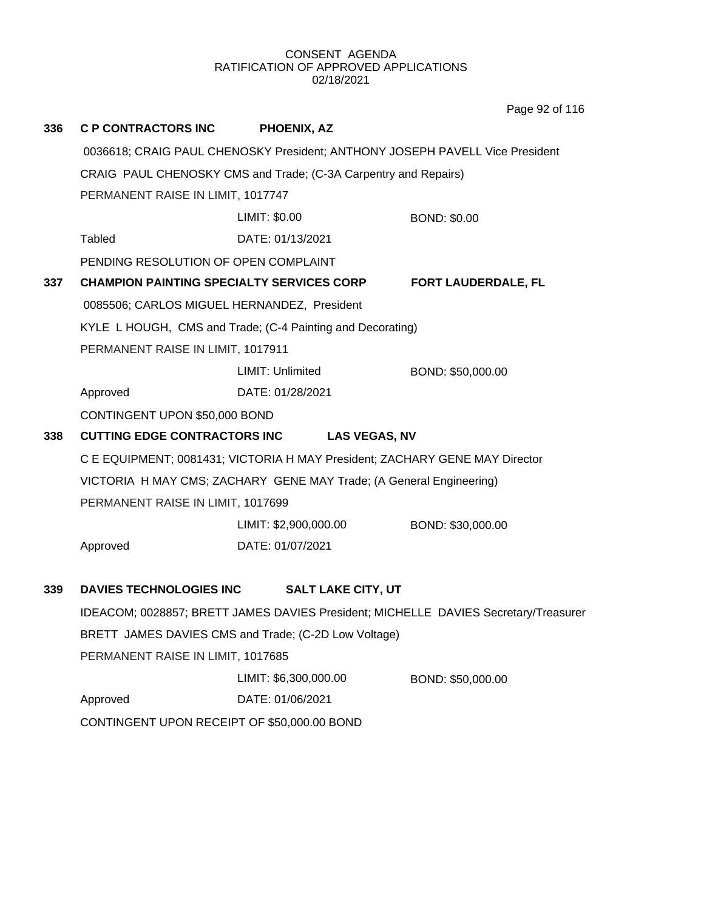CONSENT AGENDA
RATIFICATION OF APPROVED APPLICATIONS
02/18/2021

**336 C P CONTRACTORS INC PHOENIX, AZ**

0036618; CRAIG PAUL CHENOSKY President; ANTHONY JOSEPH PAVELL Vice President

CRAIG PAUL CHENOSKY CMS and Trade; (C-3A Carpentry and Repairs)

PERMANENT RAISE IN LIMIT, 1017747

| | | |
|---|---|---|
| | LIMIT: $0.00 | BOND: $0.00 |
| Tabled | DATE: 01/13/2021 | |

PENDING RESOLUTION OF OPEN COMPLAINT

**337 CHAMPION PAINTING SPECIALTY SERVICES CORP FORT LAUDERDALE, FL**

0085506; CARLOS MIGUEL HERNANDEZ, President

KYLE L HOUGH, CMS and Trade; (C-4 Painting and Decorating)

PERMANENT RAISE IN LIMIT, 1017911

| | | |
|---|---|---|
| | LIMIT: Unlimited | BOND: $50,000.00 |
| Approved | DATE: 01/28/2021 | |

CONTINGENT UPON $50,000 BOND

**338 CUTTING EDGE CONTRACTORS INC LAS VEGAS, NV**

C E EQUIPMENT; 0081431; VICTORIA H MAY President; ZACHARY GENE MAY Director

VICTORIA H MAY CMS; ZACHARY GENE MAY Trade; (A General Engineering)

PERMANENT RAISE IN LIMIT, 1017699

| | | |
|---|---|---|
| | LIMIT: $2,900,000.00 | BOND: $30,000.00 |
| Approved | DATE: 01/07/2021 | |

**339 DAVIES TECHNOLOGIES INC SALT LAKE CITY, UT**

IDEACOM; 0028857; BRETT JAMES DAVIES President; MICHELLE DAVIES Secretary/Treasurer

BRETT JAMES DAVIES CMS and Trade; (C-2D Low Voltage)

PERMANENT RAISE IN LIMIT, 1017685

| | | |
|---|---|---|
| | LIMIT: $6,300,000.00 | BOND: $50,000.00 |
| Approved | DATE: 01/06/2021 | |

CONTINGENT UPON RECEIPT OF $50,000.00 BOND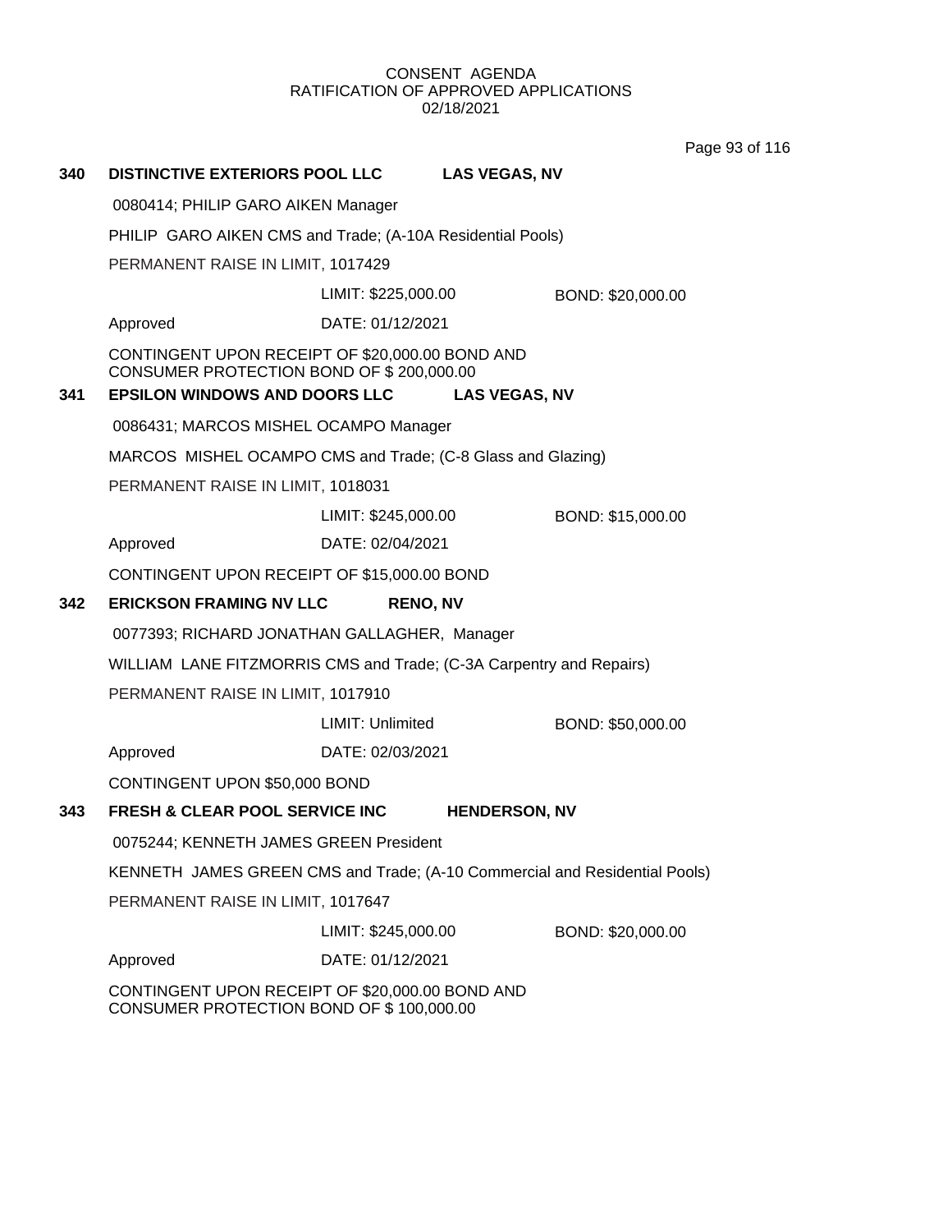CONSENT AGENDA
RATIFICATION OF APPROVED APPLICATIONS
02/18/2021

**340 DISTINCTIVE EXTERIORS POOL LLC LAS VEGAS, NV**

0080414; PHILIP GARO AIKEN Manager

PHILIP GARO AIKEN CMS and Trade; (A-10A Residential Pools)

PERMANENT RAISE IN LIMIT, 1017429

LIMIT: $225,000.00 BOND: $20,000.00

Approved DATE: 01/12/2021

CONTINGENT UPON RECEIPT OF $20,000.00 BOND AND CONSUMER PROTECTION BOND OF $ 200,000.00

**341 EPSILON WINDOWS AND DOORS LLC LAS VEGAS, NV**

0086431; MARCOS MISHEL OCAMPO Manager

MARCOS MISHEL OCAMPO CMS and Trade; (C-8 Glass and Glazing)

PERMANENT RAISE IN LIMIT, 1018031

LIMIT: $245,000.00 BOND: $15,000.00

Approved DATE: 02/04/2021

CONTINGENT UPON RECEIPT OF $15,000.00 BOND

**342 ERICKSON FRAMING NV LLC RENO, NV**

0077393; RICHARD JONATHAN GALLAGHER, Manager

WILLIAM LANE FITZMORRIS CMS and Trade; (C-3A Carpentry and Repairs)

PERMANENT RAISE IN LIMIT, 1017910

LIMIT: Unlimited BOND: $50,000.00

Approved DATE: 02/03/2021

CONTINGENT UPON $50,000 BOND

**343 FRESH & CLEAR POOL SERVICE INC HENDERSON, NV**

0075244; KENNETH JAMES GREEN President

KENNETH JAMES GREEN CMS and Trade; (A-10 Commercial and Residential Pools)

PERMANENT RAISE IN LIMIT, 1017647

LIMIT: $245,000.00 BOND: $20,000.00

Approved DATE: 01/12/2021

CONTINGENT UPON RECEIPT OF $20,000.00 BOND AND CONSUMER PROTECTION BOND OF $ 100,000.00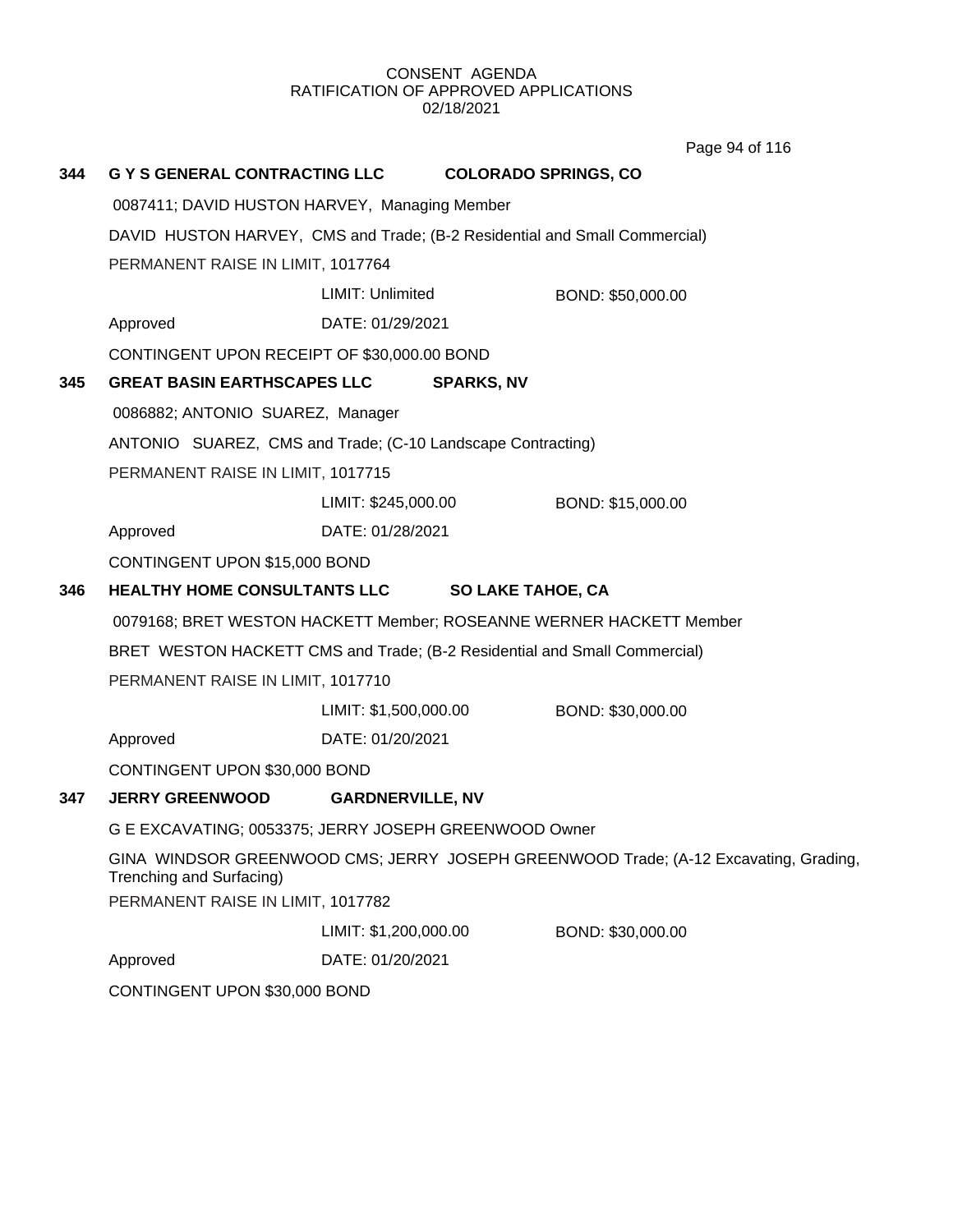CONSENT AGENDA
RATIFICATION OF APPROVED APPLICATIONS
02/18/2021

**344 G Y S GENERAL CONTRACTING LLC COLORADO SPRINGS, CO**

0087411; DAVID HUSTON HARVEY, Managing Member

DAVID HUSTON HARVEY, CMS and Trade; (B-2 Residential and Small Commercial)

PERMANENT RAISE IN LIMIT, 1017764

LIMIT: Unlimited BOND: $50,000.00

Approved DATE: 01/29/2021

CONTINGENT UPON RECEIPT OF $30,000.00 BOND

**345 GREAT BASIN EARTHSCAPES LLC SPARKS, NV**

0086882; ANTONIO SUAREZ, Manager

ANTONIO SUAREZ, CMS and Trade; (C-10 Landscape Contracting)

PERMANENT RAISE IN LIMIT, 1017715

LIMIT: $245,000.00 BOND: $15,000.00

Approved DATE: 01/28/2021

CONTINGENT UPON $15,000 BOND

**346 HEALTHY HOME CONSULTANTS LLC SO LAKE TAHOE, CA**

0079168; BRET WESTON HACKETT Member; ROSEANNE WERNER HACKETT Member

BRET WESTON HACKETT CMS and Trade; (B-2 Residential and Small Commercial)

PERMANENT RAISE IN LIMIT, 1017710

LIMIT: $1,500,000.00 BOND: $30,000.00

Approved DATE: 01/20/2021

CONTINGENT UPON $30,000 BOND

**347 JERRY GREENWOOD GARDNERVILLE, NV**

G E EXCAVATING; 0053375; JERRY JOSEPH GREENWOOD Owner

GINA WINDSOR GREENWOOD CMS; JERRY JOSEPH GREENWOOD Trade; (A-12 Excavating, Grading, Trenching and Surfacing)

PERMANENT RAISE IN LIMIT, 1017782

LIMIT: $1,200,000.00 BOND: $30,000.00

Approved DATE: 01/20/2021

CONTINGENT UPON $30,000 BOND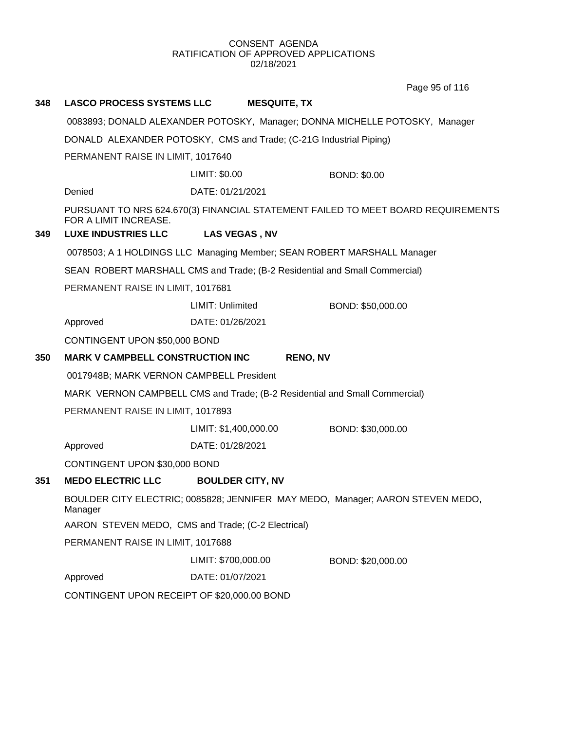CONSENT AGENDA
RATIFICATION OF APPROVED APPLICATIONS
02/18/2021

**348 LASCO PROCESS SYSTEMS LLC MESQUITE, TX**

0083893; DONALD ALEXANDER POTOSKY, Manager; DONNA MICHELLE POTOSKY, Manager

DONALD ALEXANDER POTOSKY, CMS and Trade; (C-21G Industrial Piping)

PERMANENT RAISE IN LIMIT, 1017640

LIMIT: $0.00 BOND: $0.00

Denied DATE: 01/21/2021

PURSUANT TO NRS 624.670(3) FINANCIAL STATEMENT FAILED TO MEET BOARD REQUIREMENTS FOR A LIMIT INCREASE.

**349 LUXE INDUSTRIES LLC LAS VEGAS , NV**

0078503; A 1 HOLDINGS LLC Managing Member; SEAN ROBERT MARSHALL Manager

SEAN ROBERT MARSHALL CMS and Trade; (B-2 Residential and Small Commercial)

PERMANENT RAISE IN LIMIT, 1017681

LIMIT: Unlimited BOND: $50,000.00

Approved DATE: 01/26/2021

CONTINGENT UPON $50,000 BOND

**350 MARK V CAMPBELL CONSTRUCTION INC RENO, NV**

0017948B; MARK VERNON CAMPBELL President

MARK VERNON CAMPBELL CMS and Trade; (B-2 Residential and Small Commercial)

PERMANENT RAISE IN LIMIT, 1017893

LIMIT: $1,400,000.00 BOND: $30,000.00

Approved DATE: 01/28/2021

CONTINGENT UPON $30,000 BOND

**351 MEDO ELECTRIC LLC BOULDER CITY, NV**

BOULDER CITY ELECTRIC; 0085828; JENNIFER MAY MEDO, Manager; AARON STEVEN MEDO, Manager

AARON STEVEN MEDO, CMS and Trade; (C-2 Electrical)

PERMANENT RAISE IN LIMIT, 1017688

LIMIT: $700,000.00 BOND: $20,000.00

Approved DATE: 01/07/2021

CONTINGENT UPON RECEIPT OF $20,000.00 BOND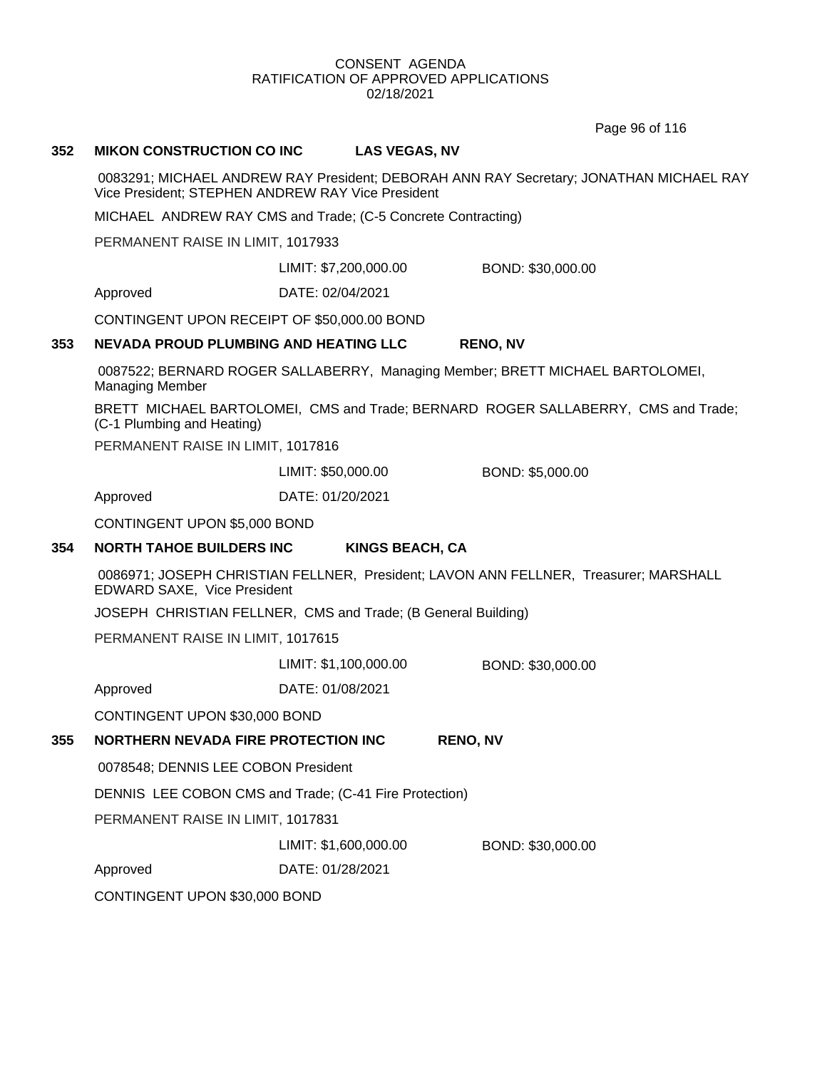CONSENT AGENDA
RATIFICATION OF APPROVED APPLICATIONS
02/18/2021

**352 MIKON CONSTRUCTION CO INC LAS VEGAS, NV**

0083291; MICHAEL ANDREW RAY President; DEBORAH ANN RAY Secretary; JONATHAN MICHAEL RAY Vice President; STEPHEN ANDREW RAY Vice President

MICHAEL ANDREW RAY CMS and Trade; (C-5 Concrete Contracting)

PERMANENT RAISE IN LIMIT, 1017933

LIMIT: $7,200,000.00 BOND: $30,000.00

Approved DATE: 02/04/2021

CONTINGENT UPON RECEIPT OF $50,000.00 BOND

**353 NEVADA PROUD PLUMBING AND HEATING LLC RENO, NV**

0087522; BERNARD ROGER SALLABERRY, Managing Member; BRETT MICHAEL BARTOLOMEI, Managing Member

BRETT MICHAEL BARTOLOMEI, CMS and Trade; BERNARD ROGER SALLABERRY, CMS and Trade; (C-1 Plumbing and Heating)

PERMANENT RAISE IN LIMIT, 1017816

LIMIT: $50,000.00 BOND: $5,000.00

Approved DATE: 01/20/2021

CONTINGENT UPON $5,000 BOND

**354 NORTH TAHOE BUILDERS INC KINGS BEACH, CA**

0086971; JOSEPH CHRISTIAN FELLNER, President; LAVON ANN FELLNER, Treasurer; MARSHALL EDWARD SAXE, Vice President

JOSEPH CHRISTIAN FELLNER, CMS and Trade; (B General Building)

PERMANENT RAISE IN LIMIT, 1017615

LIMIT: $1,100,000.00 BOND: $30,000.00

Approved DATE: 01/08/2021

CONTINGENT UPON $30,000 BOND

**355 NORTHERN NEVADA FIRE PROTECTION INC RENO, NV**

0078548; DENNIS LEE COBON President

DENNIS LEE COBON CMS and Trade; (C-41 Fire Protection)

PERMANENT RAISE IN LIMIT, 1017831

LIMIT: $1,600,000.00 BOND: $30,000.00

Approved DATE: 01/28/2021

CONTINGENT UPON $30,000 BOND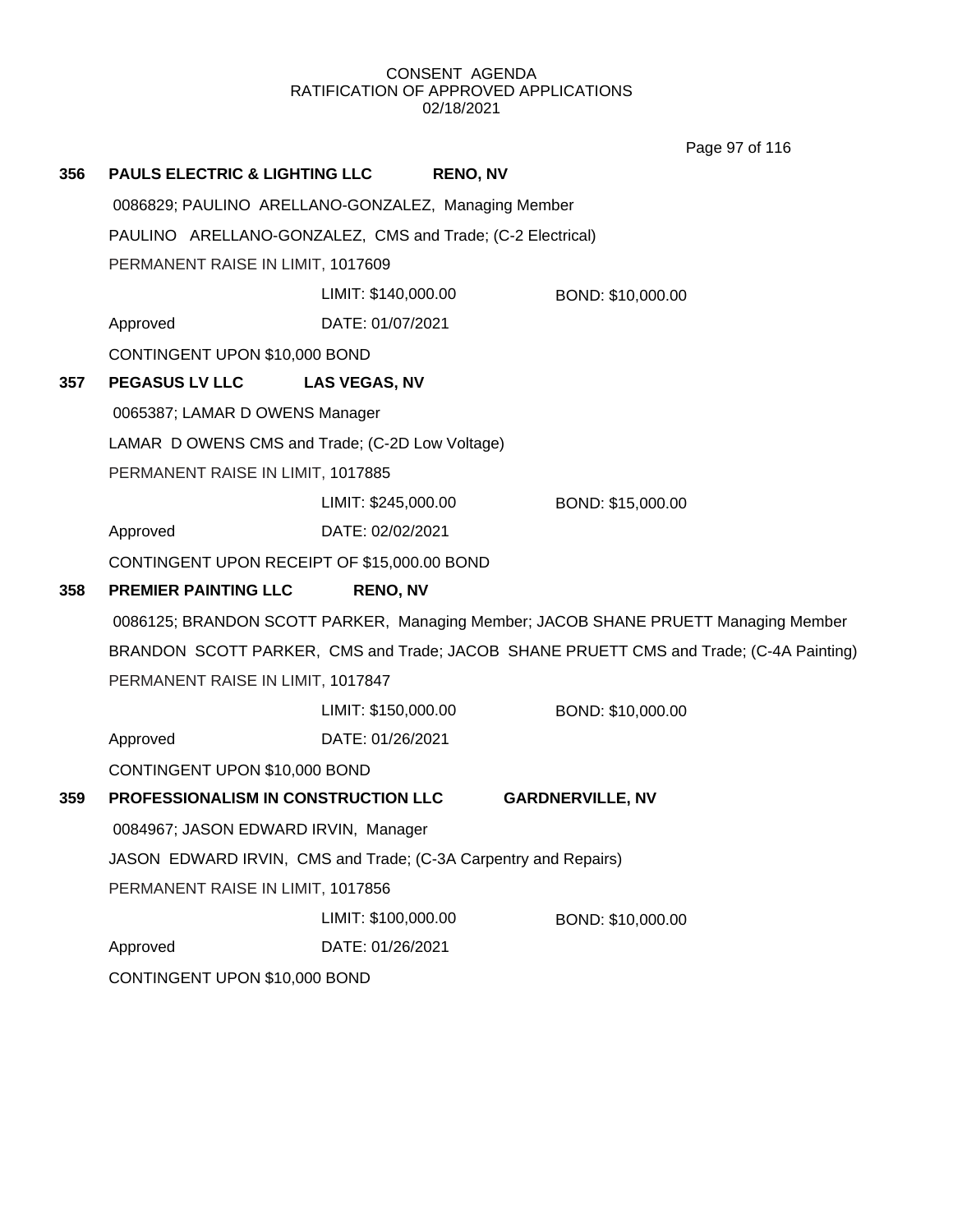CONSENT AGENDA
RATIFICATION OF APPROVED APPLICATIONS
02/18/2021

**356 PAULS ELECTRIC & LIGHTING LLC RENO, NV**

0086829; PAULINO ARELLANO-GONZALEZ, Managing Member

PAULINO ARELLANO-GONZALEZ, CMS and Trade; (C-2 Electrical)

PERMANENT RAISE IN LIMIT, 1017609

LIMIT: $140,000.00 BOND: $10,000.00

Approved DATE: 01/07/2021

CONTINGENT UPON $10,000 BOND

**357 PEGASUS LV LLC LAS VEGAS, NV**

0065387; LAMAR D OWENS Manager

LAMAR D OWENS CMS and Trade; (C-2D Low Voltage)

PERMANENT RAISE IN LIMIT, 1017885

LIMIT: $245,000.00 BOND: $15,000.00

Approved DATE: 02/02/2021

CONTINGENT UPON RECEIPT OF $15,000.00 BOND

**358 PREMIER PAINTING LLC RENO, NV**

0086125; BRANDON SCOTT PARKER, Managing Member; JACOB SHANE PRUETT Managing Member

BRANDON SCOTT PARKER, CMS and Trade; JACOB SHANE PRUETT CMS and Trade; (C-4A Painting)

PERMANENT RAISE IN LIMIT, 1017847

LIMIT: $150,000.00 BOND: $10,000.00

Approved DATE: 01/26/2021

CONTINGENT UPON $10,000 BOND

**359 PROFESSIONALISM IN CONSTRUCTION LLC GARDNERVILLE, NV**

0084967; JASON EDWARD IRVIN, Manager

JASON EDWARD IRVIN, CMS and Trade; (C-3A Carpentry and Repairs)

PERMANENT RAISE IN LIMIT, 1017856

LIMIT: $100,000.00 BOND: $10,000.00

Approved DATE: 01/26/2021

CONTINGENT UPON $10,000 BOND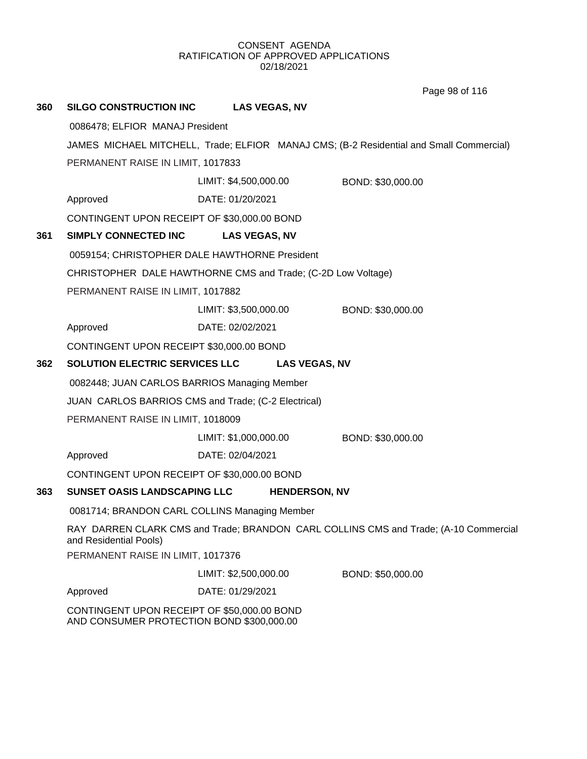CONSENT AGENDA
RATIFICATION OF APPROVED APPLICATIONS
02/18/2021

**360 SILGO CONSTRUCTION INC LAS VEGAS, NV**

0086478; ELFIOR MANAJ President

JAMES MICHAEL MITCHELL, Trade; ELFIOR MANAJ CMS; (B-2 Residential and Small Commercial)

PERMANENT RAISE IN LIMIT, 1017833

LIMIT: $4,500,000.00 BOND: $30,000.00

Approved DATE: 01/20/2021

CONTINGENT UPON RECEIPT OF $30,000.00 BOND

**361 SIMPLY CONNECTED INC LAS VEGAS, NV**

0059154; CHRISTOPHER DALE HAWTHORNE President

CHRISTOPHER DALE HAWTHORNE CMS and Trade; (C-2D Low Voltage)

PERMANENT RAISE IN LIMIT, 1017882

LIMIT: $3,500,000.00 BOND: $30,000.00

Approved DATE: 02/02/2021

CONTINGENT UPON RECEIPT $30,000.00 BOND

**362 SOLUTION ELECTRIC SERVICES LLC LAS VEGAS, NV**

0082448; JUAN CARLOS BARRIOS Managing Member

JUAN CARLOS BARRIOS CMS and Trade; (C-2 Electrical)

PERMANENT RAISE IN LIMIT, 1018009

LIMIT: $1,000,000.00 BOND: $30,000.00

Approved DATE: 02/04/2021

CONTINGENT UPON RECEIPT OF $30,000.00 BOND

**363 SUNSET OASIS LANDSCAPING LLC HENDERSON, NV**

0081714; BRANDON CARL COLLINS Managing Member

RAY DARREN CLARK CMS and Trade; BRANDON CARL COLLINS CMS and Trade; (A-10 Commercial and Residential Pools)

PERMANENT RAISE IN LIMIT, 1017376

LIMIT: $2,500,000.00 BOND: $50,000.00

Approved DATE: 01/29/2021

CONTINGENT UPON RECEIPT OF $50,000.00 BOND
AND CONSUMER PROTECTION BOND $300,000.00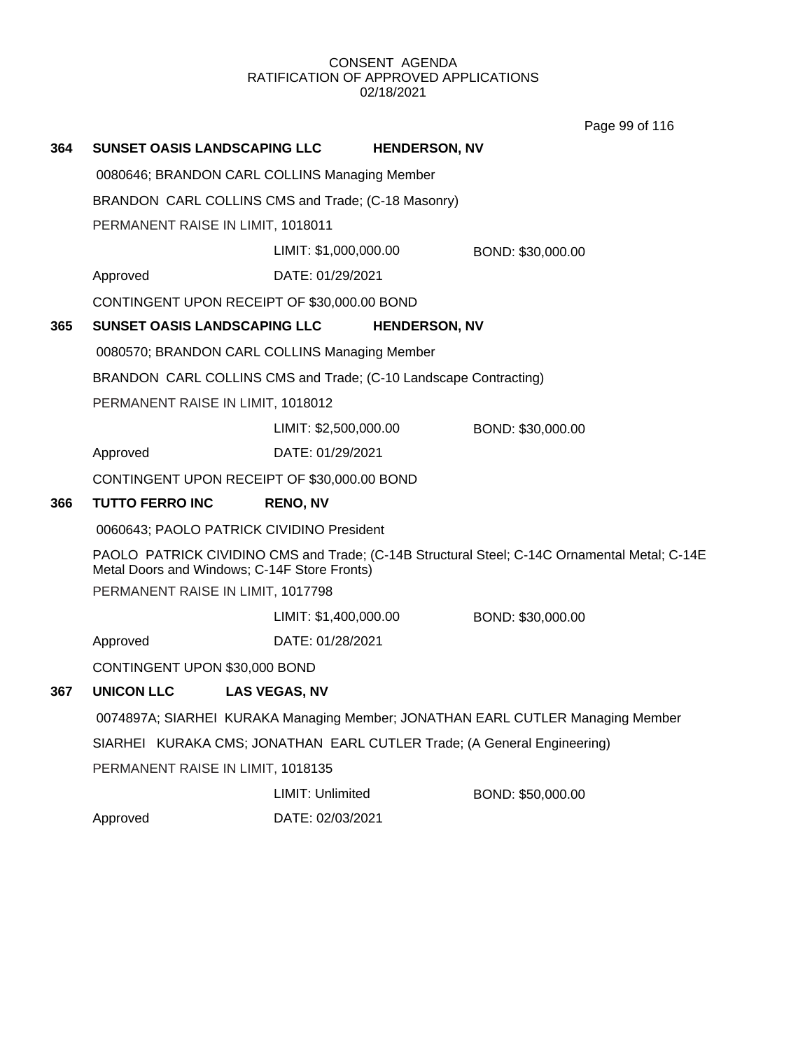CONSENT AGENDA
RATIFICATION OF APPROVED APPLICATIONS
02/18/2021

**364 SUNSET OASIS LANDSCAPING LLC HENDERSON, NV**

0080646; BRANDON CARL COLLINS Managing Member

BRANDON CARL COLLINS CMS and Trade; (C-18 Masonry)

PERMANENT RAISE IN LIMIT, 1018011

LIMIT: $1,000,000.00 BOND: $30,000.00

Approved DATE: 01/29/2021

CONTINGENT UPON RECEIPT OF $30,000.00 BOND

**365 SUNSET OASIS LANDSCAPING LLC HENDERSON, NV**

0080570; BRANDON CARL COLLINS Managing Member

BRANDON CARL COLLINS CMS and Trade; (C-10 Landscape Contracting)

PERMANENT RAISE IN LIMIT, 1018012

LIMIT: $2,500,000.00 BOND: $30,000.00

Approved DATE: 01/29/2021

CONTINGENT UPON RECEIPT OF $30,000.00 BOND

**366 TUTTO FERRO INC RENO, NV**

0060643; PAOLO PATRICK CIVIDINO President

PAOLO PATRICK CIVIDINO CMS and Trade; (C-14B Structural Steel; C-14C Ornamental Metal; C-14E Metal Doors and Windows; C-14F Store Fronts)

PERMANENT RAISE IN LIMIT, 1017798

LIMIT: $1,400,000.00 BOND: $30,000.00

Approved DATE: 01/28/2021

CONTINGENT UPON $30,000 BOND

**367 UNICON LLC LAS VEGAS, NV**

0074897A; SIARHEI KURAKA Managing Member; JONATHAN EARL CUTLER Managing Member

SIARHEI KURAKA CMS; JONATHAN EARL CUTLER Trade; (A General Engineering)

PERMANENT RAISE IN LIMIT, 1018135

LIMIT: Unlimited BOND: $50,000.00

Approved DATE: 02/03/2021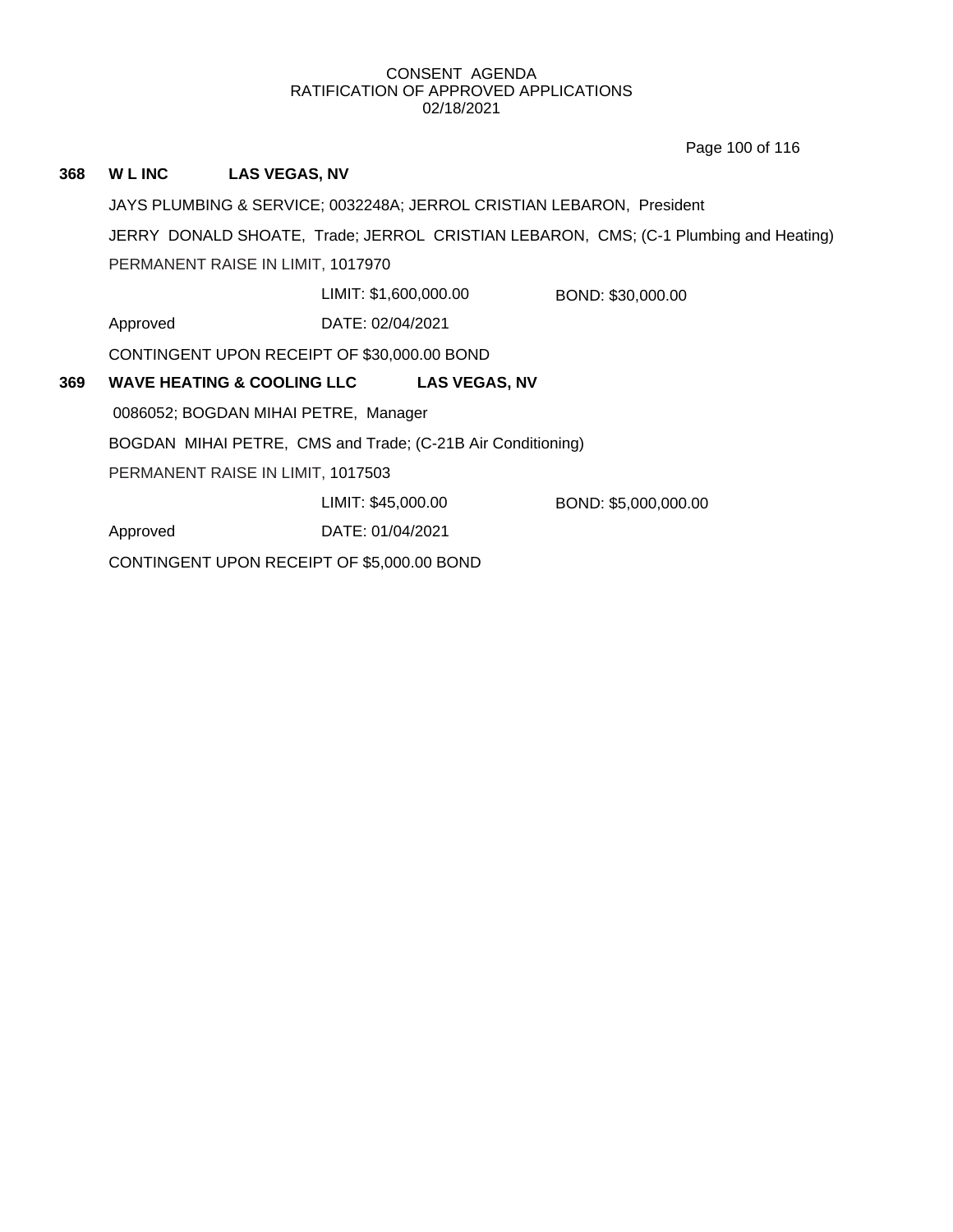CONSENT AGENDA
RATIFICATION OF APPROVED APPLICATIONS
02/18/2021

**368 W L INC LAS VEGAS, NV**

JAYS PLUMBING & SERVICE; 0032248A; JERROL CRISTIAN LEBARON, President

JERRY DONALD SHOATE, Trade; JERROL CRISTIAN LEBARON, CMS; (C-1 Plumbing and Heating)

PERMANENT RAISE IN LIMIT, 1017970

LIMIT: $1,600,000.00 BOND: $30,000.00

Approved DATE: 02/04/2021

CONTINGENT UPON RECEIPT OF $30,000.00 BOND

**369 WAVE HEATING & COOLING LLC LAS VEGAS, NV**

0086052; BOGDAN MIHAI PETRE, Manager

BOGDAN MIHAI PETRE, CMS and Trade; (C-21B Air Conditioning)

PERMANENT RAISE IN LIMIT, 1017503

LIMIT: $45,000.00 BOND: $5,000,000.00

Approved DATE: 01/04/2021

CONTINGENT UPON RECEIPT OF $5,000.00 BOND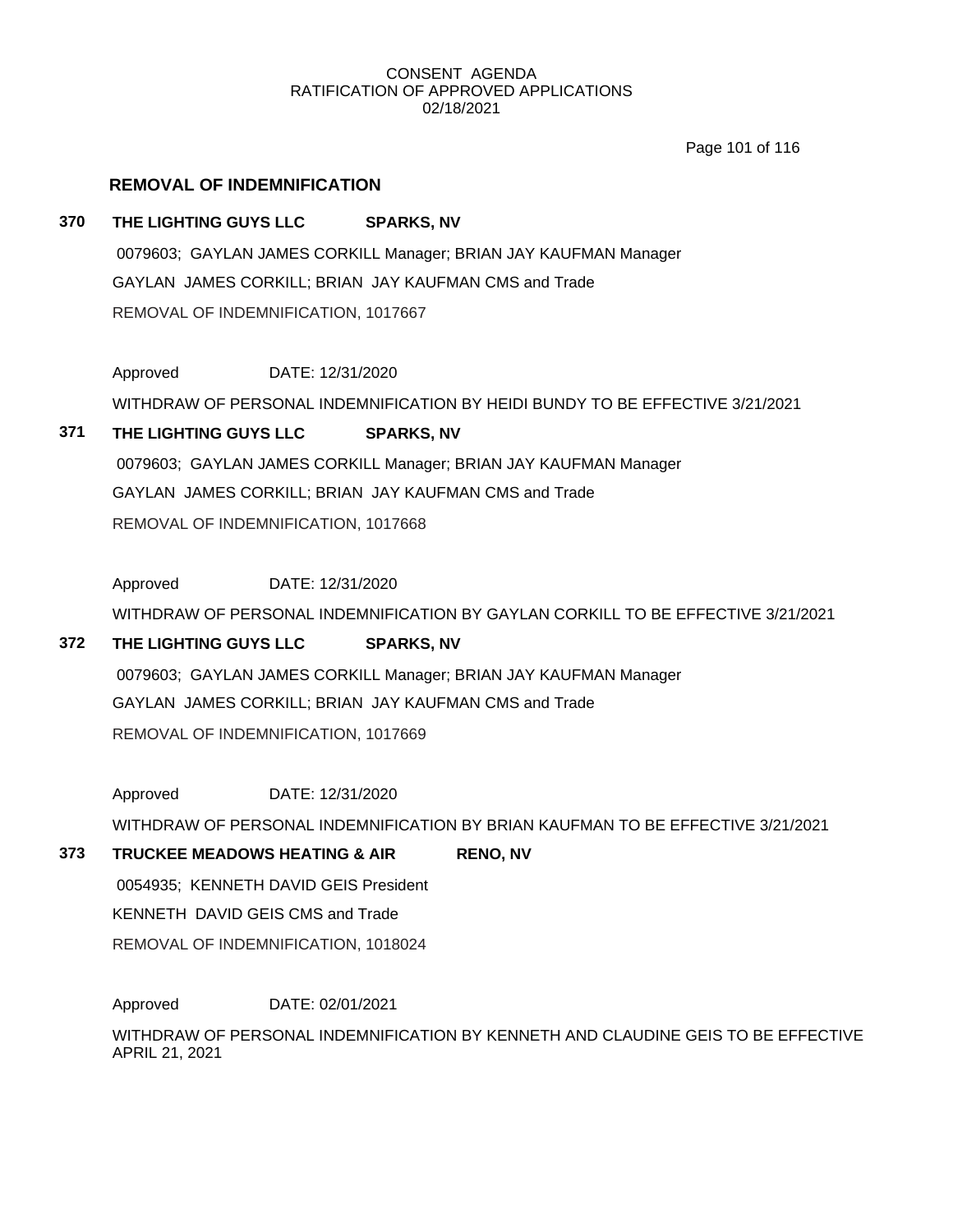CONSENT AGENDA
RATIFICATION OF APPROVED APPLICATIONS
02/18/2021

## REMOVAL OF INDEMNIFICATION

**370 THE LIGHTING GUYS LLC SPARKS, NV**

0079603; GAYLAN JAMES CORKILL Manager; BRIAN JAY KAUFMAN Manager

GAYLAN JAMES CORKILL; BRIAN JAY KAUFMAN CMS and Trade

REMOVAL OF INDEMNIFICATION, 1017667

Approved DATE: 12/31/2020

WITHDRAW OF PERSONAL INDEMNIFICATION BY HEIDI BUNDY TO BE EFFECTIVE 3/21/2021

**371 THE LIGHTING GUYS LLC SPARKS, NV**

0079603; GAYLAN JAMES CORKILL Manager; BRIAN JAY KAUFMAN Manager

GAYLAN JAMES CORKILL; BRIAN JAY KAUFMAN CMS and Trade

REMOVAL OF INDEMNIFICATION, 1017668

Approved DATE: 12/31/2020

WITHDRAW OF PERSONAL INDEMNIFICATION BY GAYLAN CORKILL TO BE EFFECTIVE 3/21/2021

**372 THE LIGHTING GUYS LLC SPARKS, NV**

0079603; GAYLAN JAMES CORKILL Manager; BRIAN JAY KAUFMAN Manager

GAYLAN JAMES CORKILL; BRIAN JAY KAUFMAN CMS and Trade

REMOVAL OF INDEMNIFICATION, 1017669

Approved DATE: 12/31/2020

WITHDRAW OF PERSONAL INDEMNIFICATION BY BRIAN KAUFMAN TO BE EFFECTIVE 3/21/2021

**373 TRUCKEE MEADOWS HEATING & AIR RENO, NV**

0054935; KENNETH DAVID GEIS President

KENNETH DAVID GEIS CMS and Trade

REMOVAL OF INDEMNIFICATION, 1018024

Approved DATE: 02/01/2021

WITHDRAW OF PERSONAL INDEMNIFICATION BY KENNETH AND CLAUDINE GEIS TO BE EFFECTIVE APRIL 21, 2021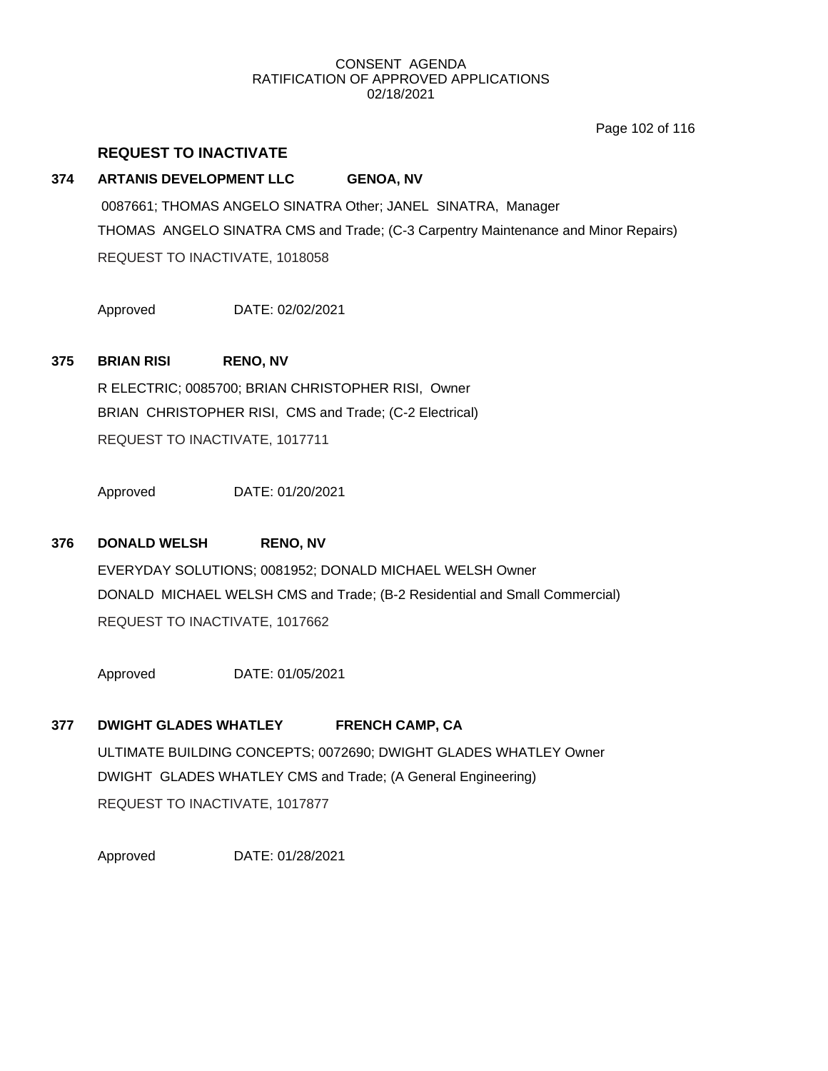CONSENT AGENDA
RATIFICATION OF APPROVED APPLICATIONS
02/18/2021

## REQUEST TO INACTIVATE

**374 ARTANIS DEVELOPMENT LLC GENOA, NV**

0087661; THOMAS ANGELO SINATRA Other; JANEL SINATRA, Manager

THOMAS ANGELO SINATRA CMS and Trade; (C-3 Carpentry Maintenance and Minor Repairs)

REQUEST TO INACTIVATE, 1018058

Approved DATE: 02/02/2021

**375 BRIAN RISI RENO, NV**

R ELECTRIC; 0085700; BRIAN CHRISTOPHER RISI, Owner

BRIAN CHRISTOPHER RISI, CMS and Trade; (C-2 Electrical)

REQUEST TO INACTIVATE, 1017711

Approved DATE: 01/20/2021

**376 DONALD WELSH RENO, NV**

EVERYDAY SOLUTIONS; 0081952; DONALD MICHAEL WELSH Owner

DONALD MICHAEL WELSH CMS and Trade; (B-2 Residential and Small Commercial)

REQUEST TO INACTIVATE, 1017662

Approved DATE: 01/05/2021

**377 DWIGHT GLADES WHATLEY FRENCH CAMP, CA**

ULTIMATE BUILDING CONCEPTS; 0072690; DWIGHT GLADES WHATLEY Owner

DWIGHT GLADES WHATLEY CMS and Trade; (A General Engineering)

REQUEST TO INACTIVATE, 1017877

Approved DATE: 01/28/2021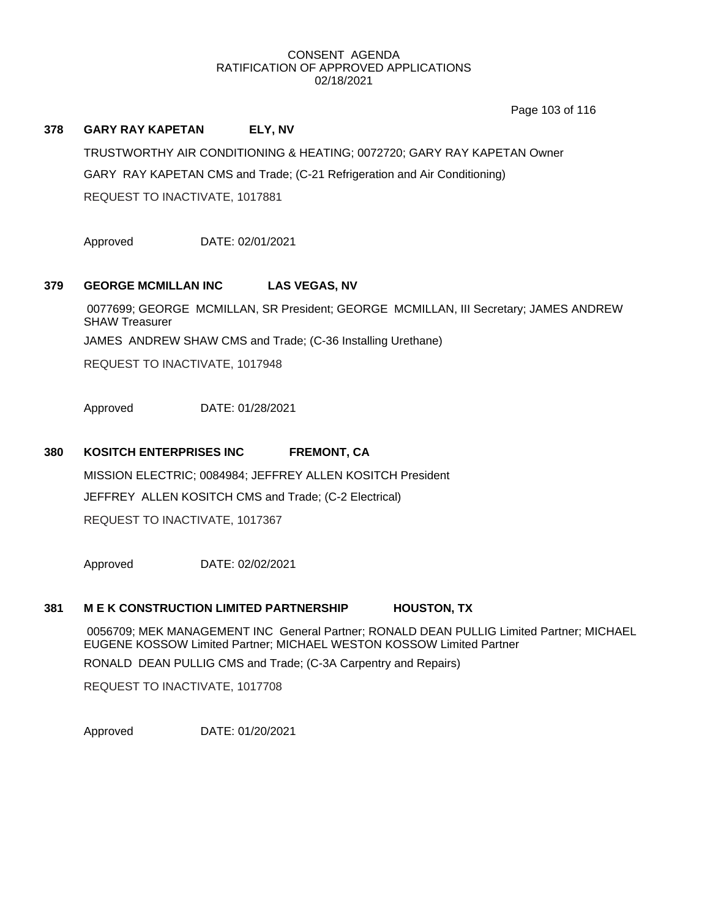CONSENT AGENDA
RATIFICATION OF APPROVED APPLICATIONS
02/18/2021

**378 GARY RAY KAPETAN ELY, NV**

TRUSTWORTHY AIR CONDITIONING & HEATING; 0072720; GARY RAY KAPETAN Owner

GARY RAY KAPETAN CMS and Trade; (C-21 Refrigeration and Air Conditioning)

REQUEST TO INACTIVATE, 1017881

Approved DATE: 02/01/2021

**379 GEORGE MCMILLAN INC LAS VEGAS, NV**

0077699; GEORGE MCMILLAN, SR President; GEORGE MCMILLAN, III Secretary; JAMES ANDREW SHAW Treasurer

JAMES ANDREW SHAW CMS and Trade; (C-36 Installing Urethane)

REQUEST TO INACTIVATE, 1017948

Approved DATE: 01/28/2021

**380 KOSITCH ENTERPRISES INC FREMONT, CA**

MISSION ELECTRIC; 0084984; JEFFREY ALLEN KOSITCH President

JEFFREY ALLEN KOSITCH CMS and Trade; (C-2 Electrical)

REQUEST TO INACTIVATE, 1017367

Approved DATE: 02/02/2021

**381 M E K CONSTRUCTION LIMITED PARTNERSHIP HOUSTON, TX**

0056709; MEK MANAGEMENT INC General Partner; RONALD DEAN PULLIG Limited Partner; MICHAEL EUGENE KOSSOW Limited Partner; MICHAEL WESTON KOSSOW Limited Partner

RONALD DEAN PULLIG CMS and Trade; (C-3A Carpentry and Repairs)

REQUEST TO INACTIVATE, 1017708

Approved DATE: 01/20/2021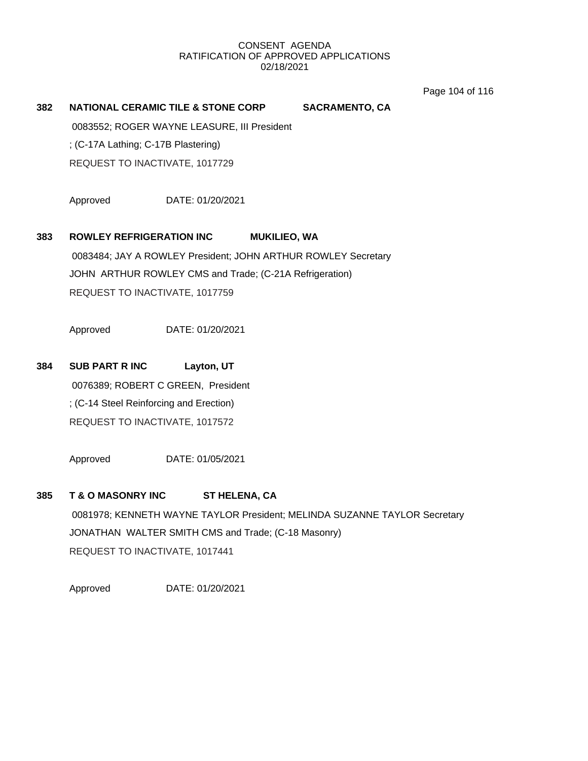CONSENT AGENDA
RATIFICATION OF APPROVED APPLICATIONS
02/18/2021

**382 NATIONAL CERAMIC TILE & STONE CORP SACRAMENTO, CA**

0083552; ROGER WAYNE LEASURE, III President

; (C-17A Lathing; C-17B Plastering)

REQUEST TO INACTIVATE, 1017729

Approved DATE: 01/20/2021

**383 ROWLEY REFRIGERATION INC MUKILIEO, WA**

0083484; JAY A ROWLEY President; JOHN ARTHUR ROWLEY Secretary

JOHN ARTHUR ROWLEY CMS and Trade; (C-21A Refrigeration)

REQUEST TO INACTIVATE, 1017759

Approved DATE: 01/20/2021

**384 SUB PART R INC Layton, UT**

0076389; ROBERT C GREEN, President

; (C-14 Steel Reinforcing and Erection)

REQUEST TO INACTIVATE, 1017572

Approved DATE: 01/05/2021

**385 T & O MASONRY INC ST HELENA, CA**

0081978; KENNETH WAYNE TAYLOR President; MELINDA SUZANNE TAYLOR Secretary

JONATHAN WALTER SMITH CMS and Trade; (C-18 Masonry)

REQUEST TO INACTIVATE, 1017441

Approved DATE: 01/20/2021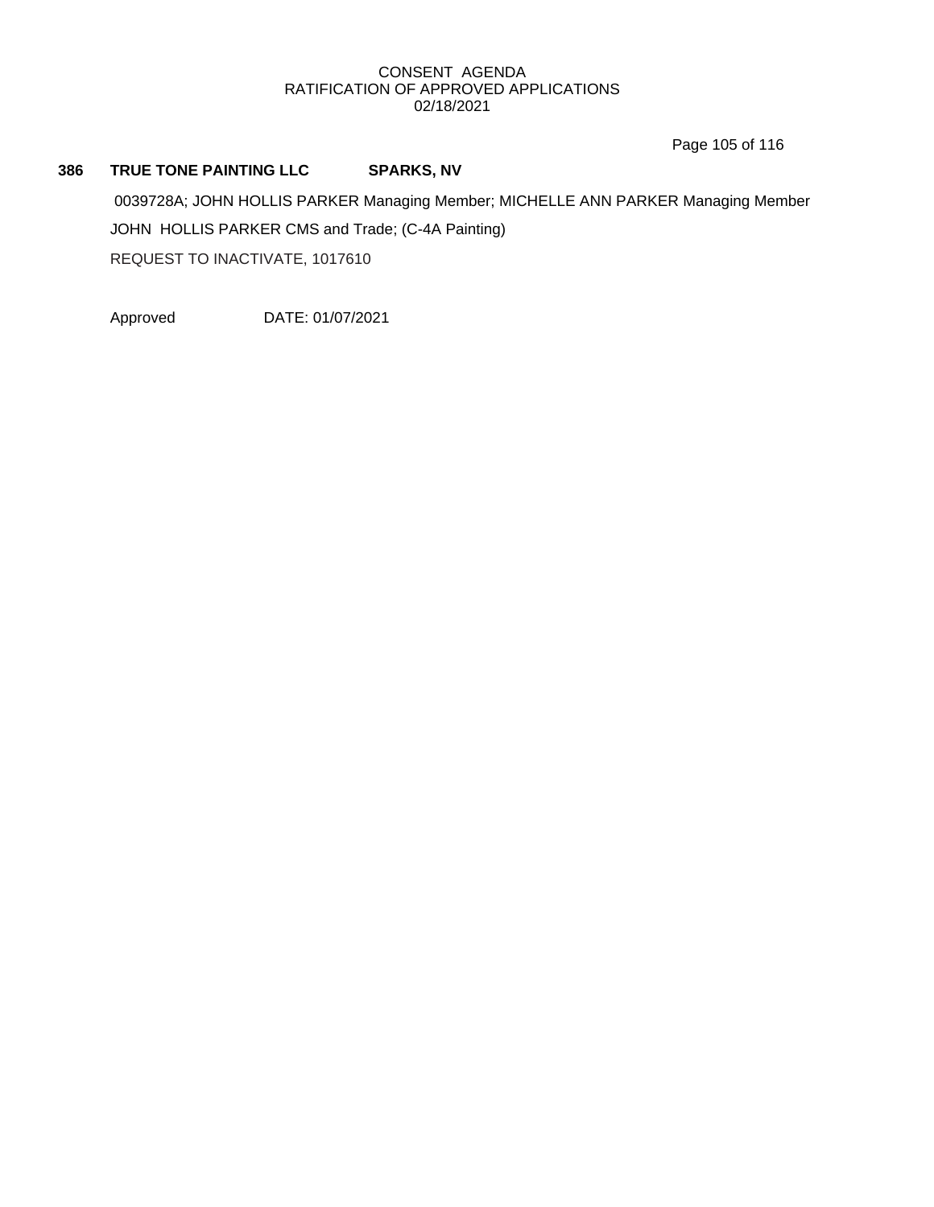CONSENT AGENDA
RATIFICATION OF APPROVED APPLICATIONS
02/18/2021

**386 TRUE TONE PAINTING LLC SPARKS, NV**

0039728A; JOHN HOLLIS PARKER Managing Member; MICHELLE ANN PARKER Managing Member

JOHN HOLLIS PARKER CMS and Trade; (C-4A Painting)

REQUEST TO INACTIVATE, 1017610

Approved DATE: 01/07/2021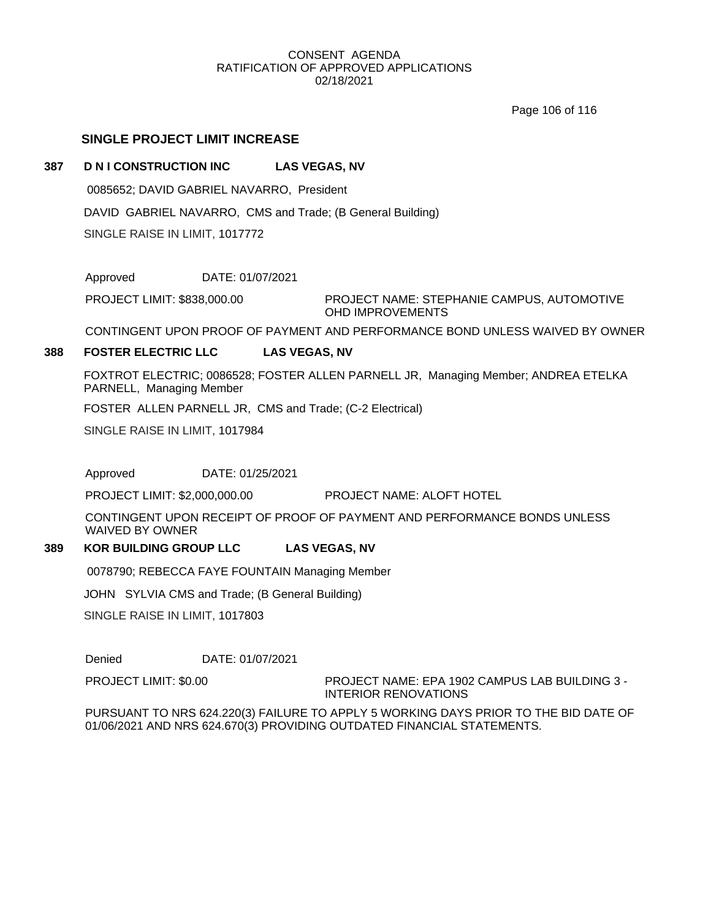CONSENT AGENDA
RATIFICATION OF APPROVED APPLICATIONS
02/18/2021

## SINGLE PROJECT LIMIT INCREASE

**387 D N I CONSTRUCTION INC LAS VEGAS, NV**

0085652; DAVID GABRIEL NAVARRO, President

DAVID GABRIEL NAVARRO, CMS and Trade; (B General Building)

SINGLE RAISE IN LIMIT, 1017772

Approved DATE: 01/07/2021

PROJECT LIMIT: $838,000.00 PROJECT NAME: STEPHANIE CAMPUS, AUTOMOTIVE OHD IMPROVEMENTS

CONTINGENT UPON PROOF OF PAYMENT AND PERFORMANCE BOND UNLESS WAIVED BY OWNER

**388 FOSTER ELECTRIC LLC LAS VEGAS, NV**

FOXTROT ELECTRIC; 0086528; FOSTER ALLEN PARNELL JR, Managing Member; ANDREA ETELKA PARNELL, Managing Member

FOSTER ALLEN PARNELL JR, CMS and Trade; (C-2 Electrical)

SINGLE RAISE IN LIMIT, 1017984

Approved DATE: 01/25/2021

PROJECT LIMIT: $2,000,000.00 PROJECT NAME: ALOFT HOTEL

CONTINGENT UPON RECEIPT OF PROOF OF PAYMENT AND PERFORMANCE BONDS UNLESS WAIVED BY OWNER

**389 KOR BUILDING GROUP LLC LAS VEGAS, NV**

0078790; REBECCA FAYE FOUNTAIN Managing Member

JOHN SYLVIA CMS and Trade; (B General Building)

SINGLE RAISE IN LIMIT, 1017803

Denied DATE: 01/07/2021

PROJECT LIMIT: $0.00 PROJECT NAME: EPA 1902 CAMPUS LAB BUILDING 3 - INTERIOR RENOVATIONS

PURSUANT TO NRS 624.220(3) FAILURE TO APPLY 5 WORKING DAYS PRIOR TO THE BID DATE OF 01/06/2021 AND NRS 624.670(3) PROVIDING OUTDATED FINANCIAL STATEMENTS.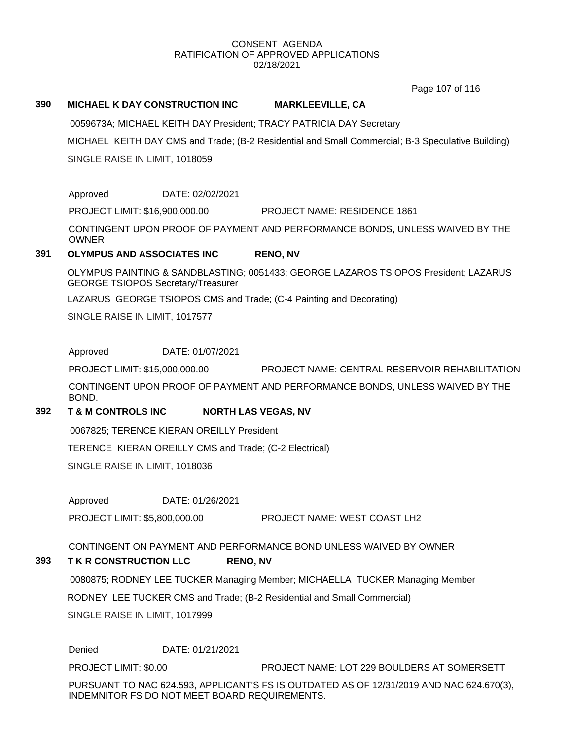CONSENT AGENDA
RATIFICATION OF APPROVED APPLICATIONS
02/18/2021

**390 MICHAEL K DAY CONSTRUCTION INC MARKLEEVILLE, CA**

0059673A; MICHAEL KEITH DAY President; TRACY PATRICIA DAY Secretary

MICHAEL KEITH DAY CMS and Trade; (B-2 Residential and Small Commercial; B-3 Speculative Building)

SINGLE RAISE IN LIMIT, 1018059

Approved DATE: 02/02/2021

PROJECT LIMIT: $16,900,000.00 PROJECT NAME: RESIDENCE 1861

CONTINGENT UPON PROOF OF PAYMENT AND PERFORMANCE BONDS, UNLESS WAIVED BY THE OWNER

**391 OLYMPUS AND ASSOCIATES INC RENO, NV**

OLYMPUS PAINTING & SANDBLASTING; 0051433; GEORGE LAZAROS TSIOPOS President; LAZARUS GEORGE TSIOPOS Secretary/Treasurer

LAZARUS GEORGE TSIOPOS CMS and Trade; (C-4 Painting and Decorating)

SINGLE RAISE IN LIMIT, 1017577

Approved DATE: 01/07/2021

PROJECT LIMIT: $15,000,000.00 PROJECT NAME: CENTRAL RESERVOIR REHABILITATION

CONTINGENT UPON PROOF OF PAYMENT AND PERFORMANCE BONDS, UNLESS WAIVED BY THE BOND.

**392 T & M CONTROLS INC NORTH LAS VEGAS, NV**

0067825; TERENCE KIERAN OREILLY President

TERENCE KIERAN OREILLY CMS and Trade; (C-2 Electrical)

SINGLE RAISE IN LIMIT, 1018036

Approved DATE: 01/26/2021

PROJECT LIMIT: $5,800,000.00 PROJECT NAME: WEST COAST LH2

CONTINGENT ON PAYMENT AND PERFORMANCE BOND UNLESS WAIVED BY OWNER

**393 T K R CONSTRUCTION LLC RENO, NV**

0080875; RODNEY LEE TUCKER Managing Member; MICHAELLA TUCKER Managing Member

RODNEY LEE TUCKER CMS and Trade; (B-2 Residential and Small Commercial)

SINGLE RAISE IN LIMIT, 1017999

Denied DATE: 01/21/2021

PROJECT LIMIT: $0.00 PROJECT NAME: LOT 229 BOULDERS AT SOMERSETT

PURSUANT TO NAC 624.593, APPLICANT'S FS IS OUTDATED AS OF 12/31/2019 AND NAC 624.670(3), INDEMNITOR FS DO NOT MEET BOARD REQUIREMENTS.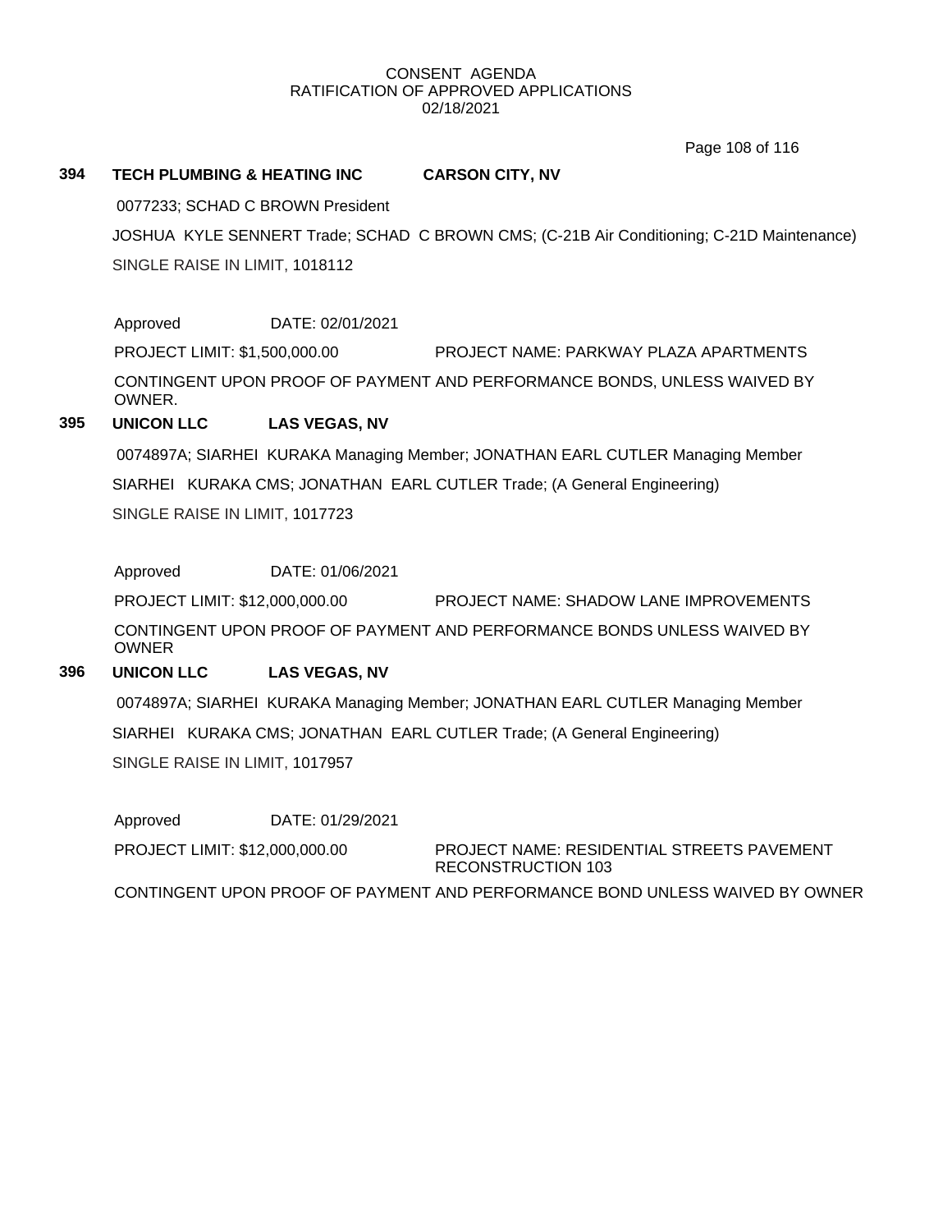CONSENT AGENDA
RATIFICATION OF APPROVED APPLICATIONS
02/18/2021

**394 TECH PLUMBING & HEATING INC CARSON CITY, NV**

0077233; SCHAD C BROWN President

JOSHUA KYLE SENNERT Trade; SCHAD C BROWN CMS; (C-21B Air Conditioning; C-21D Maintenance)

SINGLE RAISE IN LIMIT, 1018112

Approved DATE: 02/01/2021

PROJECT LIMIT: $1,500,000.00 PROJECT NAME: PARKWAY PLAZA APARTMENTS

CONTINGENT UPON PROOF OF PAYMENT AND PERFORMANCE BONDS, UNLESS WAIVED BY OWNER.

**395 UNICON LLC LAS VEGAS, NV**

0074897A; SIARHEI KURAKA Managing Member; JONATHAN EARL CUTLER Managing Member

SIARHEI KURAKA CMS; JONATHAN EARL CUTLER Trade; (A General Engineering)

SINGLE RAISE IN LIMIT, 1017723

Approved DATE: 01/06/2021

PROJECT LIMIT: $12,000,000.00 PROJECT NAME: SHADOW LANE IMPROVEMENTS

CONTINGENT UPON PROOF OF PAYMENT AND PERFORMANCE BONDS UNLESS WAIVED BY OWNER

**396 UNICON LLC LAS VEGAS, NV**

0074897A; SIARHEI KURAKA Managing Member; JONATHAN EARL CUTLER Managing Member

SIARHEI KURAKA CMS; JONATHAN EARL CUTLER Trade; (A General Engineering)

SINGLE RAISE IN LIMIT, 1017957

Approved DATE: 01/29/2021

PROJECT LIMIT: $12,000,000.00 PROJECT NAME: RESIDENTIAL STREETS PAVEMENT RECONSTRUCTION 103

CONTINGENT UPON PROOF OF PAYMENT AND PERFORMANCE BOND UNLESS WAIVED BY OWNER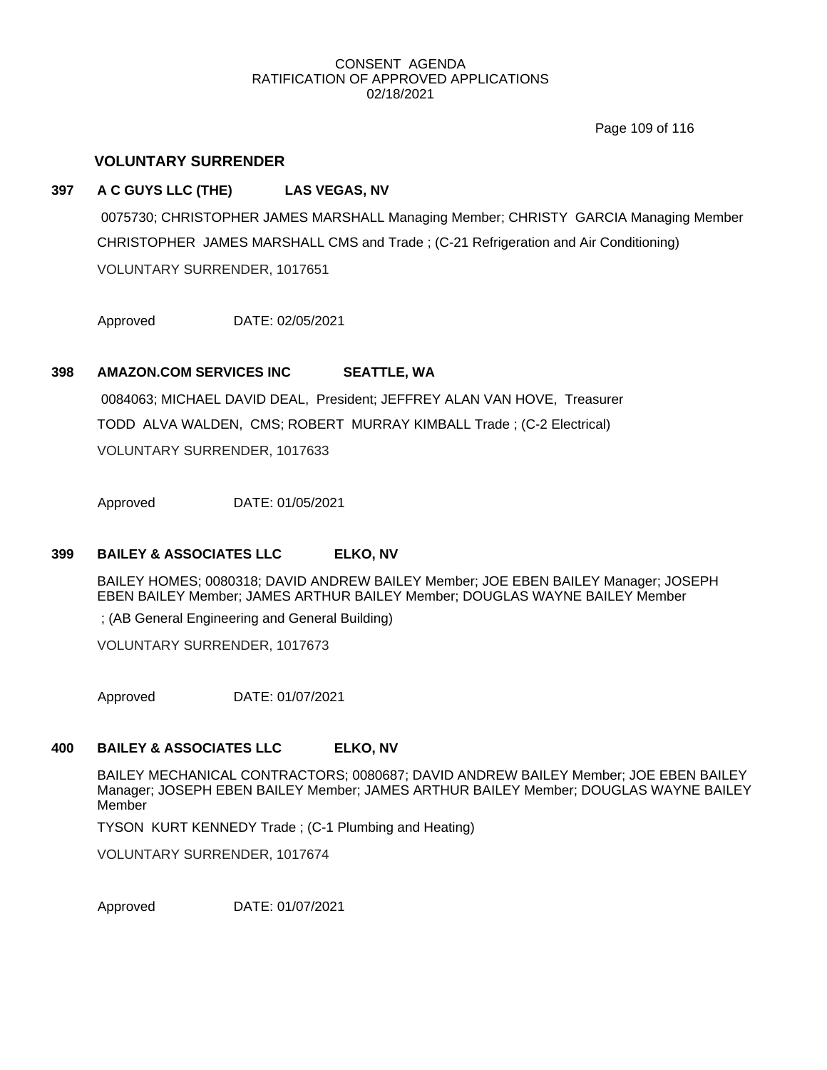CONSENT AGENDA
RATIFICATION OF APPROVED APPLICATIONS
02/18/2021

## VOLUNTARY SURRENDER

### 397 A C GUYS LLC (THE) LAS VEGAS, NV

0075730; CHRISTOPHER JAMES MARSHALL Managing Member; CHRISTY GARCIA Managing Member

CHRISTOPHER JAMES MARSHALL CMS and Trade ; (C-21 Refrigeration and Air Conditioning)

VOLUNTARY SURRENDER, 1017651

Approved DATE: 02/05/2021

### 398 AMAZON.COM SERVICES INC SEATTLE, WA

0084063; MICHAEL DAVID DEAL, President; JEFFREY ALAN VAN HOVE, Treasurer

TODD ALVA WALDEN, CMS; ROBERT MURRAY KIMBALL Trade ; (C-2 Electrical)

VOLUNTARY SURRENDER, 1017633

Approved DATE: 01/05/2021

### 399 BAILEY & ASSOCIATES LLC ELKO, NV

BAILEY HOMES; 0080318; DAVID ANDREW BAILEY Member; JOE EBEN BAILEY Manager; JOSEPH EBEN BAILEY Member; JAMES ARTHUR BAILEY Member; DOUGLAS WAYNE BAILEY Member

; (AB General Engineering and General Building)

VOLUNTARY SURRENDER, 1017673

Approved DATE: 01/07/2021

### 400 BAILEY & ASSOCIATES LLC ELKO, NV

BAILEY MECHANICAL CONTRACTORS; 0080687; DAVID ANDREW BAILEY Member; JOE EBEN BAILEY Manager; JOSEPH EBEN BAILEY Member; JAMES ARTHUR BAILEY Member; DOUGLAS WAYNE BAILEY Member

TYSON KURT KENNEDY Trade ; (C-1 Plumbing and Heating)

VOLUNTARY SURRENDER, 1017674

Approved DATE: 01/07/2021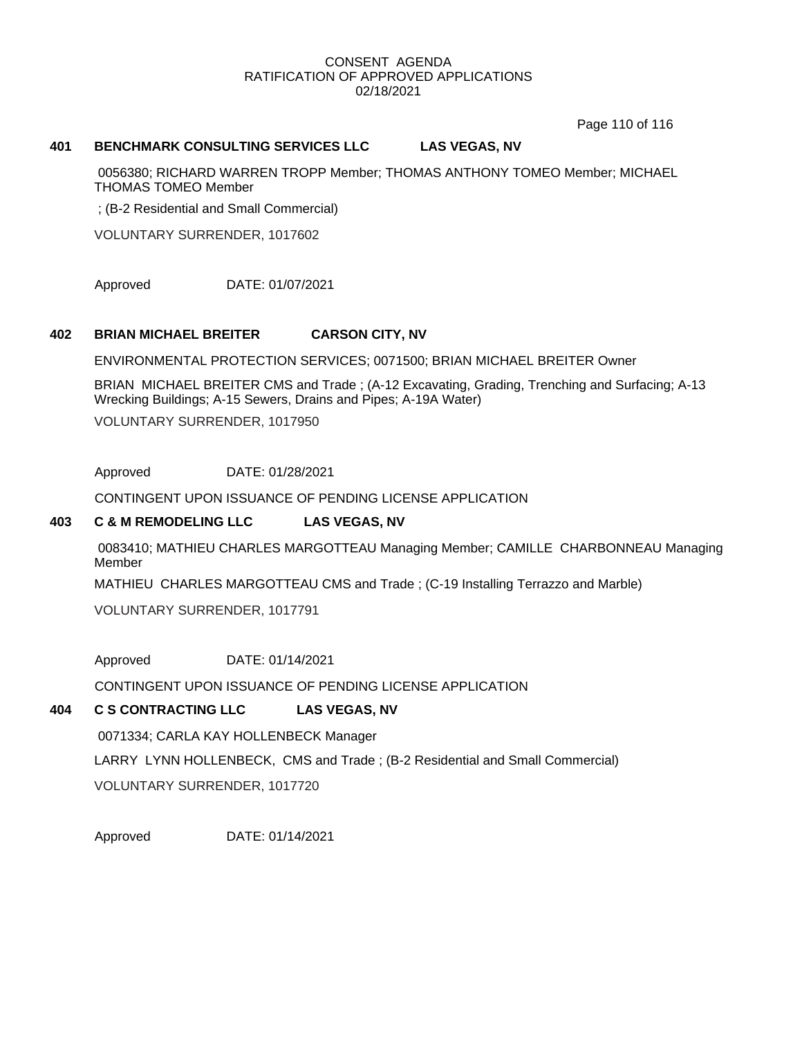CONSENT AGENDA
RATIFICATION OF APPROVED APPLICATIONS
02/18/2021

## 401 BENCHMARK CONSULTING SERVICES LLC LAS VEGAS, NV

0056380; RICHARD WARREN TROPP Member; THOMAS ANTHONY TOMEO Member; MICHAEL THOMAS TOMEO Member

; (B-2 Residential and Small Commercial)

VOLUNTARY SURRENDER, 1017602

Approved DATE: 01/07/2021

## 402 BRIAN MICHAEL BREITER CARSON CITY, NV

ENVIRONMENTAL PROTECTION SERVICES; 0071500; BRIAN MICHAEL BREITER Owner

BRIAN MICHAEL BREITER CMS and Trade ; (A-12 Excavating, Grading, Trenching and Surfacing; A-13 Wrecking Buildings; A-15 Sewers, Drains and Pipes; A-19A Water)

VOLUNTARY SURRENDER, 1017950

Approved DATE: 01/28/2021

CONTINGENT UPON ISSUANCE OF PENDING LICENSE APPLICATION

## 403 C & M REMODELING LLC LAS VEGAS, NV

0083410; MATHIEU CHARLES MARGOTTEAU Managing Member; CAMILLE CHARBONNEAU Managing Member

MATHIEU CHARLES MARGOTTEAU CMS and Trade ; (C-19 Installing Terrazzo and Marble)

VOLUNTARY SURRENDER, 1017791

Approved DATE: 01/14/2021

CONTINGENT UPON ISSUANCE OF PENDING LICENSE APPLICATION

## 404 C S CONTRACTING LLC LAS VEGAS, NV

0071334; CARLA KAY HOLLENBECK Manager

LARRY LYNN HOLLENBECK, CMS and Trade ; (B-2 Residential and Small Commercial)

VOLUNTARY SURRENDER, 1017720

Approved DATE: 01/14/2021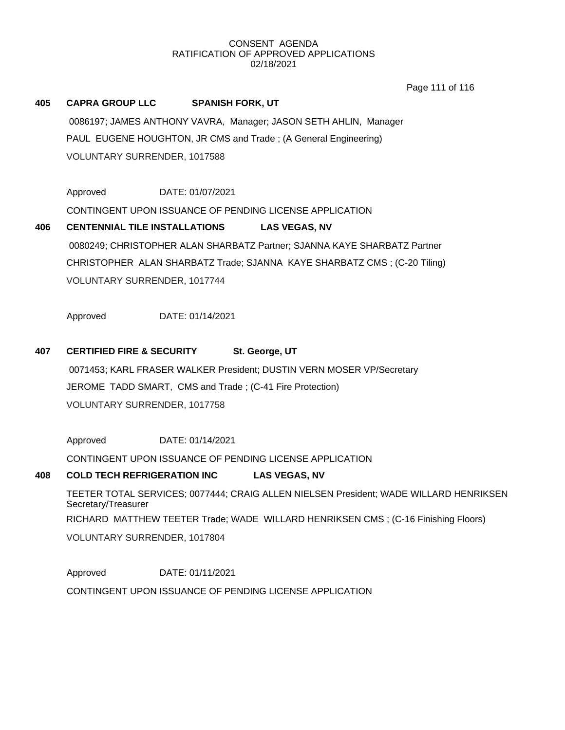CONSENT AGENDA
RATIFICATION OF APPROVED APPLICATIONS
02/18/2021

**405 CAPRA GROUP LLC SPANISH FORK, UT**

0086197; JAMES ANTHONY VAVRA, Manager; JASON SETH AHLIN, Manager

PAUL EUGENE HOUGHTON, JR CMS and Trade ; (A General Engineering)

VOLUNTARY SURRENDER, 1017588

Approved DATE: 01/07/2021

CONTINGENT UPON ISSUANCE OF PENDING LICENSE APPLICATION

**406 CENTENNIAL TILE INSTALLATIONS LAS VEGAS, NV**

0080249; CHRISTOPHER ALAN SHARBATZ Partner; SJANNA KAYE SHARBATZ Partner

CHRISTOPHER ALAN SHARBATZ Trade; SJANNA KAYE SHARBATZ CMS ; (C-20 Tiling)

VOLUNTARY SURRENDER, 1017744

Approved DATE: 01/14/2021

**407 CERTIFIED FIRE & SECURITY St. George, UT**

0071453; KARL FRASER WALKER President; DUSTIN VERN MOSER VP/Secretary

JEROME TADD SMART, CMS and Trade ; (C-41 Fire Protection)

VOLUNTARY SURRENDER, 1017758

Approved DATE: 01/14/2021

CONTINGENT UPON ISSUANCE OF PENDING LICENSE APPLICATION

**408 COLD TECH REFRIGERATION INC LAS VEGAS, NV**

TEETER TOTAL SERVICES; 0077444; CRAIG ALLEN NIELSEN President; WADE WILLARD HENRIKSEN Secretary/Treasurer

RICHARD MATTHEW TEETER Trade; WADE WILLARD HENRIKSEN CMS ; (C-16 Finishing Floors)

VOLUNTARY SURRENDER, 1017804

Approved DATE: 01/11/2021

CONTINGENT UPON ISSUANCE OF PENDING LICENSE APPLICATION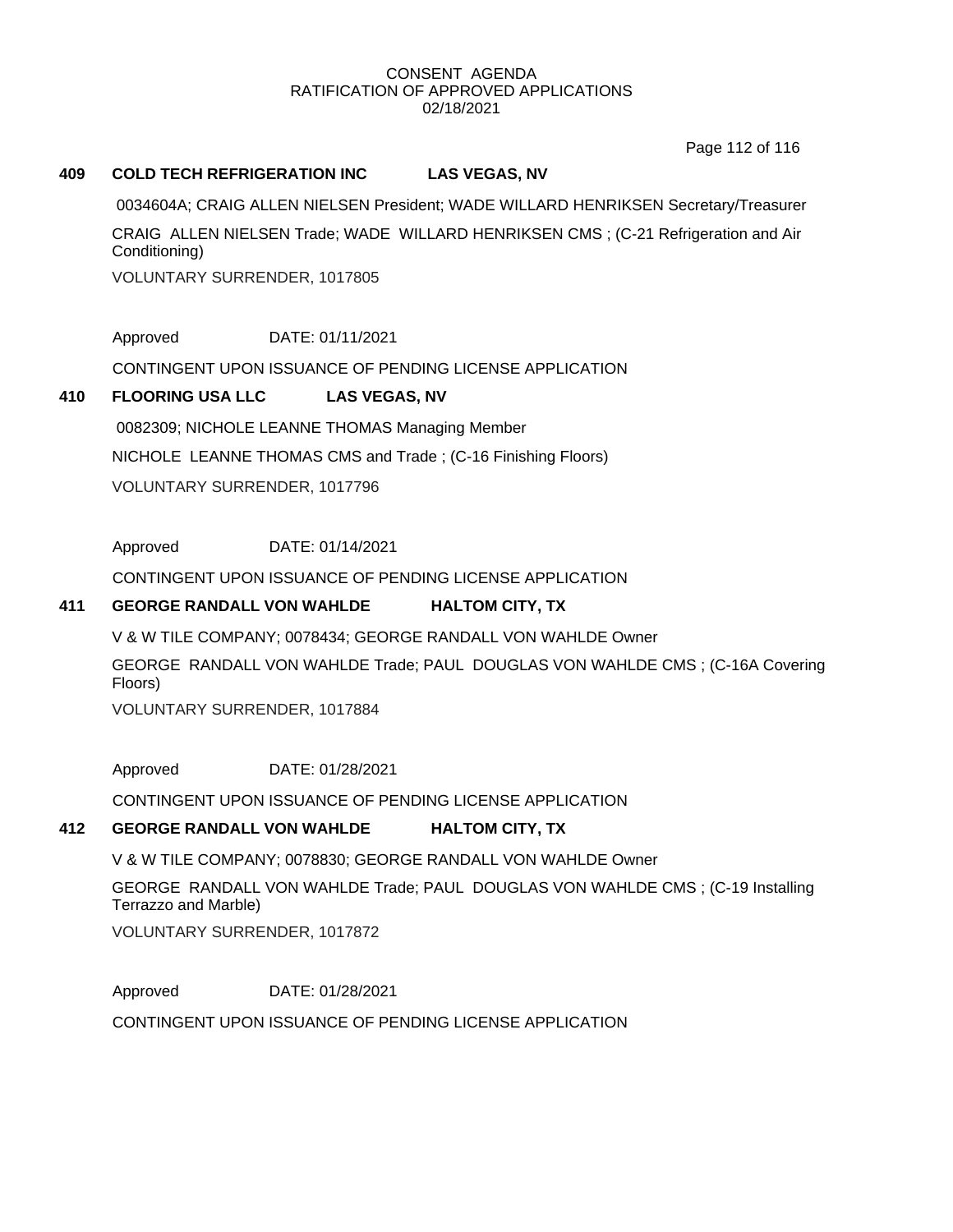CONSENT AGENDA
RATIFICATION OF APPROVED APPLICATIONS
02/18/2021

**409 COLD TECH REFRIGERATION INC LAS VEGAS, NV**

0034604A; CRAIG ALLEN NIELSEN President; WADE WILLARD HENRIKSEN Secretary/Treasurer

CRAIG ALLEN NIELSEN Trade; WADE WILLARD HENRIKSEN CMS ; (C-21 Refrigeration and Air Conditioning)

VOLUNTARY SURRENDER, 1017805

Approved DATE: 01/11/2021

CONTINGENT UPON ISSUANCE OF PENDING LICENSE APPLICATION

**410 FLOORING USA LLC LAS VEGAS, NV**

0082309; NICHOLE LEANNE THOMAS Managing Member

NICHOLE LEANNE THOMAS CMS and Trade ; (C-16 Finishing Floors)

VOLUNTARY SURRENDER, 1017796

Approved DATE: 01/14/2021

CONTINGENT UPON ISSUANCE OF PENDING LICENSE APPLICATION

**411 GEORGE RANDALL VON WAHLDE HALTOM CITY, TX**

V & W TILE COMPANY; 0078434; GEORGE RANDALL VON WAHLDE Owner

GEORGE RANDALL VON WAHLDE Trade; PAUL DOUGLAS VON WAHLDE CMS ; (C-16A Covering Floors)

VOLUNTARY SURRENDER, 1017884

Approved DATE: 01/28/2021

CONTINGENT UPON ISSUANCE OF PENDING LICENSE APPLICATION

**412 GEORGE RANDALL VON WAHLDE HALTOM CITY, TX**

V & W TILE COMPANY; 0078830; GEORGE RANDALL VON WAHLDE Owner

GEORGE RANDALL VON WAHLDE Trade; PAUL DOUGLAS VON WAHLDE CMS ; (C-19 Installing Terrazzo and Marble)

VOLUNTARY SURRENDER, 1017872

Approved DATE: 01/28/2021

CONTINGENT UPON ISSUANCE OF PENDING LICENSE APPLICATION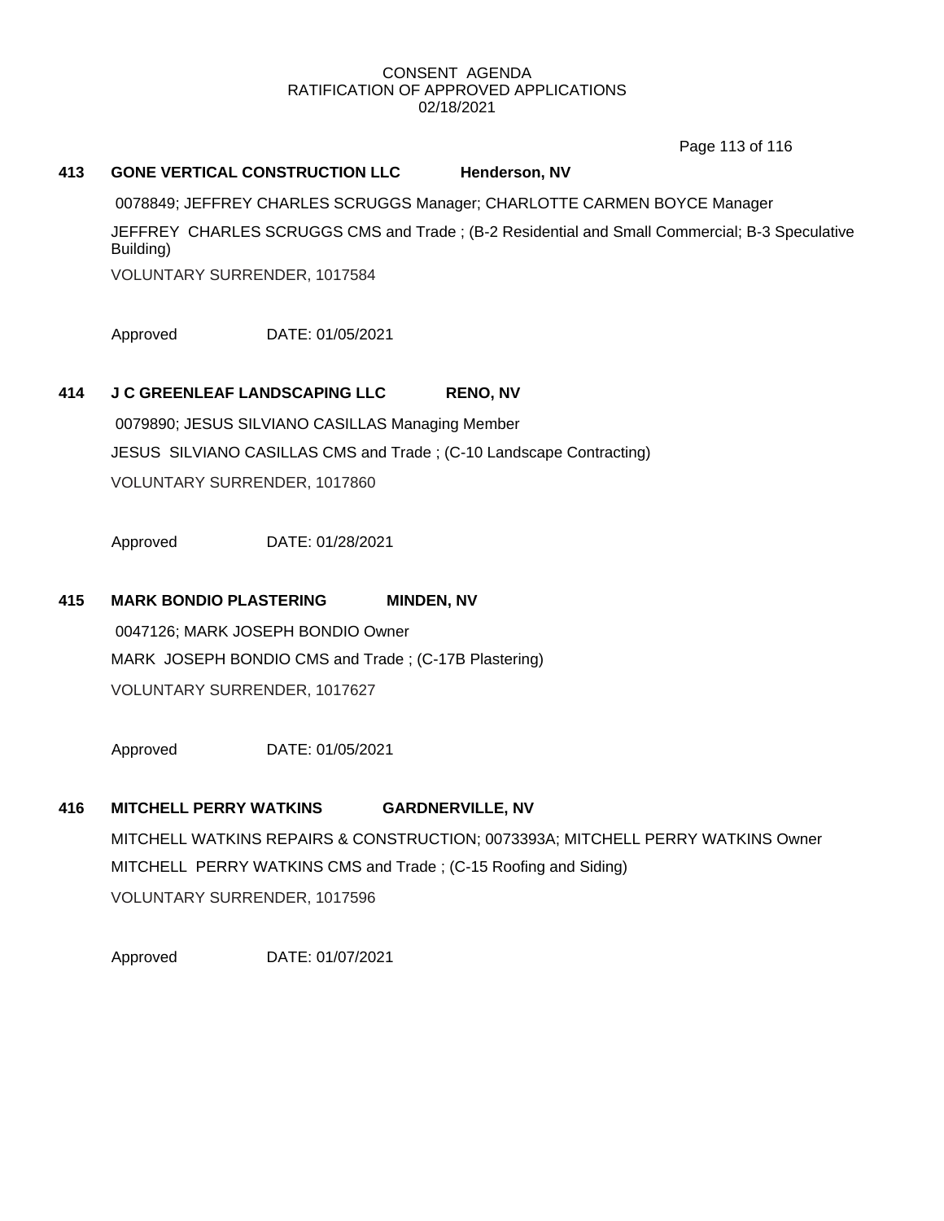CONSENT AGENDA
RATIFICATION OF APPROVED APPLICATIONS
02/18/2021

**413 GONE VERTICAL CONSTRUCTION LLC Henderson, NV**

0078849; JEFFREY CHARLES SCRUGGS Manager; CHARLOTTE CARMEN BOYCE Manager

JEFFREY CHARLES SCRUGGS CMS and Trade ; (B-2 Residential and Small Commercial; B-3 Speculative Building)

VOLUNTARY SURRENDER, 1017584

Approved DATE: 01/05/2021

**414 J C GREENLEAF LANDSCAPING LLC RENO, NV**

0079890; JESUS SILVIANO CASILLAS Managing Member

JESUS SILVIANO CASILLAS CMS and Trade ; (C-10 Landscape Contracting)

VOLUNTARY SURRENDER, 1017860

Approved DATE: 01/28/2021

**415 MARK BONDIO PLASTERING MINDEN, NV**

0047126; MARK JOSEPH BONDIO Owner

MARK JOSEPH BONDIO CMS and Trade ; (C-17B Plastering)

VOLUNTARY SURRENDER, 1017627

Approved DATE: 01/05/2021

**416 MITCHELL PERRY WATKINS GARDNERVILLE, NV**

MITCHELL WATKINS REPAIRS & CONSTRUCTION; 0073393A; MITCHELL PERRY WATKINS Owner

MITCHELL PERRY WATKINS CMS and Trade ; (C-15 Roofing and Siding)

VOLUNTARY SURRENDER, 1017596

Approved DATE: 01/07/2021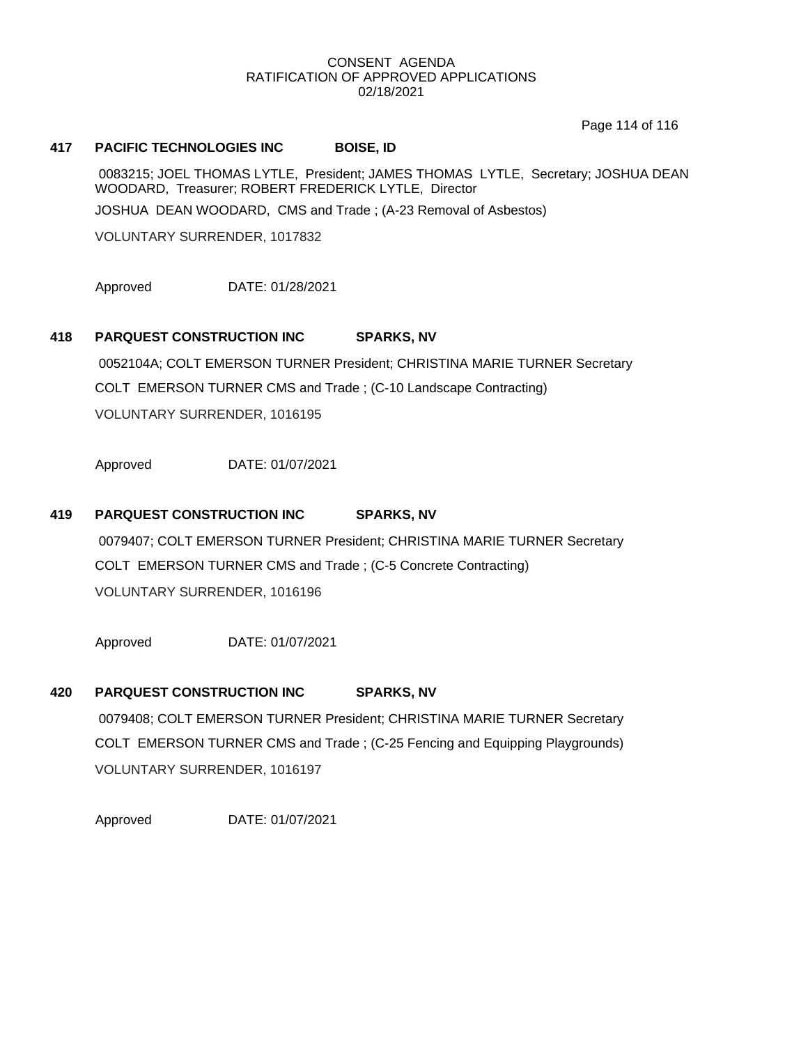**417 PACIFIC TECHNOLOGIES INC BOISE, ID**

0083215; JOEL THOMAS LYTLE, President; JAMES THOMAS LYTLE, Secretary; JOSHUA DEAN WOODARD, Treasurer; ROBERT FREDERICK LYTLE, Director

JOSHUA DEAN WOODARD, CMS and Trade ; (A-23 Removal of Asbestos)

VOLUNTARY SURRENDER, 1017832

Approved DATE: 01/28/2021

**418 PARQUEST CONSTRUCTION INC SPARKS, NV**

0052104A; COLT EMERSON TURNER President; CHRISTINA MARIE TURNER Secretary

COLT EMERSON TURNER CMS and Trade ; (C-10 Landscape Contracting)

VOLUNTARY SURRENDER, 1016195

Approved DATE: 01/07/2021

**419 PARQUEST CONSTRUCTION INC SPARKS, NV**

0079407; COLT EMERSON TURNER President; CHRISTINA MARIE TURNER Secretary

COLT EMERSON TURNER CMS and Trade ; (C-5 Concrete Contracting)

VOLUNTARY SURRENDER, 1016196

Approved DATE: 01/07/2021

**420 PARQUEST CONSTRUCTION INC SPARKS, NV**

0079408; COLT EMERSON TURNER President; CHRISTINA MARIE TURNER Secretary

COLT EMERSON TURNER CMS and Trade ; (C-25 Fencing and Equipping Playgrounds)

VOLUNTARY SURRENDER, 1016197

Approved DATE: 01/07/2021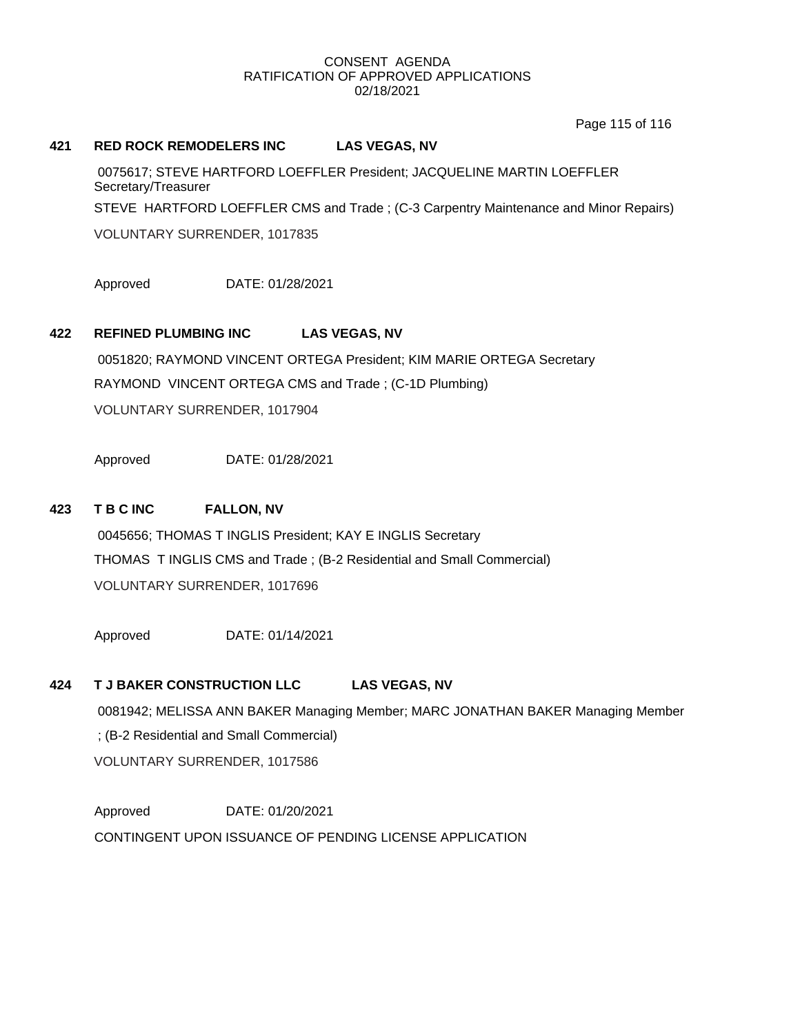CONSENT AGENDA
RATIFICATION OF APPROVED APPLICATIONS
02/18/2021

**421 RED ROCK REMODELERS INC LAS VEGAS, NV**

0075617; STEVE HARTFORD LOEFFLER President; JACQUELINE MARTIN LOEFFLER Secretary/Treasurer

STEVE HARTFORD LOEFFLER CMS and Trade ; (C-3 Carpentry Maintenance and Minor Repairs)

VOLUNTARY SURRENDER, 1017835

Approved DATE: 01/28/2021

**422 REFINED PLUMBING INC LAS VEGAS, NV**

0051820; RAYMOND VINCENT ORTEGA President; KIM MARIE ORTEGA Secretary

RAYMOND VINCENT ORTEGA CMS and Trade ; (C-1D Plumbing)

VOLUNTARY SURRENDER, 1017904

Approved DATE: 01/28/2021

**423 T B C INC FALLON, NV**

0045656; THOMAS T INGLIS President; KAY E INGLIS Secretary

THOMAS T INGLIS CMS and Trade ; (B-2 Residential and Small Commercial)

VOLUNTARY SURRENDER, 1017696

Approved DATE: 01/14/2021

**424 T J BAKER CONSTRUCTION LLC LAS VEGAS, NV**

0081942; MELISSA ANN BAKER Managing Member; MARC JONATHAN BAKER Managing Member

; (B-2 Residential and Small Commercial)

VOLUNTARY SURRENDER, 1017586

Approved DATE: 01/20/2021

CONTINGENT UPON ISSUANCE OF PENDING LICENSE APPLICATION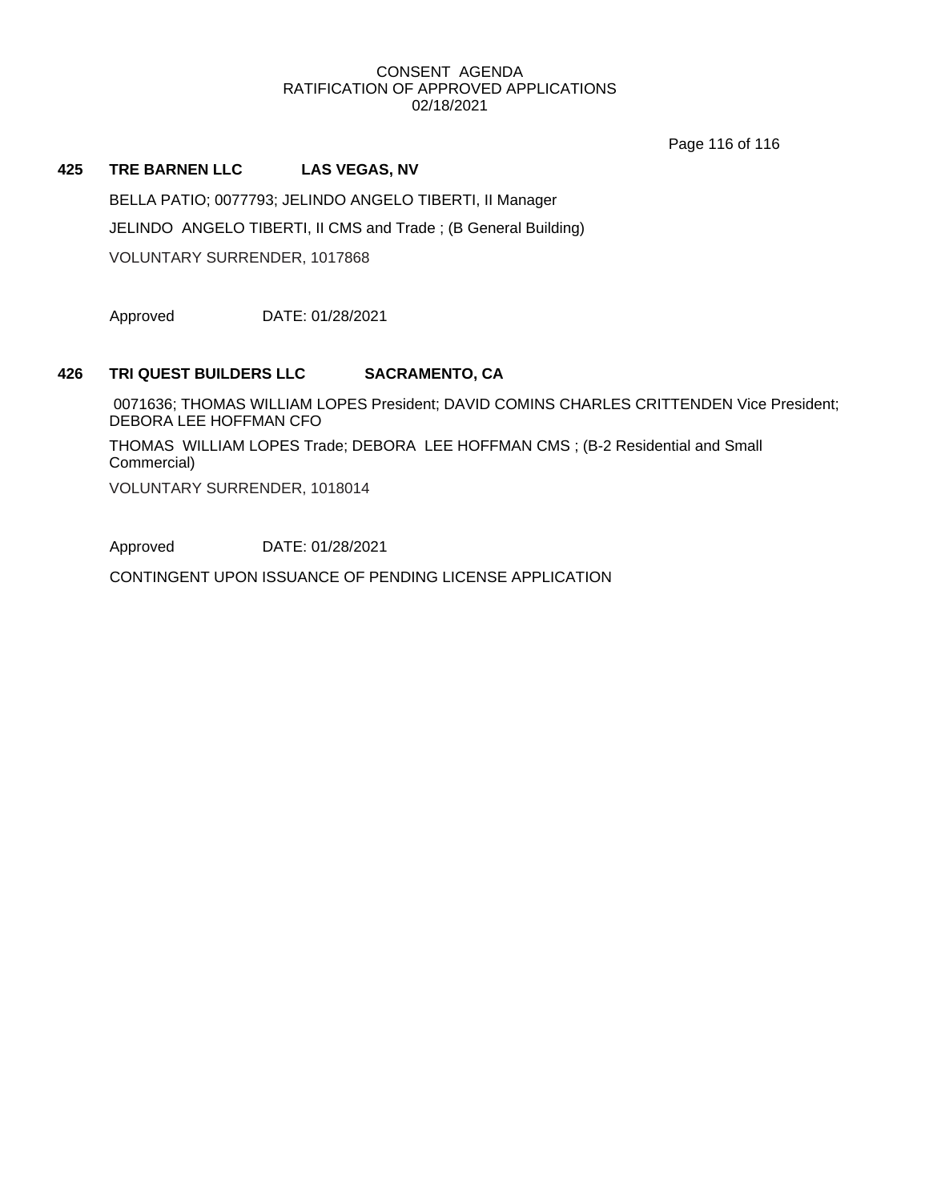**CONSENT AGENDA**
**RATIFICATION OF APPROVED APPLICATIONS**
**02/18/2021**

**425 TRE BARNEN LLC LAS VEGAS, NV**

BELLA PATIO; 0077793; JELINDO ANGELO TIBERTI, II Manager

JELINDO ANGELO TIBERTI, II CMS and Trade ; (B General Building)

VOLUNTARY SURRENDER, 1017868

Approved DATE: 01/28/2021

**426 TRI QUEST BUILDERS LLC SACRAMENTO, CA**

0071636; THOMAS WILLIAM LOPES President; DAVID COMINS CHARLES CRITTENDEN Vice President; DEBORA LEE HOFFMAN CFO

THOMAS WILLIAM LOPES Trade; DEBORA LEE HOFFMAN CMS ; (B-2 Residential and Small Commercial)

VOLUNTARY SURRENDER, 1018014

Approved DATE: 01/28/2021

CONTINGENT UPON ISSUANCE OF PENDING LICENSE APPLICATION